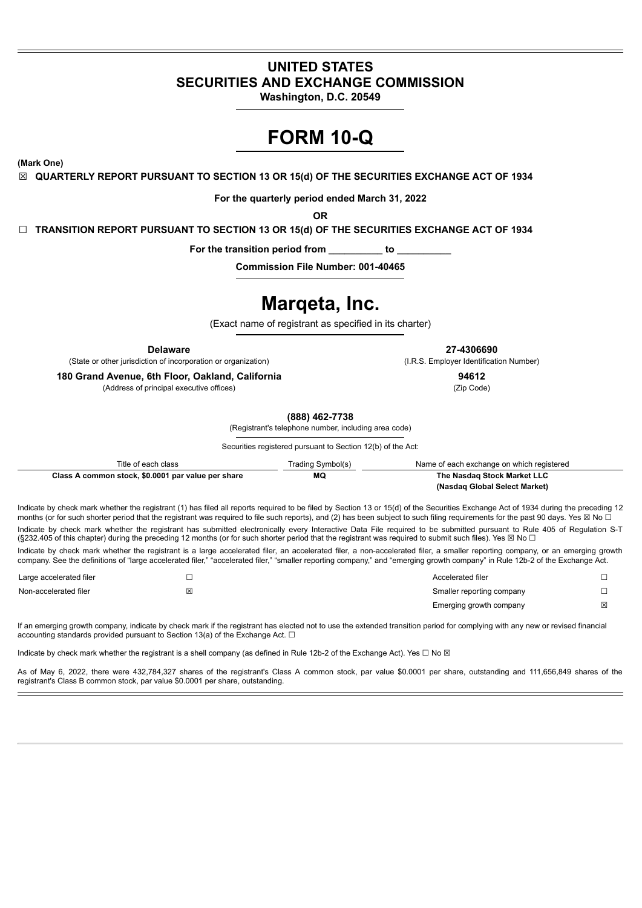# UNITED STATES
# SECURITIES AND EXCHANGE COMMISSION

**Washington, D.C. 20549**

# FORM 10-Q

**(Mark One)**

☒ **QUARTERLY REPORT PURSUANT TO SECTION 13 OR 15(d) OF THE SECURITIES EXCHANGE ACT OF 1934**

**For the quarterly period ended March 31, 2022**

**OR**

☐ **TRANSITION REPORT PURSUANT TO SECTION 13 OR 15(d) OF THE SECURITIES EXCHANGE ACT OF 1934**

**For the transition period from __________ to __________**

**Commission File Number: 001-40465**

# Marqeta, Inc.

(Exact name of registrant as specified in its charter)

| **Delaware** | **27-4306690** |
|---|---|
| (State or other jurisdiction of incorporation or organization) | (I.R.S. Employer Identification Number) |
| **180 Grand Avenue, 6th Floor, Oakland, California** | **94612** |
| (Address of principal executive offices) | (Zip Code) |

**(888) 462-7738**

(Registrant's telephone number, including area code)

Securities registered pursuant to Section 12(b) of the Act:

| Title of each class | Trading Symbol(s) | Name of each exchange on which registered |
|---|---|---|
| **Class A common stock, $0.0001 par value per share** | **MQ** | **The Nasdaq Stock Market LLC (Nasdaq Global Select Market)** |

Indicate by check mark whether the registrant (1) has filed all reports required to be filed by Section 13 or 15(d) of the Securities Exchange Act of 1934 during the preceding 12 months (or for such shorter period that the registrant was required to file such reports), and (2) has been subject to such filing requirements for the past 90 days. Yes ☒ No ☐

Indicate by check mark whether the registrant has submitted electronically every Interactive Data File required to be submitted pursuant to Rule 405 of Regulation S-T (§232.405 of this chapter) during the preceding 12 months (or for such shorter period that the registrant was required to submit such files). Yes ☒ No ☐

Indicate by check mark whether the registrant is a large accelerated filer, an accelerated filer, a non-accelerated filer, a smaller reporting company, or an emerging growth company. See the definitions of "large accelerated filer," "accelerated filer," "smaller reporting company," and "emerging growth company" in Rule 12b-2 of the Exchange Act.

| | | | |
|---|---|---|---|
| Large accelerated filer | ☐ | Accelerated filer | ☐ |
| Non-accelerated filer | ☒ | Smaller reporting company | ☐ |
| | | Emerging growth company | ☒ |

If an emerging growth company, indicate by check mark if the registrant has elected not to use the extended transition period for complying with any new or revised financial accounting standards provided pursuant to Section 13(a) of the Exchange Act. ☐

Indicate by check mark whether the registrant is a shell company (as defined in Rule 12b-2 of the Exchange Act). Yes ☐ No ☒

As of May 6, 2022, there were 432,784,327 shares of the registrant's Class A common stock, par value $0.0001 per share, outstanding and 111,656,849 shares of the registrant's Class B common stock, par value $0.0001 per share, outstanding.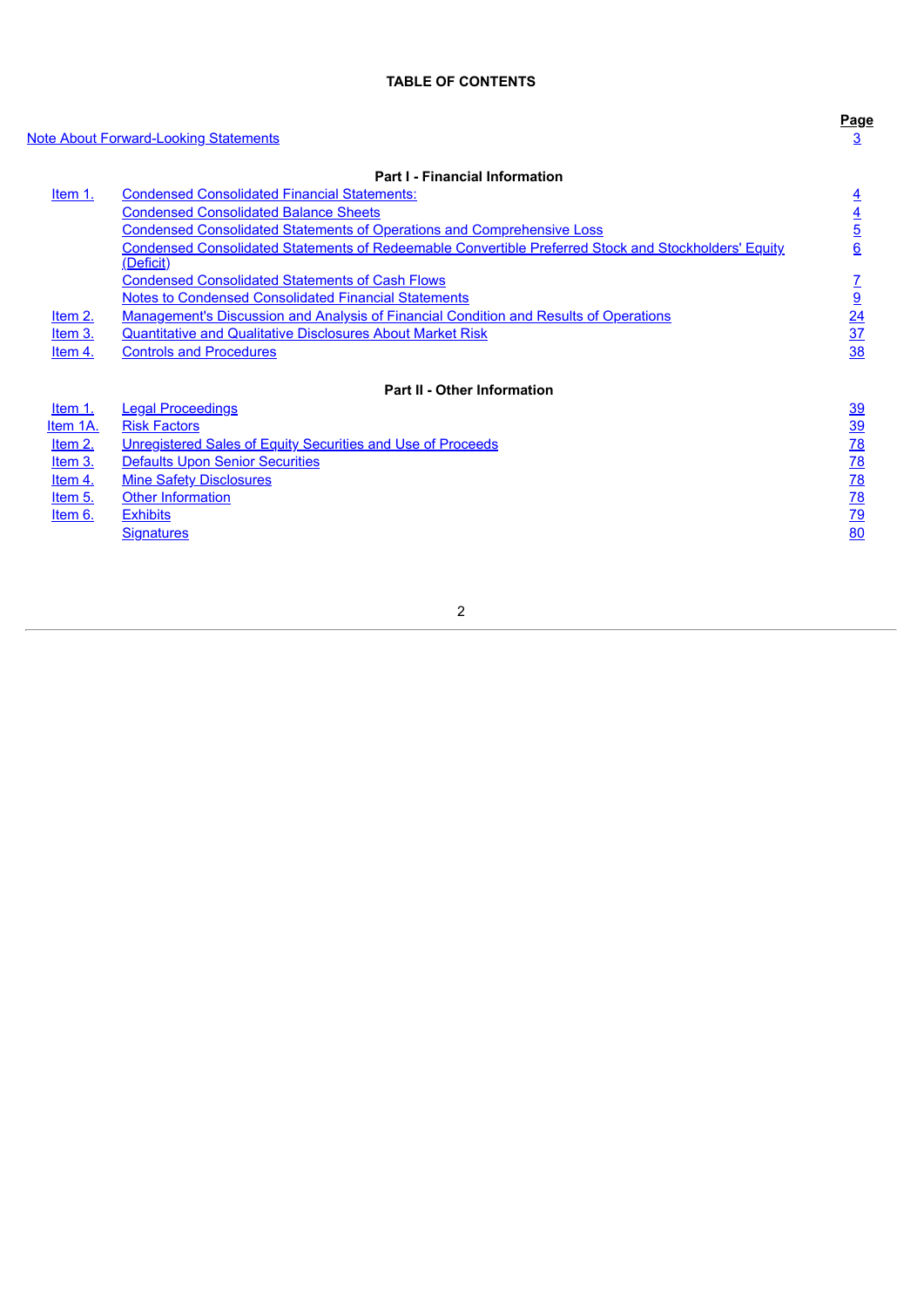## TABLE OF CONTENTS

| | | Page |
|---|---|---|
| Note About Forward-Looking Statements | | 3 |
| | **Part I - Financial Information** | |
| Item 1. | Condensed Consolidated Financial Statements: | 4 |
| | Condensed Consolidated Balance Sheets | 4 |
| | Condensed Consolidated Statements of Operations and Comprehensive Loss | 5 |
| | Condensed Consolidated Statements of Redeemable Convertible Preferred Stock and Stockholders' Equity (Deficit) | 6 |
| | Condensed Consolidated Statements of Cash Flows | 7 |
| | Notes to Condensed Consolidated Financial Statements | 9 |
| Item 2. | Management's Discussion and Analysis of Financial Condition and Results of Operations | 24 |
| Item 3. | Quantitative and Qualitative Disclosures About Market Risk | 37 |
| Item 4. | Controls and Procedures | 38 |
| | **Part II - Other Information** | |
| Item 1. | Legal Proceedings | 39 |
| Item 1A. | Risk Factors | 39 |
| Item 2. | Unregistered Sales of Equity Securities and Use of Proceeds | 78 |
| Item 3. | Defaults Upon Senior Securities | 78 |
| Item 4. | Mine Safety Disclosures | 78 |
| Item 5. | Other Information | 78 |
| Item 6. | Exhibits | 79 |
| | Signatures | 80 |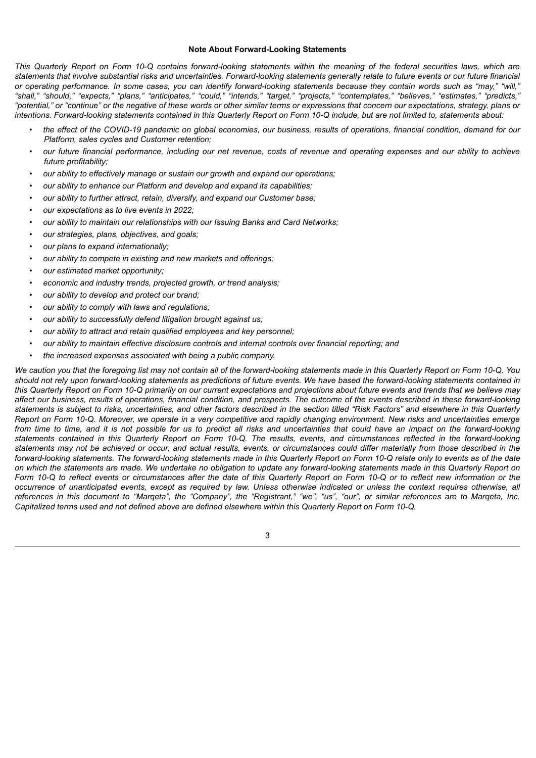## Note About Forward-Looking Statements

*This Quarterly Report on Form 10-Q contains forward-looking statements within the meaning of the federal securities laws, which are statements that involve substantial risks and uncertainties. Forward-looking statements generally relate to future events or our future financial or operating performance. In some cases, you can identify forward-looking statements because they contain words such as "may," "will," "shall," "should," "expects," "plans," "anticipates," "could," "intends," "target," "projects," "contemplates," "believes," "estimates," "predicts," "potential," or "continue" or the negative of these words or other similar terms or expressions that concern our expectations, strategy, plans or intentions. Forward-looking statements contained in this Quarterly Report on Form 10-Q include, but are not limited to, statements about:*

- *the effect of the COVID-19 pandemic on global economies, our business, results of operations, financial condition, demand for our Platform, sales cycles and Customer retention;*
- *our future financial performance, including our net revenue, costs of revenue and operating expenses and our ability to achieve future profitability;*
- *our ability to effectively manage or sustain our growth and expand our operations;*
- *our ability to enhance our Platform and develop and expand its capabilities;*
- *our ability to further attract, retain, diversify, and expand our Customer base;*
- *our expectations as to live events in 2022;*
- *our ability to maintain our relationships with our Issuing Banks and Card Networks;*
- *our strategies, plans, objectives, and goals;*
- *our plans to expand internationally;*
- *our ability to compete in existing and new markets and offerings;*
- *our estimated market opportunity;*
- *economic and industry trends, projected growth, or trend analysis;*
- *our ability to develop and protect our brand;*
- *our ability to comply with laws and regulations;*
- *our ability to successfully defend litigation brought against us;*
- *our ability to attract and retain qualified employees and key personnel;*
- *our ability to maintain effective disclosure controls and internal controls over financial reporting; and*
- *the increased expenses associated with being a public company.*

*We caution you that the foregoing list may not contain all of the forward-looking statements made in this Quarterly Report on Form 10-Q. You should not rely upon forward-looking statements as predictions of future events. We have based the forward-looking statements contained in this Quarterly Report on Form 10-Q primarily on our current expectations and projections about future events and trends that we believe may affect our business, results of operations, financial condition, and prospects. The outcome of the events described in these forward-looking statements is subject to risks, uncertainties, and other factors described in the section titled "Risk Factors" and elsewhere in this Quarterly Report on Form 10-Q. Moreover, we operate in a very competitive and rapidly changing environment. New risks and uncertainties emerge from time to time, and it is not possible for us to predict all risks and uncertainties that could have an impact on the forward-looking statements contained in this Quarterly Report on Form 10-Q. The results, events, and circumstances reflected in the forward-looking statements may not be achieved or occur, and actual results, events, or circumstances could differ materially from those described in the forward-looking statements. The forward-looking statements made in this Quarterly Report on Form 10-Q relate only to events as of the date on which the statements are made. We undertake no obligation to update any forward-looking statements made in this Quarterly Report on Form 10-Q to reflect events or circumstances after the date of this Quarterly Report on Form 10-Q or to reflect new information or the occurrence of unanticipated events, except as required by law. Unless otherwise indicated or unless the context requires otherwise, all references in this document to "Marqeta", the "Company", the "Registrant," "we", "us", "our", or similar references are to Marqeta, Inc. Capitalized terms used and not defined above are defined elsewhere within this Quarterly Report on Form 10-Q.*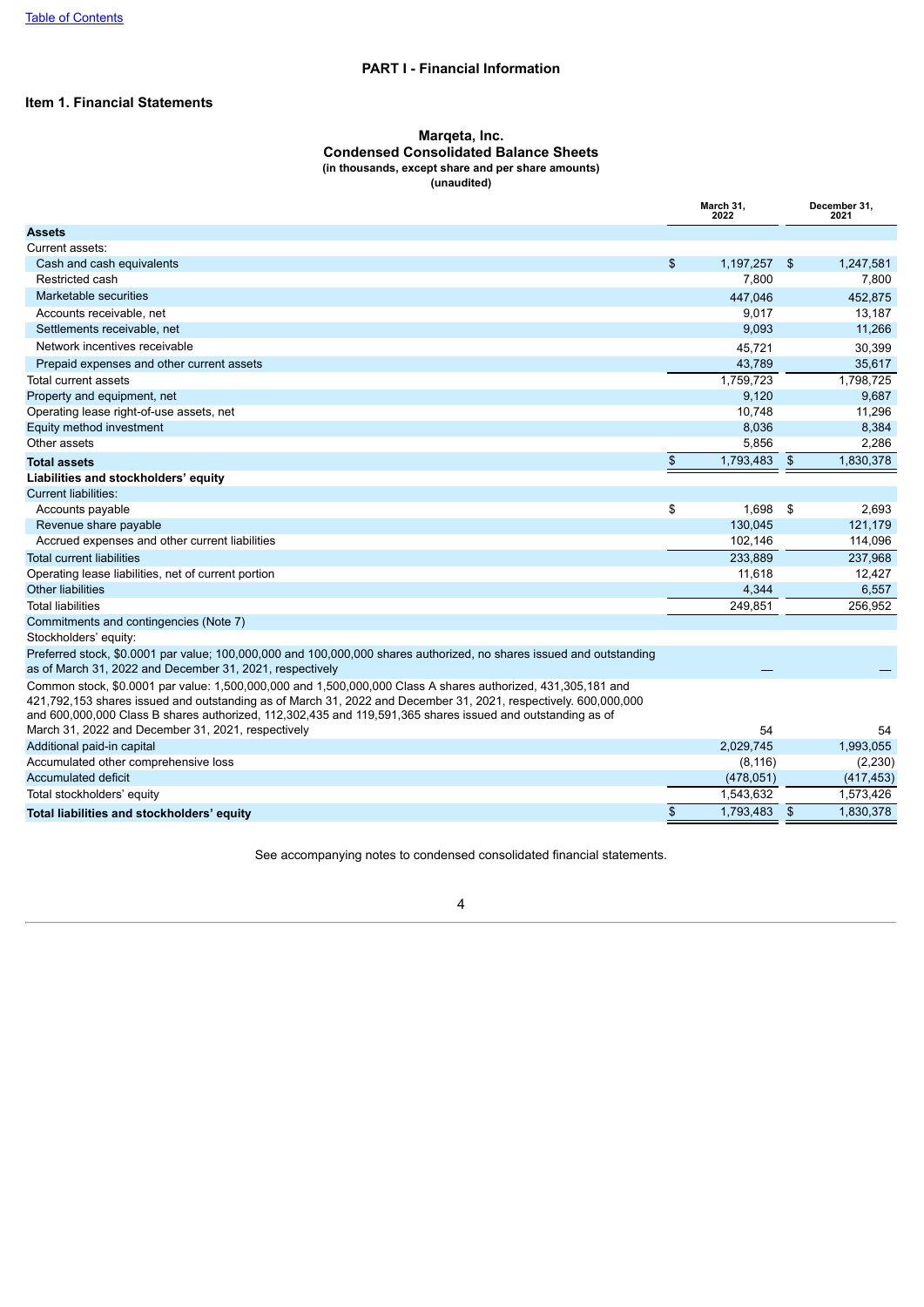# PART I - Financial Information

## Item 1. Financial Statements

### Marqeta, Inc.
### Condensed Consolidated Balance Sheets
**(in thousands, except share and per share amounts)**
**(unaudited)**

| | March 31, 2022 | December 31, 2021 |
|---|---|---|
| **Assets** | | |
| Current assets: | | |
| Cash and cash equivalents | $ 1,197,257 | $ 1,247,581 |
| Restricted cash | 7,800 | 7,800 |
| Marketable securities | 447,046 | 452,875 |
| Accounts receivable, net | 9,017 | 13,187 |
| Settlements receivable, net | 9,093 | 11,266 |
| Network incentives receivable | 45,721 | 30,399 |
| Prepaid expenses and other current assets | 43,789 | 35,617 |
| Total current assets | 1,759,723 | 1,798,725 |
| Property and equipment, net | 9,120 | 9,687 |
| Operating lease right-of-use assets, net | 10,748 | 11,296 |
| Equity method investment | 8,036 | 8,384 |
| Other assets | 5,856 | 2,286 |
| **Total assets** | $ 1,793,483 | $ 1,830,378 |
| **Liabilities and stockholders' equity** | | |
| Current liabilities: | | |
| Accounts payable | $ 1,698 | $ 2,693 |
| Revenue share payable | 130,045 | 121,179 |
| Accrued expenses and other current liabilities | 102,146 | 114,096 |
| Total current liabilities | 233,889 | 237,968 |
| Operating lease liabilities, net of current portion | 11,618 | 12,427 |
| Other liabilities | 4,344 | 6,557 |
| Total liabilities | 249,851 | 256,952 |
| Commitments and contingencies (Note 7) | | |
| Stockholders' equity: | | |
| Preferred stock, $0.0001 par value; 100,000,000 and 100,000,000 shares authorized, no shares issued and outstanding as of March 31, 2022 and December 31, 2021, respectively | — | — |
| Common stock, $0.0001 par value: 1,500,000,000 and 1,500,000,000 Class A shares authorized, 431,305,181 and 421,792,153 shares issued and outstanding as of March 31, 2022 and December 31, 2021, respectively. 600,000,000 and 600,000,000 Class B shares authorized, 112,302,435 and 119,591,365 shares issued and outstanding as of March 31, 2022 and December 31, 2021, respectively | 54 | 54 |
| Additional paid-in capital | 2,029,745 | 1,993,055 |
| Accumulated other comprehensive loss | (8,116) | (2,230) |
| Accumulated deficit | (478,051) | (417,453) |
| Total stockholders' equity | 1,543,632 | 1,573,426 |
| **Total liabilities and stockholders' equity** | $ 1,793,483 | $ 1,830,378 |

See accompanying notes to condensed consolidated financial statements.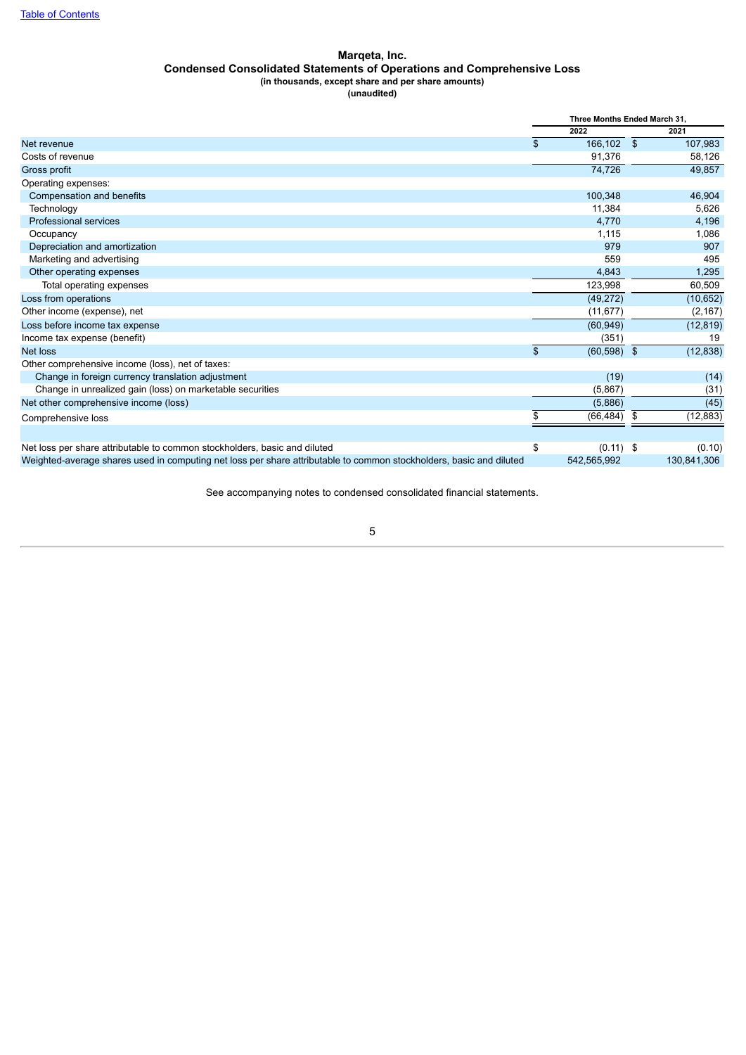[Table of Contents](#)

# Marqeta, Inc.
## Condensed Consolidated Statements of Operations and Comprehensive Loss
**(in thousands, except share and per share amounts)**
**(unaudited)**

| | Three Months Ended March 31, | |
|---|---|---|
| | 2022 | 2021 |
| Net revenue | $ 166,102 | $ 107,983 |
| Costs of revenue | 91,376 | 58,126 |
| Gross profit | 74,726 | 49,857 |
| Operating expenses: | | |
| Compensation and benefits | 100,348 | 46,904 |
| Technology | 11,384 | 5,626 |
| Professional services | 4,770 | 4,196 |
| Occupancy | 1,115 | 1,086 |
| Depreciation and amortization | 979 | 907 |
| Marketing and advertising | 559 | 495 |
| Other operating expenses | 4,843 | 1,295 |
| Total operating expenses | 123,998 | 60,509 |
| Loss from operations | (49,272) | (10,652) |
| Other income (expense), net | (11,677) | (2,167) |
| Loss before income tax expense | (60,949) | (12,819) |
| Income tax expense (benefit) | (351) | 19 |
| Net loss | $ (60,598) | $ (12,838) |
| Other comprehensive income (loss), net of taxes: | | |
| Change in foreign currency translation adjustment | (19) | (14) |
| Change in unrealized gain (loss) on marketable securities | (5,867) | (31) |
| Net other comprehensive income (loss) | (5,886) | (45) |
| Comprehensive loss | $ (66,484) | $ (12,883) |
| | | |
| Net loss per share attributable to common stockholders, basic and diluted | $ (0.11) | $ (0.10) |
| Weighted-average shares used in computing net loss per share attributable to common stockholders, basic and diluted | 542,565,992 | 130,841,306 |

See accompanying notes to condensed consolidated financial statements.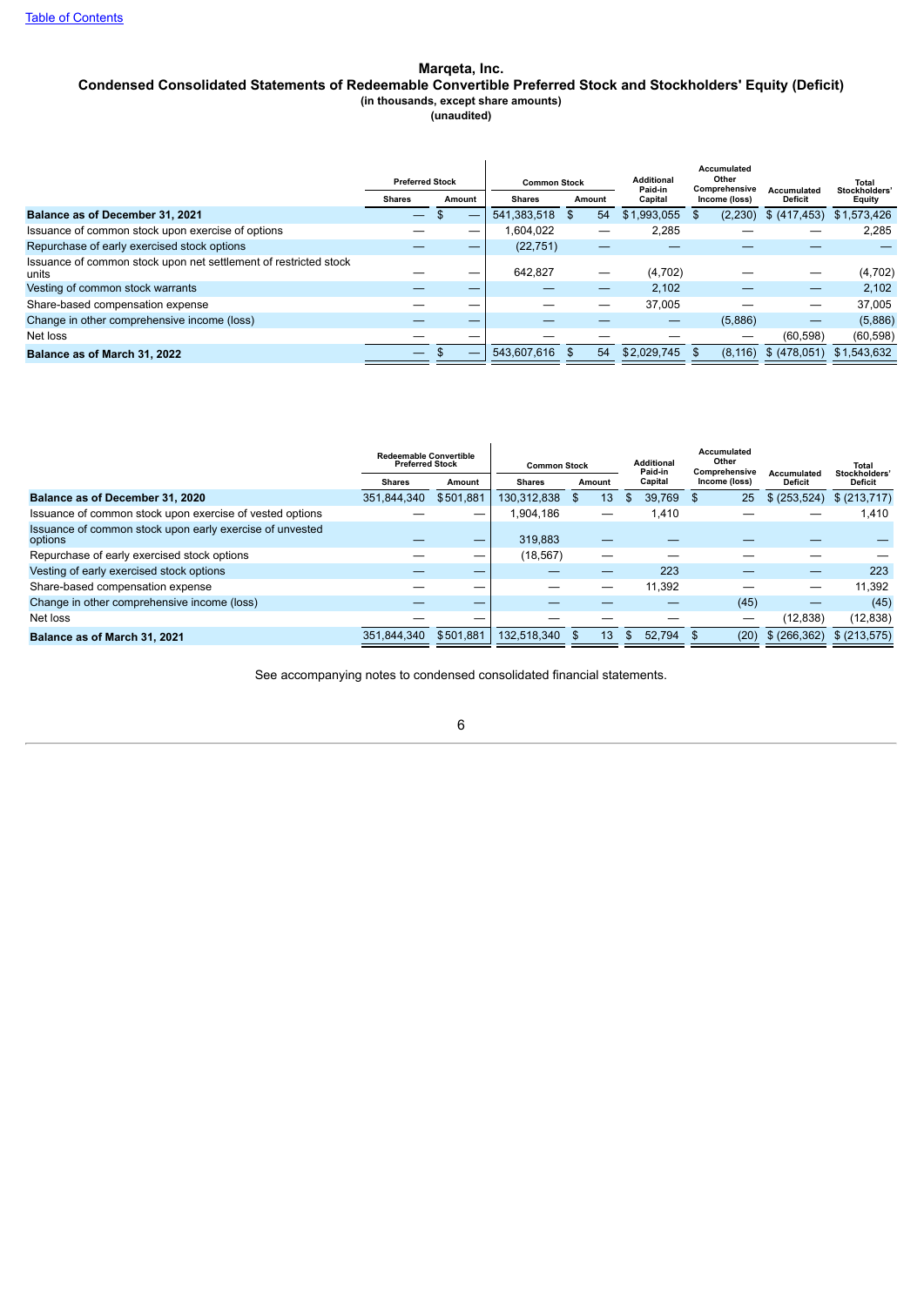[Table of Contents](#)

**Marqeta, Inc.**
**Condensed Consolidated Statements of Redeemable Convertible Preferred Stock and Stockholders' Equity (Deficit)**
**(in thousands, except share amounts)**
**(unaudited)**

| | Preferred Stock | | Common Stock | | Additional Paid-in Capital | Accumulated Other Comprehensive Income (loss) | Accumulated Deficit | Total Stockholders' Equity |
|---|---|---|---|---|---|---|---|---|
| | Shares | Amount | Shares | Amount | | | | |
| **Balance as of December 31, 2021** | — | $ — | 541,383,518 | $ 54 | $ 1,993,055 | $ (2,230) | $ (417,453) | $ 1,573,426 |
| Issuance of common stock upon exercise of options | — | — | 1,604,022 | — | 2,285 | — | — | 2,285 |
| Repurchase of early exercised stock options | — | — | (22,751) | — | — | — | — | — |
| Issuance of common stock upon net settlement of restricted stock units | — | — | 642,827 | — | (4,702) | — | — | (4,702) |
| Vesting of common stock warrants | — | — | — | — | 2,102 | — | — | 2,102 |
| Share-based compensation expense | — | — | — | — | 37,005 | — | — | 37,005 |
| Change in other comprehensive income (loss) | — | — | — | — | — | (5,886) | — | (5,886) |
| Net loss | — | — | — | — | — | — | (60,598) | (60,598) |
| **Balance as of March 31, 2022** | — | $ — | 543,607,616 | $ 54 | $ 2,029,745 | $ (8,116) | $ (478,051) | $ 1,543,632 |

| | Redeemable Convertible Preferred Stock | | Common Stock | | Additional Paid-in Capital | Accumulated Other Comprehensive Income (loss) | Accumulated Deficit | Total Stockholders' Deficit |
|---|---|---|---|---|---|---|---|---|
| | Shares | Amount | Shares | Amount | | | | |
| **Balance as of December 31, 2020** | 351,844,340 | $ 501,881 | 130,312,838 | $ 13 | $ 39,769 | $ 25 | $ (253,524) | $ (213,717) |
| Issuance of common stock upon exercise of vested options | — | — | 1,904,186 | — | 1,410 | — | — | 1,410 |
| Issuance of common stock upon early exercise of unvested options | — | — | 319,883 | — | — | — | — | — |
| Repurchase of early exercised stock options | — | — | (18,567) | — | — | — | — | — |
| Vesting of early exercised stock options | — | — | — | — | 223 | — | — | 223 |
| Share-based compensation expense | — | — | — | — | 11,392 | — | — | 11,392 |
| Change in other comprehensive income (loss) | — | — | — | — | — | (45) | — | (45) |
| Net loss | — | — | — | — | — | — | (12,838) | (12,838) |
| **Balance as of March 31, 2021** | 351,844,340 | $ 501,881 | 132,518,340 | $ 13 | $ 52,794 | $ (20) | $ (266,362) | $ (213,575) |

See accompanying notes to condensed consolidated financial statements.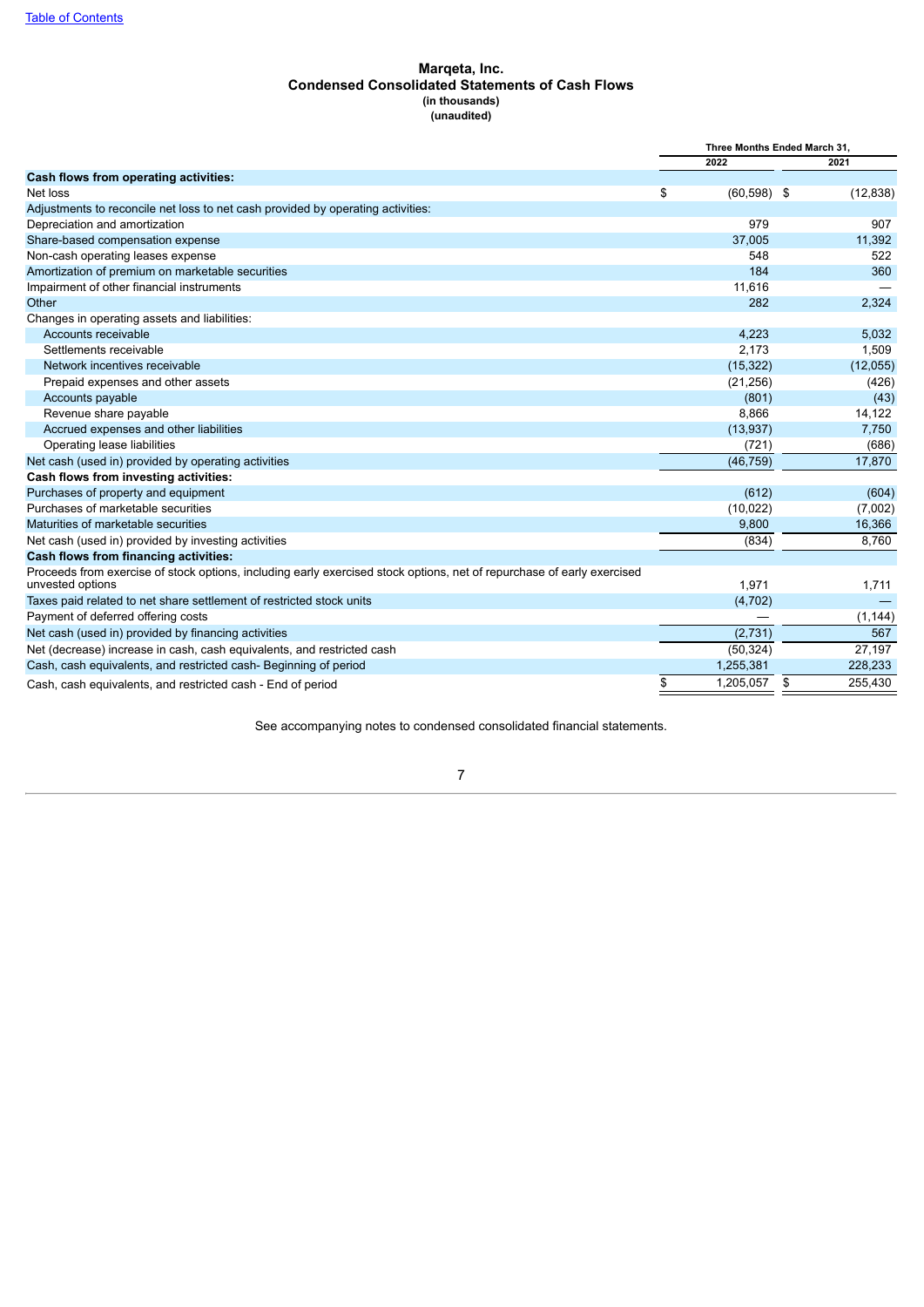[Table of Contents](#)

**Marqeta, Inc.**
**Condensed Consolidated Statements of Cash Flows**
**(in thousands)**
**(unaudited)**

| | Three Months Ended March 31, | |
|---|---|---|
| | 2022 | 2021 |
| **Cash flows from operating activities:** | | |
| Net loss | $ (60,598) | $ (12,838) |
| Adjustments to reconcile net loss to net cash provided by operating activities: | | |
| Depreciation and amortization | 979 | 907 |
| Share-based compensation expense | 37,005 | 11,392 |
| Non-cash operating leases expense | 548 | 522 |
| Amortization of premium on marketable securities | 184 | 360 |
| Impairment of other financial instruments | 11,616 | — |
| Other | 282 | 2,324 |
| Changes in operating assets and liabilities: | | |
| Accounts receivable | 4,223 | 5,032 |
| Settlements receivable | 2,173 | 1,509 |
| Network incentives receivable | (15,322) | (12,055) |
| Prepaid expenses and other assets | (21,256) | (426) |
| Accounts payable | (801) | (43) |
| Revenue share payable | 8,866 | 14,122 |
| Accrued expenses and other liabilities | (13,937) | 7,750 |
| Operating lease liabilities | (721) | (686) |
| Net cash (used in) provided by operating activities | (46,759) | 17,870 |
| **Cash flows from investing activities:** | | |
| Purchases of property and equipment | (612) | (604) |
| Purchases of marketable securities | (10,022) | (7,002) |
| Maturities of marketable securities | 9,800 | 16,366 |
| Net cash (used in) provided by investing activities | (834) | 8,760 |
| **Cash flows from financing activities:** | | |
| Proceeds from exercise of stock options, including early exercised stock options, net of repurchase of early exercised unvested options | 1,971 | 1,711 |
| Taxes paid related to net share settlement of restricted stock units | (4,702) | — |
| Payment of deferred offering costs | — | (1,144) |
| Net cash (used in) provided by financing activities | (2,731) | 567 |
| Net (decrease) increase in cash, cash equivalents, and restricted cash | (50,324) | 27,197 |
| Cash, cash equivalents, and restricted cash- Beginning of period | 1,255,381 | 228,233 |
| Cash, cash equivalents, and restricted cash - End of period | $ 1,205,057 | $ 255,430 |

See accompanying notes to condensed consolidated financial statements.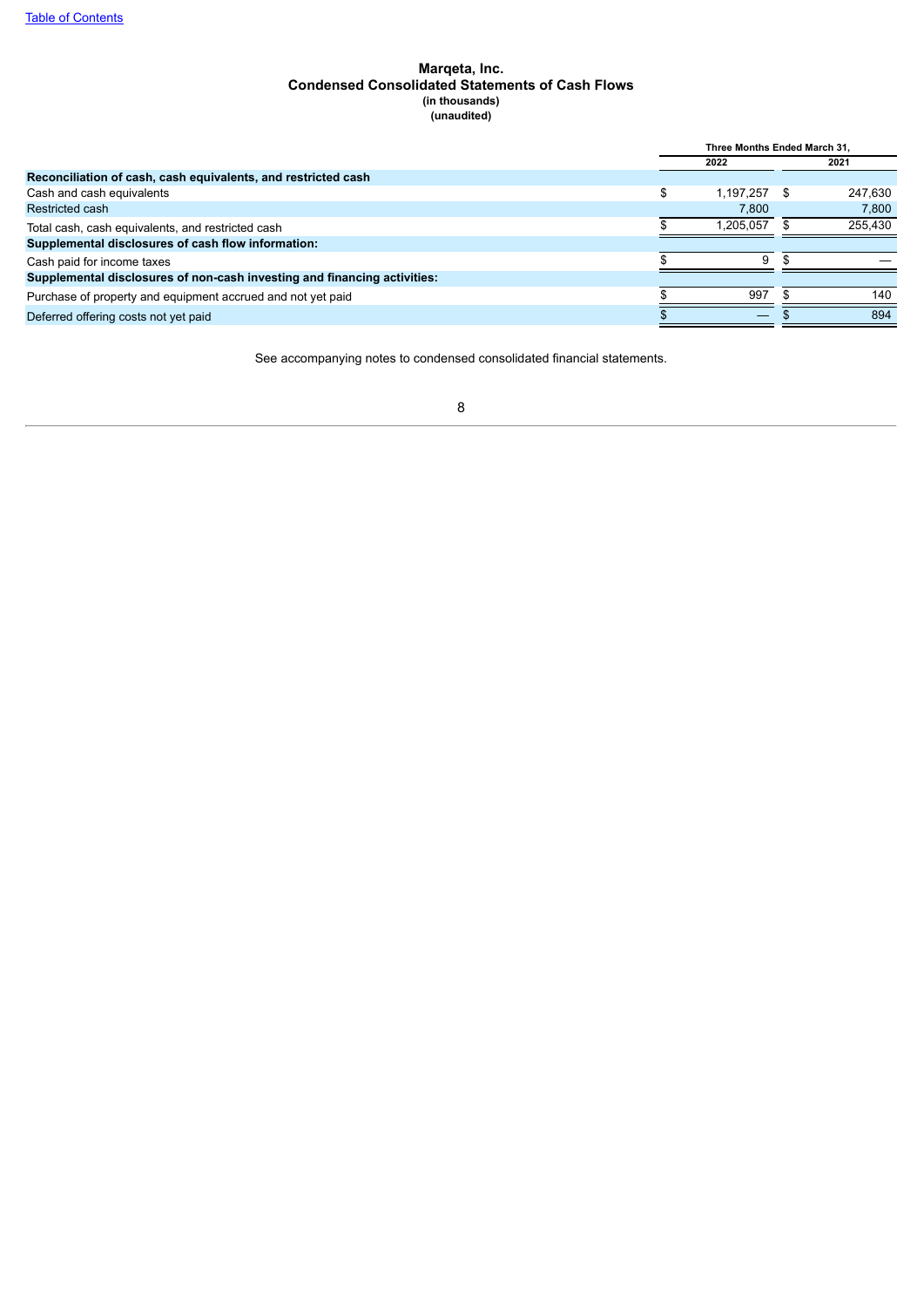[Table of Contents](#)

**Marqeta, Inc.**
**Condensed Consolidated Statements of Cash Flows**
**(in thousands)**
**(unaudited)**

| | Three Months Ended March 31, | |
|---|---|---|
| | 2022 | 2021 |
| **Reconciliation of cash, cash equivalents, and restricted cash** | | |
| Cash and cash equivalents | $ 1,197,257 | $ 247,630 |
| Restricted cash | 7,800 | 7,800 |
| Total cash, cash equivalents, and restricted cash | $ 1,205,057 | $ 255,430 |
| **Supplemental disclosures of cash flow information:** | | |
| Cash paid for income taxes | $ 9 | $ — |
| **Supplemental disclosures of non-cash investing and financing activities:** | | |
| Purchase of property and equipment accrued and not yet paid | $ 997 | $ 140 |
| Deferred offering costs not yet paid | $ — | $ 894 |

See accompanying notes to condensed consolidated financial statements.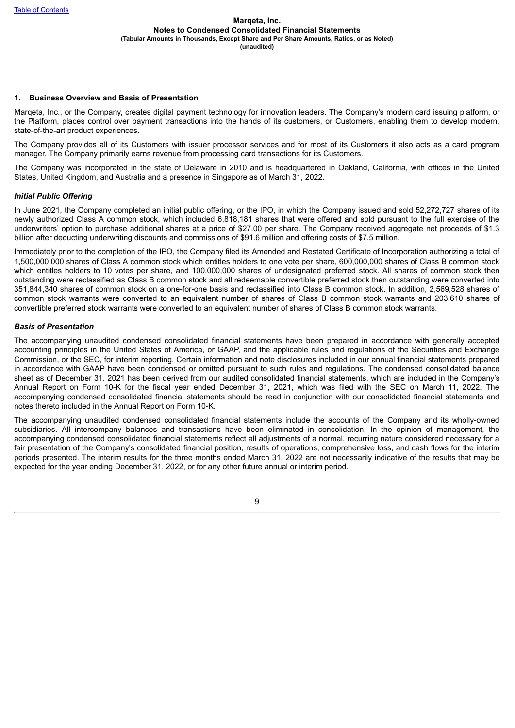## 1. Business Overview and Basis of Presentation

Marqeta, Inc., or the Company, creates digital payment technology for innovation leaders. The Company's modern card issuing platform, or the Platform, places control over payment transactions into the hands of its customers, or Customers, enabling them to develop modern, state-of-the-art product experiences.

The Company provides all of its Customers with issuer processor services and for most of its Customers it also acts as a card program manager. The Company primarily earns revenue from processing card transactions for its Customers.

The Company was incorporated in the state of Delaware in 2010 and is headquartered in Oakland, California, with offices in the United States, United Kingdom, and Australia and a presence in Singapore as of March 31, 2022.

### *Initial Public Offering*

In June 2021, the Company completed an initial public offering, or the IPO, in which the Company issued and sold 52,272,727 shares of its newly authorized Class A common stock, which included 6,818,181 shares that were offered and sold pursuant to the full exercise of the underwriters' option to purchase additional shares at a price of $27.00 per share. The Company received aggregate net proceeds of $1.3 billion after deducting underwriting discounts and commissions of $91.6 million and offering costs of $7.5 million.

Immediately prior to the completion of the IPO, the Company filed its Amended and Restated Certificate of Incorporation authorizing a total of 1,500,000,000 shares of Class A common stock which entitles holders to one vote per share, 600,000,000 shares of Class B common stock which entitles holders to 10 votes per share, and 100,000,000 shares of undesignated preferred stock. All shares of common stock then outstanding were reclassified as Class B common stock and all redeemable convertible preferred stock then outstanding were converted into 351,844,340 shares of common stock on a one-for-one basis and reclassified into Class B common stock. In addition, 2,569,528 shares of common stock warrants were converted to an equivalent number of shares of Class B common stock warrants and 203,610 shares of convertible preferred stock warrants were converted to an equivalent number of shares of Class B common stock warrants.

### *Basis of Presentation*

The accompanying unaudited condensed consolidated financial statements have been prepared in accordance with generally accepted accounting principles in the United States of America, or GAAP, and the applicable rules and regulations of the Securities and Exchange Commission, or the SEC, for interim reporting. Certain information and note disclosures included in our annual financial statements prepared in accordance with GAAP have been condensed or omitted pursuant to such rules and regulations. The condensed consolidated balance sheet as of December 31, 2021 has been derived from our audited consolidated financial statements, which are included in the Company's Annual Report on Form 10-K for the fiscal year ended December 31, 2021, which was filed with the SEC on March 11, 2022. The accompanying condensed consolidated financial statements should be read in conjunction with our consolidated financial statements and notes thereto included in the Annual Report on Form 10-K.

The accompanying unaudited condensed consolidated financial statements include the accounts of the Company and its wholly-owned subsidiaries. All intercompany balances and transactions have been eliminated in consolidation. In the opinion of management, the accompanying condensed consolidated financial statements reflect all adjustments of a normal, recurring nature considered necessary for a fair presentation of the Company's consolidated financial position, results of operations, comprehensive loss, and cash flows for the interim periods presented. The interim results for the three months ended March 31, 2022 are not necessarily indicative of the results that may be expected for the year ending December 31, 2022, or for any other future annual or interim period.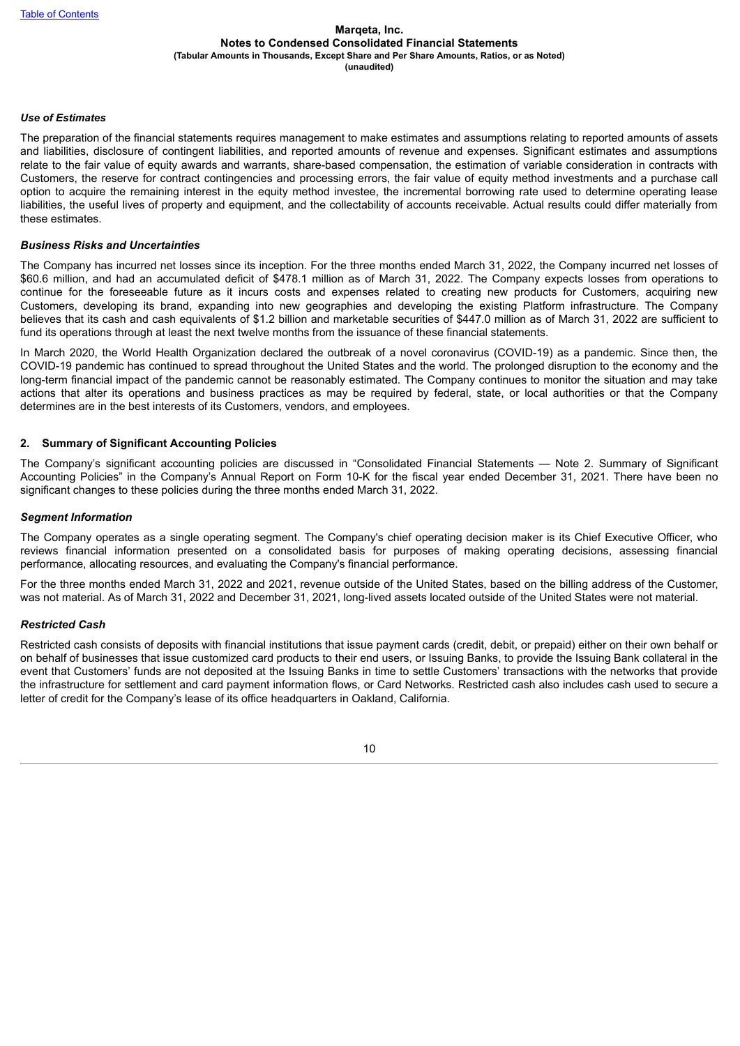*Use of Estimates*

The preparation of the financial statements requires management to make estimates and assumptions relating to reported amounts of assets and liabilities, disclosure of contingent liabilities, and reported amounts of revenue and expenses. Significant estimates and assumptions relate to the fair value of equity awards and warrants, share-based compensation, the estimation of variable consideration in contracts with Customers, the reserve for contract contingencies and processing errors, the fair value of equity method investments and a purchase call option to acquire the remaining interest in the equity method investee, the incremental borrowing rate used to determine operating lease liabilities, the useful lives of property and equipment, and the collectability of accounts receivable. Actual results could differ materially from these estimates.

*Business Risks and Uncertainties*

The Company has incurred net losses since its inception. For the three months ended March 31, 2022, the Company incurred net losses of $60.6 million, and had an accumulated deficit of $478.1 million as of March 31, 2022. The Company expects losses from operations to continue for the foreseeable future as it incurs costs and expenses related to creating new products for Customers, acquiring new Customers, developing its brand, expanding into new geographies and developing the existing Platform infrastructure. The Company believes that its cash and cash equivalents of $1.2 billion and marketable securities of $447.0 million as of March 31, 2022 are sufficient to fund its operations through at least the next twelve months from the issuance of these financial statements.

In March 2020, the World Health Organization declared the outbreak of a novel coronavirus (COVID-19) as a pandemic. Since then, the COVID-19 pandemic has continued to spread throughout the United States and the world. The prolonged disruption to the economy and the long-term financial impact of the pandemic cannot be reasonably estimated. The Company continues to monitor the situation and may take actions that alter its operations and business practices as may be required by federal, state, or local authorities or that the Company determines are in the best interests of its Customers, vendors, and employees.

## 2. Summary of Significant Accounting Policies

The Company's significant accounting policies are discussed in "Consolidated Financial Statements — Note 2. Summary of Significant Accounting Policies" in the Company's Annual Report on Form 10-K for the fiscal year ended December 31, 2021. There have been no significant changes to these policies during the three months ended March 31, 2022.

*Segment Information*

The Company operates as a single operating segment. The Company's chief operating decision maker is its Chief Executive Officer, who reviews financial information presented on a consolidated basis for purposes of making operating decisions, assessing financial performance, allocating resources, and evaluating the Company's financial performance.

For the three months ended March 31, 2022 and 2021, revenue outside of the United States, based on the billing address of the Customer, was not material. As of March 31, 2022 and December 31, 2021, long-lived assets located outside of the United States were not material.

*Restricted Cash*

Restricted cash consists of deposits with financial institutions that issue payment cards (credit, debit, or prepaid) either on their own behalf or on behalf of businesses that issue customized card products to their end users, or Issuing Banks, to provide the Issuing Bank collateral in the event that Customers' funds are not deposited at the Issuing Banks in time to settle Customers' transactions with the networks that provide the infrastructure for settlement and card payment information flows, or Card Networks. Restricted cash also includes cash used to secure a letter of credit for the Company's lease of its office headquarters in Oakland, California.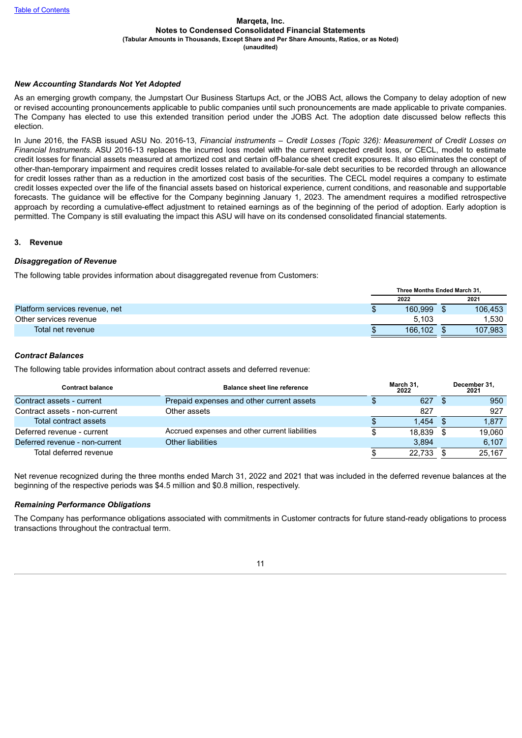### New Accounting Standards Not Yet Adopted

As an emerging growth company, the Jumpstart Our Business Startups Act, or the JOBS Act, allows the Company to delay adoption of new or revised accounting pronouncements applicable to public companies until such pronouncements are made applicable to private companies. The Company has elected to use this extended transition period under the JOBS Act. The adoption date discussed below reflects this election.

In June 2016, the FASB issued ASU No. 2016-13, *Financial instruments – Credit Losses (Topic 326): Measurement of Credit Losses on Financial Instruments*. ASU 2016-13 replaces the incurred loss model with the current expected credit loss, or CECL, model to estimate credit losses for financial assets measured at amortized cost and certain off-balance sheet credit exposures. It also eliminates the concept of other-than-temporary impairment and requires credit losses related to available-for-sale debt securities to be recorded through an allowance for credit losses rather than as a reduction in the amortized cost basis of the securities. The CECL model requires a company to estimate credit losses expected over the life of the financial assets based on historical experience, current conditions, and reasonable and supportable forecasts. The guidance will be effective for the Company beginning January 1, 2023. The amendment requires a modified retrospective approach by recording a cumulative-effect adjustment to retained earnings as of the beginning of the period of adoption. Early adoption is permitted. The Company is still evaluating the impact this ASU will have on its condensed consolidated financial statements.

## 3. Revenue

### Disaggregation of Revenue

The following table provides information about disaggregated revenue from Customers:

| | Three Months Ended March 31, | |
|---|---|---|
| | 2022 | 2021 |
| Platform services revenue, net | $ 160,999 | $ 106,453 |
| Other services revenue | 5,103 | 1,530 |
| Total net revenue | $ 166,102 | $ 107,983 |

### Contract Balances

The following table provides information about contract assets and deferred revenue:

| Contract balance | Balance sheet line reference | March 31, 2022 | December 31, 2021 |
|---|---|---|---|
| Contract assets - current | Prepaid expenses and other current assets | $ 627 | $ 950 |
| Contract assets - non-current | Other assets | 827 | 927 |
| Total contract assets | | $ 1,454 | $ 1,877 |
| Deferred revenue - current | Accrued expenses and other current liabilities | $ 18,839 | $ 19,060 |
| Deferred revenue - non-current | Other liabilities | 3,894 | 6,107 |
| Total deferred revenue | | $ 22,733 | $ 25,167 |

Net revenue recognized during the three months ended March 31, 2022 and 2021 that was included in the deferred revenue balances at the beginning of the respective periods was $4.5 million and $0.8 million, respectively.

### Remaining Performance Obligations

The Company has performance obligations associated with commitments in Customer contracts for future stand-ready obligations to process transactions throughout the contractual term.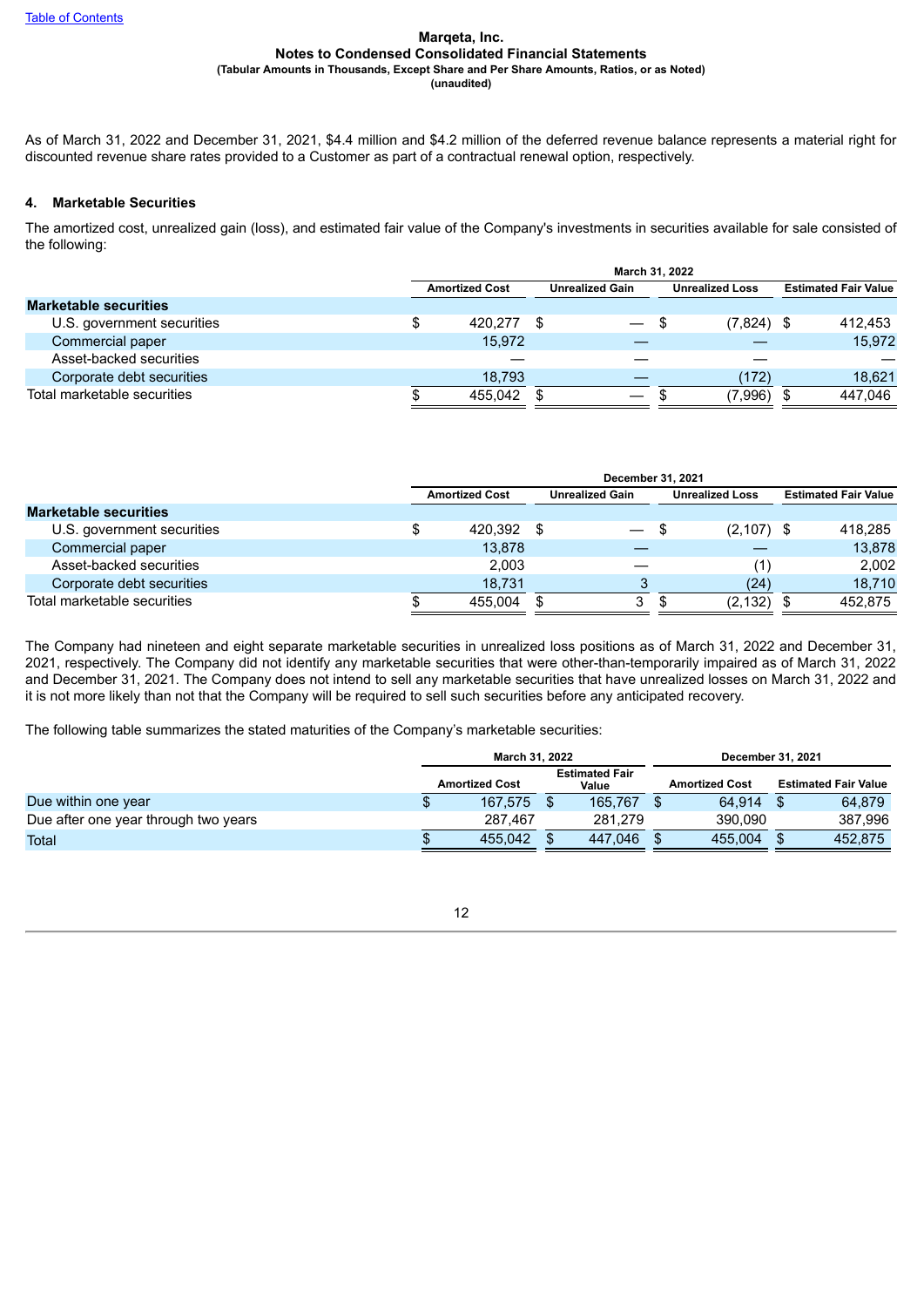As of March 31, 2022 and December 31, 2021, $4.4 million and $4.2 million of the deferred revenue balance represents a material right for discounted revenue share rates provided to a Customer as part of a contractual renewal option, respectively.

## 4. Marketable Securities

The amortized cost, unrealized gain (loss), and estimated fair value of the Company's investments in securities available for sale consisted of the following:

| | March 31, 2022 | | | |
|---|---|---|---|---|
| | Amortized Cost | Unrealized Gain | Unrealized Loss | Estimated Fair Value |
| **Marketable securities** | | | | |
| U.S. government securities | $ 420,277 | $ — | $ (7,824) | $ 412,453 |
| Commercial paper | 15,972 | — | — | 15,972 |
| Asset-backed securities | — | — | — | — |
| Corporate debt securities | 18,793 | — | (172) | 18,621 |
| Total marketable securities | $ 455,042 | $ — | $ (7,996) | $ 447,046 |

| | December 31, 2021 | | | |
|---|---|---|---|---|
| | Amortized Cost | Unrealized Gain | Unrealized Loss | Estimated Fair Value |
| **Marketable securities** | | | | |
| U.S. government securities | $ 420,392 | $ — | $ (2,107) | $ 418,285 |
| Commercial paper | 13,878 | — | — | 13,878 |
| Asset-backed securities | 2,003 | — | (1) | 2,002 |
| Corporate debt securities | 18,731 | 3 | (24) | 18,710 |
| Total marketable securities | $ 455,004 | $ 3 | $ (2,132) | $ 452,875 |

The Company had nineteen and eight separate marketable securities in unrealized loss positions as of March 31, 2022 and December 31, 2021, respectively. The Company did not identify any marketable securities that were other-than-temporarily impaired as of March 31, 2022 and December 31, 2021. The Company does not intend to sell any marketable securities that have unrealized losses on March 31, 2022 and it is not more likely than not that the Company will be required to sell such securities before any anticipated recovery.

The following table summarizes the stated maturities of the Company's marketable securities:

| | March 31, 2022 | | December 31, 2021 | |
|---|---|---|---|---|
| | Amortized Cost | Estimated Fair Value | Amortized Cost | Estimated Fair Value |
| Due within one year | $ 167,575 | $ 165,767 | $ 64,914 | $ 64,879 |
| Due after one year through two years | 287,467 | 281,279 | 390,090 | 387,996 |
| Total | $ 455,042 | $ 447,046 | $ 455,004 | $ 452,875 |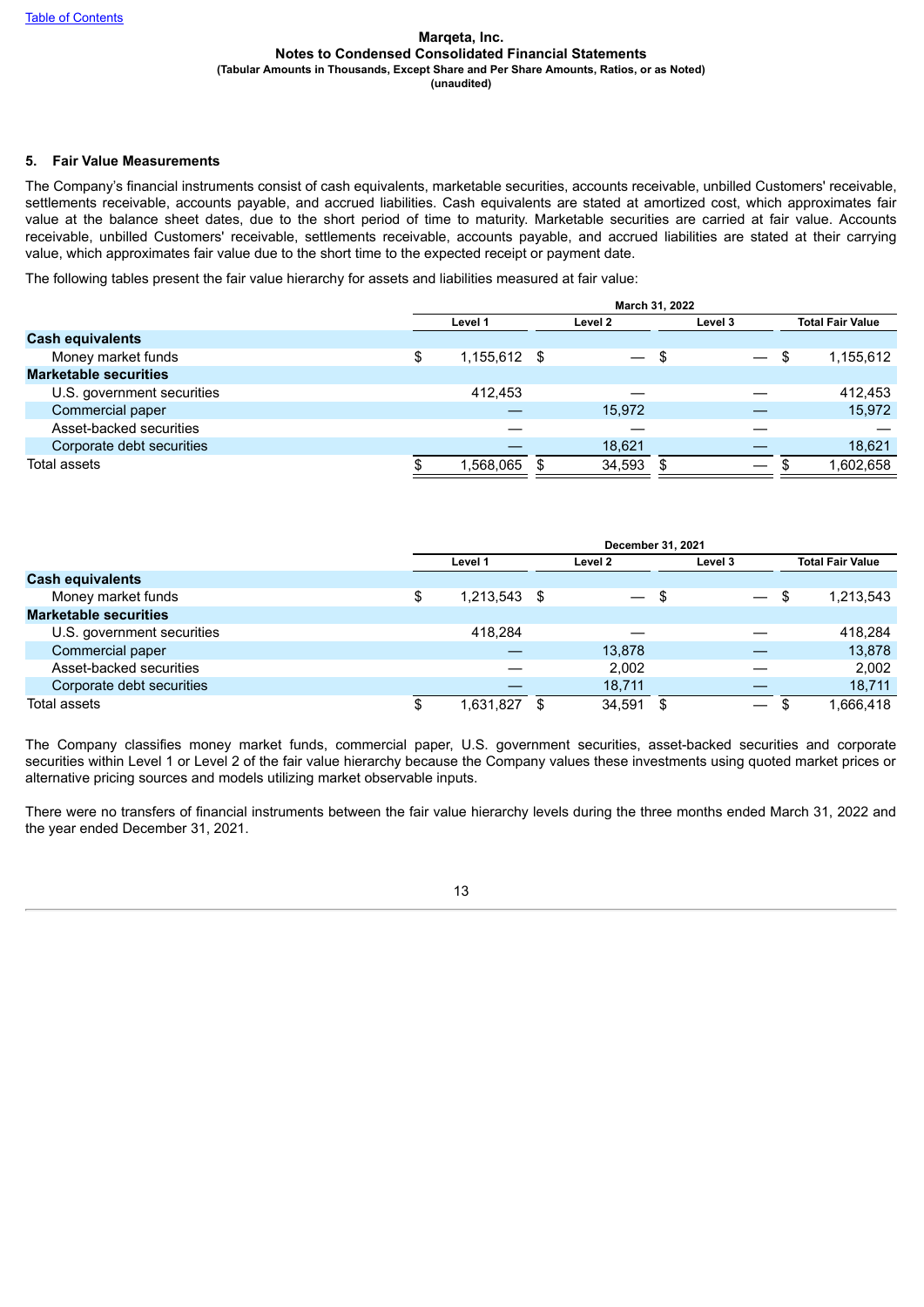## 5. Fair Value Measurements

The Company's financial instruments consist of cash equivalents, marketable securities, accounts receivable, unbilled Customers' receivable, settlements receivable, accounts payable, and accrued liabilities. Cash equivalents are stated at amortized cost, which approximates fair value at the balance sheet dates, due to the short period of time to maturity. Marketable securities are carried at fair value. Accounts receivable, unbilled Customers' receivable, settlements receivable, accounts payable, and accrued liabilities are stated at their carrying value, which approximates fair value due to the short time to the expected receipt or payment date.

The following tables present the fair value hierarchy for assets and liabilities measured at fair value:

| | March 31, 2022 | | | |
|---|---|---|---|---|
| | Level 1 | Level 2 | Level 3 | Total Fair Value |
| **Cash equivalents** | | | | |
| Money market funds | $ 1,155,612 | $ — | $ — | $ 1,155,612 |
| **Marketable securities** | | | | |
| U.S. government securities | 412,453 | — | — | 412,453 |
| Commercial paper | — | 15,972 | — | 15,972 |
| Asset-backed securities | — | — | — | — |
| Corporate debt securities | — | 18,621 | — | 18,621 |
| Total assets | $ 1,568,065 | $ 34,593 | $ — | $ 1,602,658 |

| | December 31, 2021 | | | |
|---|---|---|---|---|
| | Level 1 | Level 2 | Level 3 | Total Fair Value |
| **Cash equivalents** | | | | |
| Money market funds | $ 1,213,543 | $ — | $ — | $ 1,213,543 |
| **Marketable securities** | | | | |
| U.S. government securities | 418,284 | — | — | 418,284 |
| Commercial paper | — | 13,878 | — | 13,878 |
| Asset-backed securities | — | 2,002 | — | 2,002 |
| Corporate debt securities | — | 18,711 | — | 18,711 |
| Total assets | $ 1,631,827 | $ 34,591 | $ — | $ 1,666,418 |

The Company classifies money market funds, commercial paper, U.S. government securities, asset-backed securities and corporate securities within Level 1 or Level 2 of the fair value hierarchy because the Company values these investments using quoted market prices or alternative pricing sources and models utilizing market observable inputs.

There were no transfers of financial instruments between the fair value hierarchy levels during the three months ended March 31, 2022 and the year ended December 31, 2021.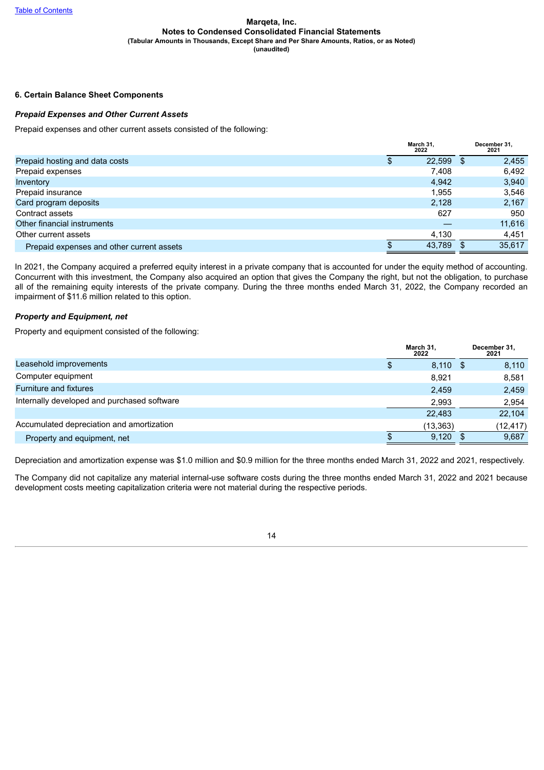Marqeta, Inc.
Notes to Condensed Consolidated Financial Statements
(Tabular Amounts in Thousands, Except Share and Per Share Amounts, Ratios, or as Noted)
(unaudited)

### 6. Certain Balance Sheet Components

#### *Prepaid Expenses and Other Current Assets*

Prepaid expenses and other current assets consisted of the following:

| | March 31, 2022 | December 31, 2021 |
|---|---|---|
| Prepaid hosting and data costs | $ 22,599 | $ 2,455 |
| Prepaid expenses | 7,408 | 6,492 |
| Inventory | 4,942 | 3,940 |
| Prepaid insurance | 1,955 | 3,546 |
| Card program deposits | 2,128 | 2,167 |
| Contract assets | 627 | 950 |
| Other financial instruments | — | 11,616 |
| Other current assets | 4,130 | 4,451 |
| Prepaid expenses and other current assets | $ 43,789 | $ 35,617 |

In 2021, the Company acquired a preferred equity interest in a private company that is accounted for under the equity method of accounting. Concurrent with this investment, the Company also acquired an option that gives the Company the right, but not the obligation, to purchase all of the remaining equity interests of the private company. During the three months ended March 31, 2022, the Company recorded an impairment of $11.6 million related to this option.

#### *Property and Equipment, net*

Property and equipment consisted of the following:

| | March 31, 2022 | December 31, 2021 |
|---|---|---|
| Leasehold improvements | $ 8,110 | $ 8,110 |
| Computer equipment | 8,921 | 8,581 |
| Furniture and fixtures | 2,459 | 2,459 |
| Internally developed and purchased software | 2,993 | 2,954 |
| | 22,483 | 22,104 |
| Accumulated depreciation and amortization | (13,363) | (12,417) |
| Property and equipment, net | $ 9,120 | $ 9,687 |

Depreciation and amortization expense was $1.0 million and $0.9 million for the three months ended March 31, 2022 and 2021, respectively.

The Company did not capitalize any material internal-use software costs during the three months ended March 31, 2022 and 2021 because development costs meeting capitalization criteria were not material during the respective periods.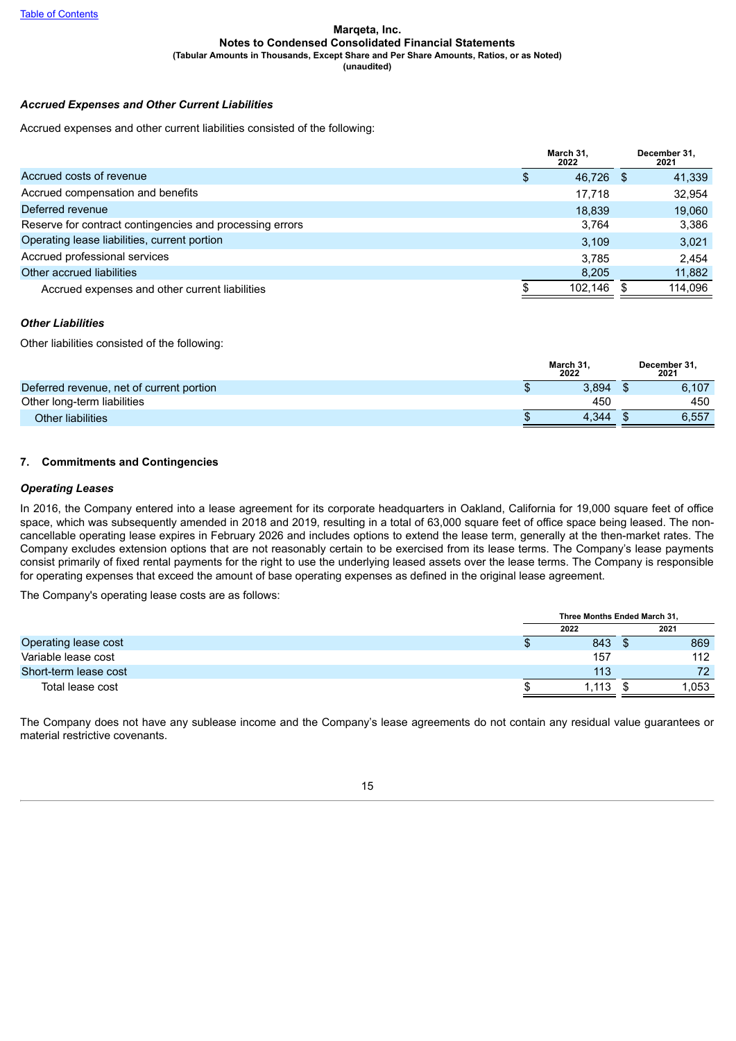Marqeta, Inc.
**Notes to Condensed Consolidated Financial Statements**
**(Tabular Amounts in Thousands, Except Share and Per Share Amounts, Ratios, or as Noted)**
**(unaudited)**

### *Accrued Expenses and Other Current Liabilities*

Accrued expenses and other current liabilities consisted of the following:

| | March 31, 2022 | December 31, 2021 |
|---|---|---|
| Accrued costs of revenue | $ 46,726 | $ 41,339 |
| Accrued compensation and benefits | 17,718 | 32,954 |
| Deferred revenue | 18,839 | 19,060 |
| Reserve for contract contingencies and processing errors | 3,764 | 3,386 |
| Operating lease liabilities, current portion | 3,109 | 3,021 |
| Accrued professional services | 3,785 | 2,454 |
| Other accrued liabilities | 8,205 | 11,882 |
| Accrued expenses and other current liabilities | $ 102,146 | $ 114,096 |

### *Other Liabilities*

Other liabilities consisted of the following:

| | March 31, 2022 | December 31, 2021 |
|---|---|---|
| Deferred revenue, net of current portion | $ 3,894 | $ 6,107 |
| Other long-term liabilities | 450 | 450 |
| Other liabilities | $ 4,344 | $ 6,557 |

## 7. Commitments and Contingencies

### *Operating Leases*

In 2016, the Company entered into a lease agreement for its corporate headquarters in Oakland, California for 19,000 square feet of office space, which was subsequently amended in 2018 and 2019, resulting in a total of 63,000 square feet of office space being leased. The non-cancellable operating lease expires in February 2026 and includes options to extend the lease term, generally at the then-market rates. The Company excludes extension options that are not reasonably certain to be exercised from its lease terms. The Company's lease payments consist primarily of fixed rental payments for the right to use the underlying leased assets over the lease terms. The Company is responsible for operating expenses that exceed the amount of base operating expenses as defined in the original lease agreement.

The Company's operating lease costs are as follows:

| | Three Months Ended March 31, | |
|---|---|---|
| | 2022 | 2021 |
| Operating lease cost | $ 843 | $ 869 |
| Variable lease cost | 157 | 112 |
| Short-term lease cost | 113 | 72 |
| Total lease cost | $ 1,113 | $ 1,053 |

The Company does not have any sublease income and the Company's lease agreements do not contain any residual value guarantees or material restrictive covenants.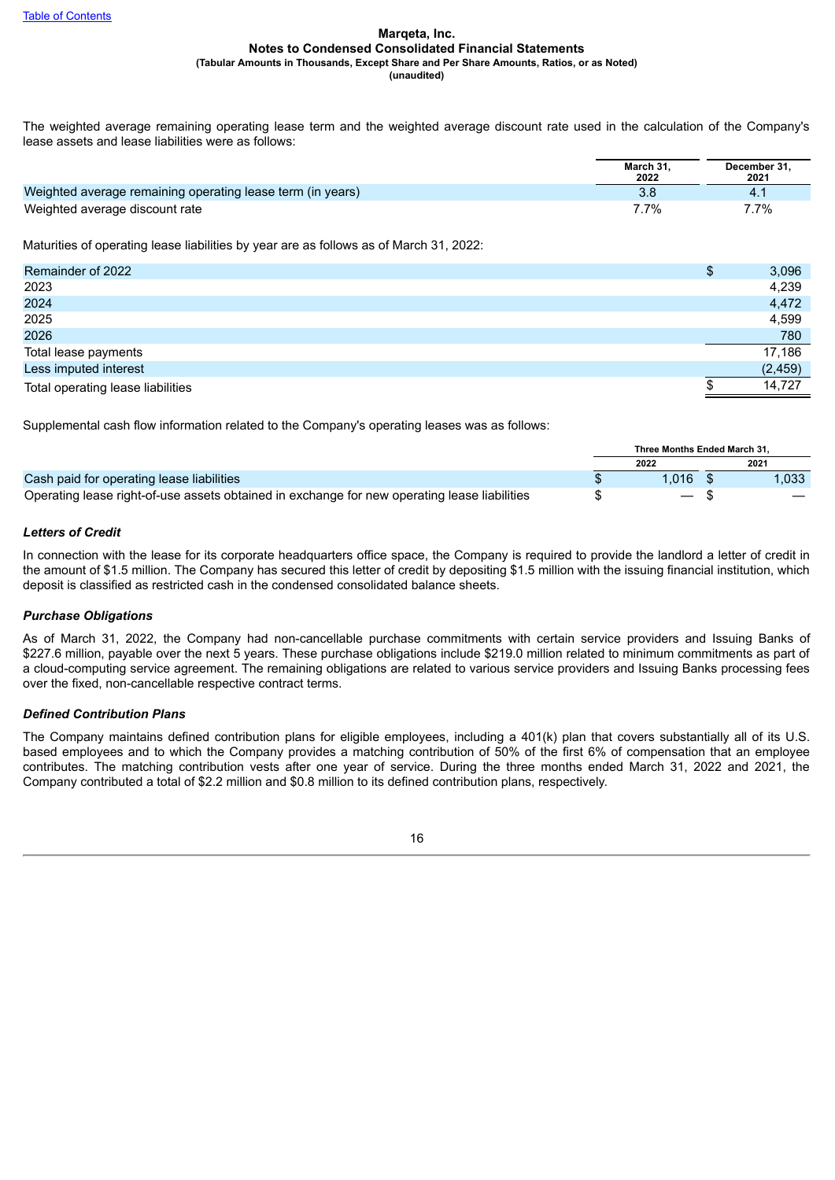The weighted average remaining operating lease term and the weighted average discount rate used in the calculation of the Company's lease assets and lease liabilities were as follows:

| | March 31, 2022 | December 31, 2021 |
|---|---|---|
| Weighted average remaining operating lease term (in years) | 3.8 | 4.1 |
| Weighted average discount rate | 7.7% | 7.7% |

Maturities of operating lease liabilities by year are as follows as of March 31, 2022:

| | |
|---|---|
| Remainder of 2022 | $ 3,096 |
| 2023 | 4,239 |
| 2024 | 4,472 |
| 2025 | 4,599 |
| 2026 | 780 |
| Total lease payments | 17,186 |
| Less imputed interest | (2,459) |
| Total operating lease liabilities | $ 14,727 |

Supplemental cash flow information related to the Company's operating leases was as follows:

| | Three Months Ended March 31, | |
|---|---|---|
| | 2022 | 2021 |
| Cash paid for operating lease liabilities | $ 1,016 | $ 1,033 |
| Operating lease right-of-use assets obtained in exchange for new operating lease liabilities | $ — | $ — |

***Letters of Credit***

In connection with the lease for its corporate headquarters office space, the Company is required to provide the landlord a letter of credit in the amount of $1.5 million. The Company has secured this letter of credit by depositing $1.5 million with the issuing financial institution, which deposit is classified as restricted cash in the condensed consolidated balance sheets.

***Purchase Obligations***

As of March 31, 2022, the Company had non-cancellable purchase commitments with certain service providers and Issuing Banks of $227.6 million, payable over the next 5 years. These purchase obligations include $219.0 million related to minimum commitments as part of a cloud-computing service agreement. The remaining obligations are related to various service providers and Issuing Banks processing fees over the fixed, non-cancellable respective contract terms.

***Defined Contribution Plans***

The Company maintains defined contribution plans for eligible employees, including a 401(k) plan that covers substantially all of its U.S. based employees and to which the Company provides a matching contribution of 50% of the first 6% of compensation that an employee contributes. The matching contribution vests after one year of service. During the three months ended March 31, 2022 and 2021, the Company contributed a total of $2.2 million and $0.8 million to its defined contribution plans, respectively.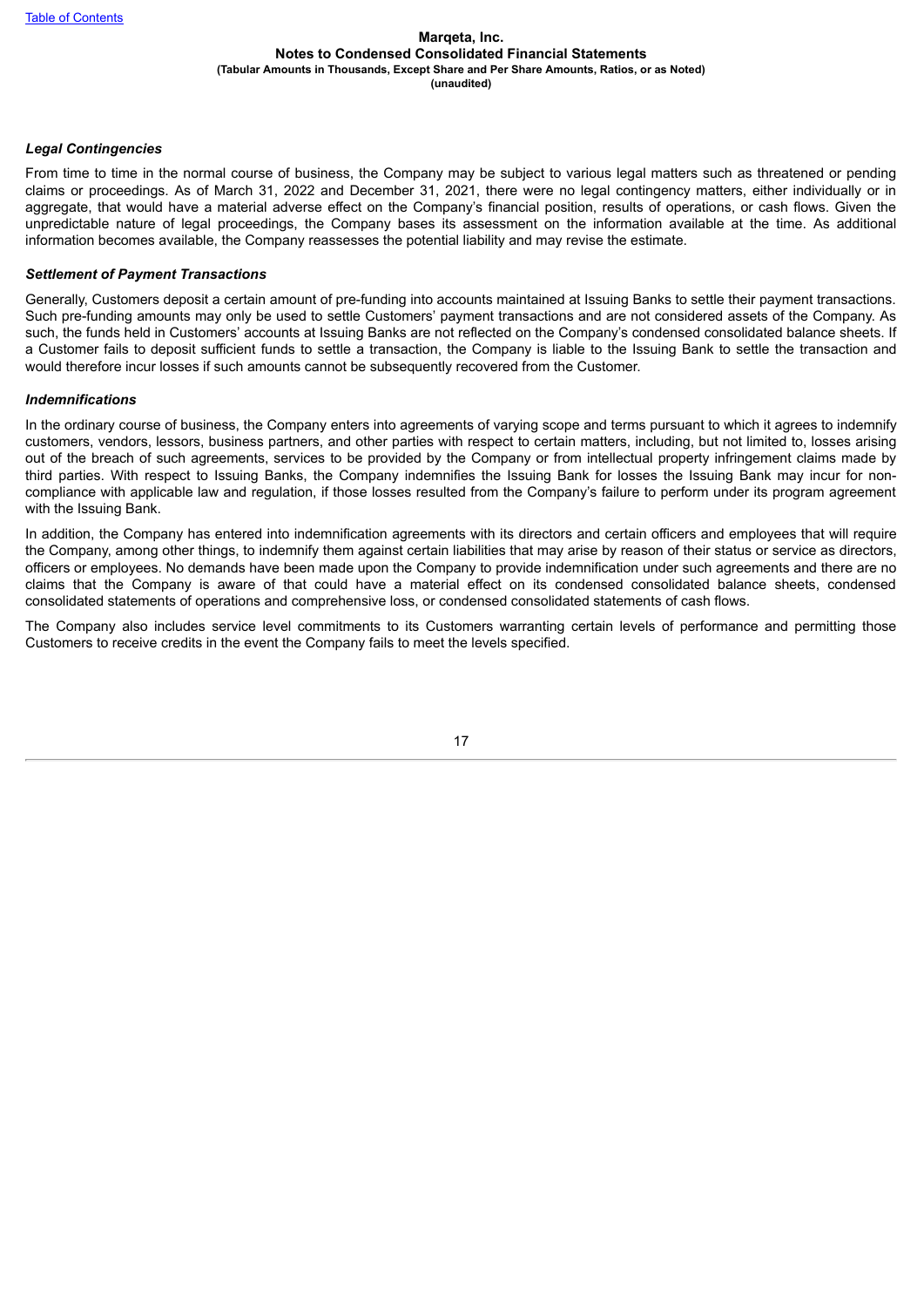### *Legal Contingencies*

From time to time in the normal course of business, the Company may be subject to various legal matters such as threatened or pending claims or proceedings. As of March 31, 2022 and December 31, 2021, there were no legal contingency matters, either individually or in aggregate, that would have a material adverse effect on the Company's financial position, results of operations, or cash flows. Given the unpredictable nature of legal proceedings, the Company bases its assessment on the information available at the time. As additional information becomes available, the Company reassesses the potential liability and may revise the estimate.

### *Settlement of Payment Transactions*

Generally, Customers deposit a certain amount of pre-funding into accounts maintained at Issuing Banks to settle their payment transactions. Such pre-funding amounts may only be used to settle Customers' payment transactions and are not considered assets of the Company. As such, the funds held in Customers' accounts at Issuing Banks are not reflected on the Company's condensed consolidated balance sheets. If a Customer fails to deposit sufficient funds to settle a transaction, the Company is liable to the Issuing Bank to settle the transaction and would therefore incur losses if such amounts cannot be subsequently recovered from the Customer.

### *Indemnifications*

In the ordinary course of business, the Company enters into agreements of varying scope and terms pursuant to which it agrees to indemnify customers, vendors, lessors, business partners, and other parties with respect to certain matters, including, but not limited to, losses arising out of the breach of such agreements, services to be provided by the Company or from intellectual property infringement claims made by third parties. With respect to Issuing Banks, the Company indemnifies the Issuing Bank for losses the Issuing Bank may incur for non-compliance with applicable law and regulation, if those losses resulted from the Company's failure to perform under its program agreement with the Issuing Bank.

In addition, the Company has entered into indemnification agreements with its directors and certain officers and employees that will require the Company, among other things, to indemnify them against certain liabilities that may arise by reason of their status or service as directors, officers or employees. No demands have been made upon the Company to provide indemnification under such agreements and there are no claims that the Company is aware of that could have a material effect on its condensed consolidated balance sheets, condensed consolidated statements of operations and comprehensive loss, or condensed consolidated statements of cash flows.

The Company also includes service level commitments to its Customers warranting certain levels of performance and permitting those Customers to receive credits in the event the Company fails to meet the levels specified.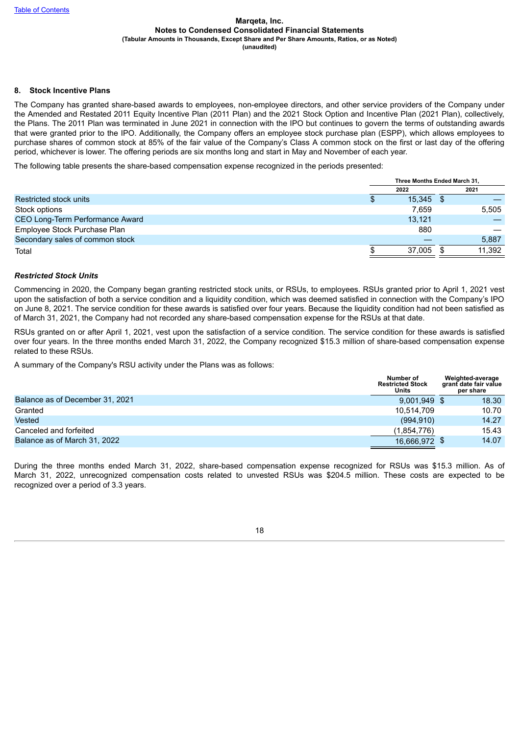Marqeta, Inc.
**Notes to Condensed Consolidated Financial Statements**
**(Tabular Amounts in Thousands, Except Share and Per Share Amounts, Ratios, or as Noted)**
**(unaudited)**

### 8. Stock Incentive Plans

The Company has granted share-based awards to employees, non-employee directors, and other service providers of the Company under the Amended and Restated 2011 Equity Incentive Plan (2011 Plan) and the 2021 Stock Option and Incentive Plan (2021 Plan), collectively, the Plans. The 2011 Plan was terminated in June 2021 in connection with the IPO but continues to govern the terms of outstanding awards that were granted prior to the IPO. Additionally, the Company offers an employee stock purchase plan (ESPP), which allows employees to purchase shares of common stock at 85% of the fair value of the Company's Class A common stock on the first or last day of the offering period, whichever is lower. The offering periods are six months long and start in May and November of each year.

The following table presents the share-based compensation expense recognized in the periods presented:

| | Three Months Ended March 31, | |
|---|---|---|
| | 2022 | 2021 |
| Restricted stock units | $ 15,345 | $ — |
| Stock options | 7,659 | 5,505 |
| CEO Long-Term Performance Award | 13,121 | — |
| Employee Stock Purchase Plan | 880 | — |
| Secondary sales of common stock | — | 5,887 |
| Total | $ 37,005 | $ 11,392 |

#### *Restricted Stock Units*

Commencing in 2020, the Company began granting restricted stock units, or RSUs, to employees. RSUs granted prior to April 1, 2021 vest upon the satisfaction of both a service condition and a liquidity condition, which was deemed satisfied in connection with the Company's IPO on June 8, 2021. The service condition for these awards is satisfied over four years. Because the liquidity condition had not been satisfied as of March 31, 2021, the Company had not recorded any share-based compensation expense for the RSUs at that date.

RSUs granted on or after April 1, 2021, vest upon the satisfaction of a service condition. The service condition for these awards is satisfied over four years. In the three months ended March 31, 2022, the Company recognized $15.3 million of share-based compensation expense related to these RSUs.

A summary of the Company's RSU activity under the Plans was as follows:

| | Number of Restricted Stock Units | Weighted-average grant date fair value per share |
|---|---|---|
| Balance as of December 31, 2021 | 9,001,949 | $ 18.30 |
| Granted | 10,514,709 | 10.70 |
| Vested | (994,910) | 14.27 |
| Canceled and forfeited | (1,854,776) | 15.43 |
| Balance as of March 31, 2022 | 16,666,972 | $ 14.07 |

During the three months ended March 31, 2022, share-based compensation expense recognized for RSUs was $15.3 million. As of March 31, 2022, unrecognized compensation costs related to unvested RSUs was $204.5 million. These costs are expected to be recognized over a period of 3.3 years.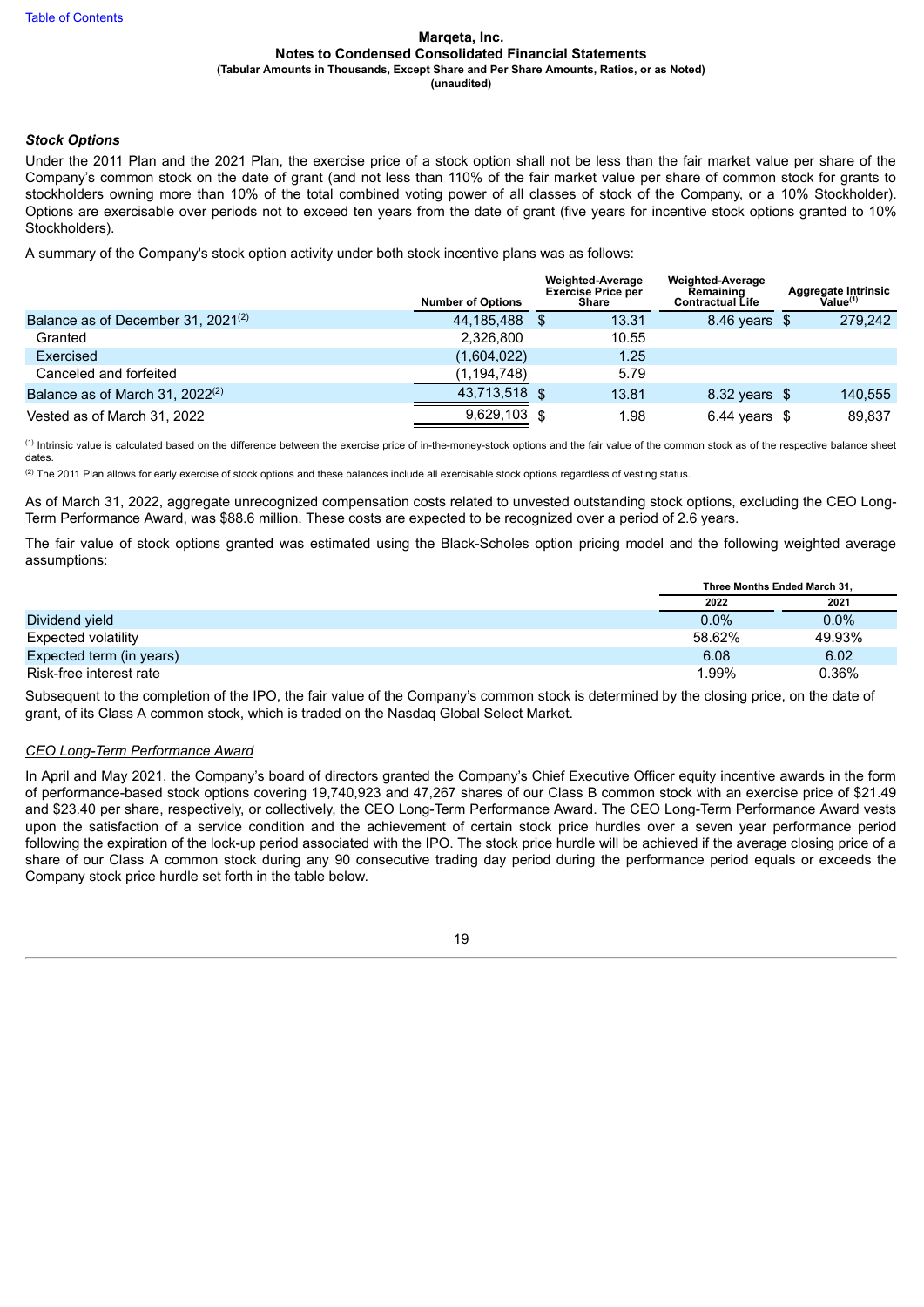Marqeta, Inc.
**Notes to Condensed Consolidated Financial Statements**
**(Tabular Amounts in Thousands, Except Share and Per Share Amounts, Ratios, or as Noted)**
**(unaudited)**

***Stock Options***

Under the 2011 Plan and the 2021 Plan, the exercise price of a stock option shall not be less than the fair market value per share of the Company's common stock on the date of grant (and not less than 110% of the fair market value per share of common stock for grants to stockholders owning more than 10% of the total combined voting power of all classes of stock of the Company, or a 10% Stockholder). Options are exercisable over periods not to exceed ten years from the date of grant (five years for incentive stock options granted to 10% Stockholders).

A summary of the Company's stock option activity under both stock incentive plans was as follows:

| | Number of Options | Weighted-Average Exercise Price per Share | Weighted-Average Remaining Contractual Life | Aggregate Intrinsic Value[1] |
|---|---|---|---|---|
| Balance as of December 31, 2021[2] | 44,185,488 | $ 13.31 | 8.46 years | $ 279,242 |
| Granted | 2,326,800 | 10.55 | | |
| Exercised | (1,604,022) | 1.25 | | |
| Canceled and forfeited | (1,194,748) | 5.79 | | |
| Balance as of March 31, 2022[2] | 43,713,518 | $ 13.81 | 8.32 years | $ 140,555 |
| Vested as of March 31, 2022 | 9,629,103 | $ 1.98 | 6.44 years | $ 89,837 |

[1] Intrinsic value is calculated based on the difference between the exercise price of in-the-money-stock options and the fair value of the common stock as of the respective balance sheet dates.

[2] The 2011 Plan allows for early exercise of stock options and these balances include all exercisable stock options regardless of vesting status.

As of March 31, 2022, aggregate unrecognized compensation costs related to unvested outstanding stock options, excluding the CEO Long-Term Performance Award, was $88.6 million. These costs are expected to be recognized over a period of 2.6 years.

The fair value of stock options granted was estimated using the Black-Scholes option pricing model and the following weighted average assumptions:

| | Three Months Ended March 31, | |
|---|---|---|
| | 2022 | 2021 |
| Dividend yield | 0.0% | 0.0% |
| Expected volatility | 58.62% | 49.93% |
| Expected term (in years) | 6.08 | 6.02 |
| Risk-free interest rate | 1.99% | 0.36% |

Subsequent to the completion of the IPO, the fair value of the Company's common stock is determined by the closing price, on the date of grant, of its Class A common stock, which is traded on the Nasdaq Global Select Market.

*CEO Long-Term Performance Award*

In April and May 2021, the Company's board of directors granted the Company's Chief Executive Officer equity incentive awards in the form of performance-based stock options covering 19,740,923 and 47,267 shares of our Class B common stock with an exercise price of $21.49 and $23.40 per share, respectively, or collectively, the CEO Long-Term Performance Award. The CEO Long-Term Performance Award vests upon the satisfaction of a service condition and the achievement of certain stock price hurdles over a seven year performance period following the expiration of the lock-up period associated with the IPO. The stock price hurdle will be achieved if the average closing price of a share of our Class A common stock during any 90 consecutive trading day period during the performance period equals or exceeds the Company stock price hurdle set forth in the table below.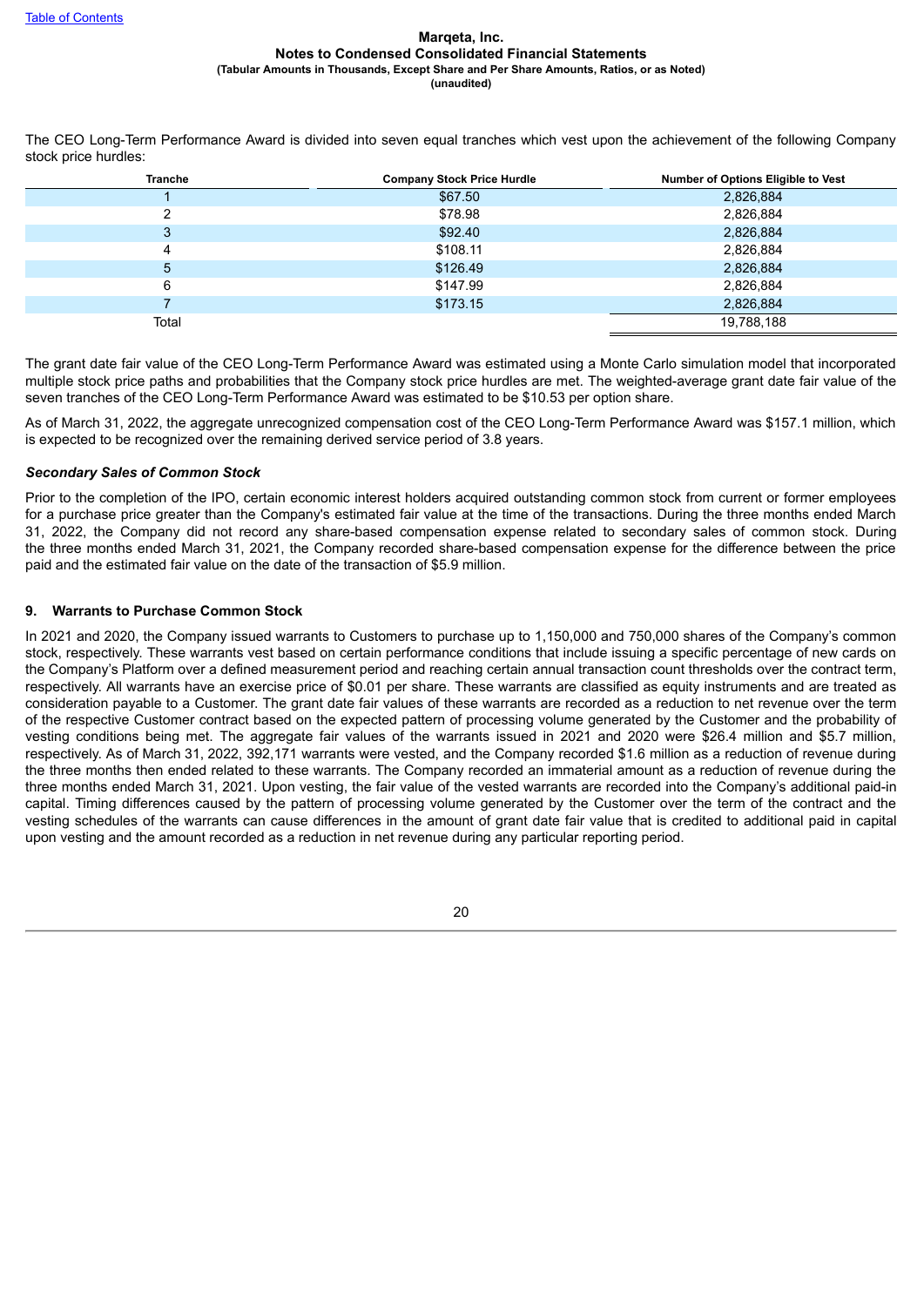The CEO Long-Term Performance Award is divided into seven equal tranches which vest upon the achievement of the following Company stock price hurdles:

| Tranche | Company Stock Price Hurdle | Number of Options Eligible to Vest |
|---|---|---|
| 1 | $67.50 | 2,826,884 |
| 2 | $78.98 | 2,826,884 |
| 3 | $92.40 | 2,826,884 |
| 4 | $108.11 | 2,826,884 |
| 5 | $126.49 | 2,826,884 |
| 6 | $147.99 | 2,826,884 |
| 7 | $173.15 | 2,826,884 |
| Total | | 19,788,188 |

The grant date fair value of the CEO Long-Term Performance Award was estimated using a Monte Carlo simulation model that incorporated multiple stock price paths and probabilities that the Company stock price hurdles are met. The weighted-average grant date fair value of the seven tranches of the CEO Long-Term Performance Award was estimated to be $10.53 per option share.

As of March 31, 2022, the aggregate unrecognized compensation cost of the CEO Long-Term Performance Award was $157.1 million, which is expected to be recognized over the remaining derived service period of 3.8 years.

***Secondary Sales of Common Stock***

Prior to the completion of the IPO, certain economic interest holders acquired outstanding common stock from current or former employees for a purchase price greater than the Company's estimated fair value at the time of the transactions. During the three months ended March 31, 2022, the Company did not record any share-based compensation expense related to secondary sales of common stock. During the three months ended March 31, 2021, the Company recorded share-based compensation expense for the difference between the price paid and the estimated fair value on the date of the transaction of $5.9 million.

## 9. Warrants to Purchase Common Stock

In 2021 and 2020, the Company issued warrants to Customers to purchase up to 1,150,000 and 750,000 shares of the Company's common stock, respectively. These warrants vest based on certain performance conditions that include issuing a specific percentage of new cards on the Company's Platform over a defined measurement period and reaching certain annual transaction count thresholds over the contract term, respectively. All warrants have an exercise price of $0.01 per share. These warrants are classified as equity instruments and are treated as consideration payable to a Customer. The grant date fair values of these warrants are recorded as a reduction to net revenue over the term of the respective Customer contract based on the expected pattern of processing volume generated by the Customer and the probability of vesting conditions being met. The aggregate fair values of the warrants issued in 2021 and 2020 were $26.4 million and $5.7 million, respectively. As of March 31, 2022, 392,171 warrants were vested, and the Company recorded $1.6 million as a reduction of revenue during the three months then ended related to these warrants. The Company recorded an immaterial amount as a reduction of revenue during the three months ended March 31, 2021. Upon vesting, the fair value of the vested warrants are recorded into the Company's additional paid-in capital. Timing differences caused by the pattern of processing volume generated by the Customer over the term of the contract and the vesting schedules of the warrants can cause differences in the amount of grant date fair value that is credited to additional paid in capital upon vesting and the amount recorded as a reduction in net revenue during any particular reporting period.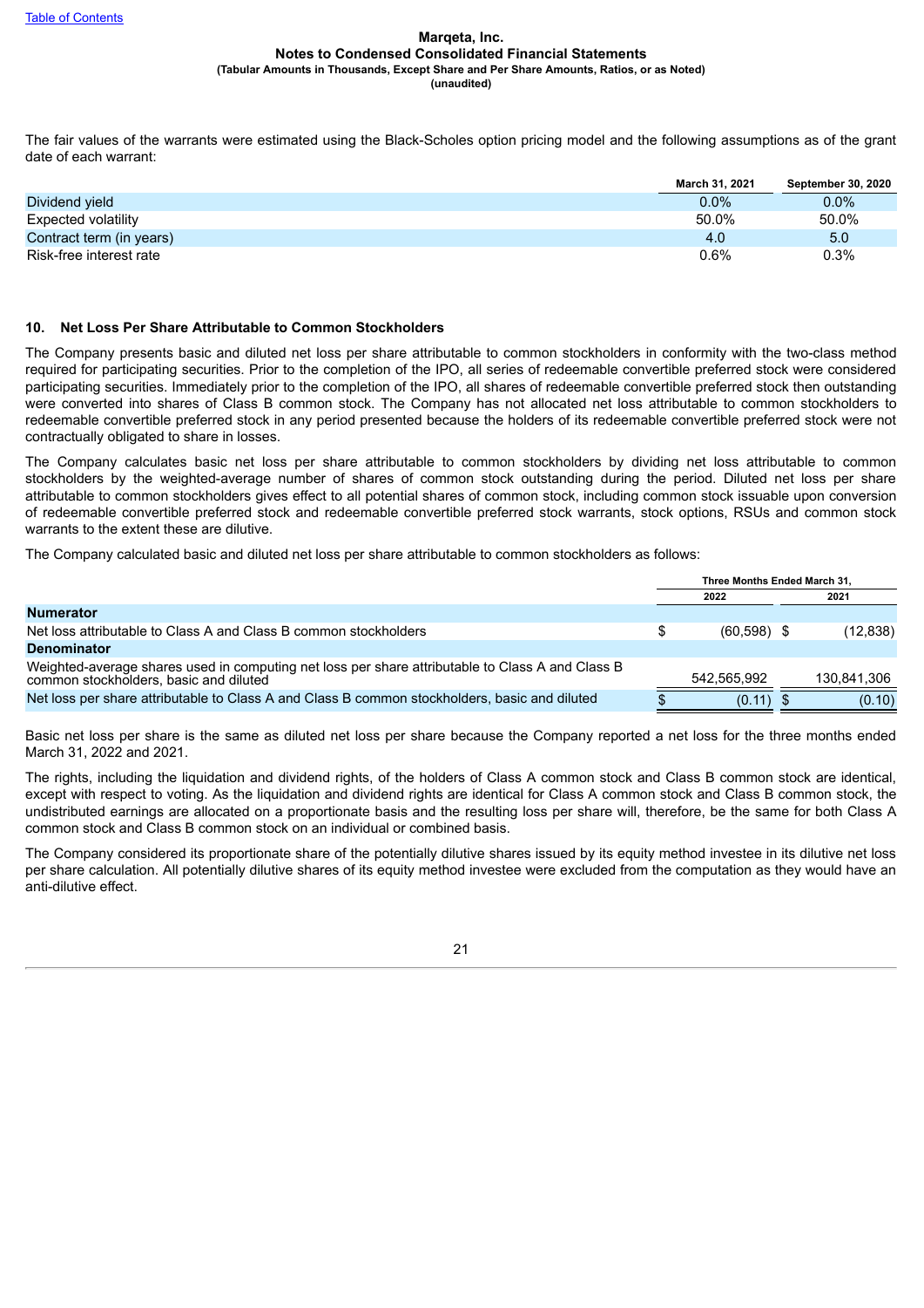The fair values of the warrants were estimated using the Black-Scholes option pricing model and the following assumptions as of the grant date of each warrant:

| | March 31, 2021 | September 30, 2020 |
|---|---|---|
| Dividend yield | 0.0% | 0.0% |
| Expected volatility | 50.0% | 50.0% |
| Contract term (in years) | 4.0 | 5.0 |
| Risk-free interest rate | 0.6% | 0.3% |

## 10. Net Loss Per Share Attributable to Common Stockholders

The Company presents basic and diluted net loss per share attributable to common stockholders in conformity with the two-class method required for participating securities. Prior to the completion of the IPO, all series of redeemable convertible preferred stock were considered participating securities. Immediately prior to the completion of the IPO, all shares of redeemable convertible preferred stock then outstanding were converted into shares of Class B common stock. The Company has not allocated net loss attributable to common stockholders to redeemable convertible preferred stock in any period presented because the holders of its redeemable convertible preferred stock were not contractually obligated to share in losses.

The Company calculates basic net loss per share attributable to common stockholders by dividing net loss attributable to common stockholders by the weighted-average number of shares of common stock outstanding during the period. Diluted net loss per share attributable to common stockholders gives effect to all potential shares of common stock, including common stock issuable upon conversion of redeemable convertible preferred stock and redeemable convertible preferred stock warrants, stock options, RSUs and common stock warrants to the extent these are dilutive.

The Company calculated basic and diluted net loss per share attributable to common stockholders as follows:

| | Three Months Ended March 31, | |
|---|---|---|
| | 2022 | 2021 |
| **Numerator** | | |
| Net loss attributable to Class A and Class B common stockholders | $ (60,598) | $ (12,838) |
| **Denominator** | | |
| Weighted-average shares used in computing net loss per share attributable to Class A and Class B common stockholders, basic and diluted | 542,565,992 | 130,841,306 |
| Net loss per share attributable to Class A and Class B common stockholders, basic and diluted | $ (0.11) | $ (0.10) |

Basic net loss per share is the same as diluted net loss per share because the Company reported a net loss for the three months ended March 31, 2022 and 2021.

The rights, including the liquidation and dividend rights, of the holders of Class A common stock and Class B common stock are identical, except with respect to voting. As the liquidation and dividend rights are identical for Class A common stock and Class B common stock, the undistributed earnings are allocated on a proportionate basis and the resulting loss per share will, therefore, be the same for both Class A common stock and Class B common stock on an individual or combined basis.

The Company considered its proportionate share of the potentially dilutive shares issued by its equity method investee in its dilutive net loss per share calculation. All potentially dilutive shares of its equity method investee were excluded from the computation as they would have an anti-dilutive effect.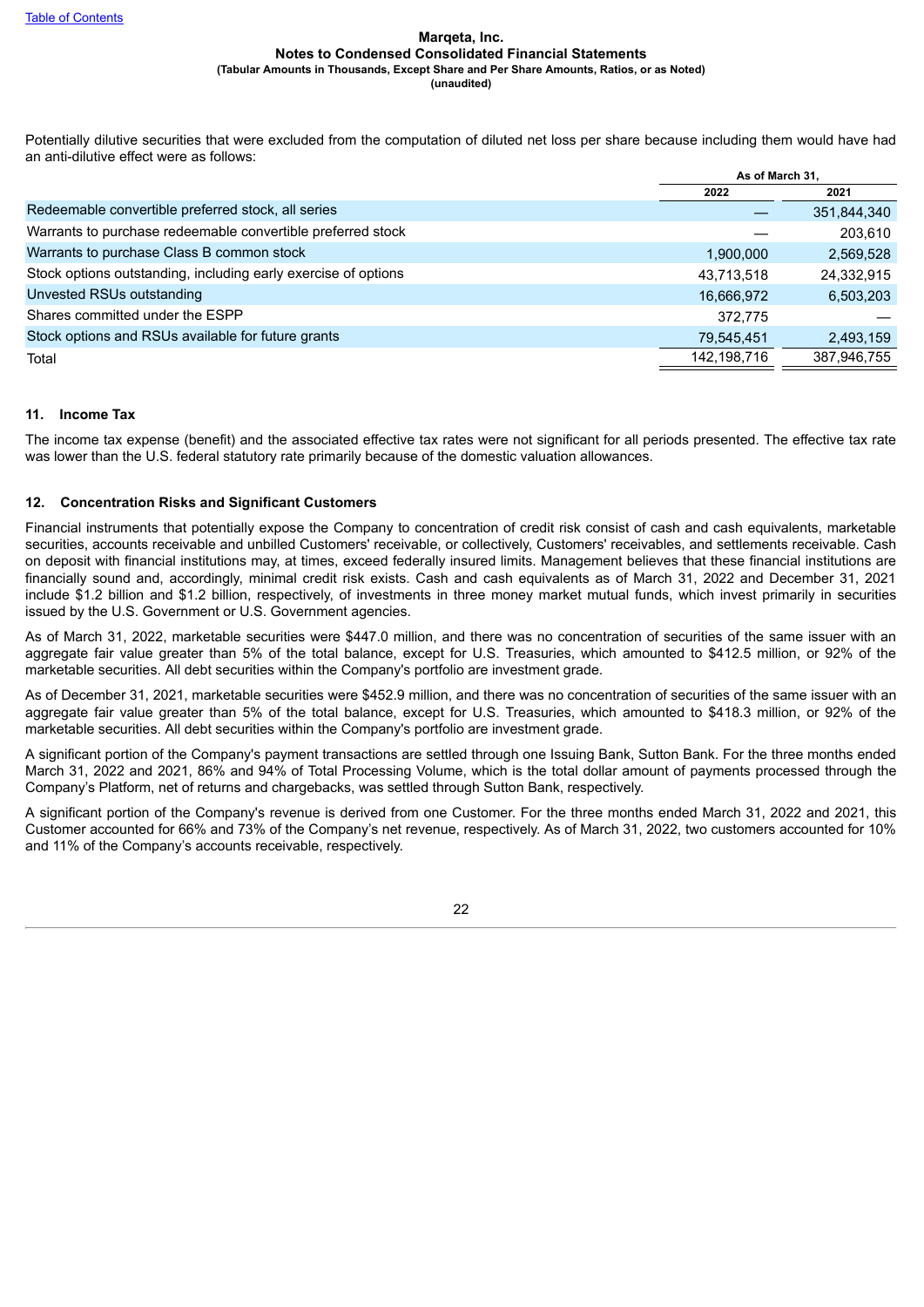Potentially dilutive securities that were excluded from the computation of diluted net loss per share because including them would have had an anti-dilutive effect were as follows:

| | As of March 31, | |
|---|---|---|
| | 2022 | 2021 |
| Redeemable convertible preferred stock, all series | — | 351,844,340 |
| Warrants to purchase redeemable convertible preferred stock | — | 203,610 |
| Warrants to purchase Class B common stock | 1,900,000 | 2,569,528 |
| Stock options outstanding, including early exercise of options | 43,713,518 | 24,332,915 |
| Unvested RSUs outstanding | 16,666,972 | 6,503,203 |
| Shares committed under the ESPP | 372,775 | — |
| Stock options and RSUs available for future grants | 79,545,451 | 2,493,159 |
| Total | 142,198,716 | 387,946,755 |

## 11. Income Tax

The income tax expense (benefit) and the associated effective tax rates were not significant for all periods presented. The effective tax rate was lower than the U.S. federal statutory rate primarily because of the domestic valuation allowances.

## 12. Concentration Risks and Significant Customers

Financial instruments that potentially expose the Company to concentration of credit risk consist of cash and cash equivalents, marketable securities, accounts receivable and unbilled Customers' receivable, or collectively, Customers' receivables, and settlements receivable. Cash on deposit with financial institutions may, at times, exceed federally insured limits. Management believes that these financial institutions are financially sound and, accordingly, minimal credit risk exists. Cash and cash equivalents as of March 31, 2022 and December 31, 2021 include $1.2 billion and $1.2 billion, respectively, of investments in three money market mutual funds, which invest primarily in securities issued by the U.S. Government or U.S. Government agencies.

As of March 31, 2022, marketable securities were $447.0 million, and there was no concentration of securities of the same issuer with an aggregate fair value greater than 5% of the total balance, except for U.S. Treasuries, which amounted to $412.5 million, or 92% of the marketable securities. All debt securities within the Company's portfolio are investment grade.

As of December 31, 2021, marketable securities were $452.9 million, and there was no concentration of securities of the same issuer with an aggregate fair value greater than 5% of the total balance, except for U.S. Treasuries, which amounted to $418.3 million, or 92% of the marketable securities. All debt securities within the Company's portfolio are investment grade.

A significant portion of the Company's payment transactions are settled through one Issuing Bank, Sutton Bank. For the three months ended March 31, 2022 and 2021, 86% and 94% of Total Processing Volume, which is the total dollar amount of payments processed through the Company's Platform, net of returns and chargebacks, was settled through Sutton Bank, respectively.

A significant portion of the Company's revenue is derived from one Customer. For the three months ended March 31, 2022 and 2021, this Customer accounted for 66% and 73% of the Company's net revenue, respectively. As of March 31, 2022, two customers accounted for 10% and 11% of the Company's accounts receivable, respectively.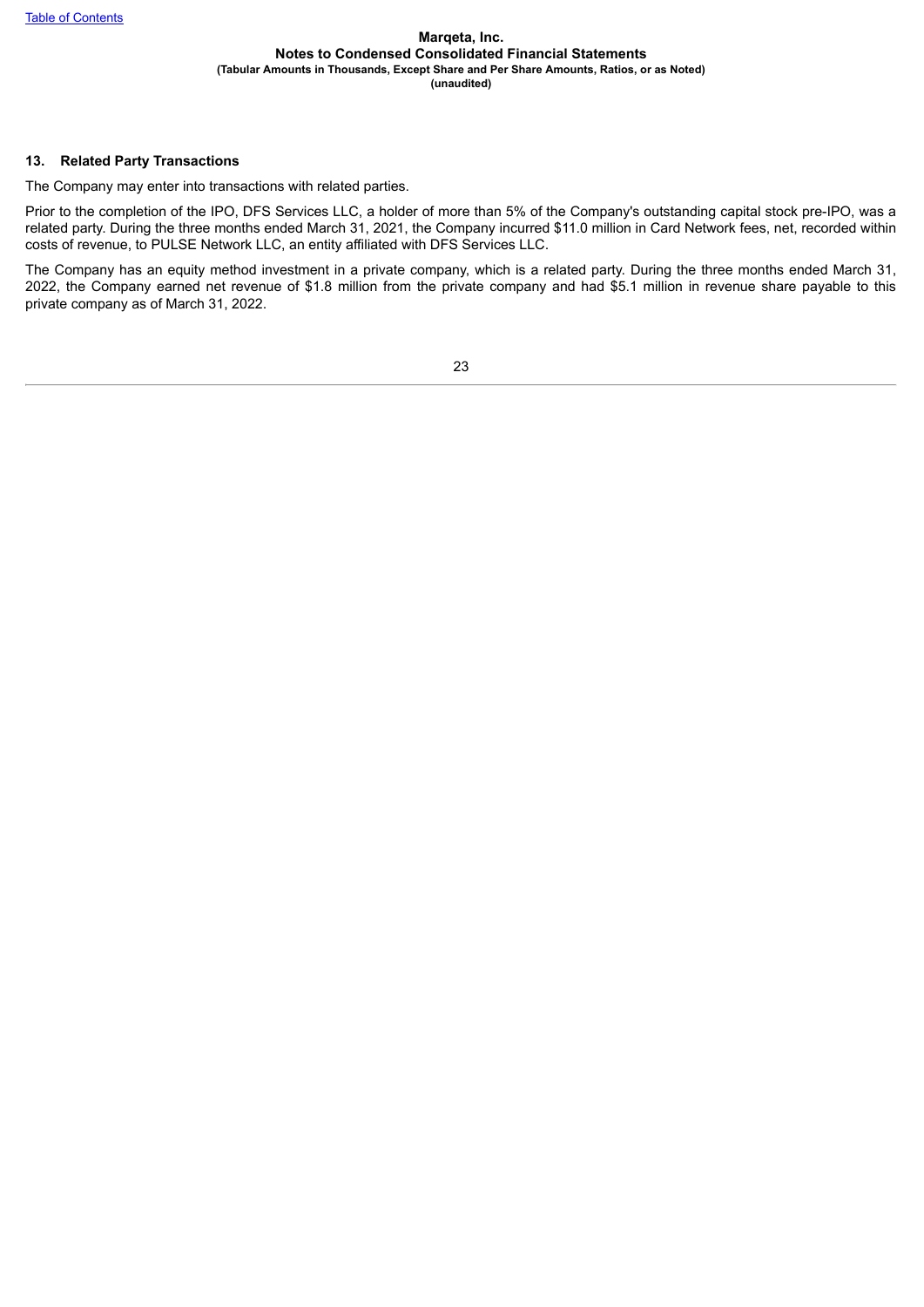## 13. Related Party Transactions

The Company may enter into transactions with related parties.

Prior to the completion of the IPO, DFS Services LLC, a holder of more than 5% of the Company's outstanding capital stock pre-IPO, was a related party. During the three months ended March 31, 2021, the Company incurred $11.0 million in Card Network fees, net, recorded within costs of revenue, to PULSE Network LLC, an entity affiliated with DFS Services LLC.

The Company has an equity method investment in a private company, which is a related party. During the three months ended March 31, 2022, the Company earned net revenue of $1.8 million from the private company and had $5.1 million in revenue share payable to this private company as of March 31, 2022.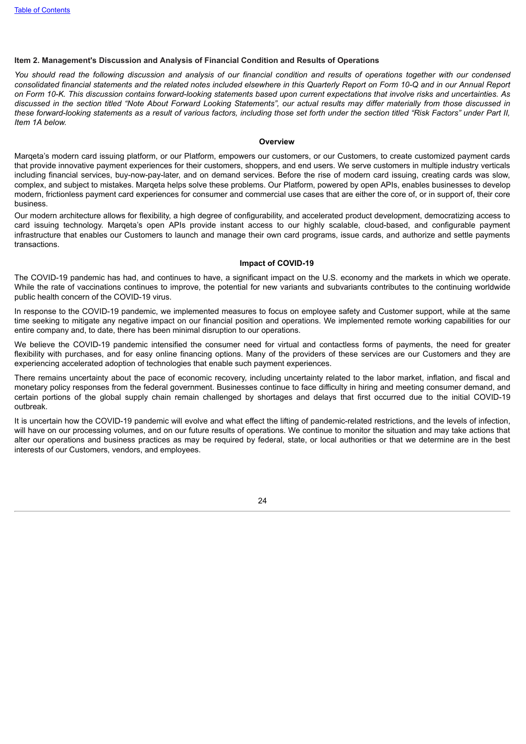### Item 2. Management's Discussion and Analysis of Financial Condition and Results of Operations

*You should read the following discussion and analysis of our financial condition and results of operations together with our condensed consolidated financial statements and the related notes included elsewhere in this Quarterly Report on Form 10-Q and in our Annual Report on Form 10-K. This discussion contains forward-looking statements based upon current expectations that involve risks and uncertainties. As discussed in the section titled “Note About Forward Looking Statements”, our actual results may differ materially from those discussed in these forward-looking statements as a result of various factors, including those set forth under the section titled “Risk Factors” under Part II, Item 1A below.*

#### Overview

Marqeta’s modern card issuing platform, or our Platform, empowers our customers, or our Customers, to create customized payment cards that provide innovative payment experiences for their customers, shoppers, and end users. We serve customers in multiple industry verticals including financial services, buy-now-pay-later, and on demand services. Before the rise of modern card issuing, creating cards was slow, complex, and subject to mistakes. Marqeta helps solve these problems. Our Platform, powered by open APIs, enables businesses to develop modern, frictionless payment card experiences for consumer and commercial use cases that are either the core of, or in support of, their core business.

Our modern architecture allows for flexibility, a high degree of configurability, and accelerated product development, democratizing access to card issuing technology. Marqeta’s open APIs provide instant access to our highly scalable, cloud-based, and configurable payment infrastructure that enables our Customers to launch and manage their own card programs, issue cards, and authorize and settle payments transactions.

#### Impact of COVID-19

The COVID-19 pandemic has had, and continues to have, a significant impact on the U.S. economy and the markets in which we operate. While the rate of vaccinations continues to improve, the potential for new variants and subvariants contributes to the continuing worldwide public health concern of the COVID-19 virus.

In response to the COVID-19 pandemic, we implemented measures to focus on employee safety and Customer support, while at the same time seeking to mitigate any negative impact on our financial position and operations. We implemented remote working capabilities for our entire company and, to date, there has been minimal disruption to our operations.

We believe the COVID-19 pandemic intensified the consumer need for virtual and contactless forms of payments, the need for greater flexibility with purchases, and for easy online financing options. Many of the providers of these services are our Customers and they are experiencing accelerated adoption of technologies that enable such payment experiences.

There remains uncertainty about the pace of economic recovery, including uncertainty related to the labor market, inflation, and fiscal and monetary policy responses from the federal government. Businesses continue to face difficulty in hiring and meeting consumer demand, and certain portions of the global supply chain remain challenged by shortages and delays that first occurred due to the initial COVID-19 outbreak.

It is uncertain how the COVID-19 pandemic will evolve and what effect the lifting of pandemic-related restrictions, and the levels of infection, will have on our processing volumes, and on our future results of operations. We continue to monitor the situation and may take actions that alter our operations and business practices as may be required by federal, state, or local authorities or that we determine are in the best interests of our Customers, vendors, and employees.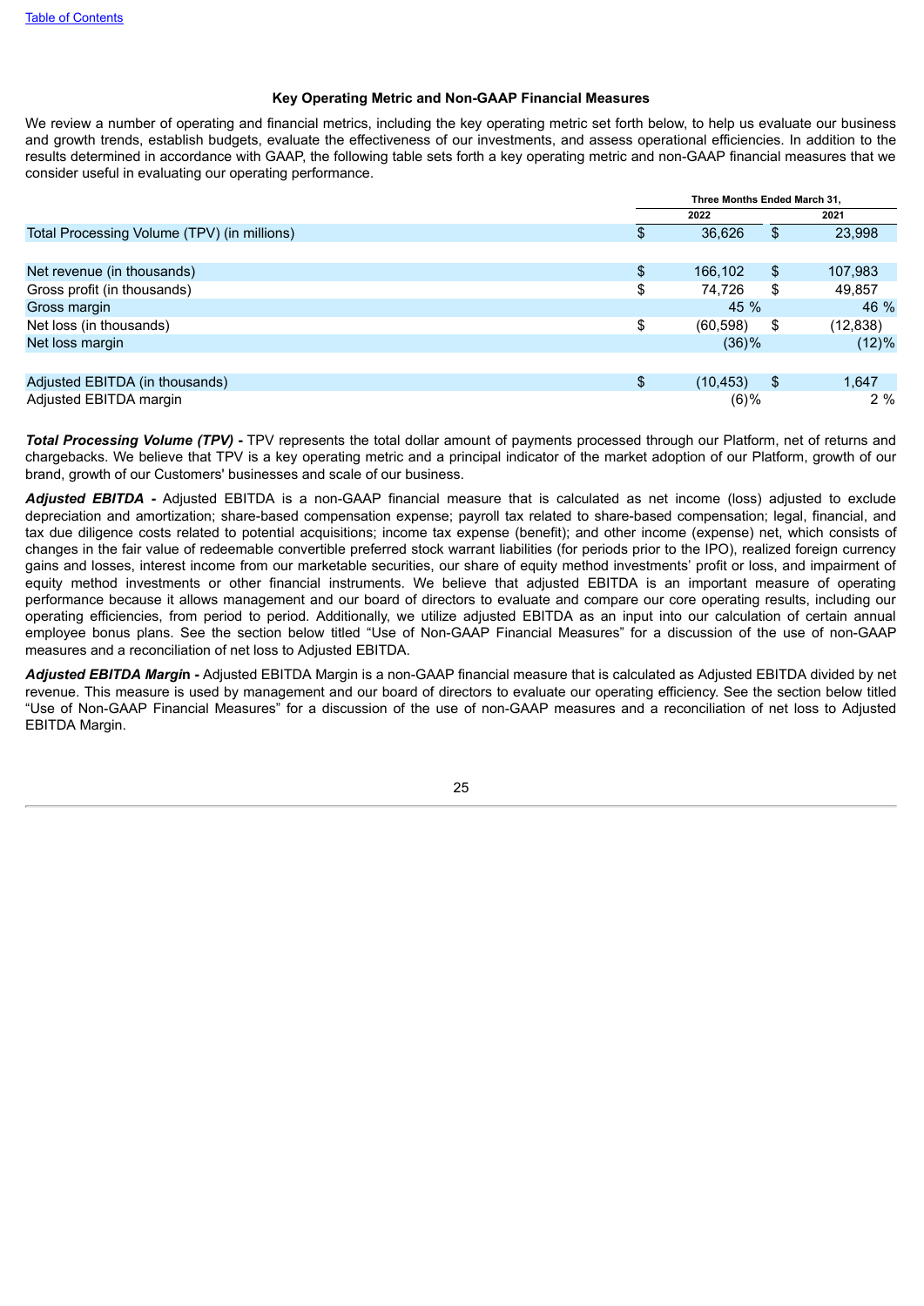### Key Operating Metric and Non-GAAP Financial Measures

We review a number of operating and financial metrics, including the key operating metric set forth below, to help us evaluate our business and growth trends, establish budgets, evaluate the effectiveness of our investments, and assess operational efficiencies. In addition to the results determined in accordance with GAAP, the following table sets forth a key operating metric and non-GAAP financial measures that we consider useful in evaluating our operating performance.

| | Three Months Ended March 31, | |
|---|---|---|
| | 2022 | 2021 |
| Total Processing Volume (TPV) (in millions) | $ 36,626 | $ 23,998 |
| | | |
| Net revenue (in thousands) | $ 166,102 | $ 107,983 |
| Gross profit (in thousands) | $ 74,726 | $ 49,857 |
| Gross margin | 45 % | 46 % |
| Net loss (in thousands) | $ (60,598) | $ (12,838) |
| Net loss margin | (36)% | (12)% |
| | | |
| Adjusted EBITDA (in thousands) | $ (10,453) | $ 1,647 |
| Adjusted EBITDA margin | (6)% | 2 % |

***Total Processing Volume (TPV) -*** TPV represents the total dollar amount of payments processed through our Platform, net of returns and chargebacks. We believe that TPV is a key operating metric and a principal indicator of the market adoption of our Platform, growth of our brand, growth of our Customers' businesses and scale of our business.

***Adjusted EBITDA -*** Adjusted EBITDA is a non-GAAP financial measure that is calculated as net income (loss) adjusted to exclude depreciation and amortization; share-based compensation expense; payroll tax related to share-based compensation; legal, financial, and tax due diligence costs related to potential acquisitions; income tax expense (benefit); and other income (expense) net, which consists of changes in the fair value of redeemable convertible preferred stock warrant liabilities (for periods prior to the IPO), realized foreign currency gains and losses, interest income from our marketable securities, our share of equity method investments' profit or loss, and impairment of equity method investments or other financial instruments. We believe that adjusted EBITDA is an important measure of operating performance because it allows management and our board of directors to evaluate and compare our core operating results, including our operating efficiencies, from period to period. Additionally, we utilize adjusted EBITDA as an input into our calculation of certain annual employee bonus plans. See the section below titled "Use of Non-GAAP Financial Measures" for a discussion of the use of non-GAAP measures and a reconciliation of net loss to Adjusted EBITDA.

***Adjusted EBITDA Margin -*** Adjusted EBITDA Margin is a non-GAAP financial measure that is calculated as Adjusted EBITDA divided by net revenue. This measure is used by management and our board of directors to evaluate our operating efficiency. See the section below titled "Use of Non-GAAP Financial Measures" for a discussion of the use of non-GAAP measures and a reconciliation of net loss to Adjusted EBITDA Margin.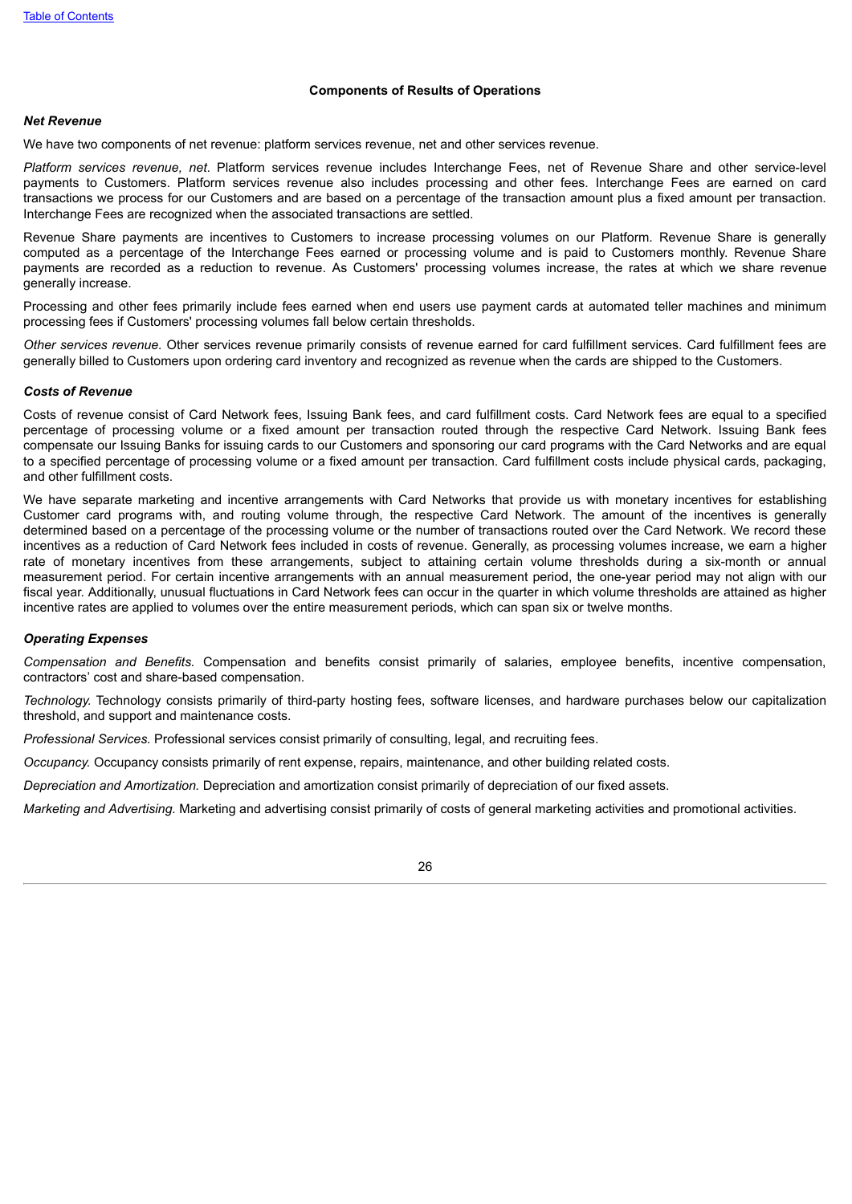## Components of Results of Operations

### *Net Revenue*

We have two components of net revenue: platform services revenue, net and other services revenue.

*Platform services revenue, net*. Platform services revenue includes Interchange Fees, net of Revenue Share and other service-level payments to Customers. Platform services revenue also includes processing and other fees. Interchange Fees are earned on card transactions we process for our Customers and are based on a percentage of the transaction amount plus a fixed amount per transaction. Interchange Fees are recognized when the associated transactions are settled.

Revenue Share payments are incentives to Customers to increase processing volumes on our Platform. Revenue Share is generally computed as a percentage of the Interchange Fees earned or processing volume and is paid to Customers monthly. Revenue Share payments are recorded as a reduction to revenue. As Customers' processing volumes increase, the rates at which we share revenue generally increase.

Processing and other fees primarily include fees earned when end users use payment cards at automated teller machines and minimum processing fees if Customers' processing volumes fall below certain thresholds.

*Other services revenue.* Other services revenue primarily consists of revenue earned for card fulfillment services. Card fulfillment fees are generally billed to Customers upon ordering card inventory and recognized as revenue when the cards are shipped to the Customers.

### *Costs of Revenue*

Costs of revenue consist of Card Network fees, Issuing Bank fees, and card fulfillment costs. Card Network fees are equal to a specified percentage of processing volume or a fixed amount per transaction routed through the respective Card Network. Issuing Bank fees compensate our Issuing Banks for issuing cards to our Customers and sponsoring our card programs with the Card Networks and are equal to a specified percentage of processing volume or a fixed amount per transaction. Card fulfillment costs include physical cards, packaging, and other fulfillment costs.

We have separate marketing and incentive arrangements with Card Networks that provide us with monetary incentives for establishing Customer card programs with, and routing volume through, the respective Card Network. The amount of the incentives is generally determined based on a percentage of the processing volume or the number of transactions routed over the Card Network. We record these incentives as a reduction of Card Network fees included in costs of revenue. Generally, as processing volumes increase, we earn a higher rate of monetary incentives from these arrangements, subject to attaining certain volume thresholds during a six-month or annual measurement period. For certain incentive arrangements with an annual measurement period, the one-year period may not align with our fiscal year. Additionally, unusual fluctuations in Card Network fees can occur in the quarter in which volume thresholds are attained as higher incentive rates are applied to volumes over the entire measurement periods, which can span six or twelve months.

### *Operating Expenses*

*Compensation and Benefits.* Compensation and benefits consist primarily of salaries, employee benefits, incentive compensation, contractors' cost and share-based compensation.

*Technology.* Technology consists primarily of third-party hosting fees, software licenses, and hardware purchases below our capitalization threshold, and support and maintenance costs.

*Professional Services.* Professional services consist primarily of consulting, legal, and recruiting fees.

*Occupancy.* Occupancy consists primarily of rent expense, repairs, maintenance, and other building related costs.

*Depreciation and Amortization.* Depreciation and amortization consist primarily of depreciation of our fixed assets.

*Marketing and Advertising.* Marketing and advertising consist primarily of costs of general marketing activities and promotional activities.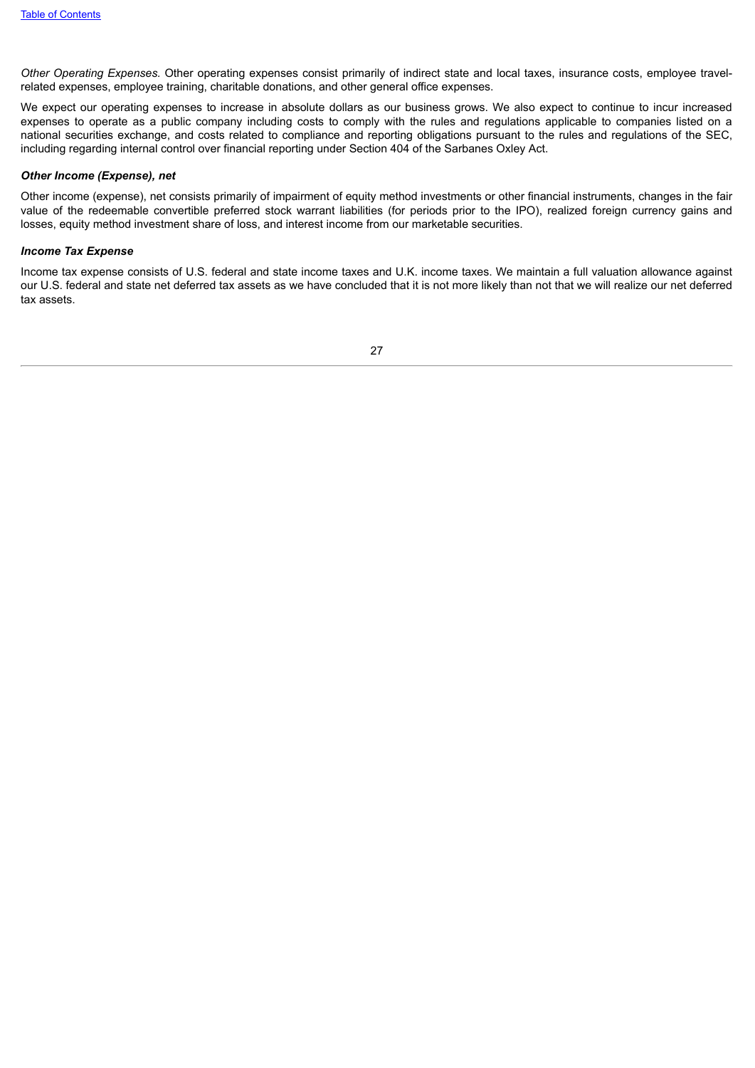*Other Operating Expenses.* Other operating expenses consist primarily of indirect state and local taxes, insurance costs, employee travel-related expenses, employee training, charitable donations, and other general office expenses.

We expect our operating expenses to increase in absolute dollars as our business grows. We also expect to continue to incur increased expenses to operate as a public company including costs to comply with the rules and regulations applicable to companies listed on a national securities exchange, and costs related to compliance and reporting obligations pursuant to the rules and regulations of the SEC, including regarding internal control over financial reporting under Section 404 of the Sarbanes Oxley Act.

***Other Income (Expense), net***

Other income (expense), net consists primarily of impairment of equity method investments or other financial instruments, changes in the fair value of the redeemable convertible preferred stock warrant liabilities (for periods prior to the IPO), realized foreign currency gains and losses, equity method investment share of loss, and interest income from our marketable securities.

***Income Tax Expense***

Income tax expense consists of U.S. federal and state income taxes and U.K. income taxes. We maintain a full valuation allowance against our U.S. federal and state net deferred tax assets as we have concluded that it is not more likely than not that we will realize our net deferred tax assets.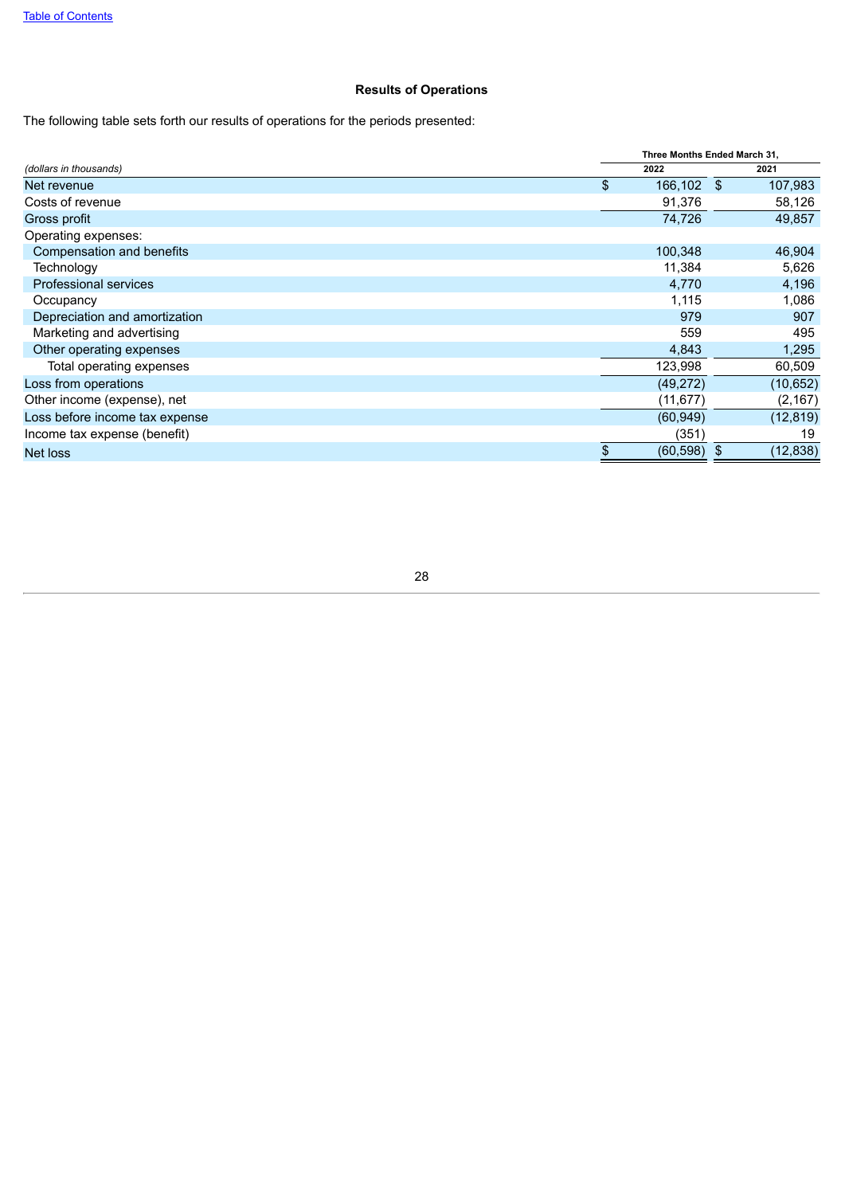[Table of Contents]

## Results of Operations

The following table sets forth our results of operations for the periods presented:

| *(dollars in thousands)* | Three Months Ended March 31, 2022 | Three Months Ended March 31, 2021 |
|---|---|---|
| Net revenue | $ 166,102 | $ 107,983 |
| Costs of revenue | 91,376 | 58,126 |
| Gross profit | 74,726 | 49,857 |
| Operating expenses: | | |
| Compensation and benefits | 100,348 | 46,904 |
| Technology | 11,384 | 5,626 |
| Professional services | 4,770 | 4,196 |
| Occupancy | 1,115 | 1,086 |
| Depreciation and amortization | 979 | 907 |
| Marketing and advertising | 559 | 495 |
| Other operating expenses | 4,843 | 1,295 |
| Total operating expenses | 123,998 | 60,509 |
| Loss from operations | (49,272) | (10,652) |
| Other income (expense), net | (11,677) | (2,167) |
| Loss before income tax expense | (60,949) | (12,819) |
| Income tax expense (benefit) | (351) | 19 |
| Net loss | $ (60,598) | $ (12,838) |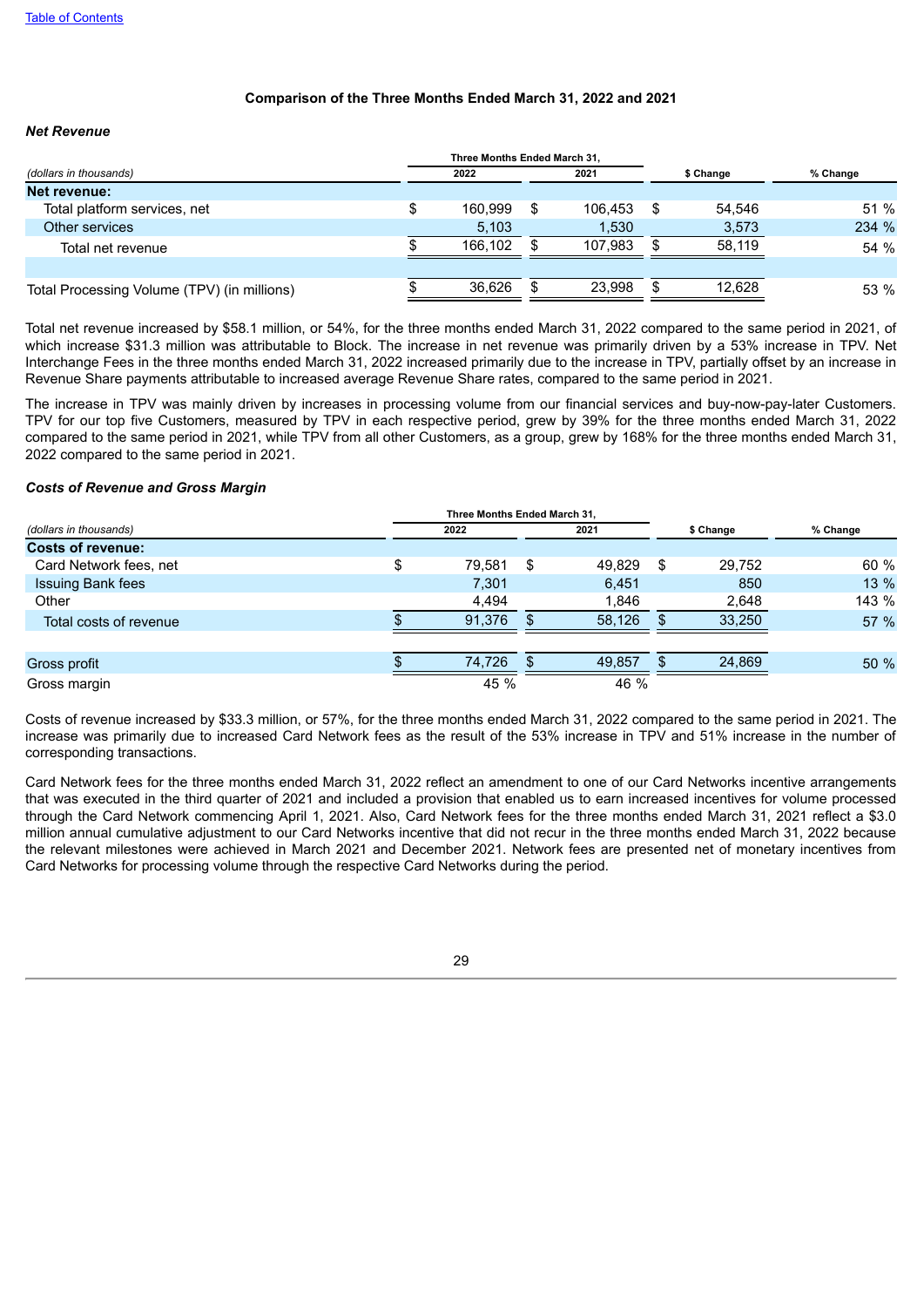### Comparison of the Three Months Ended March 31, 2022 and 2021

***Net Revenue***

| (dollars in thousands) | Three Months Ended March 31, 2022 | 2021 | $ Change | % Change |
|---|---|---|---|---|
| **Net revenue:** | | | | |
| Total platform services, net | $ 160,999 | $ 106,453 | $ 54,546 | 51 % |
| Other services | 5,103 | 1,530 | 3,573 | 234 % |
| Total net revenue | $ 166,102 | $ 107,983 | $ 58,119 | 54 % |
| | | | | |
| Total Processing Volume (TPV) (in millions) | $ 36,626 | $ 23,998 | $ 12,628 | 53 % |

Total net revenue increased by $58.1 million, or 54%, for the three months ended March 31, 2022 compared to the same period in 2021, of which increase $31.3 million was attributable to Block. The increase in net revenue was primarily driven by a 53% increase in TPV. Net Interchange Fees in the three months ended March 31, 2022 increased primarily due to the increase in TPV, partially offset by an increase in Revenue Share payments attributable to increased average Revenue Share rates, compared to the same period in 2021.

The increase in TPV was mainly driven by increases in processing volume from our financial services and buy-now-pay-later Customers. TPV for our top five Customers, measured by TPV in each respective period, grew by 39% for the three months ended March 31, 2022 compared to the same period in 2021, while TPV from all other Customers, as a group, grew by 168% for the three months ended March 31, 2022 compared to the same period in 2021.

***Costs of Revenue and Gross Margin***

| (dollars in thousands) | Three Months Ended March 31, 2022 | 2021 | $ Change | % Change |
|---|---|---|---|---|
| **Costs of revenue:** | | | | |
| Card Network fees, net | $ 79,581 | $ 49,829 | $ 29,752 | 60 % |
| Issuing Bank fees | 7,301 | 6,451 | 850 | 13 % |
| Other | 4,494 | 1,846 | 2,648 | 143 % |
| Total costs of revenue | $ 91,376 | $ 58,126 | $ 33,250 | 57 % |
| | | | | |
| Gross profit | $ 74,726 | $ 49,857 | $ 24,869 | 50 % |
| Gross margin | 45 % | 46 % | | |

Costs of revenue increased by $33.3 million, or 57%, for the three months ended March 31, 2022 compared to the same period in 2021. The increase was primarily due to increased Card Network fees as the result of the 53% increase in TPV and 51% increase in the number of corresponding transactions.

Card Network fees for the three months ended March 31, 2022 reflect an amendment to one of our Card Networks incentive arrangements that was executed in the third quarter of 2021 and included a provision that enabled us to earn increased incentives for volume processed through the Card Network commencing April 1, 2021. Also, Card Network fees for the three months ended March 31, 2021 reflect a $3.0 million annual cumulative adjustment to our Card Networks incentive that did not recur in the three months ended March 31, 2022 because the relevant milestones were achieved in March 2021 and December 2021. Network fees are presented net of monetary incentives from Card Networks for processing volume through the respective Card Networks during the period.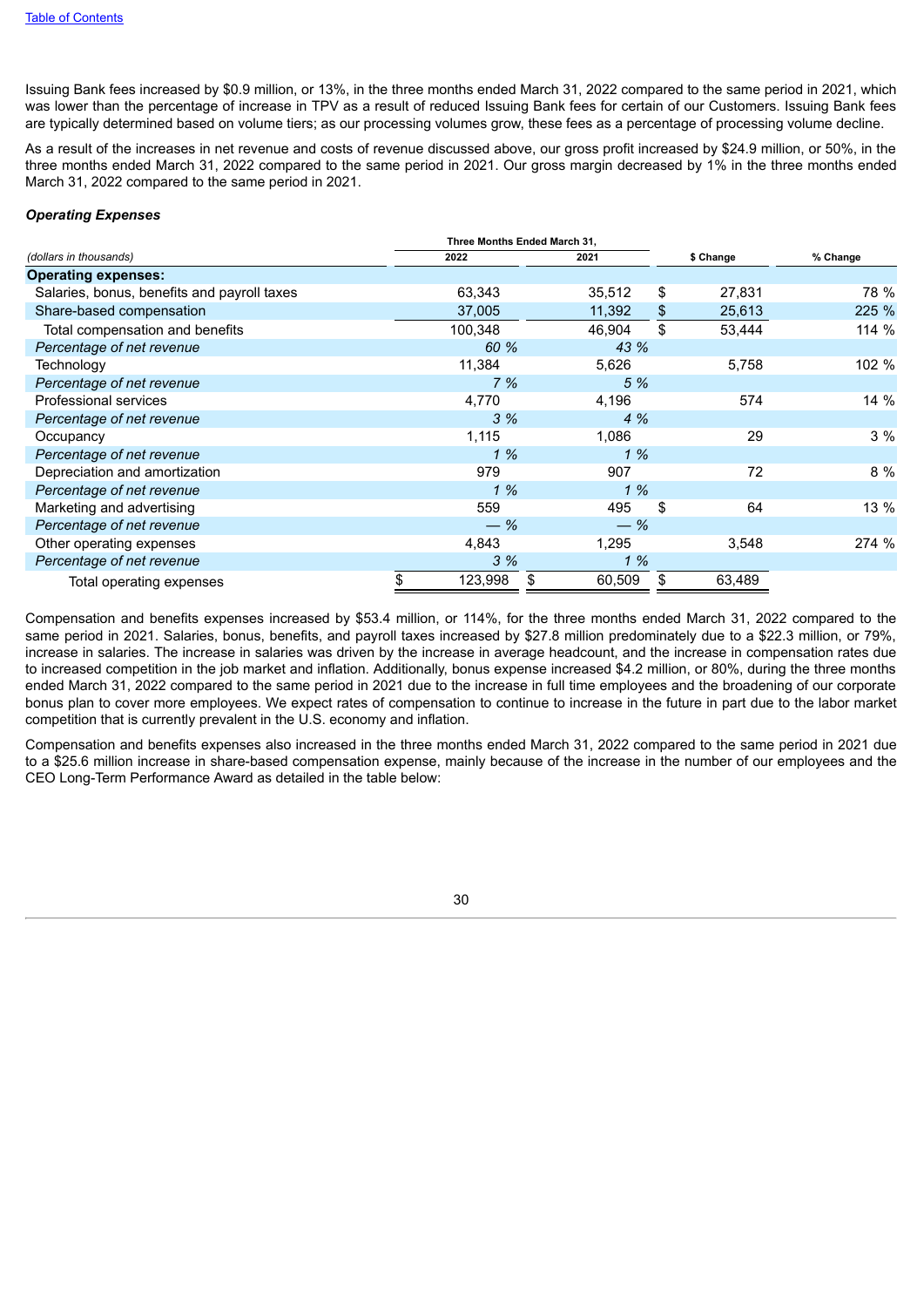Issuing Bank fees increased by $0.9 million, or 13%, in the three months ended March 31, 2022 compared to the same period in 2021, which was lower than the percentage of increase in TPV as a result of reduced Issuing Bank fees for certain of our Customers. Issuing Bank fees are typically determined based on volume tiers; as our processing volumes grow, these fees as a percentage of processing volume decline.

As a result of the increases in net revenue and costs of revenue discussed above, our gross profit increased by $24.9 million, or 50%, in the three months ended March 31, 2022 compared to the same period in 2021. Our gross margin decreased by 1% in the three months ended March 31, 2022 compared to the same period in 2021.

***Operating Expenses***

| *(dollars in thousands)* | Three Months Ended March 31, 2022 | Three Months Ended March 31, 2021 | $ Change | % Change |
|---|---|---|---|---|
| **Operating expenses:** | | | | |
| Salaries, bonus, benefits and payroll taxes | 63,343 | 35,512 | $ 27,831 | 78 % |
| Share-based compensation | 37,005 | 11,392 | $ 25,613 | 225 % |
| Total compensation and benefits | 100,348 | 46,904 | $ 53,444 | 114 % |
| *Percentage of net revenue* | *60 %* | *43 %* | | |
| Technology | 11,384 | 5,626 | 5,758 | 102 % |
| *Percentage of net revenue* | *7 %* | *5 %* | | |
| Professional services | 4,770 | 4,196 | 574 | 14 % |
| *Percentage of net revenue* | *3 %* | *4 %* | | |
| Occupancy | 1,115 | 1,086 | 29 | 3 % |
| *Percentage of net revenue* | *1 %* | *1 %* | | |
| Depreciation and amortization | 979 | 907 | 72 | 8 % |
| *Percentage of net revenue* | *1 %* | *1 %* | | |
| Marketing and advertising | 559 | 495 | $ 64 | 13 % |
| *Percentage of net revenue* | *— %* | *— %* | | |
| Other operating expenses | 4,843 | 1,295 | 3,548 | 274 % |
| *Percentage of net revenue* | *3 %* | *1 %* | | |
| Total operating expenses | $ 123,998 | $ 60,509 | $ 63,489 | |

Compensation and benefits expenses increased by $53.4 million, or 114%, for the three months ended March 31, 2022 compared to the same period in 2021. Salaries, bonus, benefits, and payroll taxes increased by $27.8 million predominately due to a $22.3 million, or 79%, increase in salaries. The increase in salaries was driven by the increase in average headcount, and the increase in compensation rates due to increased competition in the job market and inflation. Additionally, bonus expense increased $4.2 million, or 80%, during the three months ended March 31, 2022 compared to the same period in 2021 due to the increase in full time employees and the broadening of our corporate bonus plan to cover more employees. We expect rates of compensation to continue to increase in the future in part due to the labor market competition that is currently prevalent in the U.S. economy and inflation.

Compensation and benefits expenses also increased in the three months ended March 31, 2022 compared to the same period in 2021 due to a $25.6 million increase in share-based compensation expense, mainly because of the increase in the number of our employees and the CEO Long-Term Performance Award as detailed in the table below: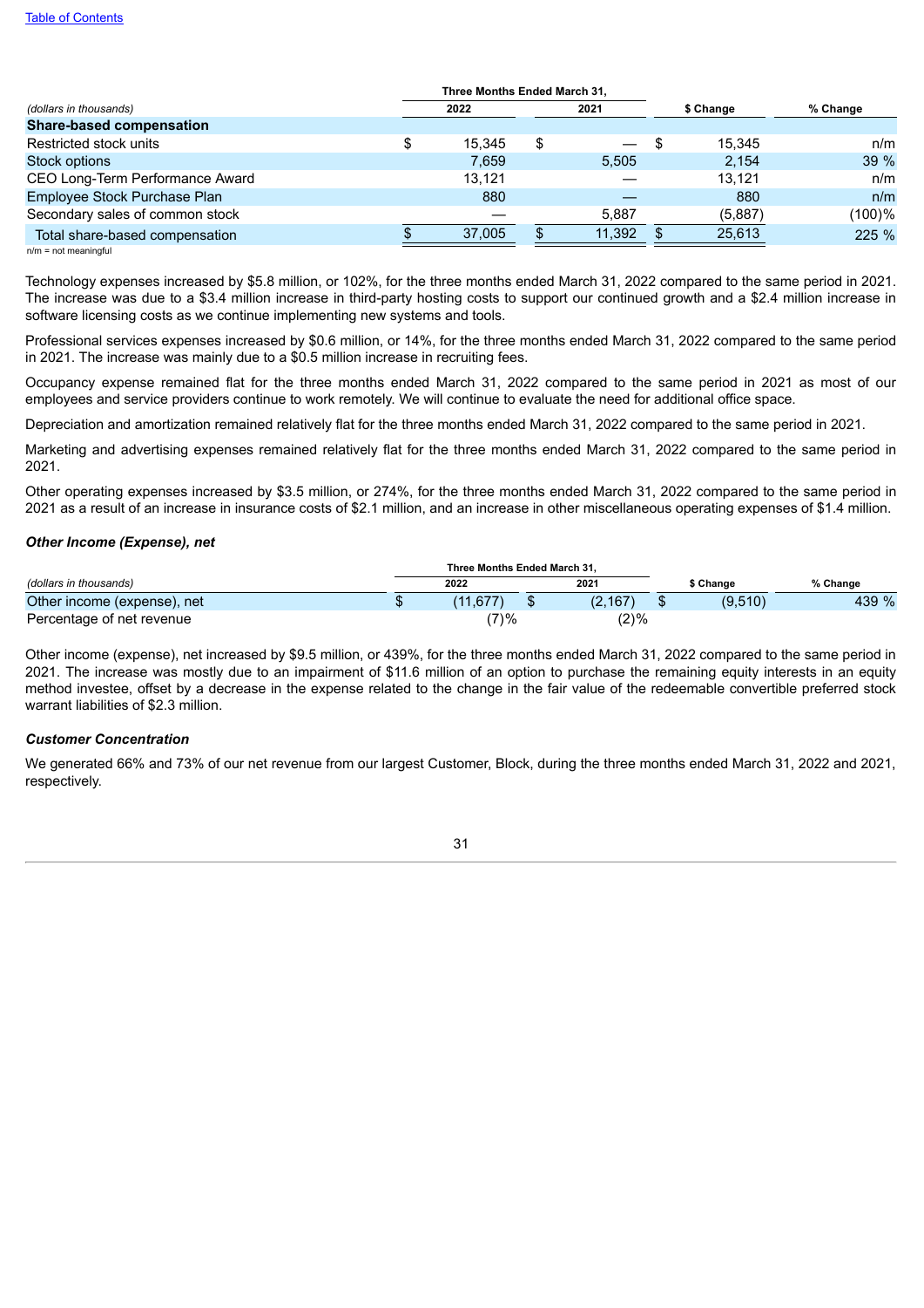| (dollars in thousands) | Three Months Ended March 31, 2022 | 2021 | $ Change | % Change |
|---|---|---|---|---|
| **Share-based compensation** | | | | |
| Restricted stock units | $ 15,345 | $ — | $ 15,345 | n/m |
| Stock options | 7,659 | 5,505 | 2,154 | 39 % |
| CEO Long-Term Performance Award | 13,121 | — | 13,121 | n/m |
| Employee Stock Purchase Plan | 880 | — | 880 | n/m |
| Secondary sales of common stock | — | 5,887 | (5,887) | (100)% |
| Total share-based compensation | $ 37,005 | $ 11,392 | $ 25,613 | 225 % |

n/m = not meaningful

Technology expenses increased by $5.8 million, or 102%, for the three months ended March 31, 2022 compared to the same period in 2021. The increase was due to a $3.4 million increase in third-party hosting costs to support our continued growth and a $2.4 million increase in software licensing costs as we continue implementing new systems and tools.

Professional services expenses increased by $0.6 million, or 14%, for the three months ended March 31, 2022 compared to the same period in 2021. The increase was mainly due to a $0.5 million increase in recruiting fees.

Occupancy expense remained flat for the three months ended March 31, 2022 compared to the same period in 2021 as most of our employees and service providers continue to work remotely. We will continue to evaluate the need for additional office space.

Depreciation and amortization remained relatively flat for the three months ended March 31, 2022 compared to the same period in 2021.

Marketing and advertising expenses remained relatively flat for the three months ended March 31, 2022 compared to the same period in 2021.

Other operating expenses increased by $3.5 million, or 274%, for the three months ended March 31, 2022 compared to the same period in 2021 as a result of an increase in insurance costs of $2.1 million, and an increase in other miscellaneous operating expenses of $1.4 million.

### *Other Income (Expense), net*

| (dollars in thousands) | Three Months Ended March 31, 2022 | 2021 | $ Change | % Change |
|---|---|---|---|---|
| Other income (expense), net | $ (11,677) | $ (2,167) | $ (9,510) | 439 % |
| Percentage of net revenue | (7)% | (2)% | | |

Other income (expense), net increased by $9.5 million, or 439%, for the three months ended March 31, 2022 compared to the same period in 2021. The increase was mostly due to an impairment of $11.6 million of an option to purchase the remaining equity interests in an equity method investee, offset by a decrease in the expense related to the change in the fair value of the redeemable convertible preferred stock warrant liabilities of $2.3 million.

### *Customer Concentration*

We generated 66% and 73% of our net revenue from our largest Customer, Block, during the three months ended March 31, 2022 and 2021, respectively.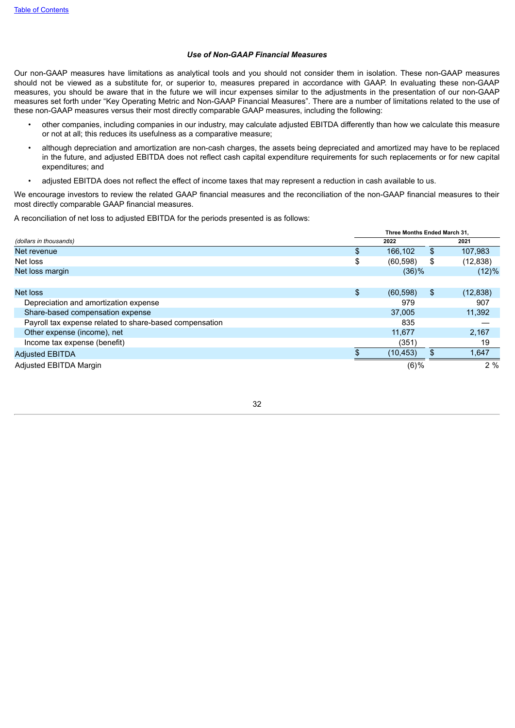### *Use of Non-GAAP Financial Measures*

Our non-GAAP measures have limitations as analytical tools and you should not consider them in isolation. These non-GAAP measures should not be viewed as a substitute for, or superior to, measures prepared in accordance with GAAP. In evaluating these non-GAAP measures, you should be aware that in the future we will incur expenses similar to the adjustments in the presentation of our non-GAAP measures set forth under "Key Operating Metric and Non-GAAP Financial Measures". There are a number of limitations related to the use of these non-GAAP measures versus their most directly comparable GAAP measures, including the following:

- other companies, including companies in our industry, may calculate adjusted EBITDA differently than how we calculate this measure or not at all; this reduces its usefulness as a comparative measure;
- although depreciation and amortization are non-cash charges, the assets being depreciated and amortized may have to be replaced in the future, and adjusted EBITDA does not reflect cash capital expenditure requirements for such replacements or for new capital expenditures; and
- adjusted EBITDA does not reflect the effect of income taxes that may represent a reduction in cash available to us.

We encourage investors to review the related GAAP financial measures and the reconciliation of the non-GAAP financial measures to their most directly comparable GAAP financial measures.

A reconciliation of net loss to adjusted EBITDA for the periods presented is as follows:

| | Three Months Ended March 31, | |
|---|---|---|
| *(dollars in thousands)* | 2022 | 2021 |
| Net revenue | $ 166,102 | $ 107,983 |
| Net loss | $ (60,598) | $ (12,838) |
| Net loss margin | (36)% | (12)% |
| | | |
| Net loss | $ (60,598) | $ (12,838) |
| Depreciation and amortization expense | 979 | 907 |
| Share-based compensation expense | 37,005 | 11,392 |
| Payroll tax expense related to share-based compensation | 835 | — |
| Other expense (income), net | 11,677 | 2,167 |
| Income tax expense (benefit) | (351) | 19 |
| Adjusted EBITDA | $ (10,453) | $ 1,647 |
| Adjusted EBITDA Margin | (6)% | 2 % |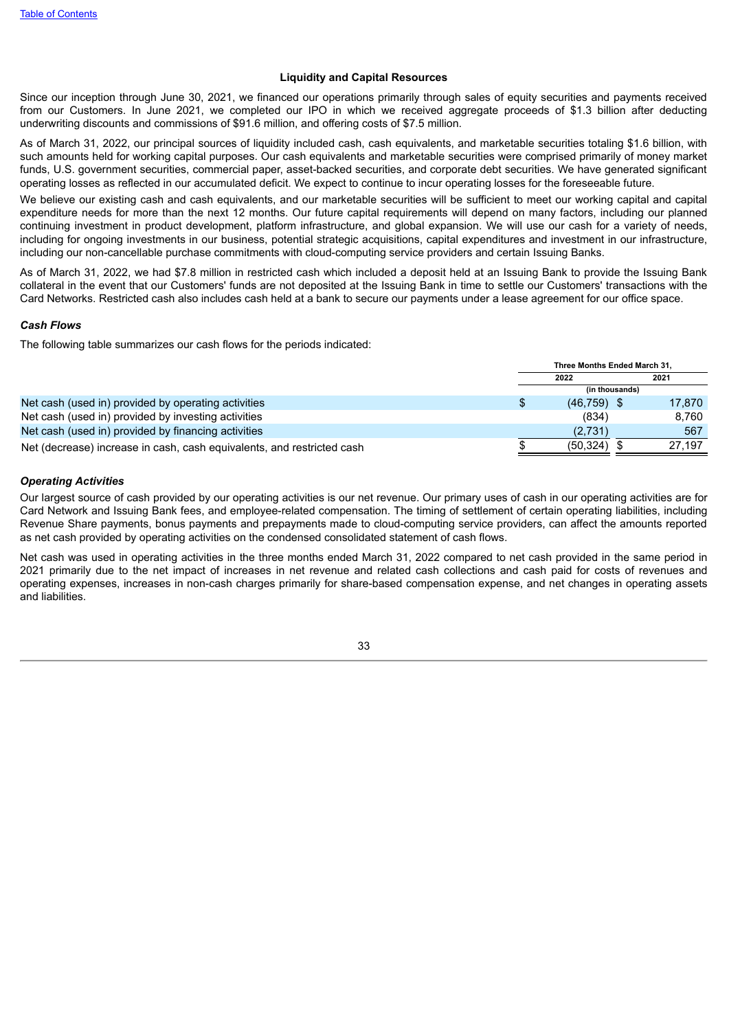## Liquidity and Capital Resources

Since our inception through June 30, 2021, we financed our operations primarily through sales of equity securities and payments received from our Customers. In June 2021, we completed our IPO in which we received aggregate proceeds of $1.3 billion after deducting underwriting discounts and commissions of $91.6 million, and offering costs of $7.5 million.

As of March 31, 2022, our principal sources of liquidity included cash, cash equivalents, and marketable securities totaling $1.6 billion, with such amounts held for working capital purposes. Our cash equivalents and marketable securities were comprised primarily of money market funds, U.S. government securities, commercial paper, asset-backed securities, and corporate debt securities. We have generated significant operating losses as reflected in our accumulated deficit. We expect to continue to incur operating losses for the foreseeable future.

We believe our existing cash and cash equivalents, and our marketable securities will be sufficient to meet our working capital and capital expenditure needs for more than the next 12 months. Our future capital requirements will depend on many factors, including our planned continuing investment in product development, platform infrastructure, and global expansion. We will use our cash for a variety of needs, including for ongoing investments in our business, potential strategic acquisitions, capital expenditures and investment in our infrastructure, including our non-cancellable purchase commitments with cloud-computing service providers and certain Issuing Banks.

As of March 31, 2022, we had $7.8 million in restricted cash which included a deposit held at an Issuing Bank to provide the Issuing Bank collateral in the event that our Customers' funds are not deposited at the Issuing Bank in time to settle our Customers' transactions with the Card Networks. Restricted cash also includes cash held at a bank to secure our payments under a lease agreement for our office space.

### *Cash Flows*

The following table summarizes our cash flows for the periods indicated:

| | Three Months Ended March 31, | |
|---|---|---|
| | 2022 | 2021 |
| | (in thousands) | |
| Net cash (used in) provided by operating activities | $ (46,759) | $ 17,870 |
| Net cash (used in) provided by investing activities | (834) | 8,760 |
| Net cash (used in) provided by financing activities | (2,731) | 567 |
| Net (decrease) increase in cash, cash equivalents, and restricted cash | $ (50,324) | $ 27,197 |

### *Operating Activities*

Our largest source of cash provided by our operating activities is our net revenue. Our primary uses of cash in our operating activities are for Card Network and Issuing Bank fees, and employee-related compensation. The timing of settlement of certain operating liabilities, including Revenue Share payments, bonus payments and prepayments made to cloud-computing service providers, can affect the amounts reported as net cash provided by operating activities on the condensed consolidated statement of cash flows.

Net cash was used in operating activities in the three months ended March 31, 2022 compared to net cash provided in the same period in 2021 primarily due to the net impact of increases in net revenue and related cash collections and cash paid for costs of revenues and operating expenses, increases in non-cash charges primarily for share-based compensation expense, and net changes in operating assets and liabilities.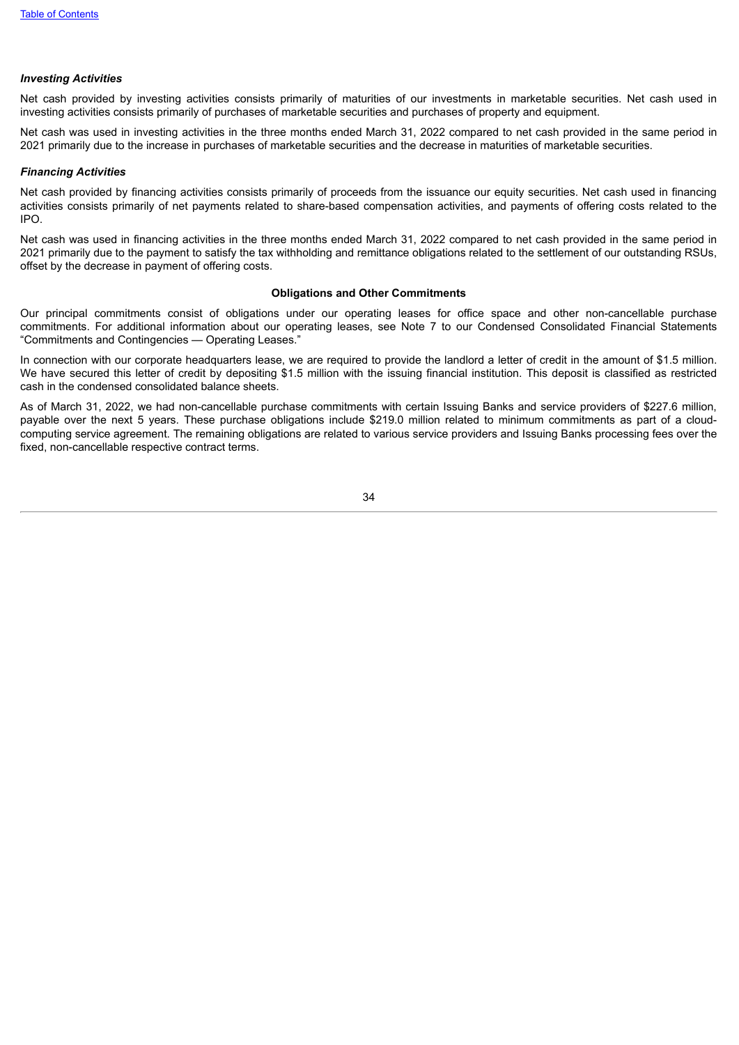### *Investing Activities*

Net cash provided by investing activities consists primarily of maturities of our investments in marketable securities. Net cash used in investing activities consists primarily of purchases of marketable securities and purchases of property and equipment.

Net cash was used in investing activities in the three months ended March 31, 2022 compared to net cash provided in the same period in 2021 primarily due to the increase in purchases of marketable securities and the decrease in maturities of marketable securities.

### *Financing Activities*

Net cash provided by financing activities consists primarily of proceeds from the issuance our equity securities. Net cash used in financing activities consists primarily of net payments related to share-based compensation activities, and payments of offering costs related to the IPO.

Net cash was used in financing activities in the three months ended March 31, 2022 compared to net cash provided in the same period in 2021 primarily due to the payment to satisfy the tax withholding and remittance obligations related to the settlement of our outstanding RSUs, offset by the decrease in payment of offering costs.

## Obligations and Other Commitments

Our principal commitments consist of obligations under our operating leases for office space and other non-cancellable purchase commitments. For additional information about our operating leases, see Note 7 to our Condensed Consolidated Financial Statements "Commitments and Contingencies — Operating Leases."

In connection with our corporate headquarters lease, we are required to provide the landlord a letter of credit in the amount of $1.5 million. We have secured this letter of credit by depositing $1.5 million with the issuing financial institution. This deposit is classified as restricted cash in the condensed consolidated balance sheets.

As of March 31, 2022, we had non-cancellable purchase commitments with certain Issuing Banks and service providers of $227.6 million, payable over the next 5 years. These purchase obligations include $219.0 million related to minimum commitments as part of a cloud-computing service agreement. The remaining obligations are related to various service providers and Issuing Banks processing fees over the fixed, non-cancellable respective contract terms.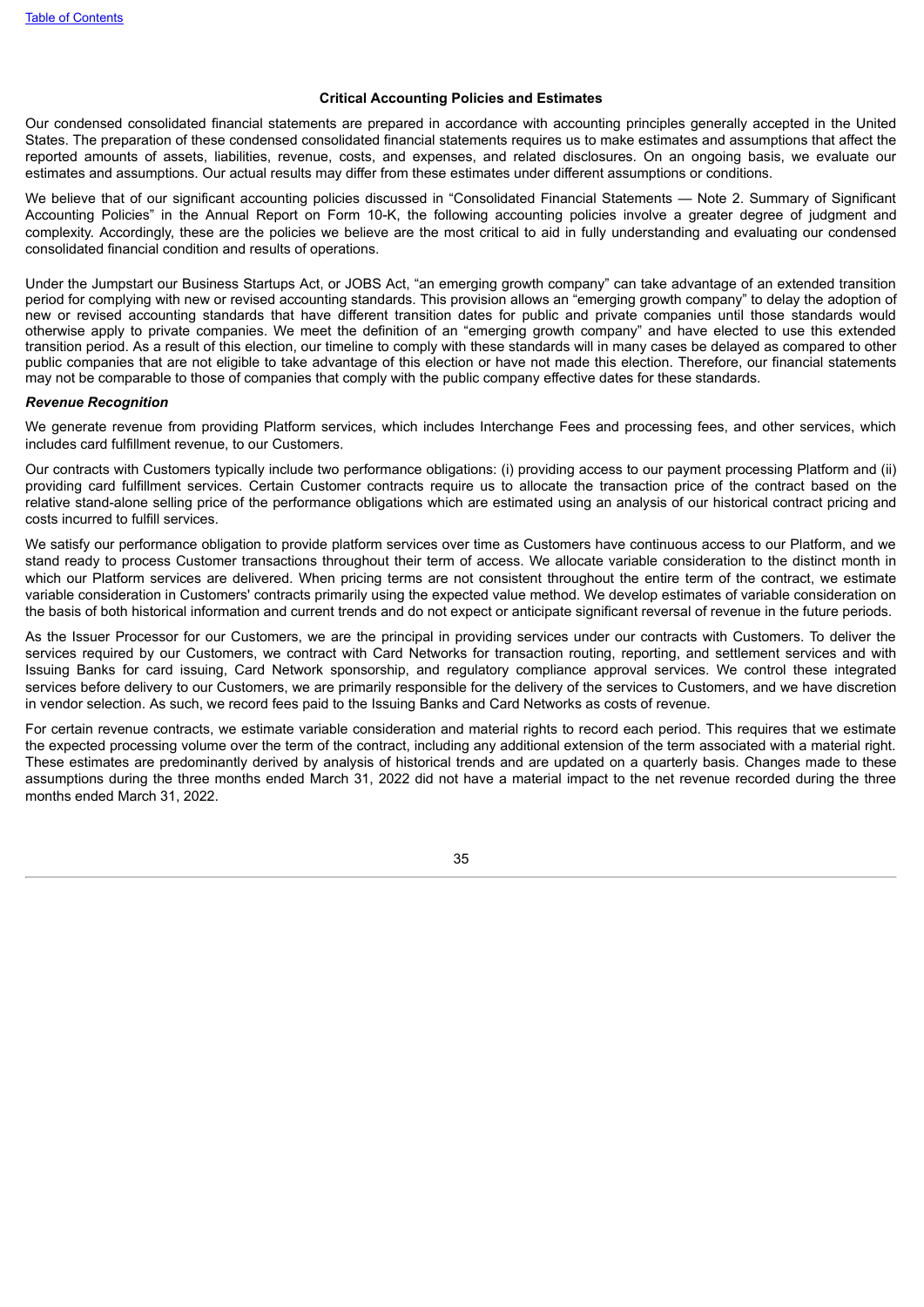### Critical Accounting Policies and Estimates

Our condensed consolidated financial statements are prepared in accordance with accounting principles generally accepted in the United States. The preparation of these condensed consolidated financial statements requires us to make estimates and assumptions that affect the reported amounts of assets, liabilities, revenue, costs, and expenses, and related disclosures. On an ongoing basis, we evaluate our estimates and assumptions. Our actual results may differ from these estimates under different assumptions or conditions.

We believe that of our significant accounting policies discussed in "Consolidated Financial Statements — Note 2. Summary of Significant Accounting Policies" in the Annual Report on Form 10-K, the following accounting policies involve a greater degree of judgment and complexity. Accordingly, these are the policies we believe are the most critical to aid in fully understanding and evaluating our condensed consolidated financial condition and results of operations.

Under the Jumpstart our Business Startups Act, or JOBS Act, "an emerging growth company" can take advantage of an extended transition period for complying with new or revised accounting standards. This provision allows an "emerging growth company" to delay the adoption of new or revised accounting standards that have different transition dates for public and private companies until those standards would otherwise apply to private companies. We meet the definition of an "emerging growth company" and have elected to use this extended transition period. As a result of this election, our timeline to comply with these standards will in many cases be delayed as compared to other public companies that are not eligible to take advantage of this election or have not made this election. Therefore, our financial statements may not be comparable to those of companies that comply with the public company effective dates for these standards.

***Revenue Recognition***

We generate revenue from providing Platform services, which includes Interchange Fees and processing fees, and other services, which includes card fulfillment revenue, to our Customers.

Our contracts with Customers typically include two performance obligations: (i) providing access to our payment processing Platform and (ii) providing card fulfillment services. Certain Customer contracts require us to allocate the transaction price of the contract based on the relative stand-alone selling price of the performance obligations which are estimated using an analysis of our historical contract pricing and costs incurred to fulfill services.

We satisfy our performance obligation to provide platform services over time as Customers have continuous access to our Platform, and we stand ready to process Customer transactions throughout their term of access. We allocate variable consideration to the distinct month in which our Platform services are delivered. When pricing terms are not consistent throughout the entire term of the contract, we estimate variable consideration in Customers' contracts primarily using the expected value method. We develop estimates of variable consideration on the basis of both historical information and current trends and do not expect or anticipate significant reversal of revenue in the future periods.

As the Issuer Processor for our Customers, we are the principal in providing services under our contracts with Customers. To deliver the services required by our Customers, we contract with Card Networks for transaction routing, reporting, and settlement services and with Issuing Banks for card issuing, Card Network sponsorship, and regulatory compliance approval services. We control these integrated services before delivery to our Customers, we are primarily responsible for the delivery of the services to Customers, and we have discretion in vendor selection. As such, we record fees paid to the Issuing Banks and Card Networks as costs of revenue.

For certain revenue contracts, we estimate variable consideration and material rights to record each period. This requires that we estimate the expected processing volume over the term of the contract, including any additional extension of the term associated with a material right. These estimates are predominantly derived by analysis of historical trends and are updated on a quarterly basis. Changes made to these assumptions during the three months ended March 31, 2022 did not have a material impact to the net revenue recorded during the three months ended March 31, 2022.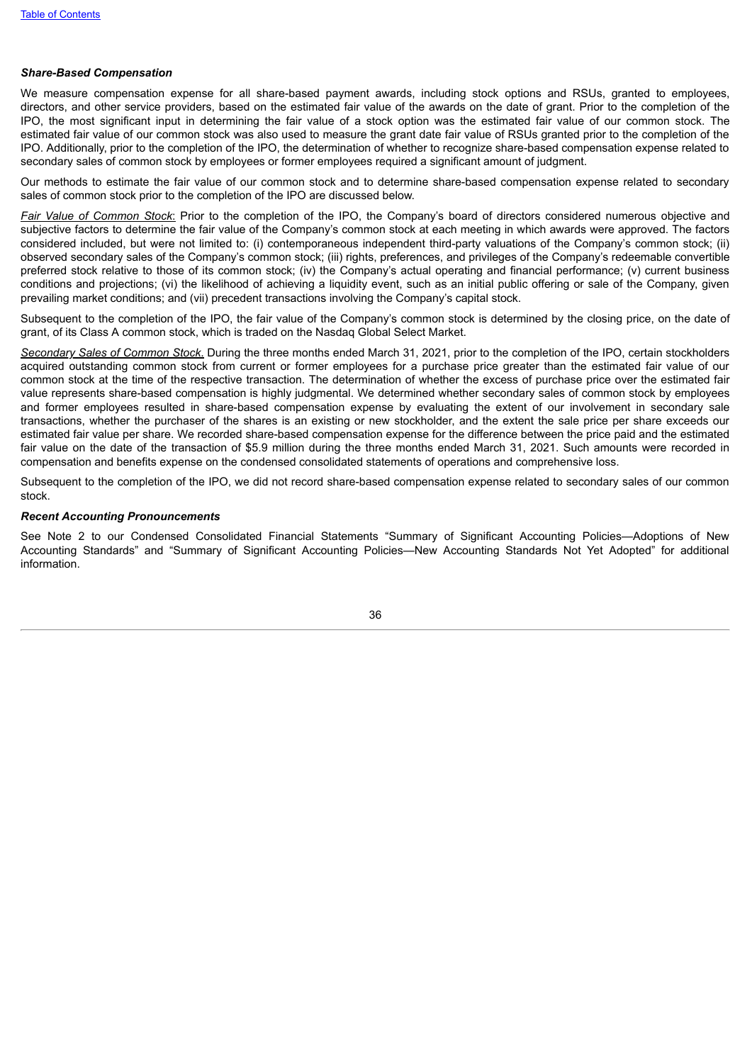**_Share-Based Compensation_**

We measure compensation expense for all share-based payment awards, including stock options and RSUs, granted to employees, directors, and other service providers, based on the estimated fair value of the awards on the date of grant. Prior to the completion of the IPO, the most significant input in determining the fair value of a stock option was the estimated fair value of our common stock. The estimated fair value of our common stock was also used to measure the grant date fair value of RSUs granted prior to the completion of the IPO. Additionally, prior to the completion of the IPO, the determination of whether to recognize share-based compensation expense related to secondary sales of common stock by employees or former employees required a significant amount of judgment.

Our methods to estimate the fair value of our common stock and to determine share-based compensation expense related to secondary sales of common stock prior to the completion of the IPO are discussed below.

_Fair Value of Common Stock_: Prior to the completion of the IPO, the Company's board of directors considered numerous objective and subjective factors to determine the fair value of the Company's common stock at each meeting in which awards were approved. The factors considered included, but were not limited to: (i) contemporaneous independent third-party valuations of the Company's common stock; (ii) observed secondary sales of the Company's common stock; (iii) rights, preferences, and privileges of the Company's redeemable convertible preferred stock relative to those of its common stock; (iv) the Company's actual operating and financial performance; (v) current business conditions and projections; (vi) the likelihood of achieving a liquidity event, such as an initial public offering or sale of the Company, given prevailing market conditions; and (vii) precedent transactions involving the Company's capital stock.

Subsequent to the completion of the IPO, the fair value of the Company's common stock is determined by the closing price, on the date of grant, of its Class A common stock, which is traded on the Nasdaq Global Select Market.

_Secondary Sales of Common Stock_. During the three months ended March 31, 2021, prior to the completion of the IPO, certain stockholders acquired outstanding common stock from current or former employees for a purchase price greater than the estimated fair value of our common stock at the time of the respective transaction. The determination of whether the excess of purchase price over the estimated fair value represents share-based compensation is highly judgmental. We determined whether secondary sales of common stock by employees and former employees resulted in share-based compensation expense by evaluating the extent of our involvement in secondary sale transactions, whether the purchaser of the shares is an existing or new stockholder, and the extent the sale price per share exceeds our estimated fair value per share. We recorded share-based compensation expense for the difference between the price paid and the estimated fair value on the date of the transaction of $5.9 million during the three months ended March 31, 2021. Such amounts were recorded in compensation and benefits expense on the condensed consolidated statements of operations and comprehensive loss.

Subsequent to the completion of the IPO, we did not record share-based compensation expense related to secondary sales of our common stock.

**_Recent Accounting Pronouncements_**

See Note 2 to our Condensed Consolidated Financial Statements "Summary of Significant Accounting Policies—Adoptions of New Accounting Standards" and "Summary of Significant Accounting Policies—New Accounting Standards Not Yet Adopted" for additional information.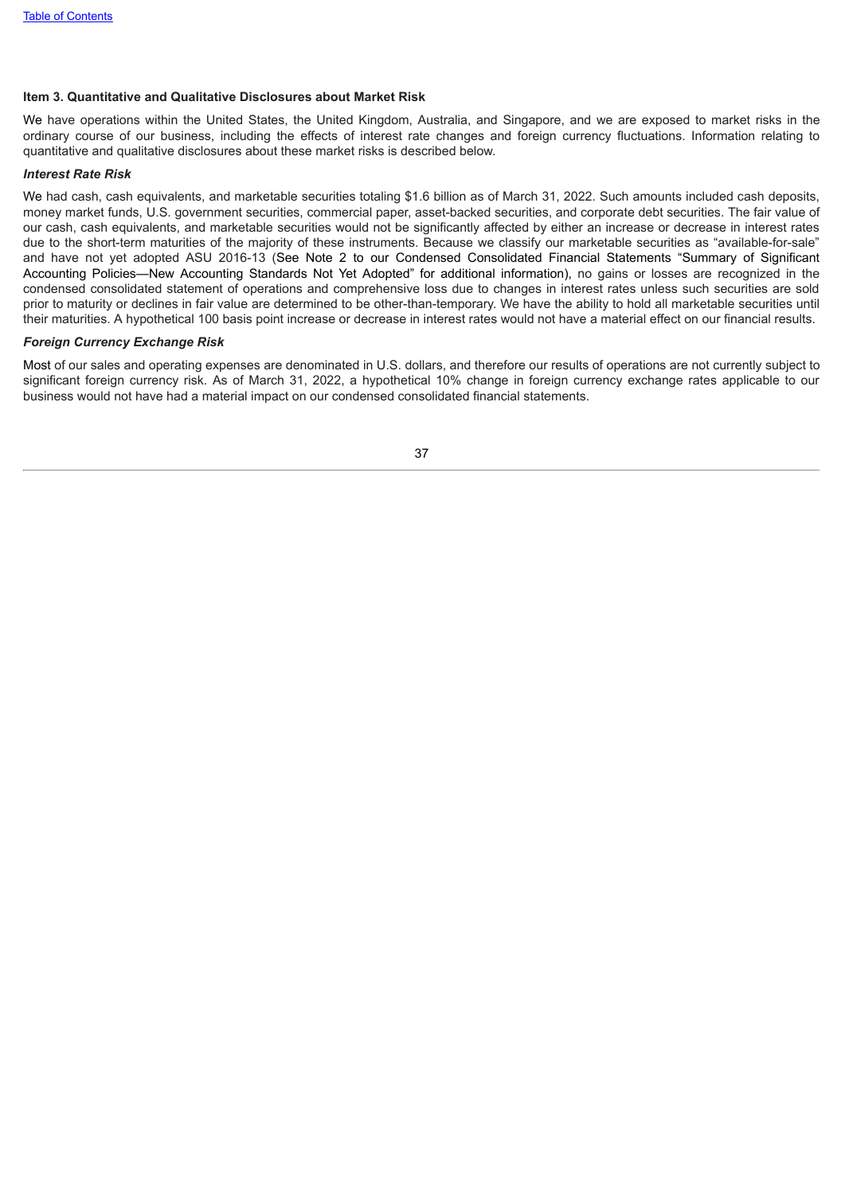### Item 3. Quantitative and Qualitative Disclosures about Market Risk

We have operations within the United States, the United Kingdom, Australia, and Singapore, and we are exposed to market risks in the ordinary course of our business, including the effects of interest rate changes and foreign currency fluctuations. Information relating to quantitative and qualitative disclosures about these market risks is described below.

***Interest Rate Risk***

We had cash, cash equivalents, and marketable securities totaling $1.6 billion as of March 31, 2022. Such amounts included cash deposits, money market funds, U.S. government securities, commercial paper, asset-backed securities, and corporate debt securities. The fair value of our cash, cash equivalents, and marketable securities would not be significantly affected by either an increase or decrease in interest rates due to the short-term maturities of the majority of these instruments. Because we classify our marketable securities as "available-for-sale" and have not yet adopted ASU 2016-13 (See Note 2 to our Condensed Consolidated Financial Statements "Summary of Significant Accounting Policies—New Accounting Standards Not Yet Adopted" for additional information), no gains or losses are recognized in the condensed consolidated statement of operations and comprehensive loss due to changes in interest rates unless such securities are sold prior to maturity or declines in fair value are determined to be other-than-temporary. We have the ability to hold all marketable securities until their maturities. A hypothetical 100 basis point increase or decrease in interest rates would not have a material effect on our financial results.

***Foreign Currency Exchange Risk***

Most of our sales and operating expenses are denominated in U.S. dollars, and therefore our results of operations are not currently subject to significant foreign currency risk. As of March 31, 2022, a hypothetical 10% change in foreign currency exchange rates applicable to our business would not have had a material impact on our condensed consolidated financial statements.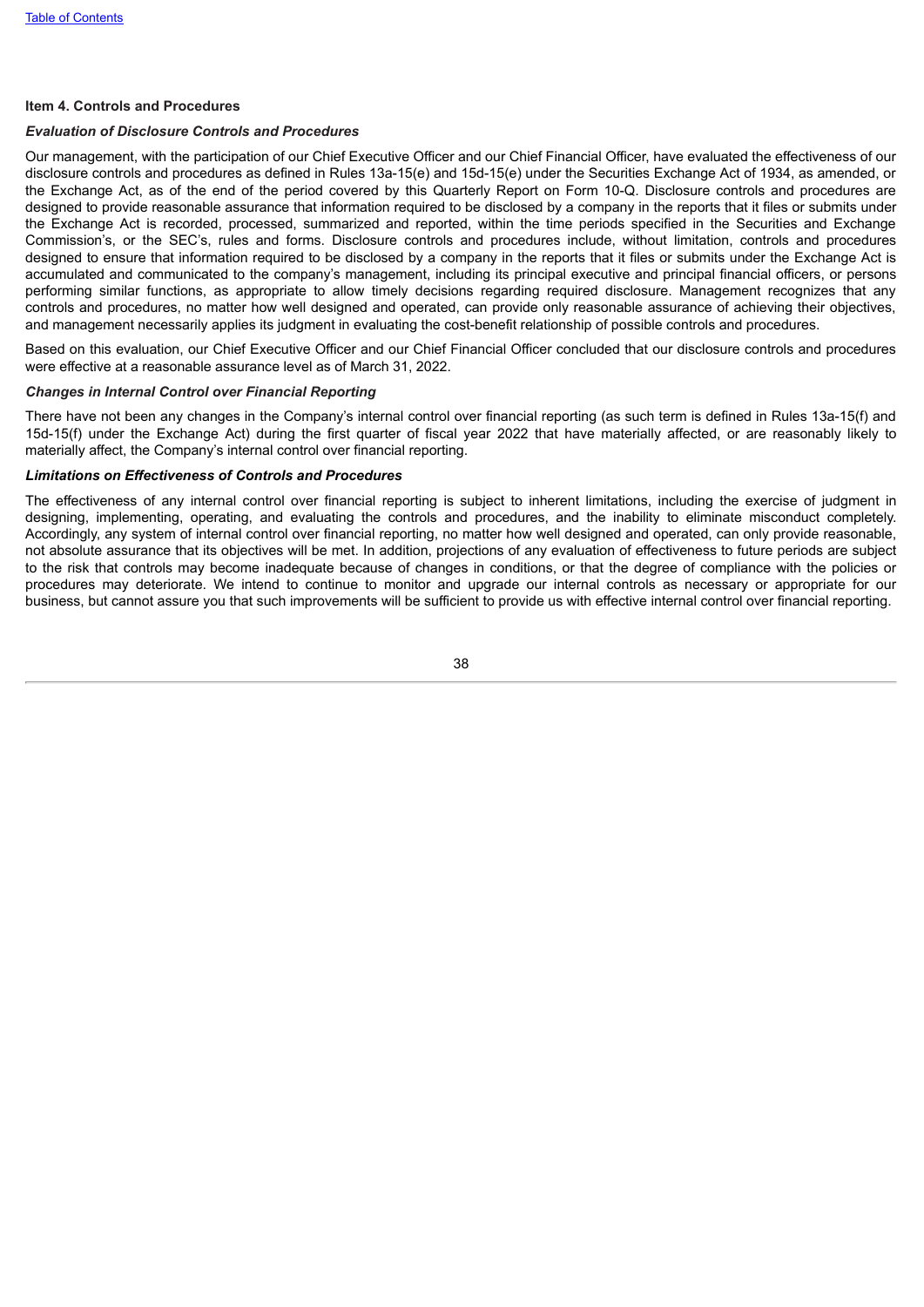## Item 4. Controls and Procedures

### *Evaluation of Disclosure Controls and Procedures*

Our management, with the participation of our Chief Executive Officer and our Chief Financial Officer, have evaluated the effectiveness of our disclosure controls and procedures as defined in Rules 13a-15(e) and 15d-15(e) under the Securities Exchange Act of 1934, as amended, or the Exchange Act, as of the end of the period covered by this Quarterly Report on Form 10-Q. Disclosure controls and procedures are designed to provide reasonable assurance that information required to be disclosed by a company in the reports that it files or submits under the Exchange Act is recorded, processed, summarized and reported, within the time periods specified in the Securities and Exchange Commission's, or the SEC's, rules and forms. Disclosure controls and procedures include, without limitation, controls and procedures designed to ensure that information required to be disclosed by a company in the reports that it files or submits under the Exchange Act is accumulated and communicated to the company's management, including its principal executive and principal financial officers, or persons performing similar functions, as appropriate to allow timely decisions regarding required disclosure. Management recognizes that any controls and procedures, no matter how well designed and operated, can provide only reasonable assurance of achieving their objectives, and management necessarily applies its judgment in evaluating the cost-benefit relationship of possible controls and procedures.

Based on this evaluation, our Chief Executive Officer and our Chief Financial Officer concluded that our disclosure controls and procedures were effective at a reasonable assurance level as of March 31, 2022.

### *Changes in Internal Control over Financial Reporting*

There have not been any changes in the Company's internal control over financial reporting (as such term is defined in Rules 13a-15(f) and 15d-15(f) under the Exchange Act) during the first quarter of fiscal year 2022 that have materially affected, or are reasonably likely to materially affect, the Company's internal control over financial reporting.

### *Limitations on Effectiveness of Controls and Procedures*

The effectiveness of any internal control over financial reporting is subject to inherent limitations, including the exercise of judgment in designing, implementing, operating, and evaluating the controls and procedures, and the inability to eliminate misconduct completely. Accordingly, any system of internal control over financial reporting, no matter how well designed and operated, can only provide reasonable, not absolute assurance that its objectives will be met. In addition, projections of any evaluation of effectiveness to future periods are subject to the risk that controls may become inadequate because of changes in conditions, or that the degree of compliance with the policies or procedures may deteriorate. We intend to continue to monitor and upgrade our internal controls as necessary or appropriate for our business, but cannot assure you that such improvements will be sufficient to provide us with effective internal control over financial reporting.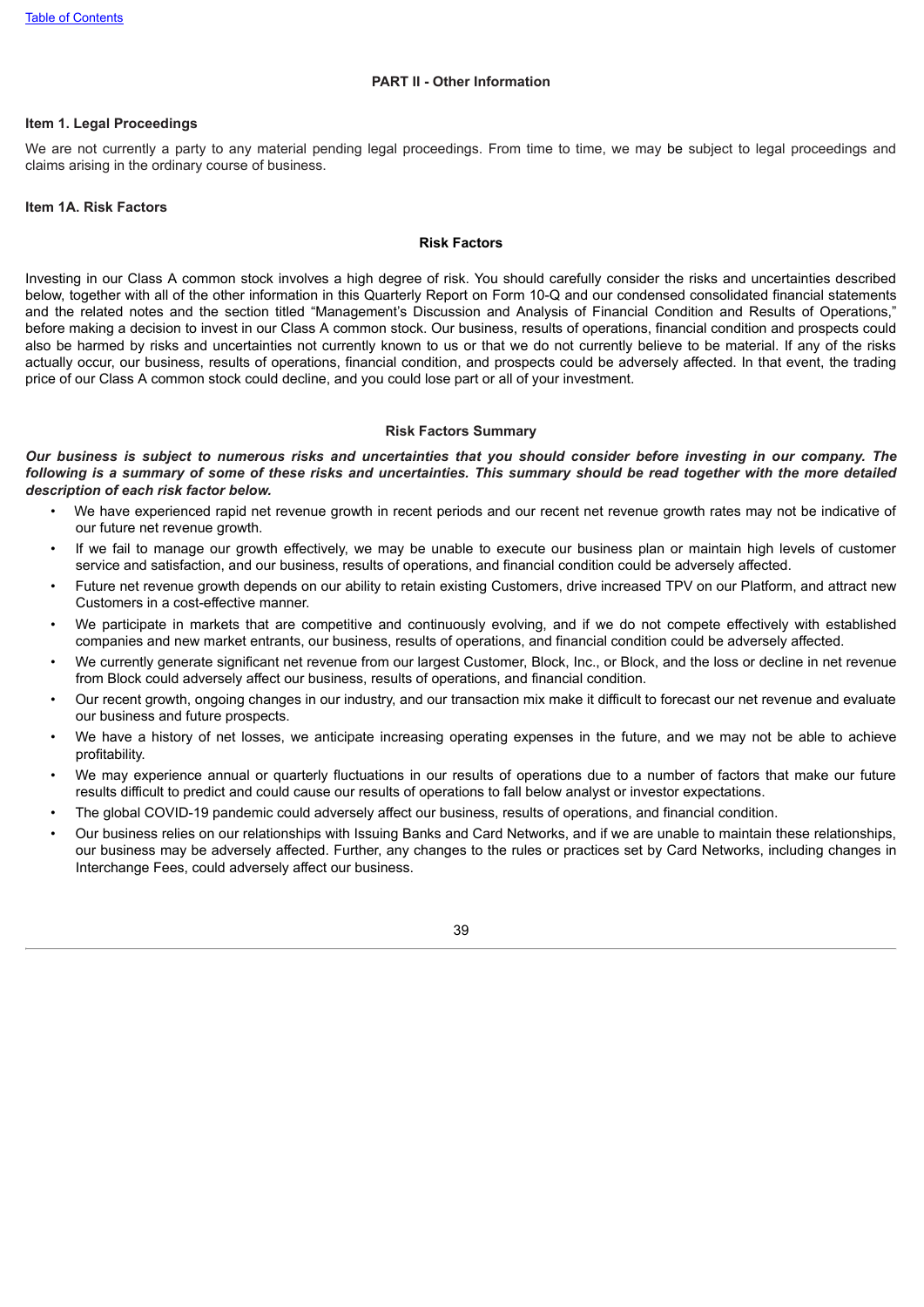## PART II - Other Information

### Item 1. Legal Proceedings

We are not currently a party to any material pending legal proceedings. From time to time, we may be subject to legal proceedings and claims arising in the ordinary course of business.

### Item 1A. Risk Factors

#### Risk Factors

Investing in our Class A common stock involves a high degree of risk. You should carefully consider the risks and uncertainties described below, together with all of the other information in this Quarterly Report on Form 10-Q and our condensed consolidated financial statements and the related notes and the section titled "Management's Discussion and Analysis of Financial Condition and Results of Operations," before making a decision to invest in our Class A common stock. Our business, results of operations, financial condition and prospects could also be harmed by risks and uncertainties not currently known to us or that we do not currently believe to be material. If any of the risks actually occur, our business, results of operations, financial condition, and prospects could be adversely affected. In that event, the trading price of our Class A common stock could decline, and you could lose part or all of your investment.

#### Risk Factors Summary

***Our business is subject to numerous risks and uncertainties that you should consider before investing in our company. The following is a summary of some of these risks and uncertainties. This summary should be read together with the more detailed description of each risk factor below.***

- We have experienced rapid net revenue growth in recent periods and our recent net revenue growth rates may not be indicative of our future net revenue growth.
- If we fail to manage our growth effectively, we may be unable to execute our business plan or maintain high levels of customer service and satisfaction, and our business, results of operations, and financial condition could be adversely affected.
- Future net revenue growth depends on our ability to retain existing Customers, drive increased TPV on our Platform, and attract new Customers in a cost-effective manner.
- We participate in markets that are competitive and continuously evolving, and if we do not compete effectively with established companies and new market entrants, our business, results of operations, and financial condition could be adversely affected.
- We currently generate significant net revenue from our largest Customer, Block, Inc., or Block, and the loss or decline in net revenue from Block could adversely affect our business, results of operations, and financial condition.
- Our recent growth, ongoing changes in our industry, and our transaction mix make it difficult to forecast our net revenue and evaluate our business and future prospects.
- We have a history of net losses, we anticipate increasing operating expenses in the future, and we may not be able to achieve profitability.
- We may experience annual or quarterly fluctuations in our results of operations due to a number of factors that make our future results difficult to predict and could cause our results of operations to fall below analyst or investor expectations.
- The global COVID-19 pandemic could adversely affect our business, results of operations, and financial condition.
- Our business relies on our relationships with Issuing Banks and Card Networks, and if we are unable to maintain these relationships, our business may be adversely affected. Further, any changes to the rules or practices set by Card Networks, including changes in Interchange Fees, could adversely affect our business.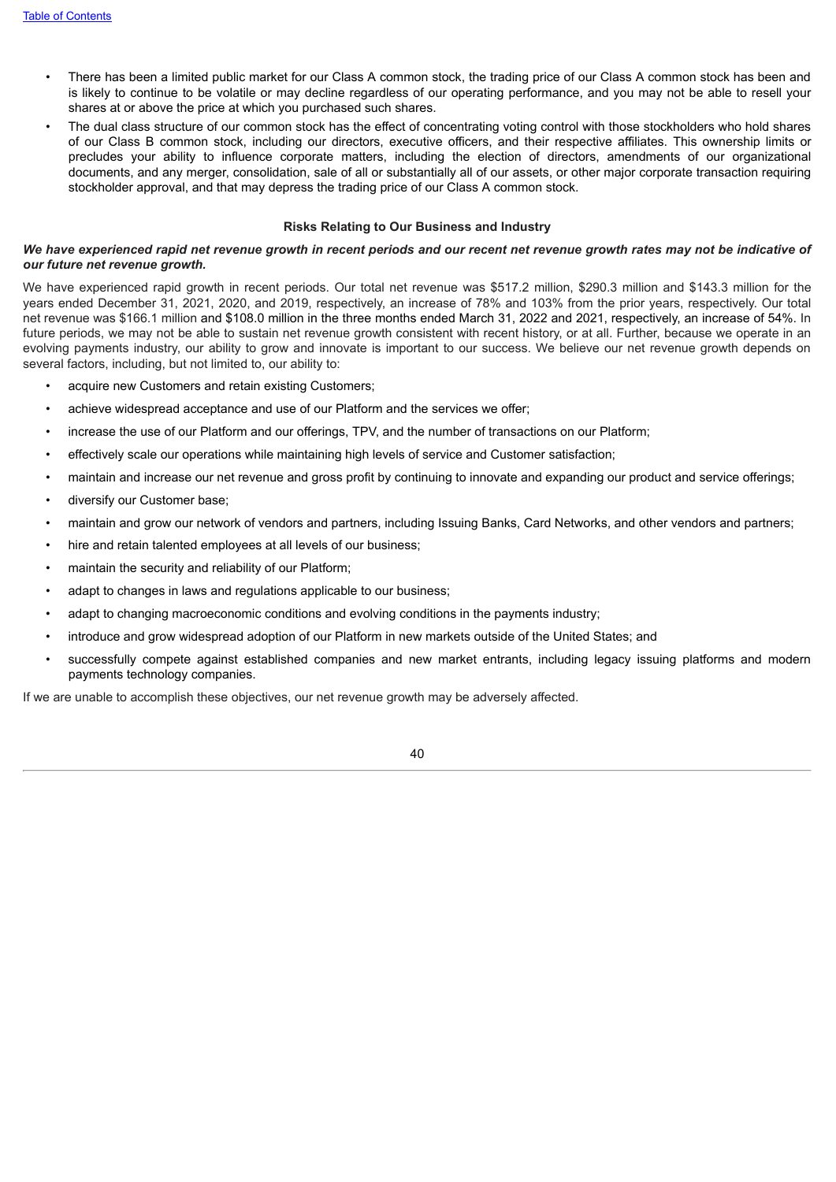- There has been a limited public market for our Class A common stock, the trading price of our Class A common stock has been and is likely to continue to be volatile or may decline regardless of our operating performance, and you may not be able to resell your shares at or above the price at which you purchased such shares.
- The dual class structure of our common stock has the effect of concentrating voting control with those stockholders who hold shares of our Class B common stock, including our directors, executive officers, and their respective affiliates. This ownership limits or precludes your ability to influence corporate matters, including the election of directors, amendments of our organizational documents, and any merger, consolidation, sale of all or substantially all of our assets, or other major corporate transaction requiring stockholder approval, and that may depress the trading price of our Class A common stock.

## Risks Relating to Our Business and Industry

***We have experienced rapid net revenue growth in recent periods and our recent net revenue growth rates may not be indicative of our future net revenue growth.***

We have experienced rapid growth in recent periods. Our total net revenue was $517.2 million, $290.3 million and $143.3 million for the years ended December 31, 2021, 2020, and 2019, respectively, an increase of 78% and 103% from the prior years, respectively. Our total net revenue was $166.1 million and $108.0 million in the three months ended March 31, 2022 and 2021, respectively, an increase of 54%. In future periods, we may not be able to sustain net revenue growth consistent with recent history, or at all. Further, because we operate in an evolving payments industry, our ability to grow and innovate is important to our success. We believe our net revenue growth depends on several factors, including, but not limited to, our ability to:

- acquire new Customers and retain existing Customers;
- achieve widespread acceptance and use of our Platform and the services we offer;
- increase the use of our Platform and our offerings, TPV, and the number of transactions on our Platform;
- effectively scale our operations while maintaining high levels of service and Customer satisfaction;
- maintain and increase our net revenue and gross profit by continuing to innovate and expanding our product and service offerings;
- diversify our Customer base;
- maintain and grow our network of vendors and partners, including Issuing Banks, Card Networks, and other vendors and partners;
- hire and retain talented employees at all levels of our business;
- maintain the security and reliability of our Platform;
- adapt to changes in laws and regulations applicable to our business;
- adapt to changing macroeconomic conditions and evolving conditions in the payments industry;
- introduce and grow widespread adoption of our Platform in new markets outside of the United States; and
- successfully compete against established companies and new market entrants, including legacy issuing platforms and modern payments technology companies.

If we are unable to accomplish these objectives, our net revenue growth may be adversely affected.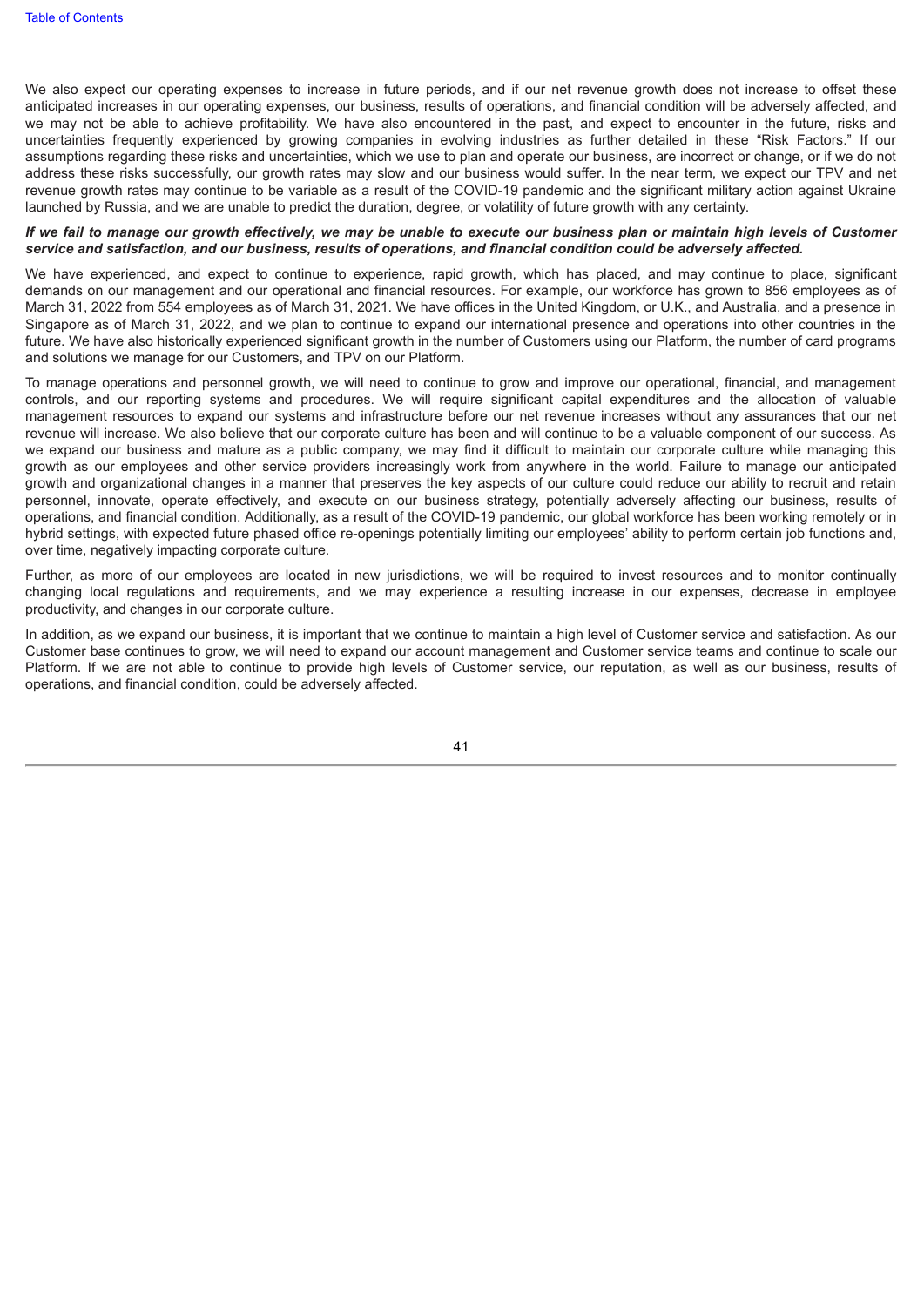We also expect our operating expenses to increase in future periods, and if our net revenue growth does not increase to offset these anticipated increases in our operating expenses, our business, results of operations, and financial condition will be adversely affected, and we may not be able to achieve profitability. We have also encountered in the past, and expect to encounter in the future, risks and uncertainties frequently experienced by growing companies in evolving industries as further detailed in these "Risk Factors." If our assumptions regarding these risks and uncertainties, which we use to plan and operate our business, are incorrect or change, or if we do not address these risks successfully, our growth rates may slow and our business would suffer. In the near term, we expect our TPV and net revenue growth rates may continue to be variable as a result of the COVID-19 pandemic and the significant military action against Ukraine launched by Russia, and we are unable to predict the duration, degree, or volatility of future growth with any certainty.

***If we fail to manage our growth effectively, we may be unable to execute our business plan or maintain high levels of Customer service and satisfaction, and our business, results of operations, and financial condition could be adversely affected.***

We have experienced, and expect to continue to experience, rapid growth, which has placed, and may continue to place, significant demands on our management and our operational and financial resources. For example, our workforce has grown to 856 employees as of March 31, 2022 from 554 employees as of March 31, 2021. We have offices in the United Kingdom, or U.K., and Australia, and a presence in Singapore as of March 31, 2022, and we plan to continue to expand our international presence and operations into other countries in the future. We have also historically experienced significant growth in the number of Customers using our Platform, the number of card programs and solutions we manage for our Customers, and TPV on our Platform.

To manage operations and personnel growth, we will need to continue to grow and improve our operational, financial, and management controls, and our reporting systems and procedures. We will require significant capital expenditures and the allocation of valuable management resources to expand our systems and infrastructure before our net revenue increases without any assurances that our net revenue will increase. We also believe that our corporate culture has been and will continue to be a valuable component of our success. As we expand our business and mature as a public company, we may find it difficult to maintain our corporate culture while managing this growth as our employees and other service providers increasingly work from anywhere in the world. Failure to manage our anticipated growth and organizational changes in a manner that preserves the key aspects of our culture could reduce our ability to recruit and retain personnel, innovate, operate effectively, and execute on our business strategy, potentially adversely affecting our business, results of operations, and financial condition. Additionally, as a result of the COVID-19 pandemic, our global workforce has been working remotely or in hybrid settings, with expected future phased office re-openings potentially limiting our employees' ability to perform certain job functions and, over time, negatively impacting corporate culture.

Further, as more of our employees are located in new jurisdictions, we will be required to invest resources and to monitor continually changing local regulations and requirements, and we may experience a resulting increase in our expenses, decrease in employee productivity, and changes in our corporate culture.

In addition, as we expand our business, it is important that we continue to maintain a high level of Customer service and satisfaction. As our Customer base continues to grow, we will need to expand our account management and Customer service teams and continue to scale our Platform. If we are not able to continue to provide high levels of Customer service, our reputation, as well as our business, results of operations, and financial condition, could be adversely affected.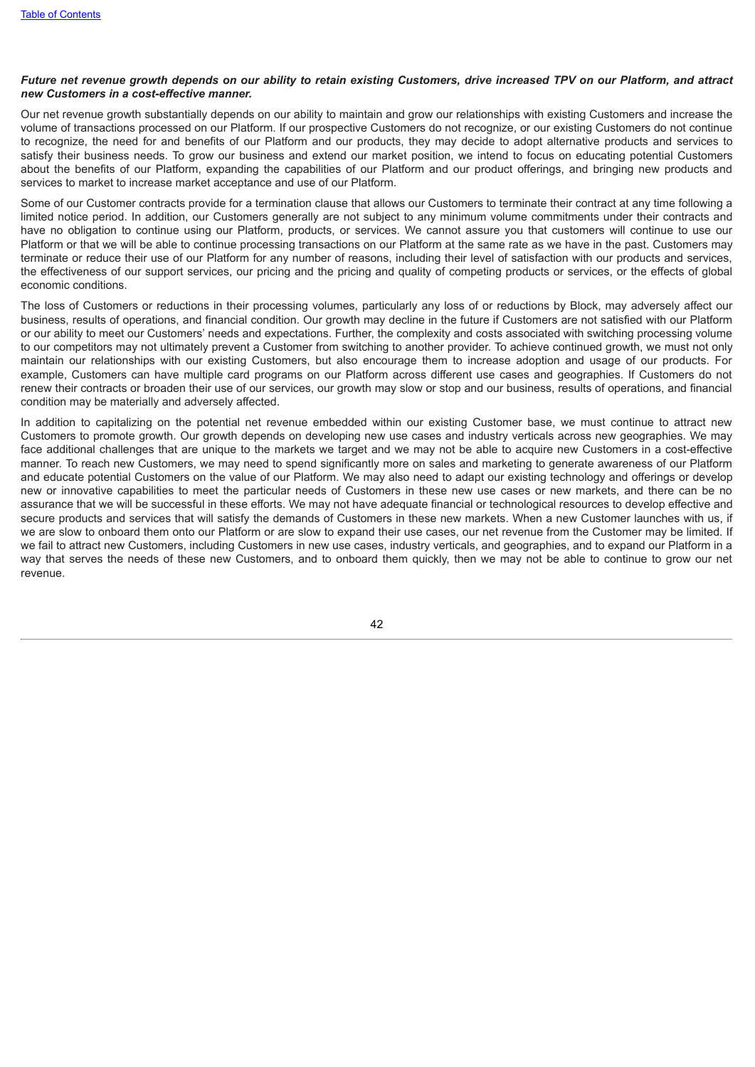***Future net revenue growth depends on our ability to retain existing Customers, drive increased TPV on our Platform, and attract new Customers in a cost-effective manner.***

Our net revenue growth substantially depends on our ability to maintain and grow our relationships with existing Customers and increase the volume of transactions processed on our Platform. If our prospective Customers do not recognize, or our existing Customers do not continue to recognize, the need for and benefits of our Platform and our products, they may decide to adopt alternative products and services to satisfy their business needs. To grow our business and extend our market position, we intend to focus on educating potential Customers about the benefits of our Platform, expanding the capabilities of our Platform and our product offerings, and bringing new products and services to market to increase market acceptance and use of our Platform.

Some of our Customer contracts provide for a termination clause that allows our Customers to terminate their contract at any time following a limited notice period. In addition, our Customers generally are not subject to any minimum volume commitments under their contracts and have no obligation to continue using our Platform, products, or services. We cannot assure you that customers will continue to use our Platform or that we will be able to continue processing transactions on our Platform at the same rate as we have in the past. Customers may terminate or reduce their use of our Platform for any number of reasons, including their level of satisfaction with our products and services, the effectiveness of our support services, our pricing and the pricing and quality of competing products or services, or the effects of global economic conditions.

The loss of Customers or reductions in their processing volumes, particularly any loss of or reductions by Block, may adversely affect our business, results of operations, and financial condition. Our growth may decline in the future if Customers are not satisfied with our Platform or our ability to meet our Customers' needs and expectations. Further, the complexity and costs associated with switching processing volume to our competitors may not ultimately prevent a Customer from switching to another provider. To achieve continued growth, we must not only maintain our relationships with our existing Customers, but also encourage them to increase adoption and usage of our products. For example, Customers can have multiple card programs on our Platform across different use cases and geographies. If Customers do not renew their contracts or broaden their use of our services, our growth may slow or stop and our business, results of operations, and financial condition may be materially and adversely affected.

In addition to capitalizing on the potential net revenue embedded within our existing Customer base, we must continue to attract new Customers to promote growth. Our growth depends on developing new use cases and industry verticals across new geographies. We may face additional challenges that are unique to the markets we target and we may not be able to acquire new Customers in a cost-effective manner. To reach new Customers, we may need to spend significantly more on sales and marketing to generate awareness of our Platform and educate potential Customers on the value of our Platform. We may also need to adapt our existing technology and offerings or develop new or innovative capabilities to meet the particular needs of Customers in these new use cases or new markets, and there can be no assurance that we will be successful in these efforts. We may not have adequate financial or technological resources to develop effective and secure products and services that will satisfy the demands of Customers in these new markets. When a new Customer launches with us, if we are slow to onboard them onto our Platform or are slow to expand their use cases, our net revenue from the Customer may be limited. If we fail to attract new Customers, including Customers in new use cases, industry verticals, and geographies, and to expand our Platform in a way that serves the needs of these new Customers, and to onboard them quickly, then we may not be able to continue to grow our net revenue.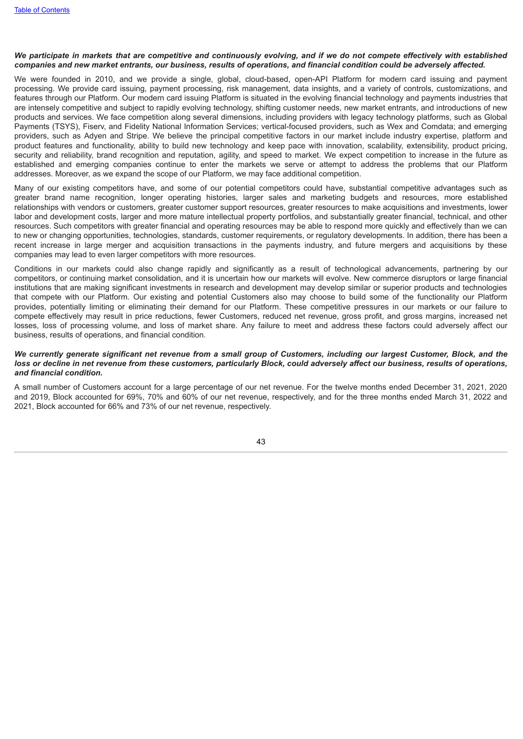***We participate in markets that are competitive and continuously evolving, and if we do not compete effectively with established companies and new market entrants, our business, results of operations, and financial condition could be adversely affected.***

We were founded in 2010, and we provide a single, global, cloud-based, open-API Platform for modern card issuing and payment processing. We provide card issuing, payment processing, risk management, data insights, and a variety of controls, customizations, and features through our Platform. Our modern card issuing Platform is situated in the evolving financial technology and payments industries that are intensely competitive and subject to rapidly evolving technology, shifting customer needs, new market entrants, and introductions of new products and services. We face competition along several dimensions, including providers with legacy technology platforms, such as Global Payments (TSYS), Fiserv, and Fidelity National Information Services; vertical-focused providers, such as Wex and Comdata; and emerging providers, such as Adyen and Stripe. We believe the principal competitive factors in our market include industry expertise, platform and product features and functionality, ability to build new technology and keep pace with innovation, scalability, extensibility, product pricing, security and reliability, brand recognition and reputation, agility, and speed to market. We expect competition to increase in the future as established and emerging companies continue to enter the markets we serve or attempt to address the problems that our Platform addresses. Moreover, as we expand the scope of our Platform, we may face additional competition.

Many of our existing competitors have, and some of our potential competitors could have, substantial competitive advantages such as greater brand name recognition, longer operating histories, larger sales and marketing budgets and resources, more established relationships with vendors or customers, greater customer support resources, greater resources to make acquisitions and investments, lower labor and development costs, larger and more mature intellectual property portfolios, and substantially greater financial, technical, and other resources. Such competitors with greater financial and operating resources may be able to respond more quickly and effectively than we can to new or changing opportunities, technologies, standards, customer requirements, or regulatory developments. In addition, there has been a recent increase in large merger and acquisition transactions in the payments industry, and future mergers and acquisitions by these companies may lead to even larger competitors with more resources.

Conditions in our markets could also change rapidly and significantly as a result of technological advancements, partnering by our competitors, or continuing market consolidation, and it is uncertain how our markets will evolve. New commerce disruptors or large financial institutions that are making significant investments in research and development may develop similar or superior products and technologies that compete with our Platform. Our existing and potential Customers also may choose to build some of the functionality our Platform provides, potentially limiting or eliminating their demand for our Platform. These competitive pressures in our markets or our failure to compete effectively may result in price reductions, fewer Customers, reduced net revenue, gross profit, and gross margins, increased net losses, loss of processing volume, and loss of market share. Any failure to meet and address these factors could adversely affect our business, results of operations, and financial condition.

***We currently generate significant net revenue from a small group of Customers, including our largest Customer, Block, and the loss or decline in net revenue from these customers, particularly Block, could adversely affect our business, results of operations, and financial condition.***

A small number of Customers account for a large percentage of our net revenue. For the twelve months ended December 31, 2021, 2020 and 2019, Block accounted for 69%, 70% and 60% of our net revenue, respectively, and for the three months ended March 31, 2022 and 2021, Block accounted for 66% and 73% of our net revenue, respectively.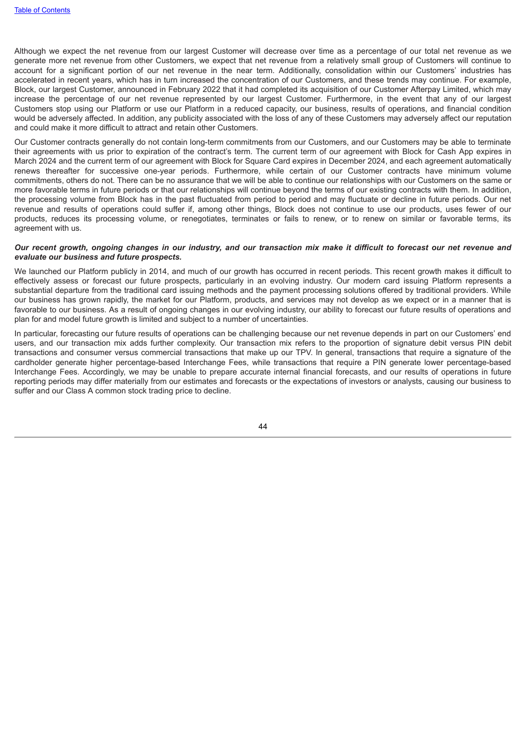Although we expect the net revenue from our largest Customer will decrease over time as a percentage of our total net revenue as we generate more net revenue from other Customers, we expect that net revenue from a relatively small group of Customers will continue to account for a significant portion of our net revenue in the near term. Additionally, consolidation within our Customers' industries has accelerated in recent years, which has in turn increased the concentration of our Customers, and these trends may continue. For example, Block, our largest Customer, announced in February 2022 that it had completed its acquisition of our Customer Afterpay Limited, which may increase the percentage of our net revenue represented by our largest Customer. Furthermore, in the event that any of our largest Customers stop using our Platform or use our Platform in a reduced capacity, our business, results of operations, and financial condition would be adversely affected. In addition, any publicity associated with the loss of any of these Customers may adversely affect our reputation and could make it more difficult to attract and retain other Customers.

Our Customer contracts generally do not contain long-term commitments from our Customers, and our Customers may be able to terminate their agreements with us prior to expiration of the contract's term. The current term of our agreement with Block for Cash App expires in March 2024 and the current term of our agreement with Block for Square Card expires in December 2024, and each agreement automatically renews thereafter for successive one-year periods. Furthermore, while certain of our Customer contracts have minimum volume commitments, others do not. There can be no assurance that we will be able to continue our relationships with our Customers on the same or more favorable terms in future periods or that our relationships will continue beyond the terms of our existing contracts with them. In addition, the processing volume from Block has in the past fluctuated from period to period and may fluctuate or decline in future periods. Our net revenue and results of operations could suffer if, among other things, Block does not continue to use our products, uses fewer of our products, reduces its processing volume, or renegotiates, terminates or fails to renew, or to renew on similar or favorable terms, its agreement with us.

***Our recent growth, ongoing changes in our industry, and our transaction mix make it difficult to forecast our net revenue and evaluate our business and future prospects.***

We launched our Platform publicly in 2014, and much of our growth has occurred in recent periods. This recent growth makes it difficult to effectively assess or forecast our future prospects, particularly in an evolving industry. Our modern card issuing Platform represents a substantial departure from the traditional card issuing methods and the payment processing solutions offered by traditional providers. While our business has grown rapidly, the market for our Platform, products, and services may not develop as we expect or in a manner that is favorable to our business. As a result of ongoing changes in our evolving industry, our ability to forecast our future results of operations and plan for and model future growth is limited and subject to a number of uncertainties.

In particular, forecasting our future results of operations can be challenging because our net revenue depends in part on our Customers' end users, and our transaction mix adds further complexity. Our transaction mix refers to the proportion of signature debit versus PIN debit transactions and consumer versus commercial transactions that make up our TPV. In general, transactions that require a signature of the cardholder generate higher percentage-based Interchange Fees, while transactions that require a PIN generate lower percentage-based Interchange Fees. Accordingly, we may be unable to prepare accurate internal financial forecasts, and our results of operations in future reporting periods may differ materially from our estimates and forecasts or the expectations of investors or analysts, causing our business to suffer and our Class A common stock trading price to decline.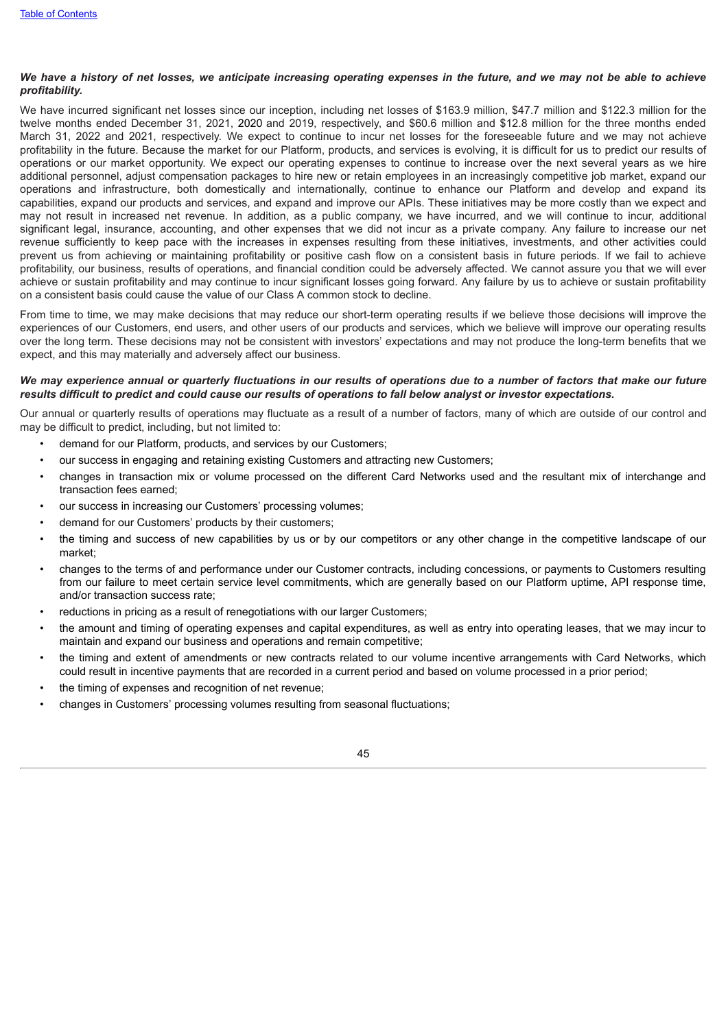***We have a history of net losses, we anticipate increasing operating expenses in the future, and we may not be able to achieve profitability.***

We have incurred significant net losses since our inception, including net losses of $163.9 million, $47.7 million and $122.3 million for the twelve months ended December 31, 2021, 2020 and 2019, respectively, and $60.6 million and $12.8 million for the three months ended March 31, 2022 and 2021, respectively. We expect to continue to incur net losses for the foreseeable future and we may not achieve profitability in the future. Because the market for our Platform, products, and services is evolving, it is difficult for us to predict our results of operations or our market opportunity. We expect our operating expenses to continue to increase over the next several years as we hire additional personnel, adjust compensation packages to hire new or retain employees in an increasingly competitive job market, expand our operations and infrastructure, both domestically and internationally, continue to enhance our Platform and develop and expand its capabilities, expand our products and services, and expand and improve our APIs. These initiatives may be more costly than we expect and may not result in increased net revenue. In addition, as a public company, we have incurred, and we will continue to incur, additional significant legal, insurance, accounting, and other expenses that we did not incur as a private company. Any failure to increase our net revenue sufficiently to keep pace with the increases in expenses resulting from these initiatives, investments, and other activities could prevent us from achieving or maintaining profitability or positive cash flow on a consistent basis in future periods. If we fail to achieve profitability, our business, results of operations, and financial condition could be adversely affected. We cannot assure you that we will ever achieve or sustain profitability and may continue to incur significant losses going forward. Any failure by us to achieve or sustain profitability on a consistent basis could cause the value of our Class A common stock to decline.

From time to time, we may make decisions that may reduce our short-term operating results if we believe those decisions will improve the experiences of our Customers, end users, and other users of our products and services, which we believe will improve our operating results over the long term. These decisions may not be consistent with investors' expectations and may not produce the long-term benefits that we expect, and this may materially and adversely affect our business.

***We may experience annual or quarterly fluctuations in our results of operations due to a number of factors that make our future results difficult to predict and could cause our results of operations to fall below analyst or investor expectations.***

Our annual or quarterly results of operations may fluctuate as a result of a number of factors, many of which are outside of our control and may be difficult to predict, including, but not limited to:

- demand for our Platform, products, and services by our Customers;
- our success in engaging and retaining existing Customers and attracting new Customers;
- changes in transaction mix or volume processed on the different Card Networks used and the resultant mix of interchange and transaction fees earned;
- our success in increasing our Customers' processing volumes;
- demand for our Customers' products by their customers;
- the timing and success of new capabilities by us or by our competitors or any other change in the competitive landscape of our market;
- changes to the terms of and performance under our Customer contracts, including concessions, or payments to Customers resulting from our failure to meet certain service level commitments, which are generally based on our Platform uptime, API response time, and/or transaction success rate;
- reductions in pricing as a result of renegotiations with our larger Customers;
- the amount and timing of operating expenses and capital expenditures, as well as entry into operating leases, that we may incur to maintain and expand our business and operations and remain competitive;
- the timing and extent of amendments or new contracts related to our volume incentive arrangements with Card Networks, which could result in incentive payments that are recorded in a current period and based on volume processed in a prior period;
- the timing of expenses and recognition of net revenue;
- changes in Customers' processing volumes resulting from seasonal fluctuations;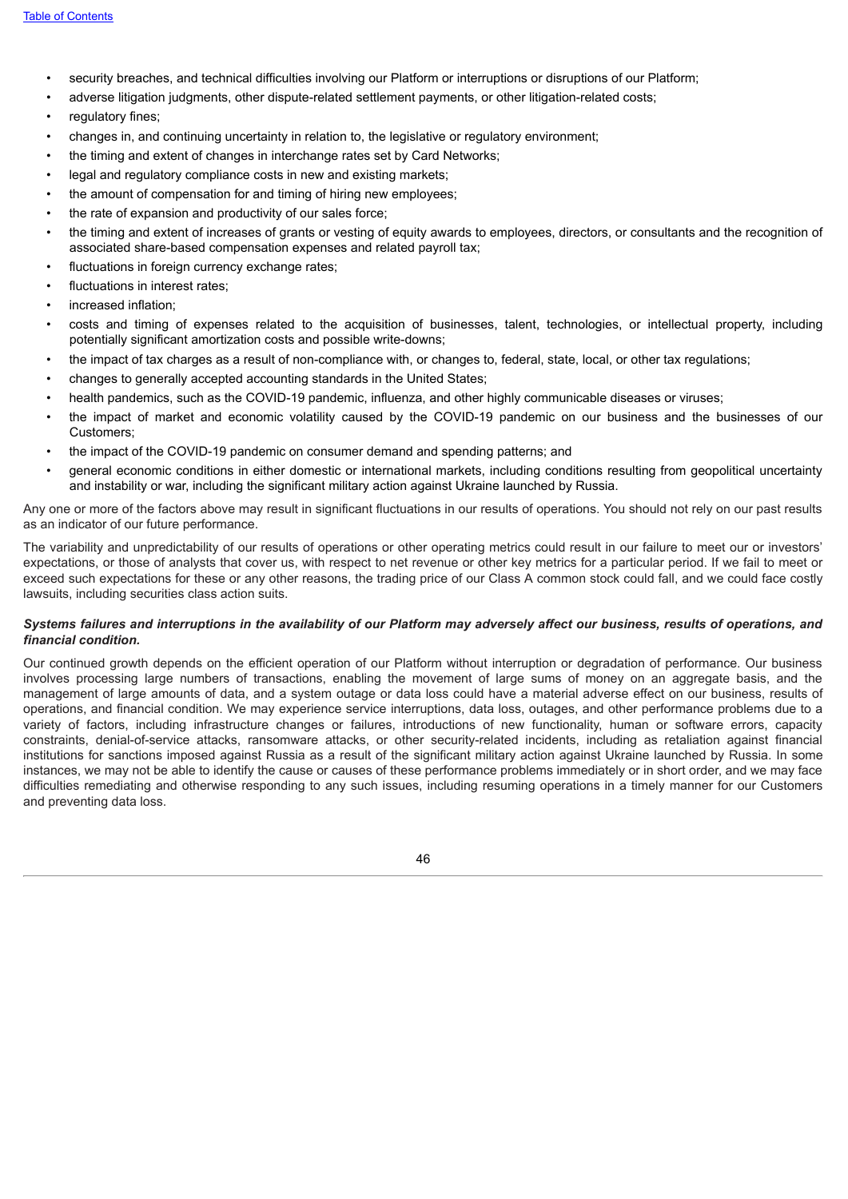- security breaches, and technical difficulties involving our Platform or interruptions or disruptions of our Platform;
- adverse litigation judgments, other dispute-related settlement payments, or other litigation-related costs;
- regulatory fines;
- changes in, and continuing uncertainty in relation to, the legislative or regulatory environment;
- the timing and extent of changes in interchange rates set by Card Networks;
- legal and regulatory compliance costs in new and existing markets;
- the amount of compensation for and timing of hiring new employees;
- the rate of expansion and productivity of our sales force;
- the timing and extent of increases of grants or vesting of equity awards to employees, directors, or consultants and the recognition of associated share-based compensation expenses and related payroll tax;
- fluctuations in foreign currency exchange rates;
- fluctuations in interest rates;
- increased inflation;
- costs and timing of expenses related to the acquisition of businesses, talent, technologies, or intellectual property, including potentially significant amortization costs and possible write-downs;
- the impact of tax charges as a result of non-compliance with, or changes to, federal, state, local, or other tax regulations;
- changes to generally accepted accounting standards in the United States;
- health pandemics, such as the COVID-19 pandemic, influenza, and other highly communicable diseases or viruses;
- the impact of market and economic volatility caused by the COVID-19 pandemic on our business and the businesses of our Customers;
- the impact of the COVID-19 pandemic on consumer demand and spending patterns; and
- general economic conditions in either domestic or international markets, including conditions resulting from geopolitical uncertainty and instability or war, including the significant military action against Ukraine launched by Russia.

Any one or more of the factors above may result in significant fluctuations in our results of operations. You should not rely on our past results as an indicator of our future performance.

The variability and unpredictability of our results of operations or other operating metrics could result in our failure to meet our or investors' expectations, or those of analysts that cover us, with respect to net revenue or other key metrics for a particular period. If we fail to meet or exceed such expectations for these or any other reasons, the trading price of our Class A common stock could fall, and we could face costly lawsuits, including securities class action suits.

***Systems failures and interruptions in the availability of our Platform may adversely affect our business, results of operations, and financial condition.***

Our continued growth depends on the efficient operation of our Platform without interruption or degradation of performance. Our business involves processing large numbers of transactions, enabling the movement of large sums of money on an aggregate basis, and the management of large amounts of data, and a system outage or data loss could have a material adverse effect on our business, results of operations, and financial condition. We may experience service interruptions, data loss, outages, and other performance problems due to a variety of factors, including infrastructure changes or failures, introductions of new functionality, human or software errors, capacity constraints, denial-of-service attacks, ransomware attacks, or other security-related incidents, including as retaliation against financial institutions for sanctions imposed against Russia as a result of the significant military action against Ukraine launched by Russia. In some instances, we may not be able to identify the cause or causes of these performance problems immediately or in short order, and we may face difficulties remediating and otherwise responding to any such issues, including resuming operations in a timely manner for our Customers and preventing data loss.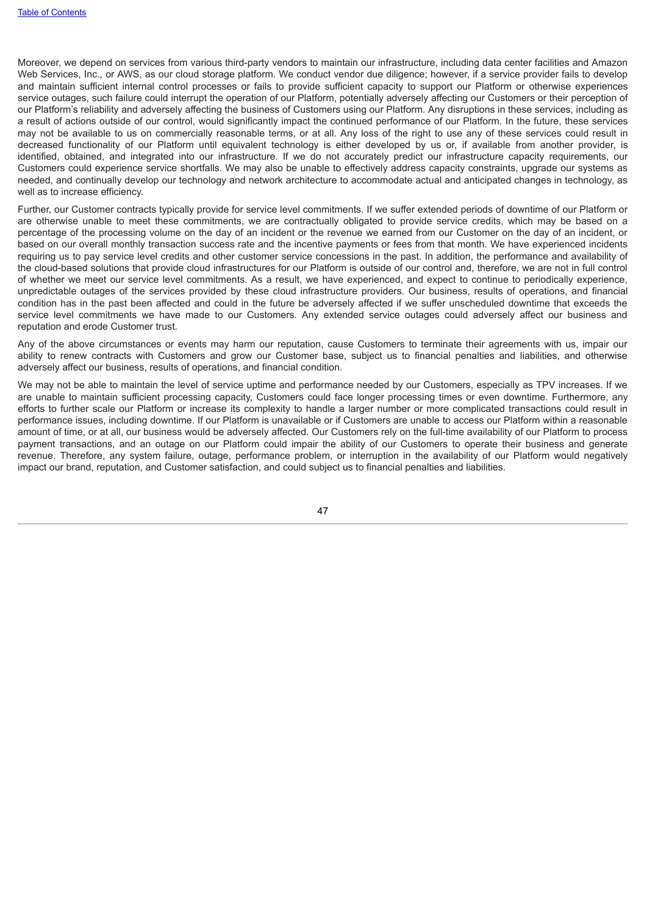Moreover, we depend on services from various third-party vendors to maintain our infrastructure, including data center facilities and Amazon Web Services, Inc., or AWS, as our cloud storage platform. We conduct vendor due diligence; however, if a service provider fails to develop and maintain sufficient internal control processes or fails to provide sufficient capacity to support our Platform or otherwise experiences service outages, such failure could interrupt the operation of our Platform, potentially adversely affecting our Customers or their perception of our Platform's reliability and adversely affecting the business of Customers using our Platform. Any disruptions in these services, including as a result of actions outside of our control, would significantly impact the continued performance of our Platform. In the future, these services may not be available to us on commercially reasonable terms, or at all. Any loss of the right to use any of these services could result in decreased functionality of our Platform until equivalent technology is either developed by us or, if available from another provider, is identified, obtained, and integrated into our infrastructure. If we do not accurately predict our infrastructure capacity requirements, our Customers could experience service shortfalls. We may also be unable to effectively address capacity constraints, upgrade our systems as needed, and continually develop our technology and network architecture to accommodate actual and anticipated changes in technology, as well as to increase efficiency.

Further, our Customer contracts typically provide for service level commitments. If we suffer extended periods of downtime of our Platform or are otherwise unable to meet these commitments, we are contractually obligated to provide service credits, which may be based on a percentage of the processing volume on the day of an incident or the revenue we earned from our Customer on the day of an incident, or based on our overall monthly transaction success rate and the incentive payments or fees from that month. We have experienced incidents requiring us to pay service level credits and other customer service concessions in the past. In addition, the performance and availability of the cloud-based solutions that provide cloud infrastructures for our Platform is outside of our control and, therefore, we are not in full control of whether we meet our service level commitments. As a result, we have experienced, and expect to continue to periodically experience, unpredictable outages of the services provided by these cloud infrastructure providers. Our business, results of operations, and financial condition has in the past been affected and could in the future be adversely affected if we suffer unscheduled downtime that exceeds the service level commitments we have made to our Customers. Any extended service outages could adversely affect our business and reputation and erode Customer trust.

Any of the above circumstances or events may harm our reputation, cause Customers to terminate their agreements with us, impair our ability to renew contracts with Customers and grow our Customer base, subject us to financial penalties and liabilities, and otherwise adversely affect our business, results of operations, and financial condition.

We may not be able to maintain the level of service uptime and performance needed by our Customers, especially as TPV increases. If we are unable to maintain sufficient processing capacity, Customers could face longer processing times or even downtime. Furthermore, any efforts to further scale our Platform or increase its complexity to handle a larger number or more complicated transactions could result in performance issues, including downtime. If our Platform is unavailable or if Customers are unable to access our Platform within a reasonable amount of time, or at all, our business would be adversely affected. Our Customers rely on the full-time availability of our Platform to process payment transactions, and an outage on our Platform could impair the ability of our Customers to operate their business and generate revenue. Therefore, any system failure, outage, performance problem, or interruption in the availability of our Platform would negatively impact our brand, reputation, and Customer satisfaction, and could subject us to financial penalties and liabilities.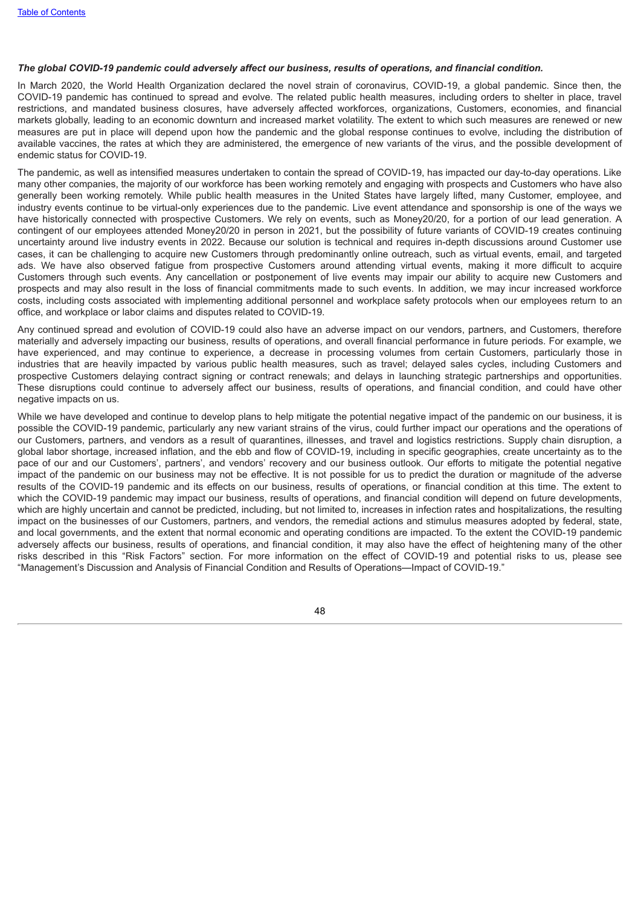***The global COVID-19 pandemic could adversely affect our business, results of operations, and financial condition.***

In March 2020, the World Health Organization declared the novel strain of coronavirus, COVID-19, a global pandemic. Since then, the COVID-19 pandemic has continued to spread and evolve. The related public health measures, including orders to shelter in place, travel restrictions, and mandated business closures, have adversely affected workforces, organizations, Customers, economies, and financial markets globally, leading to an economic downturn and increased market volatility. The extent to which such measures are renewed or new measures are put in place will depend upon how the pandemic and the global response continues to evolve, including the distribution of available vaccines, the rates at which they are administered, the emergence of new variants of the virus, and the possible development of endemic status for COVID-19.

The pandemic, as well as intensified measures undertaken to contain the spread of COVID-19, has impacted our day-to-day operations. Like many other companies, the majority of our workforce has been working remotely and engaging with prospects and Customers who have also generally been working remotely. While public health measures in the United States have largely lifted, many Customer, employee, and industry events continue to be virtual-only experiences due to the pandemic. Live event attendance and sponsorship is one of the ways we have historically connected with prospective Customers. We rely on events, such as Money20/20, for a portion of our lead generation. A contingent of our employees attended Money20/20 in person in 2021, but the possibility of future variants of COVID-19 creates continuing uncertainty around live industry events in 2022. Because our solution is technical and requires in-depth discussions around Customer use cases, it can be challenging to acquire new Customers through predominantly online outreach, such as virtual events, email, and targeted ads. We have also observed fatigue from prospective Customers around attending virtual events, making it more difficult to acquire Customers through such events. Any cancellation or postponement of live events may impair our ability to acquire new Customers and prospects and may also result in the loss of financial commitments made to such events. In addition, we may incur increased workforce costs, including costs associated with implementing additional personnel and workplace safety protocols when our employees return to an office, and workplace or labor claims and disputes related to COVID-19.

Any continued spread and evolution of COVID-19 could also have an adverse impact on our vendors, partners, and Customers, therefore materially and adversely impacting our business, results of operations, and overall financial performance in future periods. For example, we have experienced, and may continue to experience, a decrease in processing volumes from certain Customers, particularly those in industries that are heavily impacted by various public health measures, such as travel; delayed sales cycles, including Customers and prospective Customers delaying contract signing or contract renewals; and delays in launching strategic partnerships and opportunities. These disruptions could continue to adversely affect our business, results of operations, and financial condition, and could have other negative impacts on us.

While we have developed and continue to develop plans to help mitigate the potential negative impact of the pandemic on our business, it is possible the COVID-19 pandemic, particularly any new variant strains of the virus, could further impact our operations and the operations of our Customers, partners, and vendors as a result of quarantines, illnesses, and travel and logistics restrictions. Supply chain disruption, a global labor shortage, increased inflation, and the ebb and flow of COVID-19, including in specific geographies, create uncertainty as to the pace of our and our Customers', partners', and vendors' recovery and our business outlook. Our efforts to mitigate the potential negative impact of the pandemic on our business may not be effective. It is not possible for us to predict the duration or magnitude of the adverse results of the COVID-19 pandemic and its effects on our business, results of operations, or financial condition at this time. The extent to which the COVID-19 pandemic may impact our business, results of operations, and financial condition will depend on future developments, which are highly uncertain and cannot be predicted, including, but not limited to, increases in infection rates and hospitalizations, the resulting impact on the businesses of our Customers, partners, and vendors, the remedial actions and stimulus measures adopted by federal, state, and local governments, and the extent that normal economic and operating conditions are impacted. To the extent the COVID-19 pandemic adversely affects our business, results of operations, and financial condition, it may also have the effect of heightening many of the other risks described in this "Risk Factors" section. For more information on the effect of COVID-19 and potential risks to us, please see "Management's Discussion and Analysis of Financial Condition and Results of Operations—Impact of COVID-19."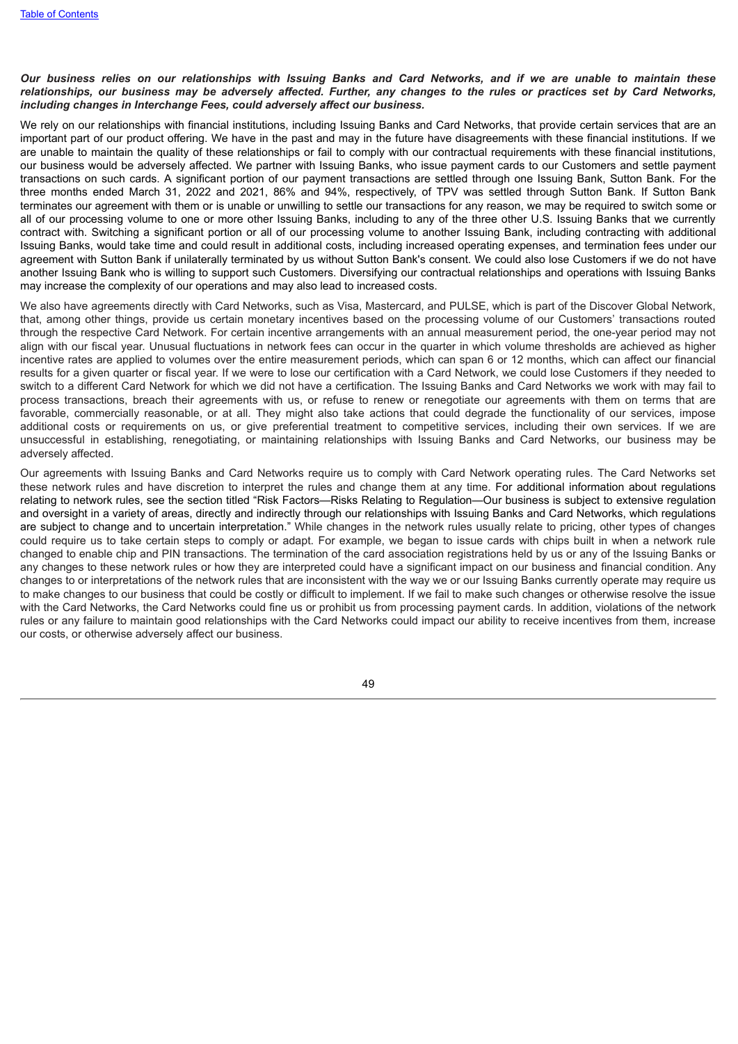***Our business relies on our relationships with Issuing Banks and Card Networks, and if we are unable to maintain these relationships, our business may be adversely affected. Further, any changes to the rules or practices set by Card Networks, including changes in Interchange Fees, could adversely affect our business.***

We rely on our relationships with financial institutions, including Issuing Banks and Card Networks, that provide certain services that are an important part of our product offering. We have in the past and may in the future have disagreements with these financial institutions. If we are unable to maintain the quality of these relationships or fail to comply with our contractual requirements with these financial institutions, our business would be adversely affected. We partner with Issuing Banks, who issue payment cards to our Customers and settle payment transactions on such cards. A significant portion of our payment transactions are settled through one Issuing Bank, Sutton Bank. For the three months ended March 31, 2022 and 2021, 86% and 94%, respectively, of TPV was settled through Sutton Bank. If Sutton Bank terminates our agreement with them or is unable or unwilling to settle our transactions for any reason, we may be required to switch some or all of our processing volume to one or more other Issuing Banks, including to any of the three other U.S. Issuing Banks that we currently contract with. Switching a significant portion or all of our processing volume to another Issuing Bank, including contracting with additional Issuing Banks, would take time and could result in additional costs, including increased operating expenses, and termination fees under our agreement with Sutton Bank if unilaterally terminated by us without Sutton Bank's consent. We could also lose Customers if we do not have another Issuing Bank who is willing to support such Customers. Diversifying our contractual relationships and operations with Issuing Banks may increase the complexity of our operations and may also lead to increased costs.

We also have agreements directly with Card Networks, such as Visa, Mastercard, and PULSE, which is part of the Discover Global Network, that, among other things, provide us certain monetary incentives based on the processing volume of our Customers' transactions routed through the respective Card Network. For certain incentive arrangements with an annual measurement period, the one-year period may not align with our fiscal year. Unusual fluctuations in network fees can occur in the quarter in which volume thresholds are achieved as higher incentive rates are applied to volumes over the entire measurement periods, which can span 6 or 12 months, which can affect our financial results for a given quarter or fiscal year. If we were to lose our certification with a Card Network, we could lose Customers if they needed to switch to a different Card Network for which we did not have a certification. The Issuing Banks and Card Networks we work with may fail to process transactions, breach their agreements with us, or refuse to renew or renegotiate our agreements with them on terms that are favorable, commercially reasonable, or at all. They might also take actions that could degrade the functionality of our services, impose additional costs or requirements on us, or give preferential treatment to competitive services, including their own services. If we are unsuccessful in establishing, renegotiating, or maintaining relationships with Issuing Banks and Card Networks, our business may be adversely affected.

Our agreements with Issuing Banks and Card Networks require us to comply with Card Network operating rules. The Card Networks set these network rules and have discretion to interpret the rules and change them at any time. For additional information about regulations relating to network rules, see the section titled "Risk Factors—Risks Relating to Regulation—Our business is subject to extensive regulation and oversight in a variety of areas, directly and indirectly through our relationships with Issuing Banks and Card Networks, which regulations are subject to change and to uncertain interpretation." While changes in the network rules usually relate to pricing, other types of changes could require us to take certain steps to comply or adapt. For example, we began to issue cards with chips built in when a network rule changed to enable chip and PIN transactions. The termination of the card association registrations held by us or any of the Issuing Banks or any changes to these network rules or how they are interpreted could have a significant impact on our business and financial condition. Any changes to or interpretations of the network rules that are inconsistent with the way we or our Issuing Banks currently operate may require us to make changes to our business that could be costly or difficult to implement. If we fail to make such changes or otherwise resolve the issue with the Card Networks, the Card Networks could fine us or prohibit us from processing payment cards. In addition, violations of the network rules or any failure to maintain good relationships with the Card Networks could impact our ability to receive incentives from them, increase our costs, or otherwise adversely affect our business.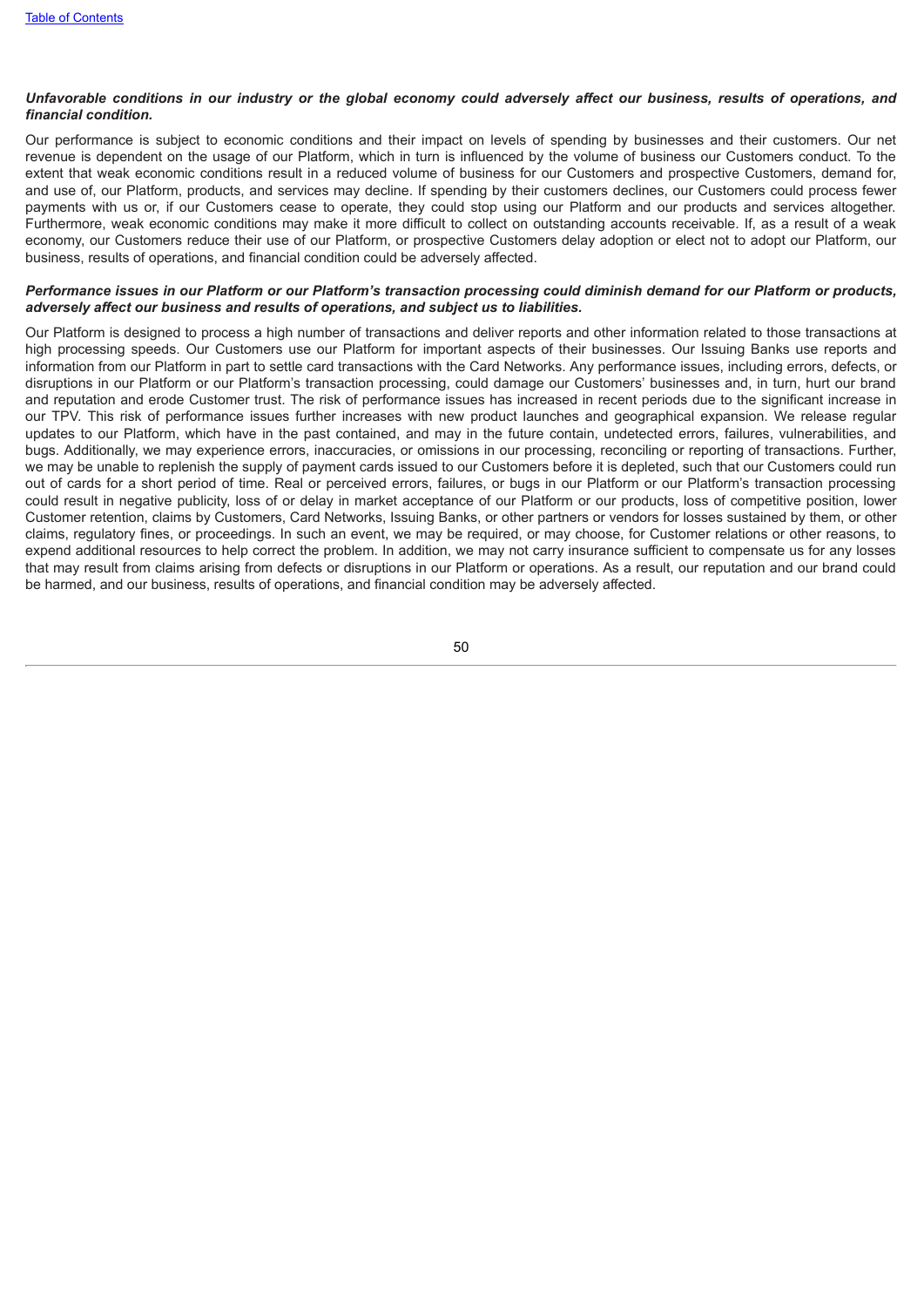***Unfavorable conditions in our industry or the global economy could adversely affect our business, results of operations, and financial condition.***

Our performance is subject to economic conditions and their impact on levels of spending by businesses and their customers. Our net revenue is dependent on the usage of our Platform, which in turn is influenced by the volume of business our Customers conduct. To the extent that weak economic conditions result in a reduced volume of business for our Customers and prospective Customers, demand for, and use of, our Platform, products, and services may decline. If spending by their customers declines, our Customers could process fewer payments with us or, if our Customers cease to operate, they could stop using our Platform and our products and services altogether. Furthermore, weak economic conditions may make it more difficult to collect on outstanding accounts receivable. If, as a result of a weak economy, our Customers reduce their use of our Platform, or prospective Customers delay adoption or elect not to adopt our Platform, our business, results of operations, and financial condition could be adversely affected.

***Performance issues in our Platform or our Platform's transaction processing could diminish demand for our Platform or products, adversely affect our business and results of operations, and subject us to liabilities.***

Our Platform is designed to process a high number of transactions and deliver reports and other information related to those transactions at high processing speeds. Our Customers use our Platform for important aspects of their businesses. Our Issuing Banks use reports and information from our Platform in part to settle card transactions with the Card Networks. Any performance issues, including errors, defects, or disruptions in our Platform or our Platform's transaction processing, could damage our Customers' businesses and, in turn, hurt our brand and reputation and erode Customer trust. The risk of performance issues has increased in recent periods due to the significant increase in our TPV. This risk of performance issues further increases with new product launches and geographical expansion. We release regular updates to our Platform, which have in the past contained, and may in the future contain, undetected errors, failures, vulnerabilities, and bugs. Additionally, we may experience errors, inaccuracies, or omissions in our processing, reconciling or reporting of transactions. Further, we may be unable to replenish the supply of payment cards issued to our Customers before it is depleted, such that our Customers could run out of cards for a short period of time. Real or perceived errors, failures, or bugs in our Platform or our Platform's transaction processing could result in negative publicity, loss of or delay in market acceptance of our Platform or our products, loss of competitive position, lower Customer retention, claims by Customers, Card Networks, Issuing Banks, or other partners or vendors for losses sustained by them, or other claims, regulatory fines, or proceedings. In such an event, we may be required, or may choose, for Customer relations or other reasons, to expend additional resources to help correct the problem. In addition, we may not carry insurance sufficient to compensate us for any losses that may result from claims arising from defects or disruptions in our Platform or operations. As a result, our reputation and our brand could be harmed, and our business, results of operations, and financial condition may be adversely affected.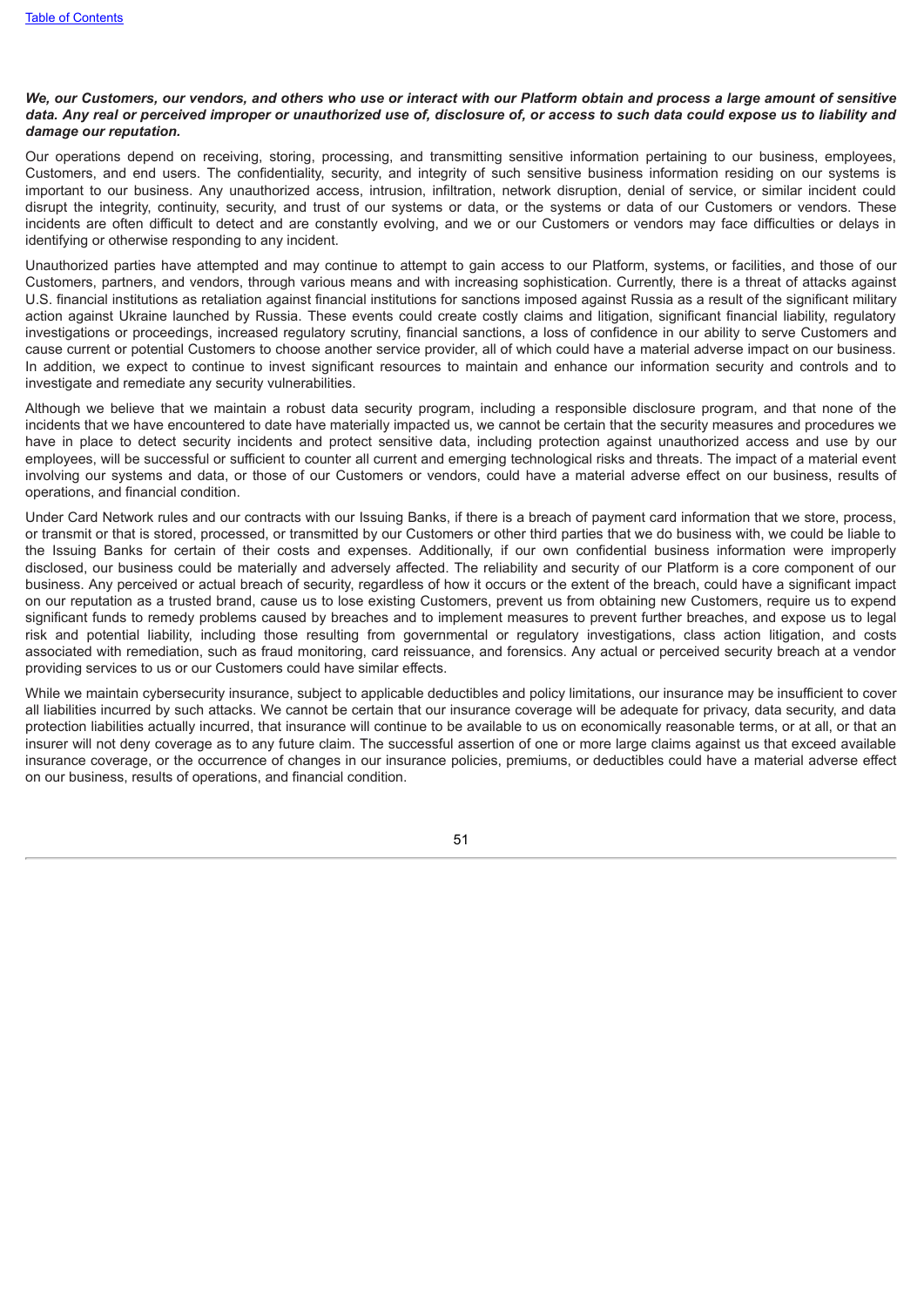***We, our Customers, our vendors, and others who use or interact with our Platform obtain and process a large amount of sensitive data. Any real or perceived improper or unauthorized use of, disclosure of, or access to such data could expose us to liability and damage our reputation.***

Our operations depend on receiving, storing, processing, and transmitting sensitive information pertaining to our business, employees, Customers, and end users. The confidentiality, security, and integrity of such sensitive business information residing on our systems is important to our business. Any unauthorized access, intrusion, infiltration, network disruption, denial of service, or similar incident could disrupt the integrity, continuity, security, and trust of our systems or data, or the systems or data of our Customers or vendors. These incidents are often difficult to detect and are constantly evolving, and we or our Customers or vendors may face difficulties or delays in identifying or otherwise responding to any incident.

Unauthorized parties have attempted and may continue to attempt to gain access to our Platform, systems, or facilities, and those of our Customers, partners, and vendors, through various means and with increasing sophistication. Currently, there is a threat of attacks against U.S. financial institutions as retaliation against financial institutions for sanctions imposed against Russia as a result of the significant military action against Ukraine launched by Russia. These events could create costly claims and litigation, significant financial liability, regulatory investigations or proceedings, increased regulatory scrutiny, financial sanctions, a loss of confidence in our ability to serve Customers and cause current or potential Customers to choose another service provider, all of which could have a material adverse impact on our business. In addition, we expect to continue to invest significant resources to maintain and enhance our information security and controls and to investigate and remediate any security vulnerabilities.

Although we believe that we maintain a robust data security program, including a responsible disclosure program, and that none of the incidents that we have encountered to date have materially impacted us, we cannot be certain that the security measures and procedures we have in place to detect security incidents and protect sensitive data, including protection against unauthorized access and use by our employees, will be successful or sufficient to counter all current and emerging technological risks and threats. The impact of a material event involving our systems and data, or those of our Customers or vendors, could have a material adverse effect on our business, results of operations, and financial condition.

Under Card Network rules and our contracts with our Issuing Banks, if there is a breach of payment card information that we store, process, or transmit or that is stored, processed, or transmitted by our Customers or other third parties that we do business with, we could be liable to the Issuing Banks for certain of their costs and expenses. Additionally, if our own confidential business information were improperly disclosed, our business could be materially and adversely affected. The reliability and security of our Platform is a core component of our business. Any perceived or actual breach of security, regardless of how it occurs or the extent of the breach, could have a significant impact on our reputation as a trusted brand, cause us to lose existing Customers, prevent us from obtaining new Customers, require us to expend significant funds to remedy problems caused by breaches and to implement measures to prevent further breaches, and expose us to legal risk and potential liability, including those resulting from governmental or regulatory investigations, class action litigation, and costs associated with remediation, such as fraud monitoring, card reissuance, and forensics. Any actual or perceived security breach at a vendor providing services to us or our Customers could have similar effects.

While we maintain cybersecurity insurance, subject to applicable deductibles and policy limitations, our insurance may be insufficient to cover all liabilities incurred by such attacks. We cannot be certain that our insurance coverage will be adequate for privacy, data security, and data protection liabilities actually incurred, that insurance will continue to be available to us on economically reasonable terms, or at all, or that an insurer will not deny coverage as to any future claim. The successful assertion of one or more large claims against us that exceed available insurance coverage, or the occurrence of changes in our insurance policies, premiums, or deductibles could have a material adverse effect on our business, results of operations, and financial condition.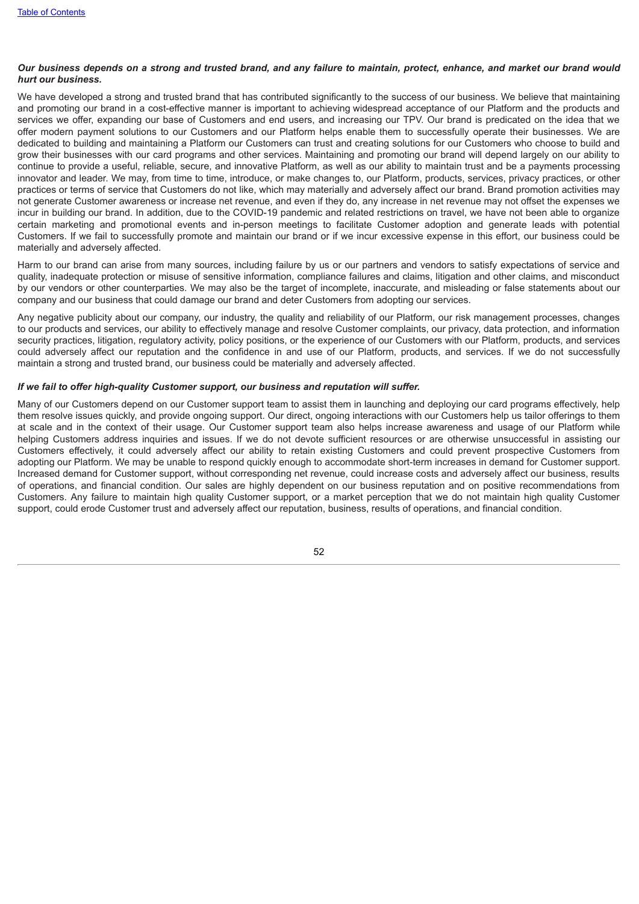***Our business depends on a strong and trusted brand, and any failure to maintain, protect, enhance, and market our brand would hurt our business.***

We have developed a strong and trusted brand that has contributed significantly to the success of our business. We believe that maintaining and promoting our brand in a cost-effective manner is important to achieving widespread acceptance of our Platform and the products and services we offer, expanding our base of Customers and end users, and increasing our TPV. Our brand is predicated on the idea that we offer modern payment solutions to our Customers and our Platform helps enable them to successfully operate their businesses. We are dedicated to building and maintaining a Platform our Customers can trust and creating solutions for our Customers who choose to build and grow their businesses with our card programs and other services. Maintaining and promoting our brand will depend largely on our ability to continue to provide a useful, reliable, secure, and innovative Platform, as well as our ability to maintain trust and be a payments processing innovator and leader. We may, from time to time, introduce, or make changes to, our Platform, products, services, privacy practices, or other practices or terms of service that Customers do not like, which may materially and adversely affect our brand. Brand promotion activities may not generate Customer awareness or increase net revenue, and even if they do, any increase in net revenue may not offset the expenses we incur in building our brand. In addition, due to the COVID-19 pandemic and related restrictions on travel, we have not been able to organize certain marketing and promotional events and in-person meetings to facilitate Customer adoption and generate leads with potential Customers. If we fail to successfully promote and maintain our brand or if we incur excessive expense in this effort, our business could be materially and adversely affected.

Harm to our brand can arise from many sources, including failure by us or our partners and vendors to satisfy expectations of service and quality, inadequate protection or misuse of sensitive information, compliance failures and claims, litigation and other claims, and misconduct by our vendors or other counterparties. We may also be the target of incomplete, inaccurate, and misleading or false statements about our company and our business that could damage our brand and deter Customers from adopting our services.

Any negative publicity about our company, our industry, the quality and reliability of our Platform, our risk management processes, changes to our products and services, our ability to effectively manage and resolve Customer complaints, our privacy, data protection, and information security practices, litigation, regulatory activity, policy positions, or the experience of our Customers with our Platform, products, and services could adversely affect our reputation and the confidence in and use of our Platform, products, and services. If we do not successfully maintain a strong and trusted brand, our business could be materially and adversely affected.

***If we fail to offer high-quality Customer support, our business and reputation will suffer.***

Many of our Customers depend on our Customer support team to assist them in launching and deploying our card programs effectively, help them resolve issues quickly, and provide ongoing support. Our direct, ongoing interactions with our Customers help us tailor offerings to them at scale and in the context of their usage. Our Customer support team also helps increase awareness and usage of our Platform while helping Customers address inquiries and issues. If we do not devote sufficient resources or are otherwise unsuccessful in assisting our Customers effectively, it could adversely affect our ability to retain existing Customers and could prevent prospective Customers from adopting our Platform. We may be unable to respond quickly enough to accommodate short-term increases in demand for Customer support. Increased demand for Customer support, without corresponding net revenue, could increase costs and adversely affect our business, results of operations, and financial condition. Our sales are highly dependent on our business reputation and on positive recommendations from Customers. Any failure to maintain high quality Customer support, or a market perception that we do not maintain high quality Customer support, could erode Customer trust and adversely affect our reputation, business, results of operations, and financial condition.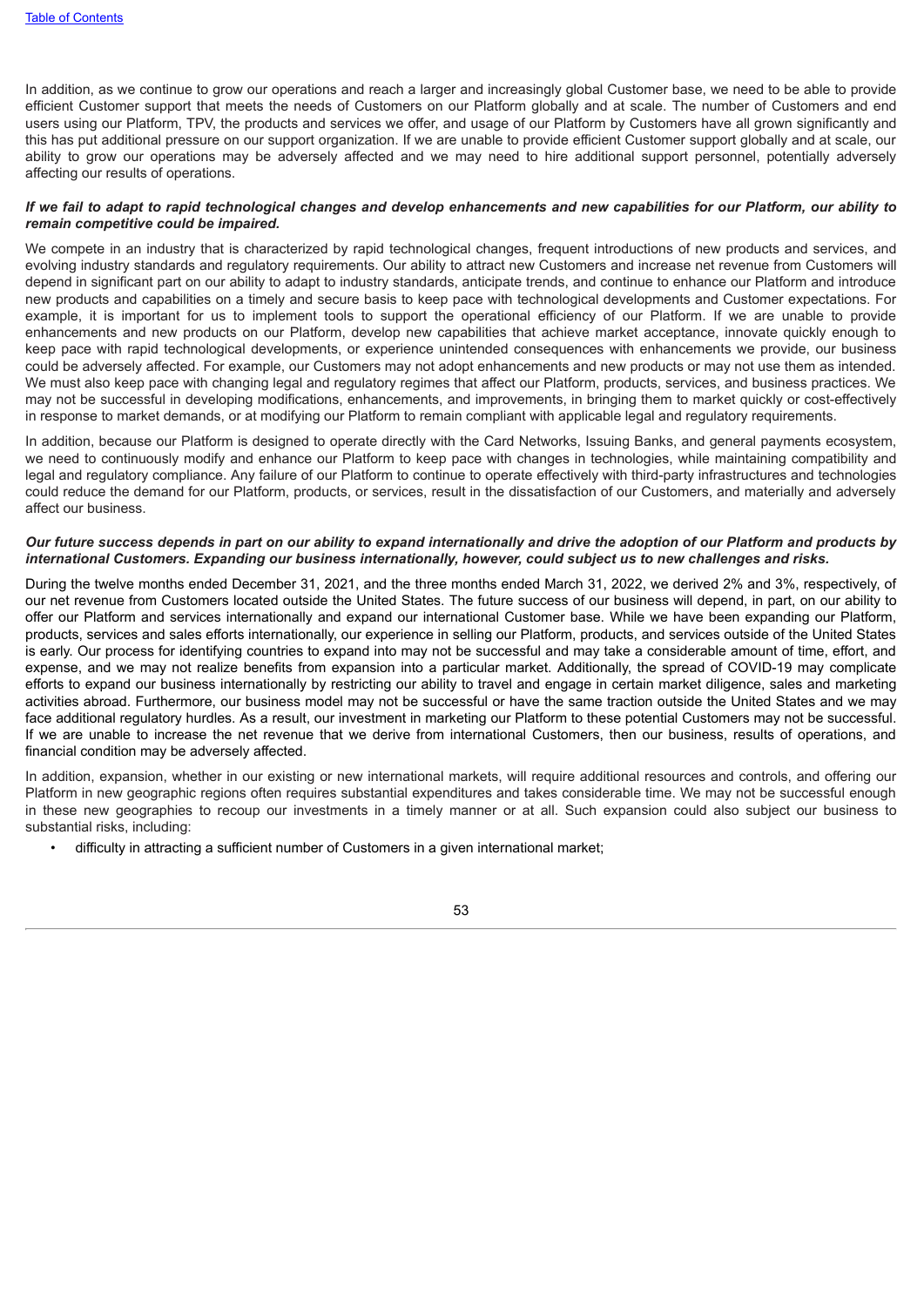In addition, as we continue to grow our operations and reach a larger and increasingly global Customer base, we need to be able to provide efficient Customer support that meets the needs of Customers on our Platform globally and at scale. The number of Customers and end users using our Platform, TPV, the products and services we offer, and usage of our Platform by Customers have all grown significantly and this has put additional pressure on our support organization. If we are unable to provide efficient Customer support globally and at scale, our ability to grow our operations may be adversely affected and we may need to hire additional support personnel, potentially adversely affecting our results of operations.

***If we fail to adapt to rapid technological changes and develop enhancements and new capabilities for our Platform, our ability to remain competitive could be impaired.***

We compete in an industry that is characterized by rapid technological changes, frequent introductions of new products and services, and evolving industry standards and regulatory requirements. Our ability to attract new Customers and increase net revenue from Customers will depend in significant part on our ability to adapt to industry standards, anticipate trends, and continue to enhance our Platform and introduce new products and capabilities on a timely and secure basis to keep pace with technological developments and Customer expectations. For example, it is important for us to implement tools to support the operational efficiency of our Platform. If we are unable to provide enhancements and new products on our Platform, develop new capabilities that achieve market acceptance, innovate quickly enough to keep pace with rapid technological developments, or experience unintended consequences with enhancements we provide, our business could be adversely affected. For example, our Customers may not adopt enhancements and new products or may not use them as intended. We must also keep pace with changing legal and regulatory regimes that affect our Platform, products, services, and business practices. We may not be successful in developing modifications, enhancements, and improvements, in bringing them to market quickly or cost-effectively in response to market demands, or at modifying our Platform to remain compliant with applicable legal and regulatory requirements.

In addition, because our Platform is designed to operate directly with the Card Networks, Issuing Banks, and general payments ecosystem, we need to continuously modify and enhance our Platform to keep pace with changes in technologies, while maintaining compatibility and legal and regulatory compliance. Any failure of our Platform to continue to operate effectively with third-party infrastructures and technologies could reduce the demand for our Platform, products, or services, result in the dissatisfaction of our Customers, and materially and adversely affect our business.

***Our future success depends in part on our ability to expand internationally and drive the adoption of our Platform and products by international Customers. Expanding our business internationally, however, could subject us to new challenges and risks.***

During the twelve months ended December 31, 2021, and the three months ended March 31, 2022, we derived 2% and 3%, respectively, of our net revenue from Customers located outside the United States. The future success of our business will depend, in part, on our ability to offer our Platform and services internationally and expand our international Customer base. While we have been expanding our Platform, products, services and sales efforts internationally, our experience in selling our Platform, products, and services outside of the United States is early. Our process for identifying countries to expand into may not be successful and may take a considerable amount of time, effort, and expense, and we may not realize benefits from expansion into a particular market. Additionally, the spread of COVID-19 may complicate efforts to expand our business internationally by restricting our ability to travel and engage in certain market diligence, sales and marketing activities abroad. Furthermore, our business model may not be successful or have the same traction outside the United States and we may face additional regulatory hurdles. As a result, our investment in marketing our Platform to these potential Customers may not be successful. If we are unable to increase the net revenue that we derive from international Customers, then our business, results of operations, and financial condition may be adversely affected.

In addition, expansion, whether in our existing or new international markets, will require additional resources and controls, and offering our Platform in new geographic regions often requires substantial expenditures and takes considerable time. We may not be successful enough in these new geographies to recoup our investments in a timely manner or at all. Such expansion could also subject our business to substantial risks, including:

- difficulty in attracting a sufficient number of Customers in a given international market;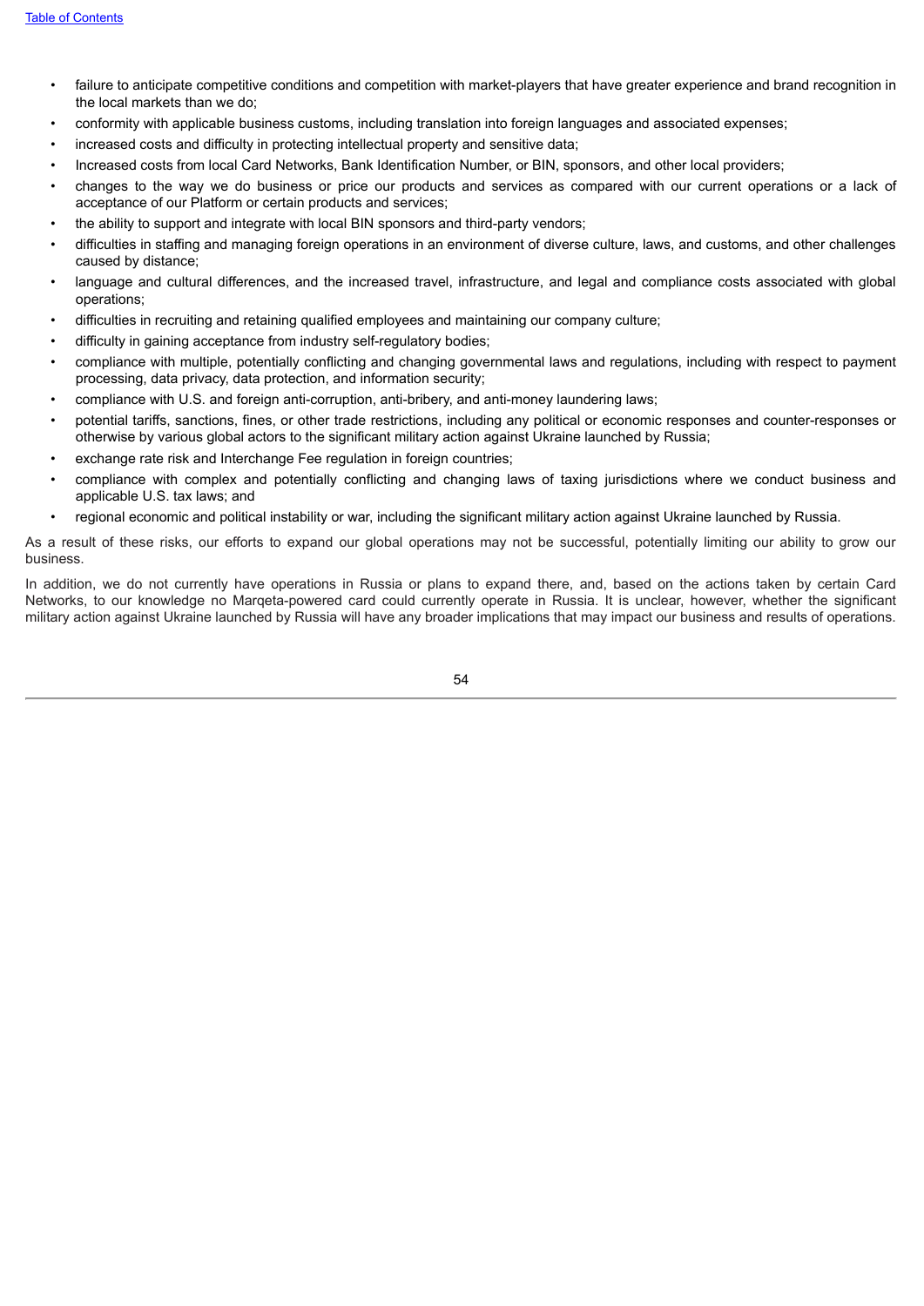- failure to anticipate competitive conditions and competition with market-players that have greater experience and brand recognition in the local markets than we do;
- conformity with applicable business customs, including translation into foreign languages and associated expenses;
- increased costs and difficulty in protecting intellectual property and sensitive data;
- Increased costs from local Card Networks, Bank Identification Number, or BIN, sponsors, and other local providers;
- changes to the way we do business or price our products and services as compared with our current operations or a lack of acceptance of our Platform or certain products and services;
- the ability to support and integrate with local BIN sponsors and third-party vendors;
- difficulties in staffing and managing foreign operations in an environment of diverse culture, laws, and customs, and other challenges caused by distance;
- language and cultural differences, and the increased travel, infrastructure, and legal and compliance costs associated with global operations;
- difficulties in recruiting and retaining qualified employees and maintaining our company culture;
- difficulty in gaining acceptance from industry self-regulatory bodies;
- compliance with multiple, potentially conflicting and changing governmental laws and regulations, including with respect to payment processing, data privacy, data protection, and information security;
- compliance with U.S. and foreign anti-corruption, anti-bribery, and anti-money laundering laws;
- potential tariffs, sanctions, fines, or other trade restrictions, including any political or economic responses and counter-responses or otherwise by various global actors to the significant military action against Ukraine launched by Russia;
- exchange rate risk and Interchange Fee regulation in foreign countries;
- compliance with complex and potentially conflicting and changing laws of taxing jurisdictions where we conduct business and applicable U.S. tax laws; and
- regional economic and political instability or war, including the significant military action against Ukraine launched by Russia.

As a result of these risks, our efforts to expand our global operations may not be successful, potentially limiting our ability to grow our business.

In addition, we do not currently have operations in Russia or plans to expand there, and, based on the actions taken by certain Card Networks, to our knowledge no Marqeta-powered card could currently operate in Russia. It is unclear, however, whether the significant military action against Ukraine launched by Russia will have any broader implications that may impact our business and results of operations.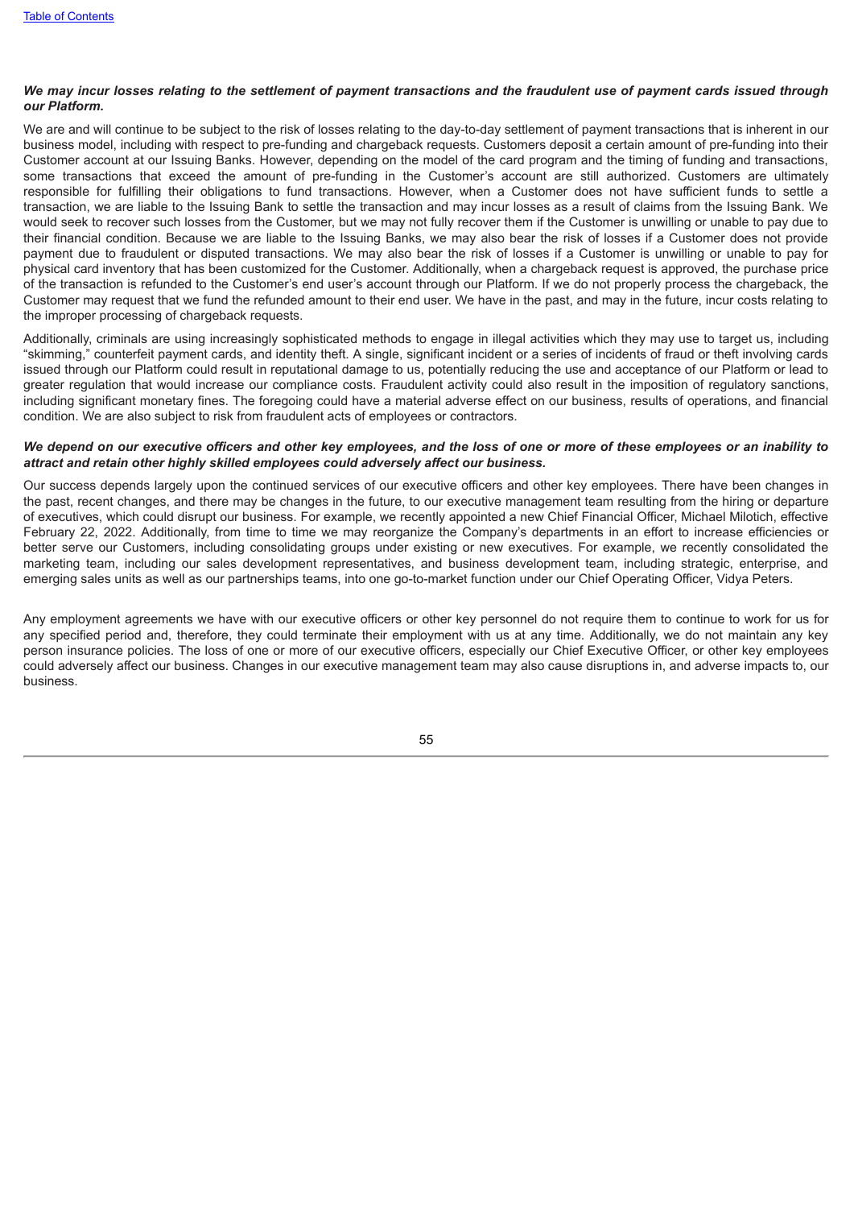***We may incur losses relating to the settlement of payment transactions and the fraudulent use of payment cards issued through our Platform.***

We are and will continue to be subject to the risk of losses relating to the day-to-day settlement of payment transactions that is inherent in our business model, including with respect to pre-funding and chargeback requests. Customers deposit a certain amount of pre-funding into their Customer account at our Issuing Banks. However, depending on the model of the card program and the timing of funding and transactions, some transactions that exceed the amount of pre-funding in the Customer's account are still authorized. Customers are ultimately responsible for fulfilling their obligations to fund transactions. However, when a Customer does not have sufficient funds to settle a transaction, we are liable to the Issuing Bank to settle the transaction and may incur losses as a result of claims from the Issuing Bank. We would seek to recover such losses from the Customer, but we may not fully recover them if the Customer is unwilling or unable to pay due to their financial condition. Because we are liable to the Issuing Banks, we may also bear the risk of losses if a Customer does not provide payment due to fraudulent or disputed transactions. We may also bear the risk of losses if a Customer is unwilling or unable to pay for physical card inventory that has been customized for the Customer. Additionally, when a chargeback request is approved, the purchase price of the transaction is refunded to the Customer's end user's account through our Platform. If we do not properly process the chargeback, the Customer may request that we fund the refunded amount to their end user. We have in the past, and may in the future, incur costs relating to the improper processing of chargeback requests.

Additionally, criminals are using increasingly sophisticated methods to engage in illegal activities which they may use to target us, including "skimming," counterfeit payment cards, and identity theft. A single, significant incident or a series of incidents of fraud or theft involving cards issued through our Platform could result in reputational damage to us, potentially reducing the use and acceptance of our Platform or lead to greater regulation that would increase our compliance costs. Fraudulent activity could also result in the imposition of regulatory sanctions, including significant monetary fines. The foregoing could have a material adverse effect on our business, results of operations, and financial condition. We are also subject to risk from fraudulent acts of employees or contractors.

***We depend on our executive officers and other key employees, and the loss of one or more of these employees or an inability to attract and retain other highly skilled employees could adversely affect our business.***

Our success depends largely upon the continued services of our executive officers and other key employees. There have been changes in the past, recent changes, and there may be changes in the future, to our executive management team resulting from the hiring or departure of executives, which could disrupt our business. For example, we recently appointed a new Chief Financial Officer, Michael Milotich, effective February 22, 2022. Additionally, from time to time we may reorganize the Company's departments in an effort to increase efficiencies or better serve our Customers, including consolidating groups under existing or new executives. For example, we recently consolidated the marketing team, including our sales development representatives, and business development team, including strategic, enterprise, and emerging sales units as well as our partnerships teams, into one go-to-market function under our Chief Operating Officer, Vidya Peters.

Any employment agreements we have with our executive officers or other key personnel do not require them to continue to work for us for any specified period and, therefore, they could terminate their employment with us at any time. Additionally, we do not maintain any key person insurance policies. The loss of one or more of our executive officers, especially our Chief Executive Officer, or other key employees could adversely affect our business. Changes in our executive management team may also cause disruptions in, and adverse impacts to, our business.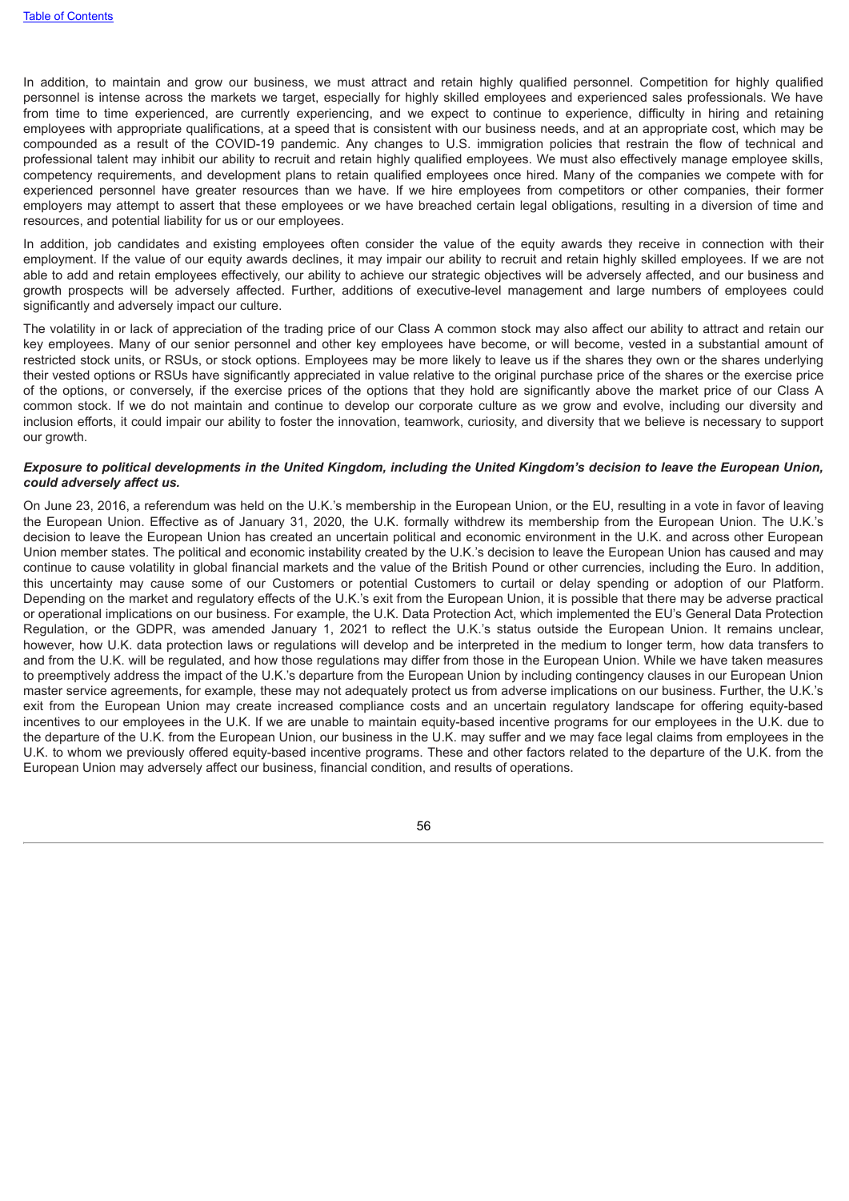In addition, to maintain and grow our business, we must attract and retain highly qualified personnel. Competition for highly qualified personnel is intense across the markets we target, especially for highly skilled employees and experienced sales professionals. We have from time to time experienced, are currently experiencing, and we expect to continue to experience, difficulty in hiring and retaining employees with appropriate qualifications, at a speed that is consistent with our business needs, and at an appropriate cost, which may be compounded as a result of the COVID-19 pandemic. Any changes to U.S. immigration policies that restrain the flow of technical and professional talent may inhibit our ability to recruit and retain highly qualified employees. We must also effectively manage employee skills, competency requirements, and development plans to retain qualified employees once hired. Many of the companies we compete with for experienced personnel have greater resources than we have. If we hire employees from competitors or other companies, their former employers may attempt to assert that these employees or we have breached certain legal obligations, resulting in a diversion of time and resources, and potential liability for us or our employees.

In addition, job candidates and existing employees often consider the value of the equity awards they receive in connection with their employment. If the value of our equity awards declines, it may impair our ability to recruit and retain highly skilled employees. If we are not able to add and retain employees effectively, our ability to achieve our strategic objectives will be adversely affected, and our business and growth prospects will be adversely affected. Further, additions of executive-level management and large numbers of employees could significantly and adversely impact our culture.

The volatility in or lack of appreciation of the trading price of our Class A common stock may also affect our ability to attract and retain our key employees. Many of our senior personnel and other key employees have become, or will become, vested in a substantial amount of restricted stock units, or RSUs, or stock options. Employees may be more likely to leave us if the shares they own or the shares underlying their vested options or RSUs have significantly appreciated in value relative to the original purchase price of the shares or the exercise price of the options, or conversely, if the exercise prices of the options that they hold are significantly above the market price of our Class A common stock. If we do not maintain and continue to develop our corporate culture as we grow and evolve, including our diversity and inclusion efforts, it could impair our ability to foster the innovation, teamwork, curiosity, and diversity that we believe is necessary to support our growth.

***Exposure to political developments in the United Kingdom, including the United Kingdom's decision to leave the European Union, could adversely affect us.***

On June 23, 2016, a referendum was held on the U.K.'s membership in the European Union, or the EU, resulting in a vote in favor of leaving the European Union. Effective as of January 31, 2020, the U.K. formally withdrew its membership from the European Union. The U.K.'s decision to leave the European Union has created an uncertain political and economic environment in the U.K. and across other European Union member states. The political and economic instability created by the U.K.'s decision to leave the European Union has caused and may continue to cause volatility in global financial markets and the value of the British Pound or other currencies, including the Euro. In addition, this uncertainty may cause some of our Customers or potential Customers to curtail or delay spending or adoption of our Platform. Depending on the market and regulatory effects of the U.K.'s exit from the European Union, it is possible that there may be adverse practical or operational implications on our business. For example, the U.K. Data Protection Act, which implemented the EU's General Data Protection Regulation, or the GDPR, was amended January 1, 2021 to reflect the U.K.'s status outside the European Union. It remains unclear, however, how U.K. data protection laws or regulations will develop and be interpreted in the medium to longer term, how data transfers to and from the U.K. will be regulated, and how those regulations may differ from those in the European Union. While we have taken measures to preemptively address the impact of the U.K.'s departure from the European Union by including contingency clauses in our European Union master service agreements, for example, these may not adequately protect us from adverse implications on our business. Further, the U.K.'s exit from the European Union may create increased compliance costs and an uncertain regulatory landscape for offering equity-based incentives to our employees in the U.K. If we are unable to maintain equity-based incentive programs for our employees in the U.K. due to the departure of the U.K. from the European Union, our business in the U.K. may suffer and we may face legal claims from employees in the U.K. to whom we previously offered equity-based incentive programs. These and other factors related to the departure of the U.K. from the European Union may adversely affect our business, financial condition, and results of operations.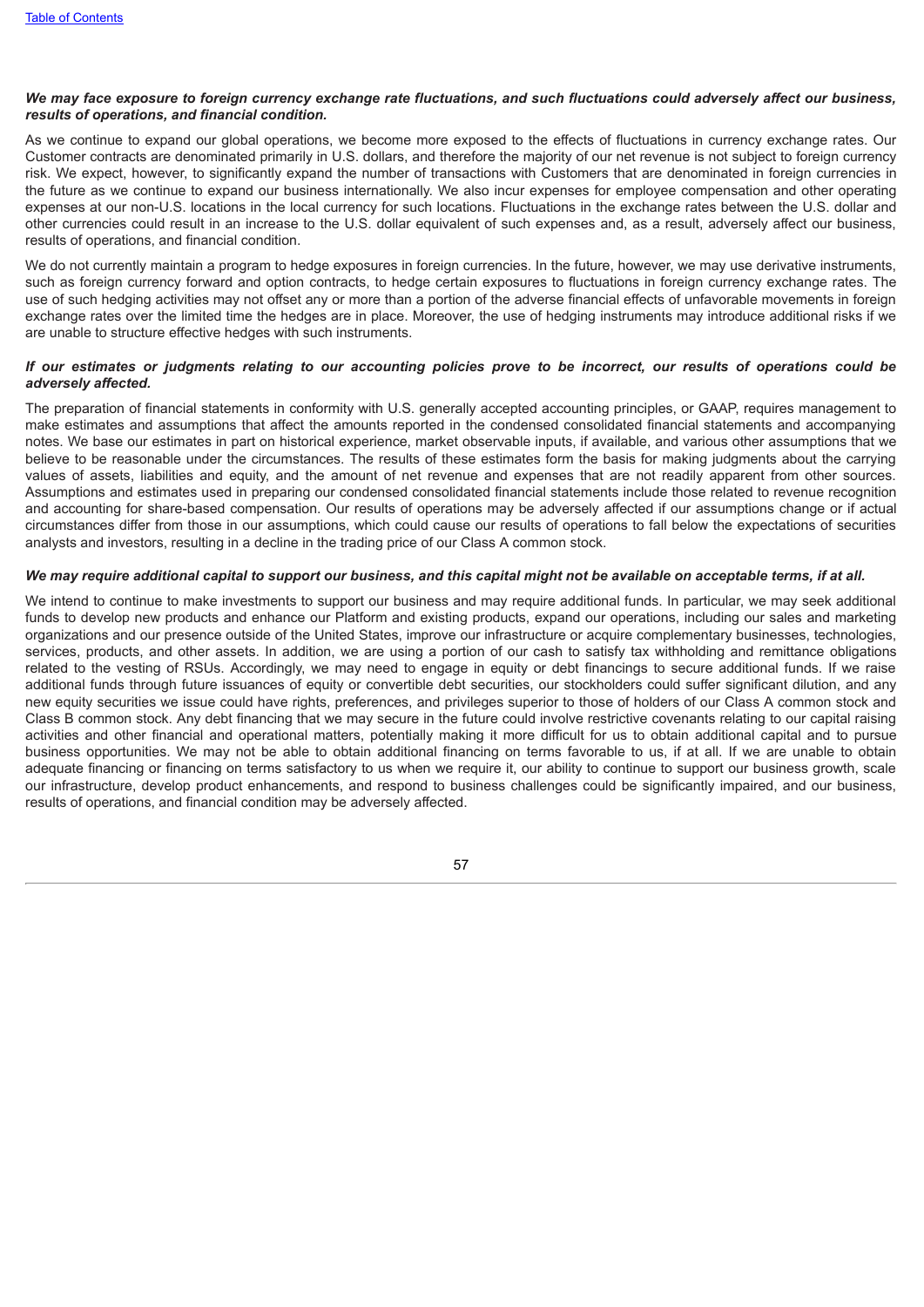***We may face exposure to foreign currency exchange rate fluctuations, and such fluctuations could adversely affect our business, results of operations, and financial condition.***

As we continue to expand our global operations, we become more exposed to the effects of fluctuations in currency exchange rates. Our Customer contracts are denominated primarily in U.S. dollars, and therefore the majority of our net revenue is not subject to foreign currency risk. We expect, however, to significantly expand the number of transactions with Customers that are denominated in foreign currencies in the future as we continue to expand our business internationally. We also incur expenses for employee compensation and other operating expenses at our non-U.S. locations in the local currency for such locations. Fluctuations in the exchange rates between the U.S. dollar and other currencies could result in an increase to the U.S. dollar equivalent of such expenses and, as a result, adversely affect our business, results of operations, and financial condition.

We do not currently maintain a program to hedge exposures in foreign currencies. In the future, however, we may use derivative instruments, such as foreign currency forward and option contracts, to hedge certain exposures to fluctuations in foreign currency exchange rates. The use of such hedging activities may not offset any or more than a portion of the adverse financial effects of unfavorable movements in foreign exchange rates over the limited time the hedges are in place. Moreover, the use of hedging instruments may introduce additional risks if we are unable to structure effective hedges with such instruments.

***If our estimates or judgments relating to our accounting policies prove to be incorrect, our results of operations could be adversely affected.***

The preparation of financial statements in conformity with U.S. generally accepted accounting principles, or GAAP, requires management to make estimates and assumptions that affect the amounts reported in the condensed consolidated financial statements and accompanying notes. We base our estimates in part on historical experience, market observable inputs, if available, and various other assumptions that we believe to be reasonable under the circumstances. The results of these estimates form the basis for making judgments about the carrying values of assets, liabilities and equity, and the amount of net revenue and expenses that are not readily apparent from other sources. Assumptions and estimates used in preparing our condensed consolidated financial statements include those related to revenue recognition and accounting for share-based compensation. Our results of operations may be adversely affected if our assumptions change or if actual circumstances differ from those in our assumptions, which could cause our results of operations to fall below the expectations of securities analysts and investors, resulting in a decline in the trading price of our Class A common stock.

***We may require additional capital to support our business, and this capital might not be available on acceptable terms, if at all.***

We intend to continue to make investments to support our business and may require additional funds. In particular, we may seek additional funds to develop new products and enhance our Platform and existing products, expand our operations, including our sales and marketing organizations and our presence outside of the United States, improve our infrastructure or acquire complementary businesses, technologies, services, products, and other assets. In addition, we are using a portion of our cash to satisfy tax withholding and remittance obligations related to the vesting of RSUs. Accordingly, we may need to engage in equity or debt financings to secure additional funds. If we raise additional funds through future issuances of equity or convertible debt securities, our stockholders could suffer significant dilution, and any new equity securities we issue could have rights, preferences, and privileges superior to those of holders of our Class A common stock and Class B common stock. Any debt financing that we may secure in the future could involve restrictive covenants relating to our capital raising activities and other financial and operational matters, potentially making it more difficult for us to obtain additional capital and to pursue business opportunities. We may not be able to obtain additional financing on terms favorable to us, if at all. If we are unable to obtain adequate financing or financing on terms satisfactory to us when we require it, our ability to continue to support our business growth, scale our infrastructure, develop product enhancements, and respond to business challenges could be significantly impaired, and our business, results of operations, and financial condition may be adversely affected.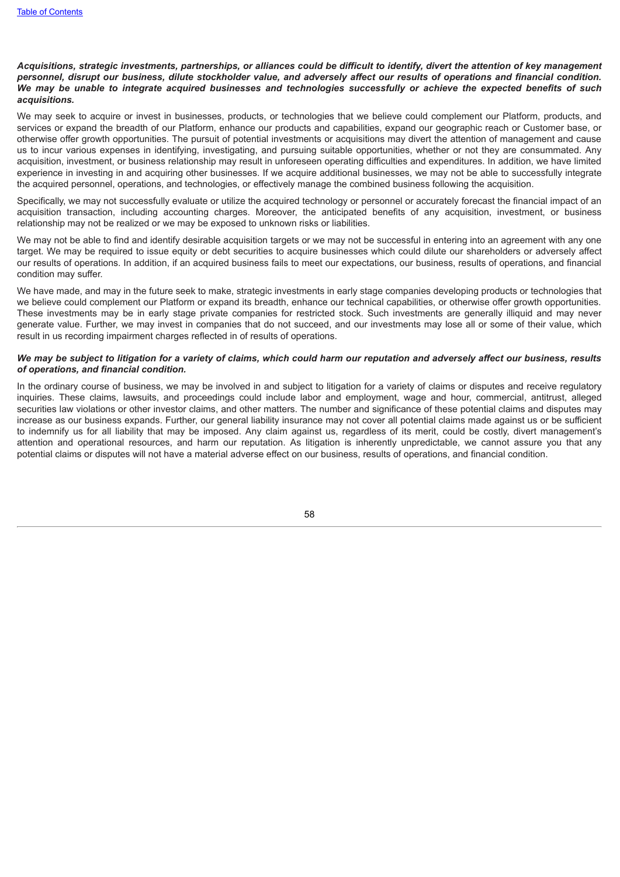***Acquisitions, strategic investments, partnerships, or alliances could be difficult to identify, divert the attention of key management personnel, disrupt our business, dilute stockholder value, and adversely affect our results of operations and financial condition. We may be unable to integrate acquired businesses and technologies successfully or achieve the expected benefits of such acquisitions.***

We may seek to acquire or invest in businesses, products, or technologies that we believe could complement our Platform, products, and services or expand the breadth of our Platform, enhance our products and capabilities, expand our geographic reach or Customer base, or otherwise offer growth opportunities. The pursuit of potential investments or acquisitions may divert the attention of management and cause us to incur various expenses in identifying, investigating, and pursuing suitable opportunities, whether or not they are consummated. Any acquisition, investment, or business relationship may result in unforeseen operating difficulties and expenditures. In addition, we have limited experience in investing in and acquiring other businesses. If we acquire additional businesses, we may not be able to successfully integrate the acquired personnel, operations, and technologies, or effectively manage the combined business following the acquisition.

Specifically, we may not successfully evaluate or utilize the acquired technology or personnel or accurately forecast the financial impact of an acquisition transaction, including accounting charges. Moreover, the anticipated benefits of any acquisition, investment, or business relationship may not be realized or we may be exposed to unknown risks or liabilities.

We may not be able to find and identify desirable acquisition targets or we may not be successful in entering into an agreement with any one target. We may be required to issue equity or debt securities to acquire businesses which could dilute our shareholders or adversely affect our results of operations. In addition, if an acquired business fails to meet our expectations, our business, results of operations, and financial condition may suffer.

We have made, and may in the future seek to make, strategic investments in early stage companies developing products or technologies that we believe could complement our Platform or expand its breadth, enhance our technical capabilities, or otherwise offer growth opportunities. These investments may be in early stage private companies for restricted stock. Such investments are generally illiquid and may never generate value. Further, we may invest in companies that do not succeed, and our investments may lose all or some of their value, which result in us recording impairment charges reflected in of results of operations.

***We may be subject to litigation for a variety of claims, which could harm our reputation and adversely affect our business, results of operations, and financial condition.***

In the ordinary course of business, we may be involved in and subject to litigation for a variety of claims or disputes and receive regulatory inquiries. These claims, lawsuits, and proceedings could include labor and employment, wage and hour, commercial, antitrust, alleged securities law violations or other investor claims, and other matters. The number and significance of these potential claims and disputes may increase as our business expands. Further, our general liability insurance may not cover all potential claims made against us or be sufficient to indemnify us for all liability that may be imposed. Any claim against us, regardless of its merit, could be costly, divert management's attention and operational resources, and harm our reputation. As litigation is inherently unpredictable, we cannot assure you that any potential claims or disputes will not have a material adverse effect on our business, results of operations, and financial condition.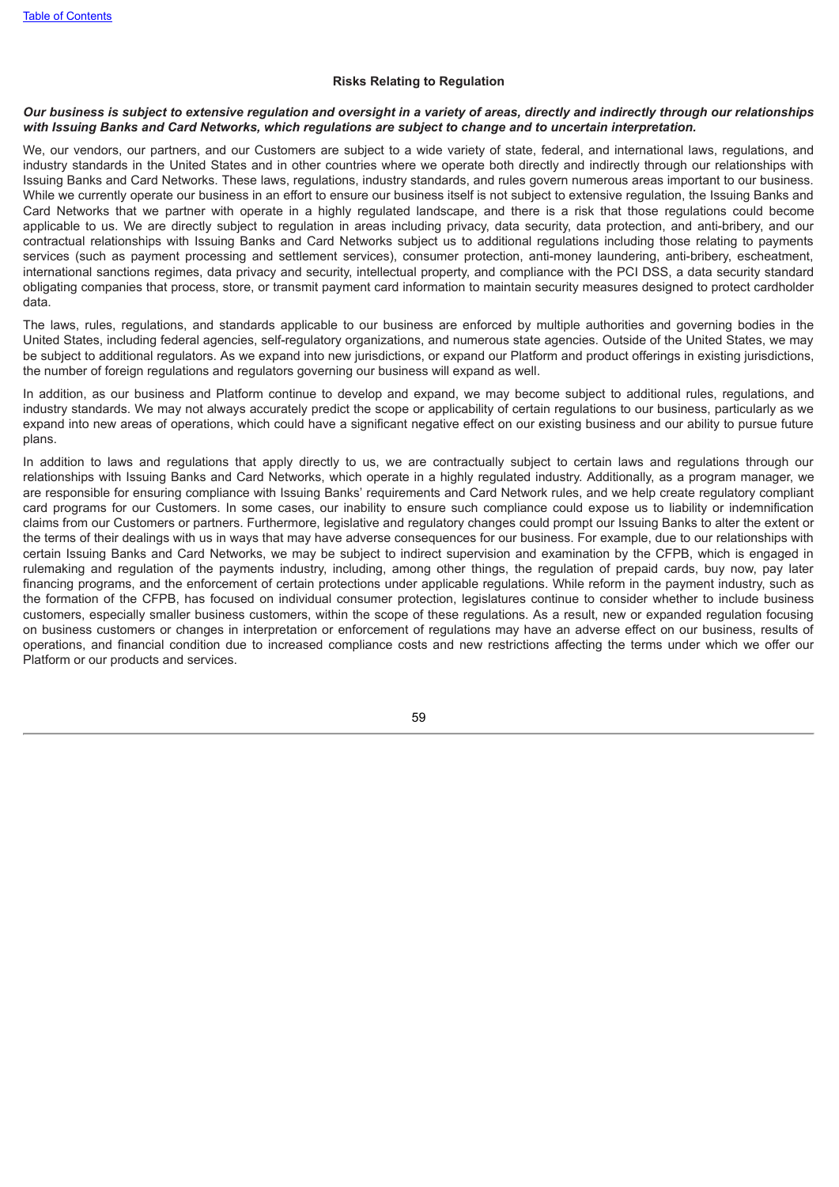## Risks Relating to Regulation

***Our business is subject to extensive regulation and oversight in a variety of areas, directly and indirectly through our relationships with Issuing Banks and Card Networks, which regulations are subject to change and to uncertain interpretation.***

We, our vendors, our partners, and our Customers are subject to a wide variety of state, federal, and international laws, regulations, and industry standards in the United States and in other countries where we operate both directly and indirectly through our relationships with Issuing Banks and Card Networks. These laws, regulations, industry standards, and rules govern numerous areas important to our business. While we currently operate our business in an effort to ensure our business itself is not subject to extensive regulation, the Issuing Banks and Card Networks that we partner with operate in a highly regulated landscape, and there is a risk that those regulations could become applicable to us. We are directly subject to regulation in areas including privacy, data security, data protection, and anti-bribery, and our contractual relationships with Issuing Banks and Card Networks subject us to additional regulations including those relating to payments services (such as payment processing and settlement services), consumer protection, anti-money laundering, anti-bribery, escheatment, international sanctions regimes, data privacy and security, intellectual property, and compliance with the PCI DSS, a data security standard obligating companies that process, store, or transmit payment card information to maintain security measures designed to protect cardholder data.

The laws, rules, regulations, and standards applicable to our business are enforced by multiple authorities and governing bodies in the United States, including federal agencies, self-regulatory organizations, and numerous state agencies. Outside of the United States, we may be subject to additional regulators. As we expand into new jurisdictions, or expand our Platform and product offerings in existing jurisdictions, the number of foreign regulations and regulators governing our business will expand as well.

In addition, as our business and Platform continue to develop and expand, we may become subject to additional rules, regulations, and industry standards. We may not always accurately predict the scope or applicability of certain regulations to our business, particularly as we expand into new areas of operations, which could have a significant negative effect on our existing business and our ability to pursue future plans.

In addition to laws and regulations that apply directly to us, we are contractually subject to certain laws and regulations through our relationships with Issuing Banks and Card Networks, which operate in a highly regulated industry. Additionally, as a program manager, we are responsible for ensuring compliance with Issuing Banks' requirements and Card Network rules, and we help create regulatory compliant card programs for our Customers. In some cases, our inability to ensure such compliance could expose us to liability or indemnification claims from our Customers or partners. Furthermore, legislative and regulatory changes could prompt our Issuing Banks to alter the extent or the terms of their dealings with us in ways that may have adverse consequences for our business. For example, due to our relationships with certain Issuing Banks and Card Networks, we may be subject to indirect supervision and examination by the CFPB, which is engaged in rulemaking and regulation of the payments industry, including, among other things, the regulation of prepaid cards, buy now, pay later financing programs, and the enforcement of certain protections under applicable regulations. While reform in the payment industry, such as the formation of the CFPB, has focused on individual consumer protection, legislatures continue to consider whether to include business customers, especially smaller business customers, within the scope of these regulations. As a result, new or expanded regulation focusing on business customers or changes in interpretation or enforcement of regulations may have an adverse effect on our business, results of operations, and financial condition due to increased compliance costs and new restrictions affecting the terms under which we offer our Platform or our products and services.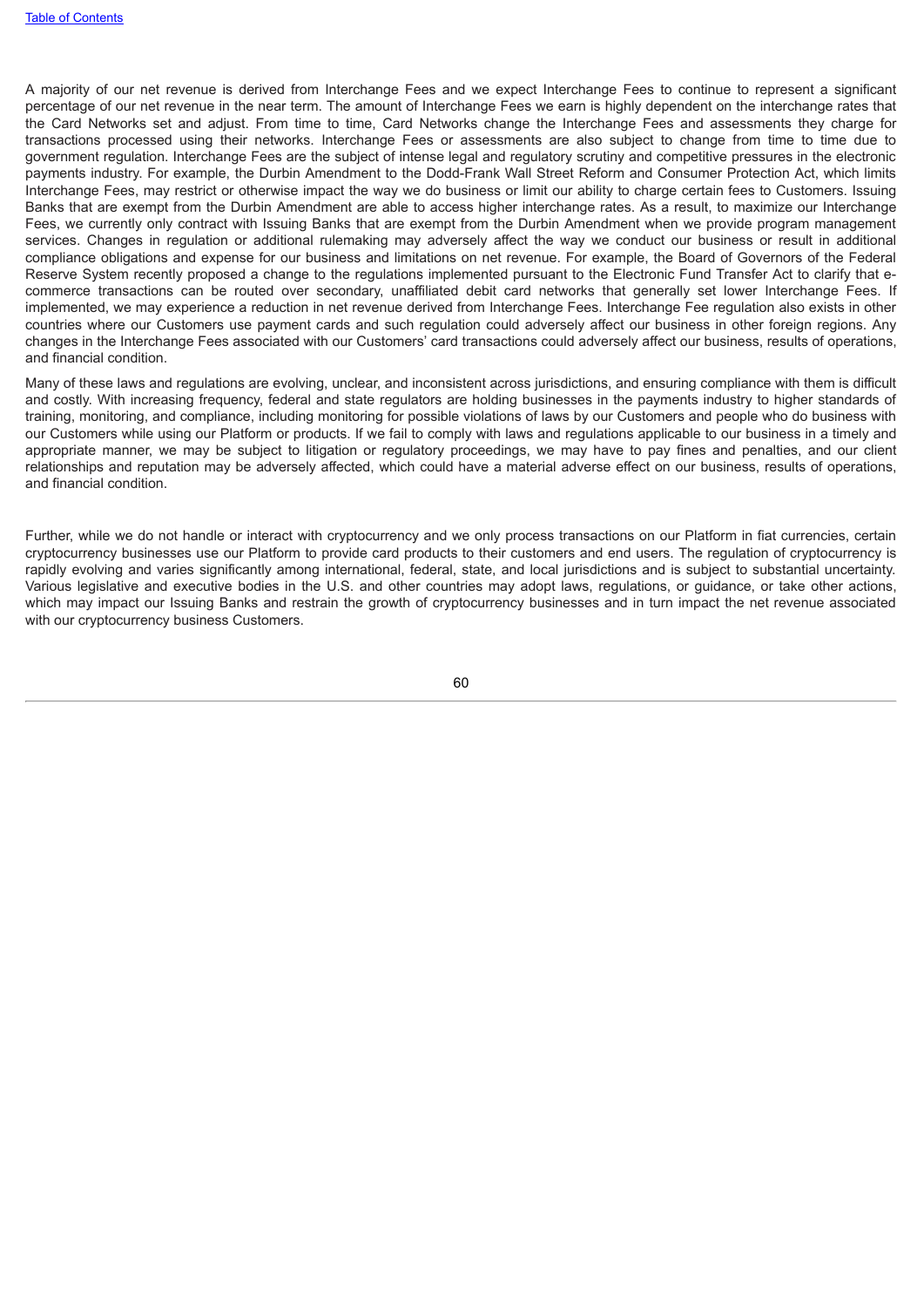A majority of our net revenue is derived from Interchange Fees and we expect Interchange Fees to continue to represent a significant percentage of our net revenue in the near term. The amount of Interchange Fees we earn is highly dependent on the interchange rates that the Card Networks set and adjust. From time to time, Card Networks change the Interchange Fees and assessments they charge for transactions processed using their networks. Interchange Fees or assessments are also subject to change from time to time due to government regulation. Interchange Fees are the subject of intense legal and regulatory scrutiny and competitive pressures in the electronic payments industry. For example, the Durbin Amendment to the Dodd-Frank Wall Street Reform and Consumer Protection Act, which limits Interchange Fees, may restrict or otherwise impact the way we do business or limit our ability to charge certain fees to Customers. Issuing Banks that are exempt from the Durbin Amendment are able to access higher interchange rates. As a result, to maximize our Interchange Fees, we currently only contract with Issuing Banks that are exempt from the Durbin Amendment when we provide program management services. Changes in regulation or additional rulemaking may adversely affect the way we conduct our business or result in additional compliance obligations and expense for our business and limitations on net revenue. For example, the Board of Governors of the Federal Reserve System recently proposed a change to the regulations implemented pursuant to the Electronic Fund Transfer Act to clarify that e-commerce transactions can be routed over secondary, unaffiliated debit card networks that generally set lower Interchange Fees. If implemented, we may experience a reduction in net revenue derived from Interchange Fees. Interchange Fee regulation also exists in other countries where our Customers use payment cards and such regulation could adversely affect our business in other foreign regions. Any changes in the Interchange Fees associated with our Customers' card transactions could adversely affect our business, results of operations, and financial condition.

Many of these laws and regulations are evolving, unclear, and inconsistent across jurisdictions, and ensuring compliance with them is difficult and costly. With increasing frequency, federal and state regulators are holding businesses in the payments industry to higher standards of training, monitoring, and compliance, including monitoring for possible violations of laws by our Customers and people who do business with our Customers while using our Platform or products. If we fail to comply with laws and regulations applicable to our business in a timely and appropriate manner, we may be subject to litigation or regulatory proceedings, we may have to pay fines and penalties, and our client relationships and reputation may be adversely affected, which could have a material adverse effect on our business, results of operations, and financial condition.

Further, while we do not handle or interact with cryptocurrency and we only process transactions on our Platform in fiat currencies, certain cryptocurrency businesses use our Platform to provide card products to their customers and end users. The regulation of cryptocurrency is rapidly evolving and varies significantly among international, federal, state, and local jurisdictions and is subject to substantial uncertainty. Various legislative and executive bodies in the U.S. and other countries may adopt laws, regulations, or guidance, or take other actions, which may impact our Issuing Banks and restrain the growth of cryptocurrency businesses and in turn impact the net revenue associated with our cryptocurrency business Customers.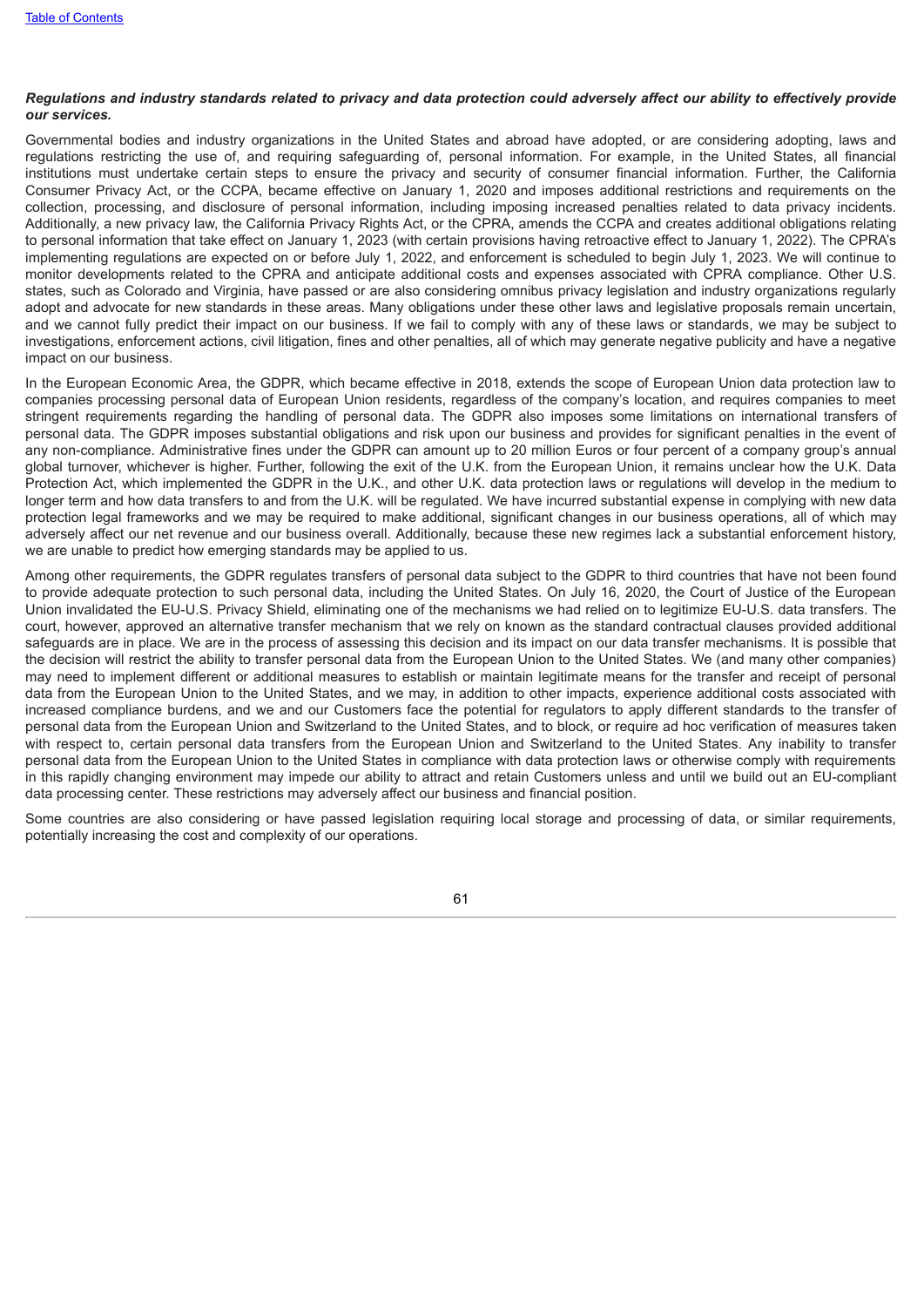***Regulations and industry standards related to privacy and data protection could adversely affect our ability to effectively provide our services.***

Governmental bodies and industry organizations in the United States and abroad have adopted, or are considering adopting, laws and regulations restricting the use of, and requiring safeguarding of, personal information. For example, in the United States, all financial institutions must undertake certain steps to ensure the privacy and security of consumer financial information. Further, the California Consumer Privacy Act, or the CCPA, became effective on January 1, 2020 and imposes additional restrictions and requirements on the collection, processing, and disclosure of personal information, including imposing increased penalties related to data privacy incidents. Additionally, a new privacy law, the California Privacy Rights Act, or the CPRA, amends the CCPA and creates additional obligations relating to personal information that take effect on January 1, 2023 (with certain provisions having retroactive effect to January 1, 2022). The CPRA's implementing regulations are expected on or before July 1, 2022, and enforcement is scheduled to begin July 1, 2023. We will continue to monitor developments related to the CPRA and anticipate additional costs and expenses associated with CPRA compliance. Other U.S. states, such as Colorado and Virginia, have passed or are also considering omnibus privacy legislation and industry organizations regularly adopt and advocate for new standards in these areas. Many obligations under these other laws and legislative proposals remain uncertain, and we cannot fully predict their impact on our business. If we fail to comply with any of these laws or standards, we may be subject to investigations, enforcement actions, civil litigation, fines and other penalties, all of which may generate negative publicity and have a negative impact on our business.

In the European Economic Area, the GDPR, which became effective in 2018, extends the scope of European Union data protection law to companies processing personal data of European Union residents, regardless of the company's location, and requires companies to meet stringent requirements regarding the handling of personal data. The GDPR also imposes some limitations on international transfers of personal data. The GDPR imposes substantial obligations and risk upon our business and provides for significant penalties in the event of any non-compliance. Administrative fines under the GDPR can amount up to 20 million Euros or four percent of a company group's annual global turnover, whichever is higher. Further, following the exit of the U.K. from the European Union, it remains unclear how the U.K. Data Protection Act, which implemented the GDPR in the U.K., and other U.K. data protection laws or regulations will develop in the medium to longer term and how data transfers to and from the U.K. will be regulated. We have incurred substantial expense in complying with new data protection legal frameworks and we may be required to make additional, significant changes in our business operations, all of which may adversely affect our net revenue and our business overall. Additionally, because these new regimes lack a substantial enforcement history, we are unable to predict how emerging standards may be applied to us.

Among other requirements, the GDPR regulates transfers of personal data subject to the GDPR to third countries that have not been found to provide adequate protection to such personal data, including the United States. On July 16, 2020, the Court of Justice of the European Union invalidated the EU-U.S. Privacy Shield, eliminating one of the mechanisms we had relied on to legitimize EU-U.S. data transfers. The court, however, approved an alternative transfer mechanism that we rely on known as the standard contractual clauses provided additional safeguards are in place. We are in the process of assessing this decision and its impact on our data transfer mechanisms. It is possible that the decision will restrict the ability to transfer personal data from the European Union to the United States. We (and many other companies) may need to implement different or additional measures to establish or maintain legitimate means for the transfer and receipt of personal data from the European Union to the United States, and we may, in addition to other impacts, experience additional costs associated with increased compliance burdens, and we and our Customers face the potential for regulators to apply different standards to the transfer of personal data from the European Union and Switzerland to the United States, and to block, or require ad hoc verification of measures taken with respect to, certain personal data transfers from the European Union and Switzerland to the United States. Any inability to transfer personal data from the European Union to the United States in compliance with data protection laws or otherwise comply with requirements in this rapidly changing environment may impede our ability to attract and retain Customers unless and until we build out an EU-compliant data processing center. These restrictions may adversely affect our business and financial position.

Some countries are also considering or have passed legislation requiring local storage and processing of data, or similar requirements, potentially increasing the cost and complexity of our operations.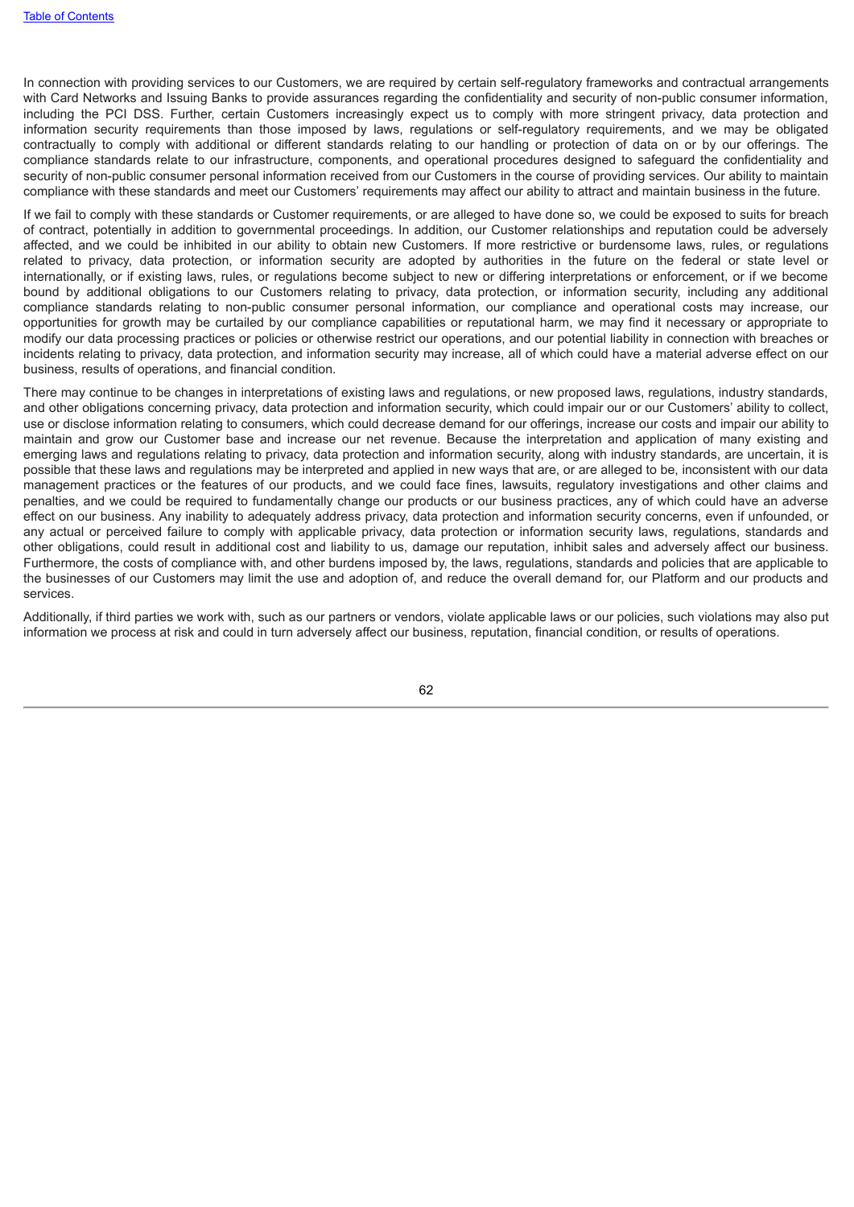In connection with providing services to our Customers, we are required by certain self-regulatory frameworks and contractual arrangements with Card Networks and Issuing Banks to provide assurances regarding the confidentiality and security of non-public consumer information, including the PCI DSS. Further, certain Customers increasingly expect us to comply with more stringent privacy, data protection and information security requirements than those imposed by laws, regulations or self-regulatory requirements, and we may be obligated contractually to comply with additional or different standards relating to our handling or protection of data on or by our offerings. The compliance standards relate to our infrastructure, components, and operational procedures designed to safeguard the confidentiality and security of non-public consumer personal information received from our Customers in the course of providing services. Our ability to maintain compliance with these standards and meet our Customers' requirements may affect our ability to attract and maintain business in the future.

If we fail to comply with these standards or Customer requirements, or are alleged to have done so, we could be exposed to suits for breach of contract, potentially in addition to governmental proceedings. In addition, our Customer relationships and reputation could be adversely affected, and we could be inhibited in our ability to obtain new Customers. If more restrictive or burdensome laws, rules, or regulations related to privacy, data protection, or information security are adopted by authorities in the future on the federal or state level or internationally, or if existing laws, rules, or regulations become subject to new or differing interpretations or enforcement, or if we become bound by additional obligations to our Customers relating to privacy, data protection, or information security, including any additional compliance standards relating to non-public consumer personal information, our compliance and operational costs may increase, our opportunities for growth may be curtailed by our compliance capabilities or reputational harm, we may find it necessary or appropriate to modify our data processing practices or policies or otherwise restrict our operations, and our potential liability in connection with breaches or incidents relating to privacy, data protection, and information security may increase, all of which could have a material adverse effect on our business, results of operations, and financial condition.

There may continue to be changes in interpretations of existing laws and regulations, or new proposed laws, regulations, industry standards, and other obligations concerning privacy, data protection and information security, which could impair our or our Customers' ability to collect, use or disclose information relating to consumers, which could decrease demand for our offerings, increase our costs and impair our ability to maintain and grow our Customer base and increase our net revenue. Because the interpretation and application of many existing and emerging laws and regulations relating to privacy, data protection and information security, along with industry standards, are uncertain, it is possible that these laws and regulations may be interpreted and applied in new ways that are, or are alleged to be, inconsistent with our data management practices or the features of our products, and we could face fines, lawsuits, regulatory investigations and other claims and penalties, and we could be required to fundamentally change our products or our business practices, any of which could have an adverse effect on our business. Any inability to adequately address privacy, data protection and information security concerns, even if unfounded, or any actual or perceived failure to comply with applicable privacy, data protection or information security laws, regulations, standards and other obligations, could result in additional cost and liability to us, damage our reputation, inhibit sales and adversely affect our business. Furthermore, the costs of compliance with, and other burdens imposed by, the laws, regulations, standards and policies that are applicable to the businesses of our Customers may limit the use and adoption of, and reduce the overall demand for, our Platform and our products and services.

Additionally, if third parties we work with, such as our partners or vendors, violate applicable laws or our policies, such violations may also put information we process at risk and could in turn adversely affect our business, reputation, financial condition, or results of operations.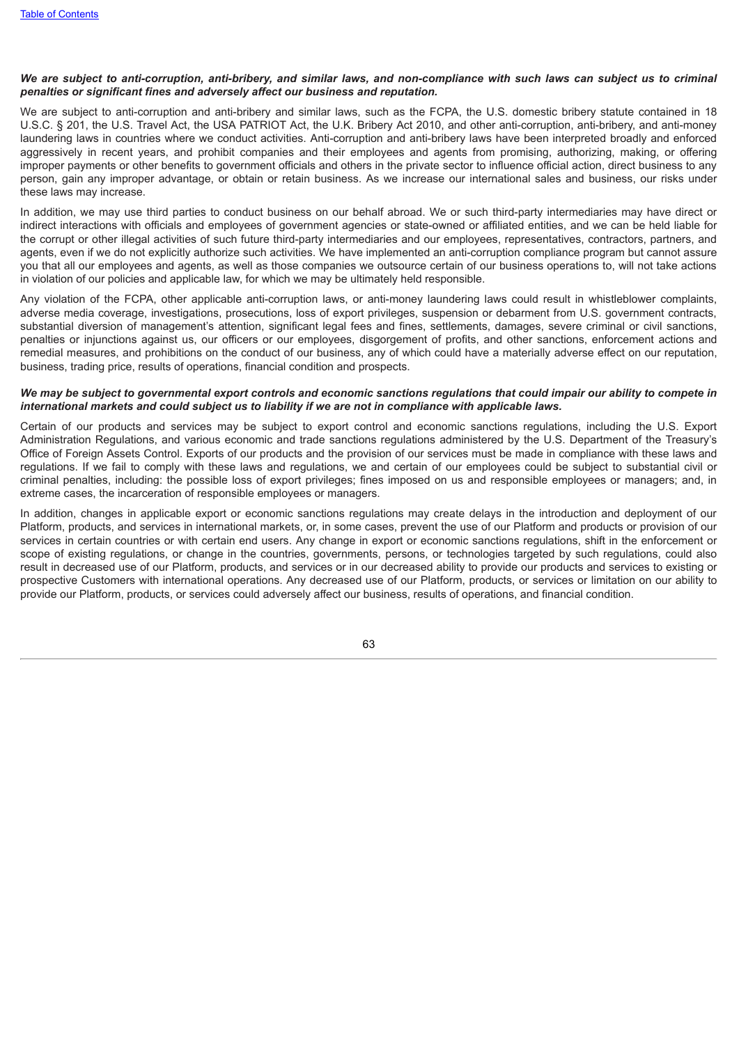***We are subject to anti-corruption, anti-bribery, and similar laws, and non-compliance with such laws can subject us to criminal penalties or significant fines and adversely affect our business and reputation.***

We are subject to anti-corruption and anti-bribery and similar laws, such as the FCPA, the U.S. domestic bribery statute contained in 18 U.S.C. § 201, the U.S. Travel Act, the USA PATRIOT Act, the U.K. Bribery Act 2010, and other anti-corruption, anti-bribery, and anti-money laundering laws in countries where we conduct activities. Anti-corruption and anti-bribery laws have been interpreted broadly and enforced aggressively in recent years, and prohibit companies and their employees and agents from promising, authorizing, making, or offering improper payments or other benefits to government officials and others in the private sector to influence official action, direct business to any person, gain any improper advantage, or obtain or retain business. As we increase our international sales and business, our risks under these laws may increase.

In addition, we may use third parties to conduct business on our behalf abroad. We or such third-party intermediaries may have direct or indirect interactions with officials and employees of government agencies or state-owned or affiliated entities, and we can be held liable for the corrupt or other illegal activities of such future third-party intermediaries and our employees, representatives, contractors, partners, and agents, even if we do not explicitly authorize such activities. We have implemented an anti-corruption compliance program but cannot assure you that all our employees and agents, as well as those companies we outsource certain of our business operations to, will not take actions in violation of our policies and applicable law, for which we may be ultimately held responsible.

Any violation of the FCPA, other applicable anti-corruption laws, or anti-money laundering laws could result in whistleblower complaints, adverse media coverage, investigations, prosecutions, loss of export privileges, suspension or debarment from U.S. government contracts, substantial diversion of management's attention, significant legal fees and fines, settlements, damages, severe criminal or civil sanctions, penalties or injunctions against us, our officers or our employees, disgorgement of profits, and other sanctions, enforcement actions and remedial measures, and prohibitions on the conduct of our business, any of which could have a materially adverse effect on our reputation, business, trading price, results of operations, financial condition and prospects.

***We may be subject to governmental export controls and economic sanctions regulations that could impair our ability to compete in international markets and could subject us to liability if we are not in compliance with applicable laws.***

Certain of our products and services may be subject to export control and economic sanctions regulations, including the U.S. Export Administration Regulations, and various economic and trade sanctions regulations administered by the U.S. Department of the Treasury's Office of Foreign Assets Control. Exports of our products and the provision of our services must be made in compliance with these laws and regulations. If we fail to comply with these laws and regulations, we and certain of our employees could be subject to substantial civil or criminal penalties, including: the possible loss of export privileges; fines imposed on us and responsible employees or managers; and, in extreme cases, the incarceration of responsible employees or managers.

In addition, changes in applicable export or economic sanctions regulations may create delays in the introduction and deployment of our Platform, products, and services in international markets, or, in some cases, prevent the use of our Platform and products or provision of our services in certain countries or with certain end users. Any change in export or economic sanctions regulations, shift in the enforcement or scope of existing regulations, or change in the countries, governments, persons, or technologies targeted by such regulations, could also result in decreased use of our Platform, products, and services or in our decreased ability to provide our products and services to existing or prospective Customers with international operations. Any decreased use of our Platform, products, or services or limitation on our ability to provide our Platform, products, or services could adversely affect our business, results of operations, and financial condition.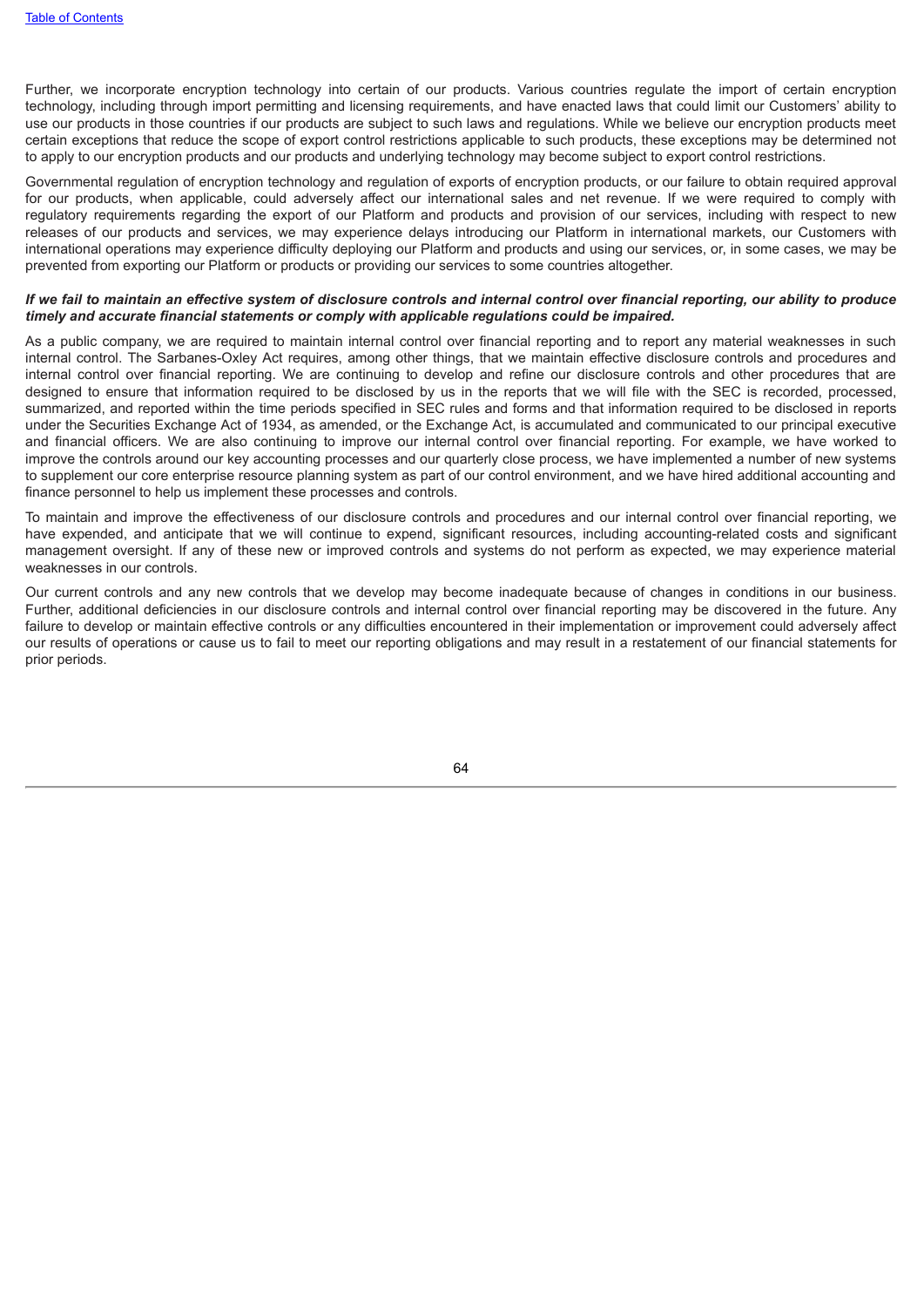Further, we incorporate encryption technology into certain of our products. Various countries regulate the import of certain encryption technology, including through import permitting and licensing requirements, and have enacted laws that could limit our Customers' ability to use our products in those countries if our products are subject to such laws and regulations. While we believe our encryption products meet certain exceptions that reduce the scope of export control restrictions applicable to such products, these exceptions may be determined not to apply to our encryption products and our products and underlying technology may become subject to export control restrictions.

Governmental regulation of encryption technology and regulation of exports of encryption products, or our failure to obtain required approval for our products, when applicable, could adversely affect our international sales and net revenue. If we were required to comply with regulatory requirements regarding the export of our Platform and products and provision of our services, including with respect to new releases of our products and services, we may experience delays introducing our Platform in international markets, our Customers with international operations may experience difficulty deploying our Platform and products and using our services, or, in some cases, we may be prevented from exporting our Platform or products or providing our services to some countries altogether.

***If we fail to maintain an effective system of disclosure controls and internal control over financial reporting, our ability to produce timely and accurate financial statements or comply with applicable regulations could be impaired.***

As a public company, we are required to maintain internal control over financial reporting and to report any material weaknesses in such internal control. The Sarbanes-Oxley Act requires, among other things, that we maintain effective disclosure controls and procedures and internal control over financial reporting. We are continuing to develop and refine our disclosure controls and other procedures that are designed to ensure that information required to be disclosed by us in the reports that we will file with the SEC is recorded, processed, summarized, and reported within the time periods specified in SEC rules and forms and that information required to be disclosed in reports under the Securities Exchange Act of 1934, as amended, or the Exchange Act, is accumulated and communicated to our principal executive and financial officers. We are also continuing to improve our internal control over financial reporting. For example, we have worked to improve the controls around our key accounting processes and our quarterly close process, we have implemented a number of new systems to supplement our core enterprise resource planning system as part of our control environment, and we have hired additional accounting and finance personnel to help us implement these processes and controls.

To maintain and improve the effectiveness of our disclosure controls and procedures and our internal control over financial reporting, we have expended, and anticipate that we will continue to expend, significant resources, including accounting-related costs and significant management oversight. If any of these new or improved controls and systems do not perform as expected, we may experience material weaknesses in our controls.

Our current controls and any new controls that we develop may become inadequate because of changes in conditions in our business. Further, additional deficiencies in our disclosure controls and internal control over financial reporting may be discovered in the future. Any failure to develop or maintain effective controls or any difficulties encountered in their implementation or improvement could adversely affect our results of operations or cause us to fail to meet our reporting obligations and may result in a restatement of our financial statements for prior periods.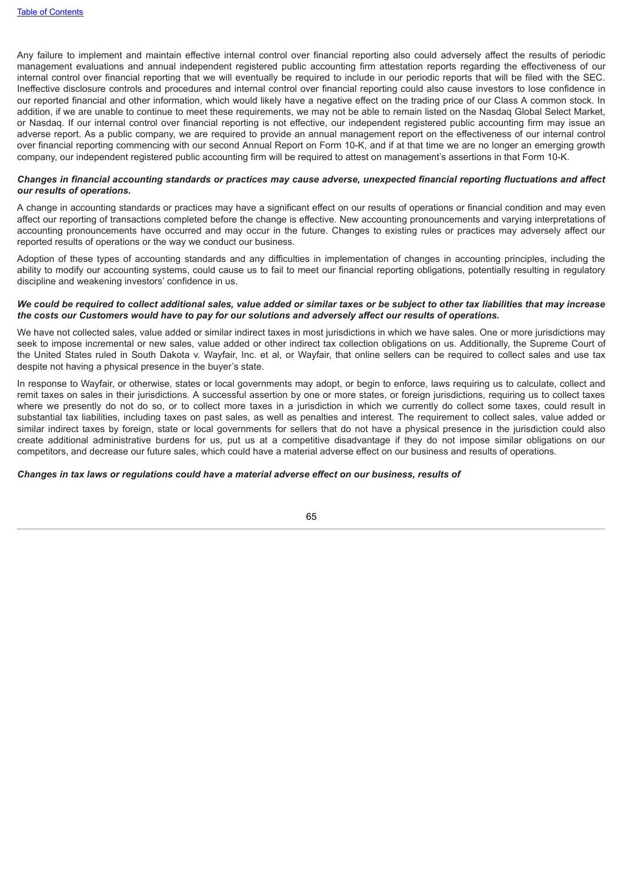Any failure to implement and maintain effective internal control over financial reporting also could adversely affect the results of periodic management evaluations and annual independent registered public accounting firm attestation reports regarding the effectiveness of our internal control over financial reporting that we will eventually be required to include in our periodic reports that will be filed with the SEC. Ineffective disclosure controls and procedures and internal control over financial reporting could also cause investors to lose confidence in our reported financial and other information, which would likely have a negative effect on the trading price of our Class A common stock. In addition, if we are unable to continue to meet these requirements, we may not be able to remain listed on the Nasdaq Global Select Market, or Nasdaq. If our internal control over financial reporting is not effective, our independent registered public accounting firm may issue an adverse report. As a public company, we are required to provide an annual management report on the effectiveness of our internal control over financial reporting commencing with our second Annual Report on Form 10-K, and if at that time we are no longer an emerging growth company, our independent registered public accounting firm will be required to attest on management's assertions in that Form 10-K.

***Changes in financial accounting standards or practices may cause adverse, unexpected financial reporting fluctuations and affect our results of operations.***

A change in accounting standards or practices may have a significant effect on our results of operations or financial condition and may even affect our reporting of transactions completed before the change is effective. New accounting pronouncements and varying interpretations of accounting pronouncements have occurred and may occur in the future. Changes to existing rules or practices may adversely affect our reported results of operations or the way we conduct our business.

Adoption of these types of accounting standards and any difficulties in implementation of changes in accounting principles, including the ability to modify our accounting systems, could cause us to fail to meet our financial reporting obligations, potentially resulting in regulatory discipline and weakening investors' confidence in us.

***We could be required to collect additional sales, value added or similar taxes or be subject to other tax liabilities that may increase the costs our Customers would have to pay for our solutions and adversely affect our results of operations.***

We have not collected sales, value added or similar indirect taxes in most jurisdictions in which we have sales. One or more jurisdictions may seek to impose incremental or new sales, value added or other indirect tax collection obligations on us. Additionally, the Supreme Court of the United States ruled in South Dakota v. Wayfair, Inc. et al, or Wayfair, that online sellers can be required to collect sales and use tax despite not having a physical presence in the buyer's state.

In response to Wayfair, or otherwise, states or local governments may adopt, or begin to enforce, laws requiring us to calculate, collect and remit taxes on sales in their jurisdictions. A successful assertion by one or more states, or foreign jurisdictions, requiring us to collect taxes where we presently do not do so, or to collect more taxes in a jurisdiction in which we currently do collect some taxes, could result in substantial tax liabilities, including taxes on past sales, as well as penalties and interest. The requirement to collect sales, value added or similar indirect taxes by foreign, state or local governments for sellers that do not have a physical presence in the jurisdiction could also create additional administrative burdens for us, put us at a competitive disadvantage if they do not impose similar obligations on our competitors, and decrease our future sales, which could have a material adverse effect on our business and results of operations.

***Changes in tax laws or regulations could have a material adverse effect on our business, results of***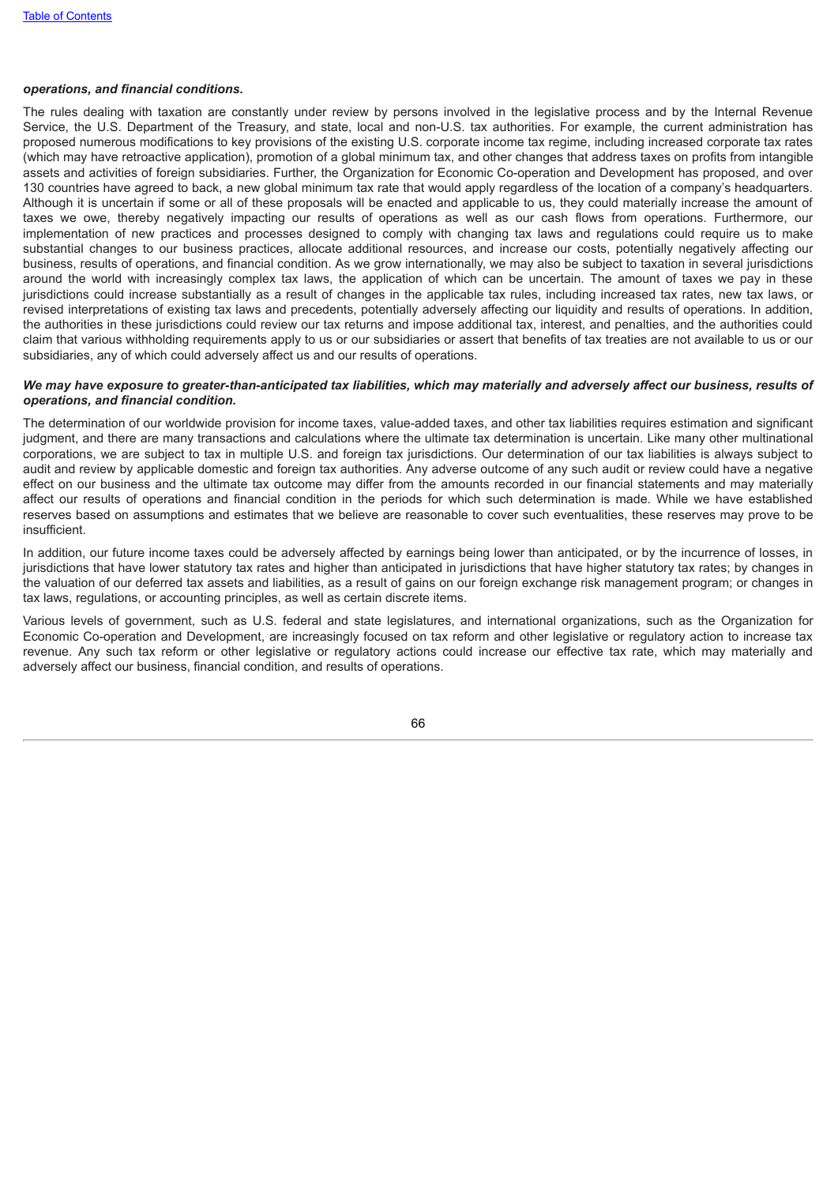***operations, and financial conditions.***

The rules dealing with taxation are constantly under review by persons involved in the legislative process and by the Internal Revenue Service, the U.S. Department of the Treasury, and state, local and non-U.S. tax authorities. For example, the current administration has proposed numerous modifications to key provisions of the existing U.S. corporate income tax regime, including increased corporate tax rates (which may have retroactive application), promotion of a global minimum tax, and other changes that address taxes on profits from intangible assets and activities of foreign subsidiaries. Further, the Organization for Economic Co-operation and Development has proposed, and over 130 countries have agreed to back, a new global minimum tax rate that would apply regardless of the location of a company's headquarters. Although it is uncertain if some or all of these proposals will be enacted and applicable to us, they could materially increase the amount of taxes we owe, thereby negatively impacting our results of operations as well as our cash flows from operations. Furthermore, our implementation of new practices and processes designed to comply with changing tax laws and regulations could require us to make substantial changes to our business practices, allocate additional resources, and increase our costs, potentially negatively affecting our business, results of operations, and financial condition. As we grow internationally, we may also be subject to taxation in several jurisdictions around the world with increasingly complex tax laws, the application of which can be uncertain. The amount of taxes we pay in these jurisdictions could increase substantially as a result of changes in the applicable tax rules, including increased tax rates, new tax laws, or revised interpretations of existing tax laws and precedents, potentially adversely affecting our liquidity and results of operations. In addition, the authorities in these jurisdictions could review our tax returns and impose additional tax, interest, and penalties, and the authorities could claim that various withholding requirements apply to us or our subsidiaries or assert that benefits of tax treaties are not available to us or our subsidiaries, any of which could adversely affect us and our results of operations.

***We may have exposure to greater-than-anticipated tax liabilities, which may materially and adversely affect our business, results of operations, and financial condition.***

The determination of our worldwide provision for income taxes, value-added taxes, and other tax liabilities requires estimation and significant judgment, and there are many transactions and calculations where the ultimate tax determination is uncertain. Like many other multinational corporations, we are subject to tax in multiple U.S. and foreign tax jurisdictions. Our determination of our tax liabilities is always subject to audit and review by applicable domestic and foreign tax authorities. Any adverse outcome of any such audit or review could have a negative effect on our business and the ultimate tax outcome may differ from the amounts recorded in our financial statements and may materially affect our results of operations and financial condition in the periods for which such determination is made. While we have established reserves based on assumptions and estimates that we believe are reasonable to cover such eventualities, these reserves may prove to be insufficient.

In addition, our future income taxes could be adversely affected by earnings being lower than anticipated, or by the incurrence of losses, in jurisdictions that have lower statutory tax rates and higher than anticipated in jurisdictions that have higher statutory tax rates; by changes in the valuation of our deferred tax assets and liabilities, as a result of gains on our foreign exchange risk management program; or changes in tax laws, regulations, or accounting principles, as well as certain discrete items.

Various levels of government, such as U.S. federal and state legislatures, and international organizations, such as the Organization for Economic Co-operation and Development, are increasingly focused on tax reform and other legislative or regulatory action to increase tax revenue. Any such tax reform or other legislative or regulatory actions could increase our effective tax rate, which may materially and adversely affect our business, financial condition, and results of operations.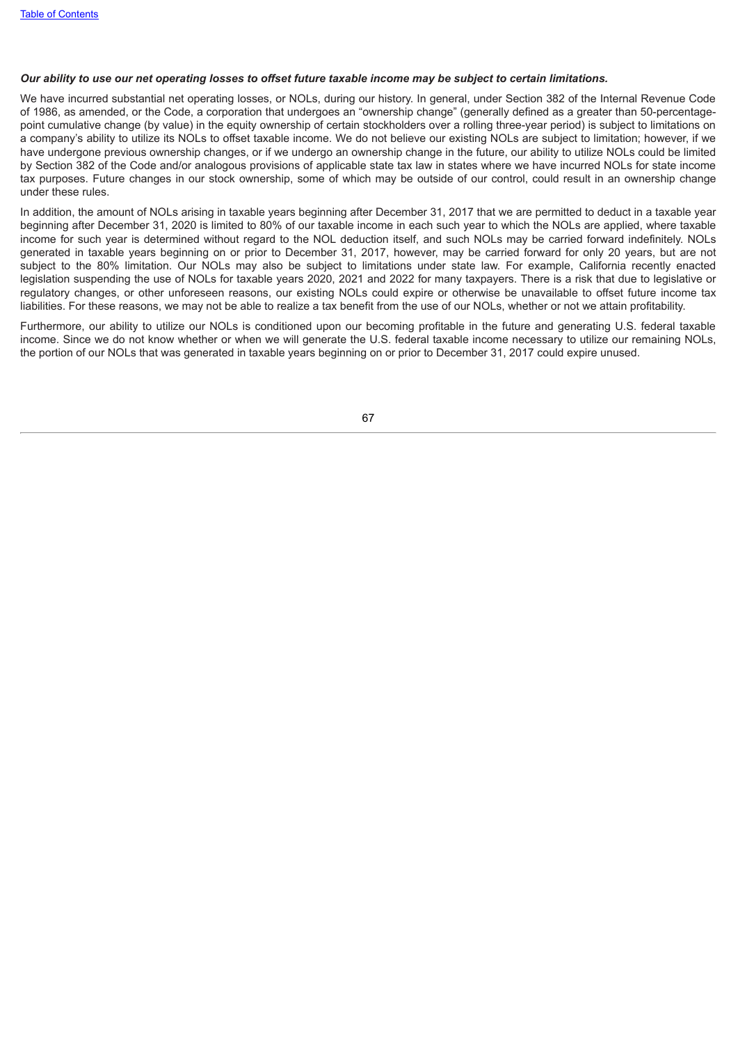***Our ability to use our net operating losses to offset future taxable income may be subject to certain limitations.***

We have incurred substantial net operating losses, or NOLs, during our history. In general, under Section 382 of the Internal Revenue Code of 1986, as amended, or the Code, a corporation that undergoes an "ownership change" (generally defined as a greater than 50-percentage-point cumulative change (by value) in the equity ownership of certain stockholders over a rolling three-year period) is subject to limitations on a company's ability to utilize its NOLs to offset taxable income. We do not believe our existing NOLs are subject to limitation; however, if we have undergone previous ownership changes, or if we undergo an ownership change in the future, our ability to utilize NOLs could be limited by Section 382 of the Code and/or analogous provisions of applicable state tax law in states where we have incurred NOLs for state income tax purposes. Future changes in our stock ownership, some of which may be outside of our control, could result in an ownership change under these rules.

In addition, the amount of NOLs arising in taxable years beginning after December 31, 2017 that we are permitted to deduct in a taxable year beginning after December 31, 2020 is limited to 80% of our taxable income in each such year to which the NOLs are applied, where taxable income for such year is determined without regard to the NOL deduction itself, and such NOLs may be carried forward indefinitely. NOLs generated in taxable years beginning on or prior to December 31, 2017, however, may be carried forward for only 20 years, but are not subject to the 80% limitation. Our NOLs may also be subject to limitations under state law. For example, California recently enacted legislation suspending the use of NOLs for taxable years 2020, 2021 and 2022 for many taxpayers. There is a risk that due to legislative or regulatory changes, or other unforeseen reasons, our existing NOLs could expire or otherwise be unavailable to offset future income tax liabilities. For these reasons, we may not be able to realize a tax benefit from the use of our NOLs, whether or not we attain profitability.

Furthermore, our ability to utilize our NOLs is conditioned upon our becoming profitable in the future and generating U.S. federal taxable income. Since we do not know whether or when we will generate the U.S. federal taxable income necessary to utilize our remaining NOLs, the portion of our NOLs that was generated in taxable years beginning on or prior to December 31, 2017 could expire unused.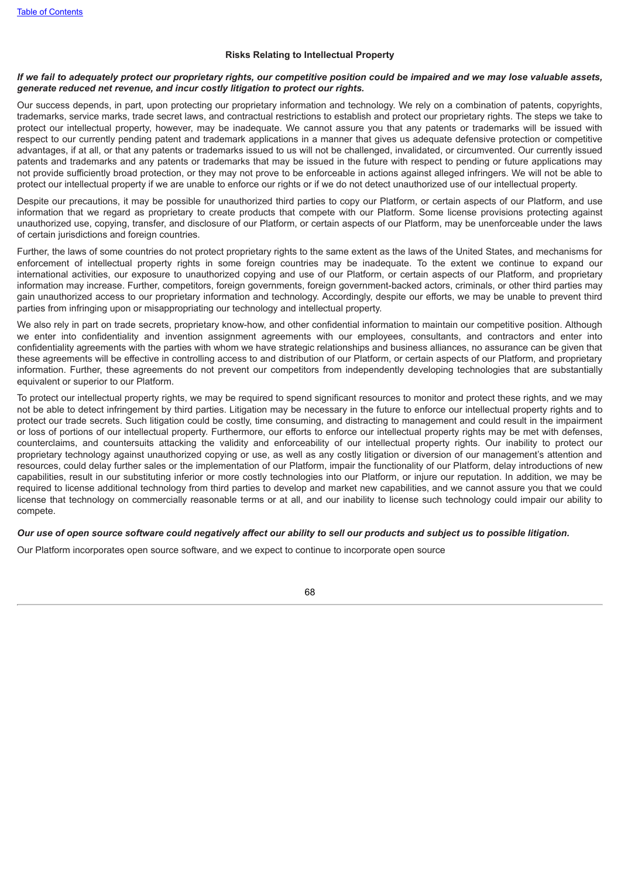### Risks Relating to Intellectual Property

***If we fail to adequately protect our proprietary rights, our competitive position could be impaired and we may lose valuable assets, generate reduced net revenue, and incur costly litigation to protect our rights.***

Our success depends, in part, upon protecting our proprietary information and technology. We rely on a combination of patents, copyrights, trademarks, service marks, trade secret laws, and contractual restrictions to establish and protect our proprietary rights. The steps we take to protect our intellectual property, however, may be inadequate. We cannot assure you that any patents or trademarks will be issued with respect to our currently pending patent and trademark applications in a manner that gives us adequate defensive protection or competitive advantages, if at all, or that any patents or trademarks issued to us will not be challenged, invalidated, or circumvented. Our currently issued patents and trademarks and any patents or trademarks that may be issued in the future with respect to pending or future applications may not provide sufficiently broad protection, or they may not prove to be enforceable in actions against alleged infringers. We will not be able to protect our intellectual property if we are unable to enforce our rights or if we do not detect unauthorized use of our intellectual property.

Despite our precautions, it may be possible for unauthorized third parties to copy our Platform, or certain aspects of our Platform, and use information that we regard as proprietary to create products that compete with our Platform. Some license provisions protecting against unauthorized use, copying, transfer, and disclosure of our Platform, or certain aspects of our Platform, may be unenforceable under the laws of certain jurisdictions and foreign countries.

Further, the laws of some countries do not protect proprietary rights to the same extent as the laws of the United States, and mechanisms for enforcement of intellectual property rights in some foreign countries may be inadequate. To the extent we continue to expand our international activities, our exposure to unauthorized copying and use of our Platform, or certain aspects of our Platform, and proprietary information may increase. Further, competitors, foreign governments, foreign government-backed actors, criminals, or other third parties may gain unauthorized access to our proprietary information and technology. Accordingly, despite our efforts, we may be unable to prevent third parties from infringing upon or misappropriating our technology and intellectual property.

We also rely in part on trade secrets, proprietary know-how, and other confidential information to maintain our competitive position. Although we enter into confidentiality and invention assignment agreements with our employees, consultants, and contractors and enter into confidentiality agreements with the parties with whom we have strategic relationships and business alliances, no assurance can be given that these agreements will be effective in controlling access to and distribution of our Platform, or certain aspects of our Platform, and proprietary information. Further, these agreements do not prevent our competitors from independently developing technologies that are substantially equivalent or superior to our Platform.

To protect our intellectual property rights, we may be required to spend significant resources to monitor and protect these rights, and we may not be able to detect infringement by third parties. Litigation may be necessary in the future to enforce our intellectual property rights and to protect our trade secrets. Such litigation could be costly, time consuming, and distracting to management and could result in the impairment or loss of portions of our intellectual property. Furthermore, our efforts to enforce our intellectual property rights may be met with defenses, counterclaims, and countersuits attacking the validity and enforceability of our intellectual property rights. Our inability to protect our proprietary technology against unauthorized copying or use, as well as any costly litigation or diversion of our management's attention and resources, could delay further sales or the implementation of our Platform, impair the functionality of our Platform, delay introductions of new capabilities, result in our substituting inferior or more costly technologies into our Platform, or injure our reputation. In addition, we may be required to license additional technology from third parties to develop and market new capabilities, and we cannot assure you that we could license that technology on commercially reasonable terms or at all, and our inability to license such technology could impair our ability to compete.

***Our use of open source software could negatively affect our ability to sell our products and subject us to possible litigation.***

Our Platform incorporates open source software, and we expect to continue to incorporate open source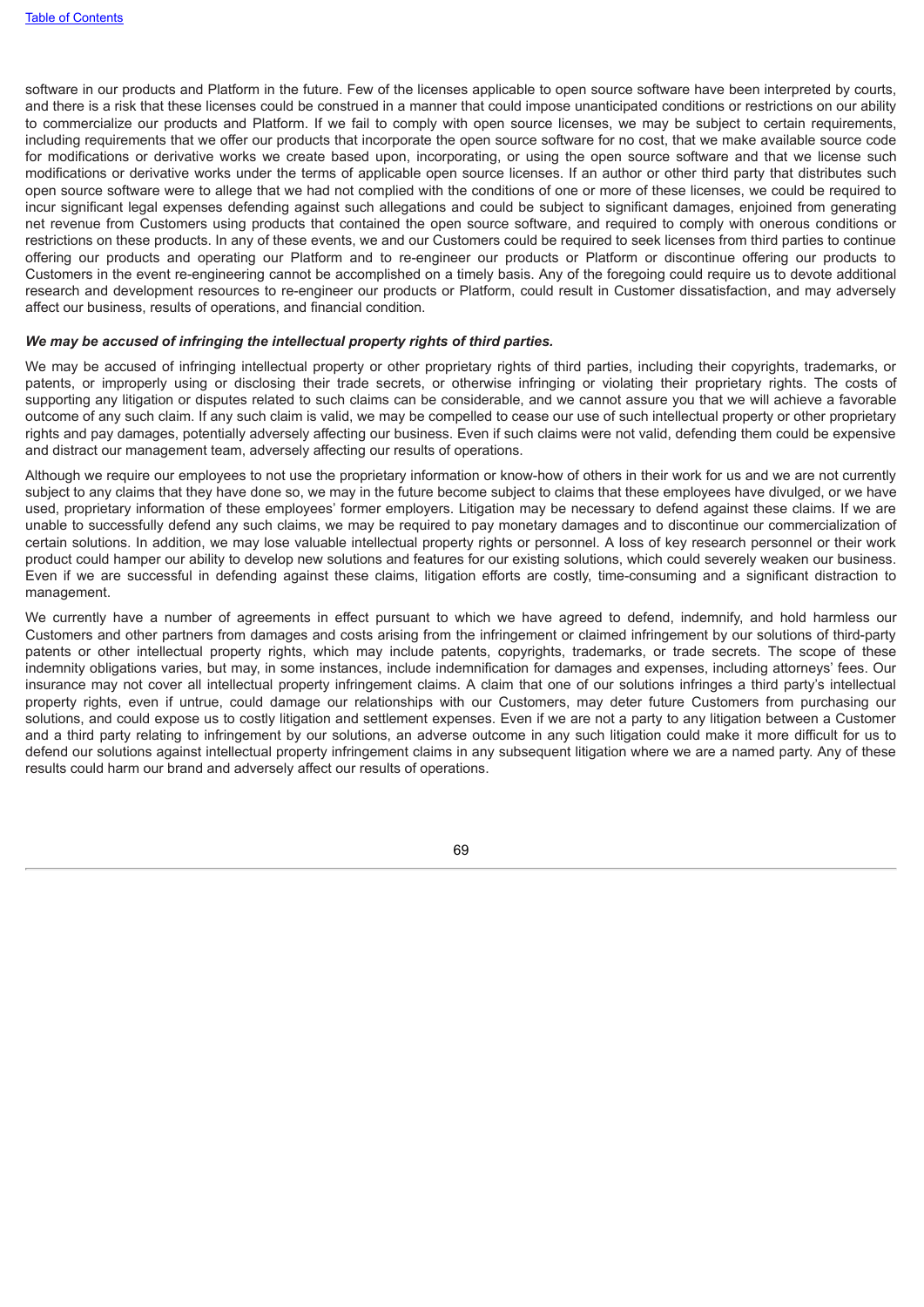software in our products and Platform in the future. Few of the licenses applicable to open source software have been interpreted by courts, and there is a risk that these licenses could be construed in a manner that could impose unanticipated conditions or restrictions on our ability to commercialize our products and Platform. If we fail to comply with open source licenses, we may be subject to certain requirements, including requirements that we offer our products that incorporate the open source software for no cost, that we make available source code for modifications or derivative works we create based upon, incorporating, or using the open source software and that we license such modifications or derivative works under the terms of applicable open source licenses. If an author or other third party that distributes such open source software were to allege that we had not complied with the conditions of one or more of these licenses, we could be required to incur significant legal expenses defending against such allegations and could be subject to significant damages, enjoined from generating net revenue from Customers using products that contained the open source software, and required to comply with onerous conditions or restrictions on these products. In any of these events, we and our Customers could be required to seek licenses from third parties to continue offering our products and operating our Platform and to re-engineer our products or Platform or discontinue offering our products to Customers in the event re-engineering cannot be accomplished on a timely basis. Any of the foregoing could require us to devote additional research and development resources to re-engineer our products or Platform, could result in Customer dissatisfaction, and may adversely affect our business, results of operations, and financial condition.

***We may be accused of infringing the intellectual property rights of third parties.***

We may be accused of infringing intellectual property or other proprietary rights of third parties, including their copyrights, trademarks, or patents, or improperly using or disclosing their trade secrets, or otherwise infringing or violating their proprietary rights. The costs of supporting any litigation or disputes related to such claims can be considerable, and we cannot assure you that we will achieve a favorable outcome of any such claim. If any such claim is valid, we may be compelled to cease our use of such intellectual property or other proprietary rights and pay damages, potentially adversely affecting our business. Even if such claims were not valid, defending them could be expensive and distract our management team, adversely affecting our results of operations.

Although we require our employees to not use the proprietary information or know-how of others in their work for us and we are not currently subject to any claims that they have done so, we may in the future become subject to claims that these employees have divulged, or we have used, proprietary information of these employees' former employers. Litigation may be necessary to defend against these claims. If we are unable to successfully defend any such claims, we may be required to pay monetary damages and to discontinue our commercialization of certain solutions. In addition, we may lose valuable intellectual property rights or personnel. A loss of key research personnel or their work product could hamper our ability to develop new solutions and features for our existing solutions, which could severely weaken our business. Even if we are successful in defending against these claims, litigation efforts are costly, time-consuming and a significant distraction to management.

We currently have a number of agreements in effect pursuant to which we have agreed to defend, indemnify, and hold harmless our Customers and other partners from damages and costs arising from the infringement or claimed infringement by our solutions of third-party patents or other intellectual property rights, which may include patents, copyrights, trademarks, or trade secrets. The scope of these indemnity obligations varies, but may, in some instances, include indemnification for damages and expenses, including attorneys' fees. Our insurance may not cover all intellectual property infringement claims. A claim that one of our solutions infringes a third party's intellectual property rights, even if untrue, could damage our relationships with our Customers, may deter future Customers from purchasing our solutions, and could expose us to costly litigation and settlement expenses. Even if we are not a party to any litigation between a Customer and a third party relating to infringement by our solutions, an adverse outcome in any such litigation could make it more difficult for us to defend our solutions against intellectual property infringement claims in any subsequent litigation where we are a named party. Any of these results could harm our brand and adversely affect our results of operations.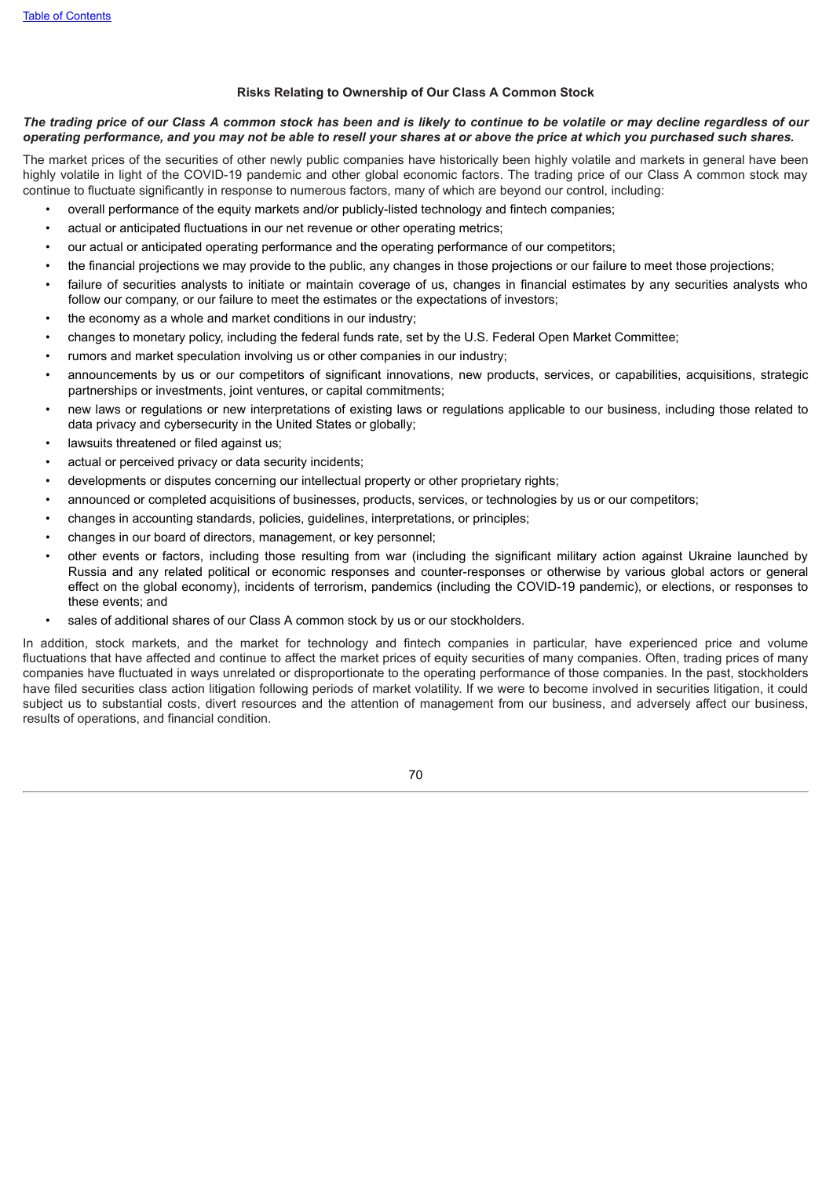### Risks Relating to Ownership of Our Class A Common Stock

***The trading price of our Class A common stock has been and is likely to continue to be volatile or may decline regardless of our operating performance, and you may not be able to resell your shares at or above the price at which you purchased such shares.***

The market prices of the securities of other newly public companies have historically been highly volatile and markets in general have been highly volatile in light of the COVID-19 pandemic and other global economic factors. The trading price of our Class A common stock may continue to fluctuate significantly in response to numerous factors, many of which are beyond our control, including:

- overall performance of the equity markets and/or publicly-listed technology and fintech companies;
- actual or anticipated fluctuations in our net revenue or other operating metrics;
- our actual or anticipated operating performance and the operating performance of our competitors;
- the financial projections we may provide to the public, any changes in those projections or our failure to meet those projections;
- failure of securities analysts to initiate or maintain coverage of us, changes in financial estimates by any securities analysts who follow our company, or our failure to meet the estimates or the expectations of investors;
- the economy as a whole and market conditions in our industry;
- changes to monetary policy, including the federal funds rate, set by the U.S. Federal Open Market Committee;
- rumors and market speculation involving us or other companies in our industry;
- announcements by us or our competitors of significant innovations, new products, services, or capabilities, acquisitions, strategic partnerships or investments, joint ventures, or capital commitments;
- new laws or regulations or new interpretations of existing laws or regulations applicable to our business, including those related to data privacy and cybersecurity in the United States or globally;
- lawsuits threatened or filed against us;
- actual or perceived privacy or data security incidents;
- developments or disputes concerning our intellectual property or other proprietary rights;
- announced or completed acquisitions of businesses, products, services, or technologies by us or our competitors;
- changes in accounting standards, policies, guidelines, interpretations, or principles;
- changes in our board of directors, management, or key personnel;
- other events or factors, including those resulting from war (including the significant military action against Ukraine launched by Russia and any related political or economic responses and counter-responses or otherwise by various global actors or general effect on the global economy), incidents of terrorism, pandemics (including the COVID-19 pandemic), or elections, or responses to these events; and
- sales of additional shares of our Class A common stock by us or our stockholders.

In addition, stock markets, and the market for technology and fintech companies in particular, have experienced price and volume fluctuations that have affected and continue to affect the market prices of equity securities of many companies. Often, trading prices of many companies have fluctuated in ways unrelated or disproportionate to the operating performance of those companies. In the past, stockholders have filed securities class action litigation following periods of market volatility. If we were to become involved in securities litigation, it could subject us to substantial costs, divert resources and the attention of management from our business, and adversely affect our business, results of operations, and financial condition.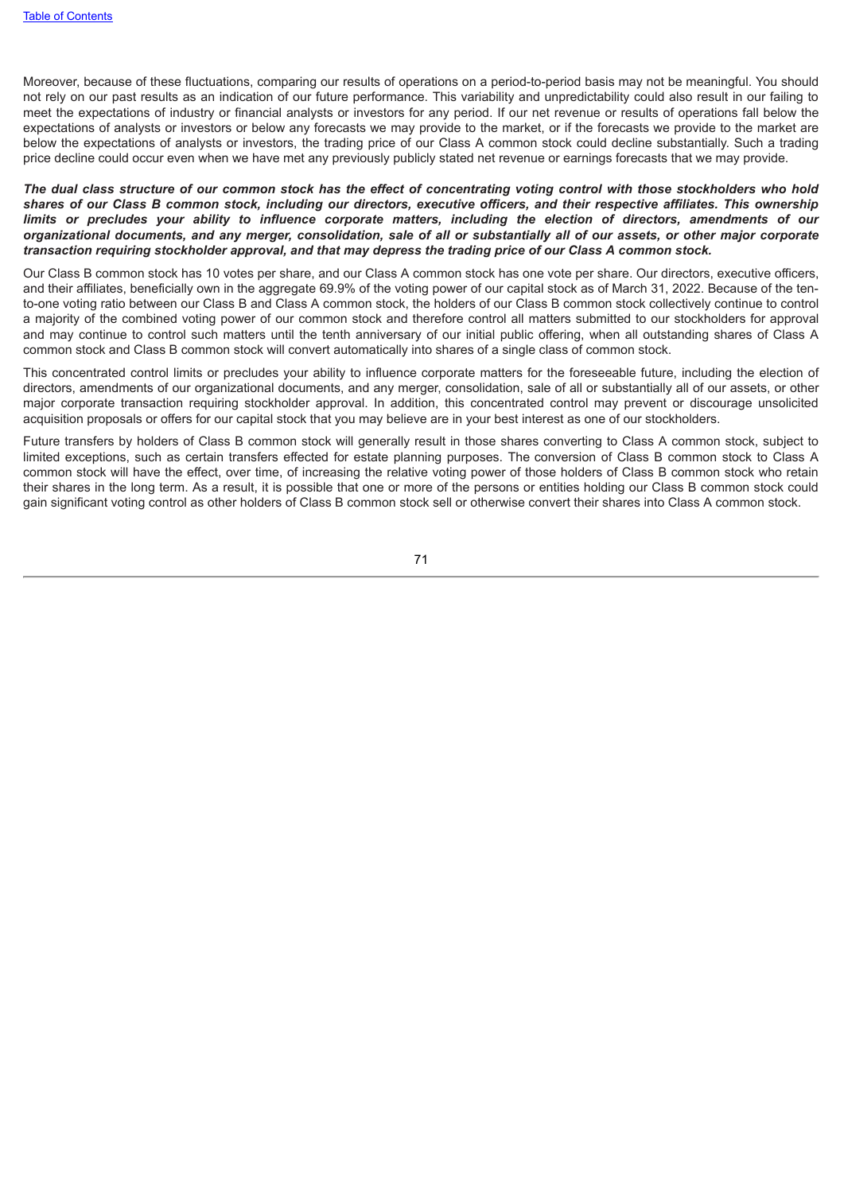Moreover, because of these fluctuations, comparing our results of operations on a period-to-period basis may not be meaningful. You should not rely on our past results as an indication of our future performance. This variability and unpredictability could also result in our failing to meet the expectations of industry or financial analysts or investors for any period. If our net revenue or results of operations fall below the expectations of analysts or investors or below any forecasts we may provide to the market, or if the forecasts we provide to the market are below the expectations of analysts or investors, the trading price of our Class A common stock could decline substantially. Such a trading price decline could occur even when we have met any previously publicly stated net revenue or earnings forecasts that we may provide.

***The dual class structure of our common stock has the effect of concentrating voting control with those stockholders who hold shares of our Class B common stock, including our directors, executive officers, and their respective affiliates. This ownership limits or precludes your ability to influence corporate matters, including the election of directors, amendments of our organizational documents, and any merger, consolidation, sale of all or substantially all of our assets, or other major corporate transaction requiring stockholder approval, and that may depress the trading price of our Class A common stock.***

Our Class B common stock has 10 votes per share, and our Class A common stock has one vote per share. Our directors, executive officers, and their affiliates, beneficially own in the aggregate 69.9% of the voting power of our capital stock as of March 31, 2022. Because of the ten-to-one voting ratio between our Class B and Class A common stock, the holders of our Class B common stock collectively continue to control a majority of the combined voting power of our common stock and therefore control all matters submitted to our stockholders for approval and may continue to control such matters until the tenth anniversary of our initial public offering, when all outstanding shares of Class A common stock and Class B common stock will convert automatically into shares of a single class of common stock.

This concentrated control limits or precludes your ability to influence corporate matters for the foreseeable future, including the election of directors, amendments of our organizational documents, and any merger, consolidation, sale of all or substantially all of our assets, or other major corporate transaction requiring stockholder approval. In addition, this concentrated control may prevent or discourage unsolicited acquisition proposals or offers for our capital stock that you may believe are in your best interest as one of our stockholders.

Future transfers by holders of Class B common stock will generally result in those shares converting to Class A common stock, subject to limited exceptions, such as certain transfers effected for estate planning purposes. The conversion of Class B common stock to Class A common stock will have the effect, over time, of increasing the relative voting power of those holders of Class B common stock who retain their shares in the long term. As a result, it is possible that one or more of the persons or entities holding our Class B common stock could gain significant voting control as other holders of Class B common stock sell or otherwise convert their shares into Class A common stock.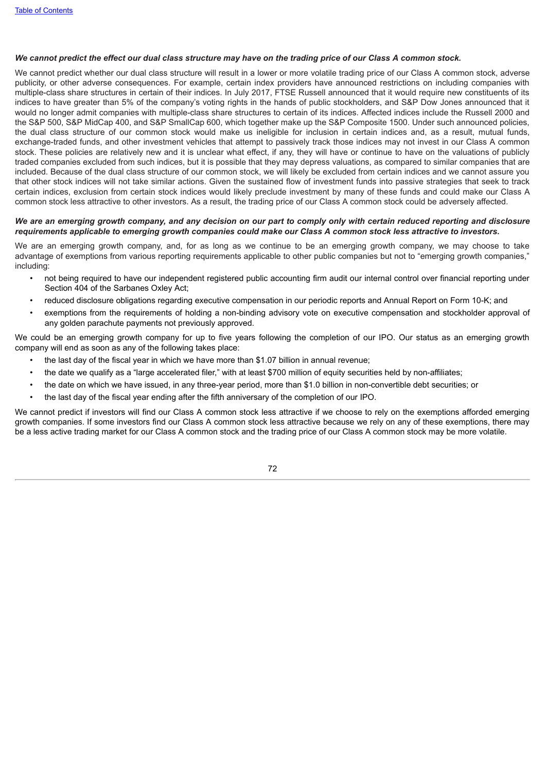***We cannot predict the effect our dual class structure may have on the trading price of our Class A common stock.***

We cannot predict whether our dual class structure will result in a lower or more volatile trading price of our Class A common stock, adverse publicity, or other adverse consequences. For example, certain index providers have announced restrictions on including companies with multiple-class share structures in certain of their indices. In July 2017, FTSE Russell announced that it would require new constituents of its indices to have greater than 5% of the company's voting rights in the hands of public stockholders, and S&P Dow Jones announced that it would no longer admit companies with multiple-class share structures to certain of its indices. Affected indices include the Russell 2000 and the S&P 500, S&P MidCap 400, and S&P SmallCap 600, which together make up the S&P Composite 1500. Under such announced policies, the dual class structure of our common stock would make us ineligible for inclusion in certain indices and, as a result, mutual funds, exchange-traded funds, and other investment vehicles that attempt to passively track those indices may not invest in our Class A common stock. These policies are relatively new and it is unclear what effect, if any, they will have or continue to have on the valuations of publicly traded companies excluded from such indices, but it is possible that they may depress valuations, as compared to similar companies that are included. Because of the dual class structure of our common stock, we will likely be excluded from certain indices and we cannot assure you that other stock indices will not take similar actions. Given the sustained flow of investment funds into passive strategies that seek to track certain indices, exclusion from certain stock indices would likely preclude investment by many of these funds and could make our Class A common stock less attractive to other investors. As a result, the trading price of our Class A common stock could be adversely affected.

***We are an emerging growth company, and any decision on our part to comply only with certain reduced reporting and disclosure requirements applicable to emerging growth companies could make our Class A common stock less attractive to investors.***

We are an emerging growth company, and, for as long as we continue to be an emerging growth company, we may choose to take advantage of exemptions from various reporting requirements applicable to other public companies but not to "emerging growth companies," including:

- not being required to have our independent registered public accounting firm audit our internal control over financial reporting under Section 404 of the Sarbanes Oxley Act;
- reduced disclosure obligations regarding executive compensation in our periodic reports and Annual Report on Form 10-K; and
- exemptions from the requirements of holding a non-binding advisory vote on executive compensation and stockholder approval of any golden parachute payments not previously approved.

We could be an emerging growth company for up to five years following the completion of our IPO. Our status as an emerging growth company will end as soon as any of the following takes place:

- the last day of the fiscal year in which we have more than $1.07 billion in annual revenue;
- the date we qualify as a "large accelerated filer," with at least $700 million of equity securities held by non-affiliates;
- the date on which we have issued, in any three-year period, more than $1.0 billion in non-convertible debt securities; or
- the last day of the fiscal year ending after the fifth anniversary of the completion of our IPO.

We cannot predict if investors will find our Class A common stock less attractive if we choose to rely on the exemptions afforded emerging growth companies. If some investors find our Class A common stock less attractive because we rely on any of these exemptions, there may be a less active trading market for our Class A common stock and the trading price of our Class A common stock may be more volatile.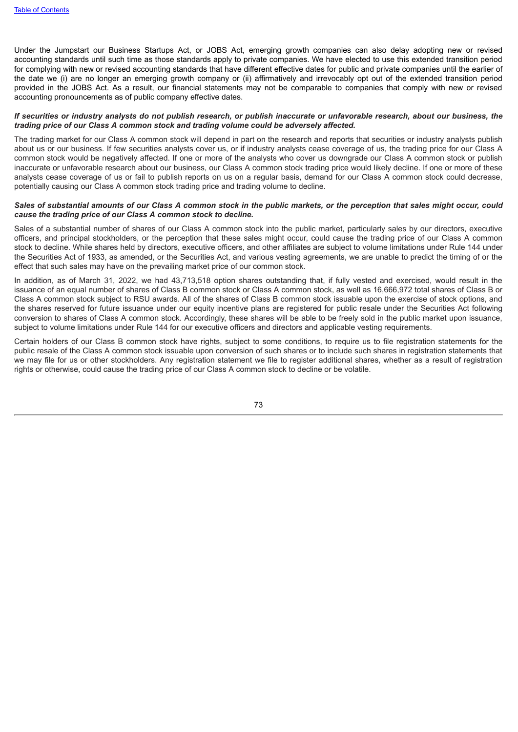Under the Jumpstart our Business Startups Act, or JOBS Act, emerging growth companies can also delay adopting new or revised accounting standards until such time as those standards apply to private companies. We have elected to use this extended transition period for complying with new or revised accounting standards that have different effective dates for public and private companies until the earlier of the date we (i) are no longer an emerging growth company or (ii) affirmatively and irrevocably opt out of the extended transition period provided in the JOBS Act. As a result, our financial statements may not be comparable to companies that comply with new or revised accounting pronouncements as of public company effective dates.

***If securities or industry analysts do not publish research, or publish inaccurate or unfavorable research, about our business, the trading price of our Class A common stock and trading volume could be adversely affected.***

The trading market for our Class A common stock will depend in part on the research and reports that securities or industry analysts publish about us or our business. If few securities analysts cover us, or if industry analysts cease coverage of us, the trading price for our Class A common stock would be negatively affected. If one or more of the analysts who cover us downgrade our Class A common stock or publish inaccurate or unfavorable research about our business, our Class A common stock trading price would likely decline. If one or more of these analysts cease coverage of us or fail to publish reports on us on a regular basis, demand for our Class A common stock could decrease, potentially causing our Class A common stock trading price and trading volume to decline.

***Sales of substantial amounts of our Class A common stock in the public markets, or the perception that sales might occur, could cause the trading price of our Class A common stock to decline.***

Sales of a substantial number of shares of our Class A common stock into the public market, particularly sales by our directors, executive officers, and principal stockholders, or the perception that these sales might occur, could cause the trading price of our Class A common stock to decline. While shares held by directors, executive officers, and other affiliates are subject to volume limitations under Rule 144 under the Securities Act of 1933, as amended, or the Securities Act, and various vesting agreements, we are unable to predict the timing of or the effect that such sales may have on the prevailing market price of our common stock.

In addition, as of March 31, 2022, we had 43,713,518 option shares outstanding that, if fully vested and exercised, would result in the issuance of an equal number of shares of Class B common stock or Class A common stock, as well as 16,666,972 total shares of Class B or Class A common stock subject to RSU awards. All of the shares of Class B common stock issuable upon the exercise of stock options, and the shares reserved for future issuance under our equity incentive plans are registered for public resale under the Securities Act following conversion to shares of Class A common stock. Accordingly, these shares will be able to be freely sold in the public market upon issuance, subject to volume limitations under Rule 144 for our executive officers and directors and applicable vesting requirements.

Certain holders of our Class B common stock have rights, subject to some conditions, to require us to file registration statements for the public resale of the Class A common stock issuable upon conversion of such shares or to include such shares in registration statements that we may file for us or other stockholders. Any registration statement we file to register additional shares, whether as a result of registration rights or otherwise, could cause the trading price of our Class A common stock to decline or be volatile.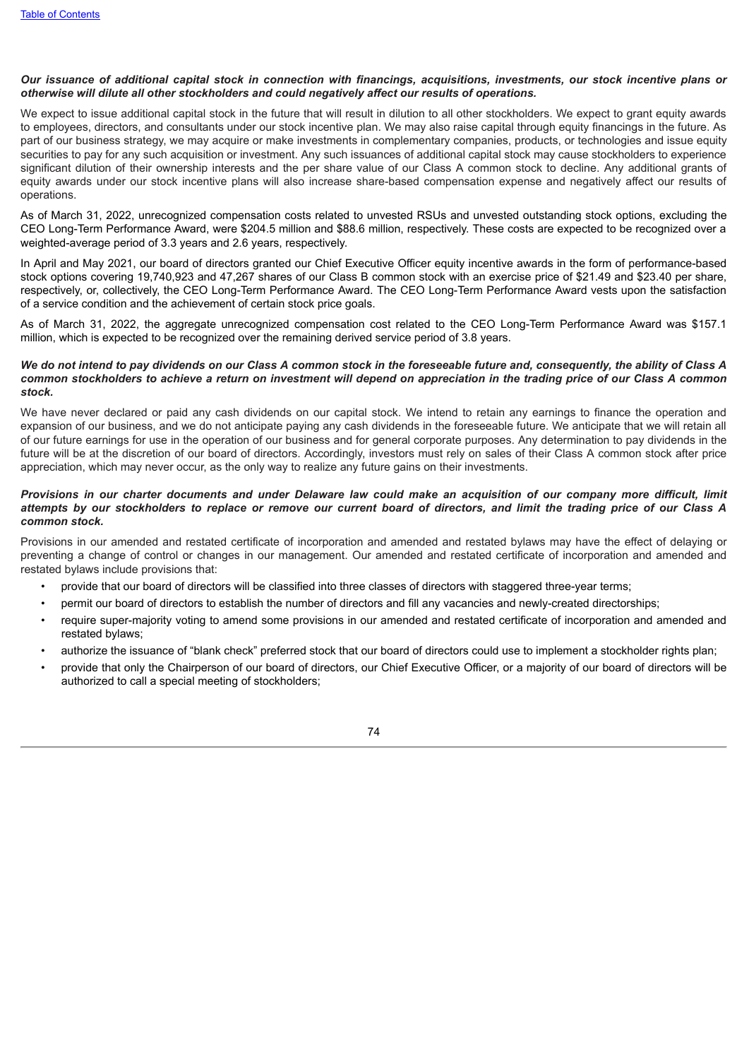***Our issuance of additional capital stock in connection with financings, acquisitions, investments, our stock incentive plans or otherwise will dilute all other stockholders and could negatively affect our results of operations.***

We expect to issue additional capital stock in the future that will result in dilution to all other stockholders. We expect to grant equity awards to employees, directors, and consultants under our stock incentive plan. We may also raise capital through equity financings in the future. As part of our business strategy, we may acquire or make investments in complementary companies, products, or technologies and issue equity securities to pay for any such acquisition or investment. Any such issuances of additional capital stock may cause stockholders to experience significant dilution of their ownership interests and the per share value of our Class A common stock to decline. Any additional grants of equity awards under our stock incentive plans will also increase share-based compensation expense and negatively affect our results of operations.

As of March 31, 2022, unrecognized compensation costs related to unvested RSUs and unvested outstanding stock options, excluding the CEO Long-Term Performance Award, were $204.5 million and $88.6 million, respectively. These costs are expected to be recognized over a weighted-average period of 3.3 years and 2.6 years, respectively.

In April and May 2021, our board of directors granted our Chief Executive Officer equity incentive awards in the form of performance-based stock options covering 19,740,923 and 47,267 shares of our Class B common stock with an exercise price of $21.49 and $23.40 per share, respectively, or, collectively, the CEO Long-Term Performance Award. The CEO Long-Term Performance Award vests upon the satisfaction of a service condition and the achievement of certain stock price goals.

As of March 31, 2022, the aggregate unrecognized compensation cost related to the CEO Long-Term Performance Award was $157.1 million, which is expected to be recognized over the remaining derived service period of 3.8 years.

***We do not intend to pay dividends on our Class A common stock in the foreseeable future and, consequently, the ability of Class A common stockholders to achieve a return on investment will depend on appreciation in the trading price of our Class A common stock.***

We have never declared or paid any cash dividends on our capital stock. We intend to retain any earnings to finance the operation and expansion of our business, and we do not anticipate paying any cash dividends in the foreseeable future. We anticipate that we will retain all of our future earnings for use in the operation of our business and for general corporate purposes. Any determination to pay dividends in the future will be at the discretion of our board of directors. Accordingly, investors must rely on sales of their Class A common stock after price appreciation, which may never occur, as the only way to realize any future gains on their investments.

***Provisions in our charter documents and under Delaware law could make an acquisition of our company more difficult, limit attempts by our stockholders to replace or remove our current board of directors, and limit the trading price of our Class A common stock.***

Provisions in our amended and restated certificate of incorporation and amended and restated bylaws may have the effect of delaying or preventing a change of control or changes in our management. Our amended and restated certificate of incorporation and amended and restated bylaws include provisions that:

- provide that our board of directors will be classified into three classes of directors with staggered three-year terms;
- permit our board of directors to establish the number of directors and fill any vacancies and newly-created directorships;
- require super-majority voting to amend some provisions in our amended and restated certificate of incorporation and amended and restated bylaws;
- authorize the issuance of "blank check" preferred stock that our board of directors could use to implement a stockholder rights plan;
- provide that only the Chairperson of our board of directors, our Chief Executive Officer, or a majority of our board of directors will be authorized to call a special meeting of stockholders;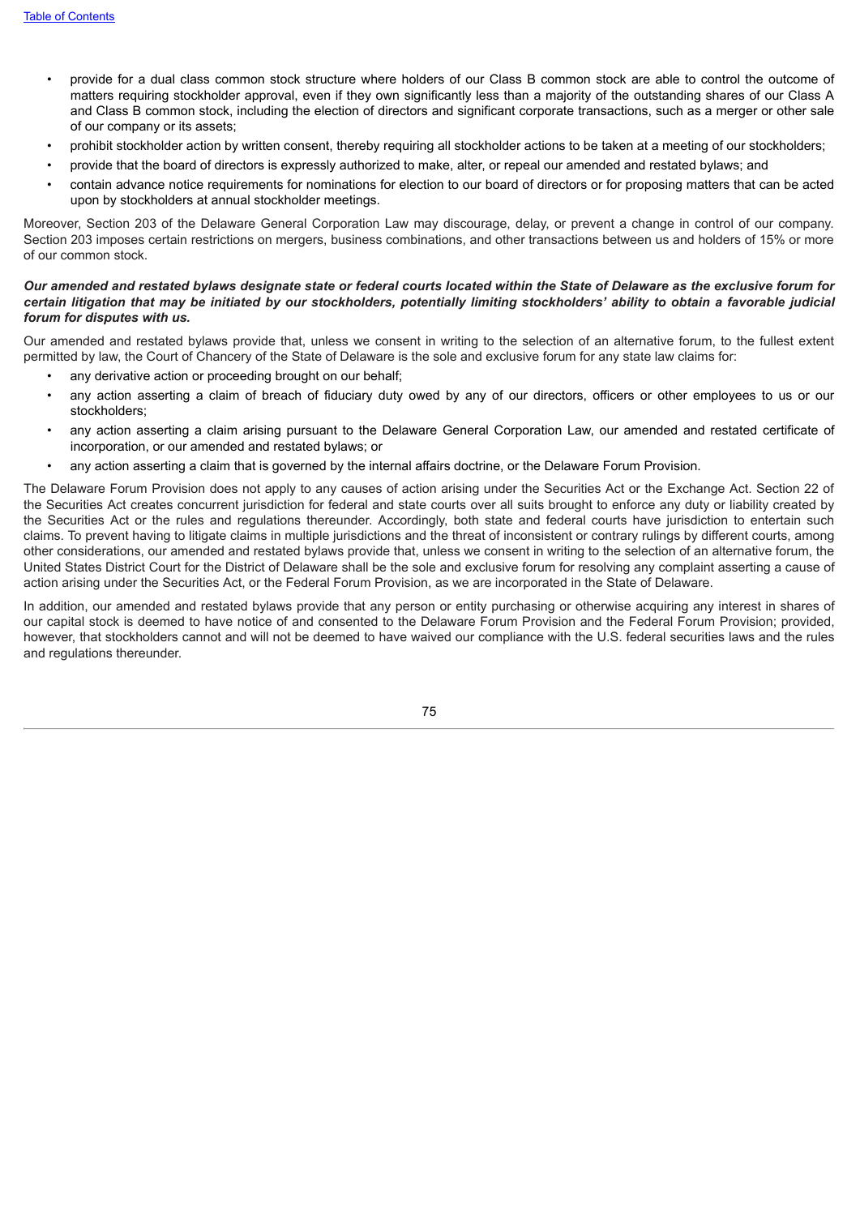- provide for a dual class common stock structure where holders of our Class B common stock are able to control the outcome of matters requiring stockholder approval, even if they own significantly less than a majority of the outstanding shares of our Class A and Class B common stock, including the election of directors and significant corporate transactions, such as a merger or other sale of our company or its assets;
- prohibit stockholder action by written consent, thereby requiring all stockholder actions to be taken at a meeting of our stockholders;
- provide that the board of directors is expressly authorized to make, alter, or repeal our amended and restated bylaws; and
- contain advance notice requirements for nominations for election to our board of directors or for proposing matters that can be acted upon by stockholders at annual stockholder meetings.

Moreover, Section 203 of the Delaware General Corporation Law may discourage, delay, or prevent a change in control of our company. Section 203 imposes certain restrictions on mergers, business combinations, and other transactions between us and holders of 15% or more of our common stock.

***Our amended and restated bylaws designate state or federal courts located within the State of Delaware as the exclusive forum for certain litigation that may be initiated by our stockholders, potentially limiting stockholders' ability to obtain a favorable judicial forum for disputes with us.***

Our amended and restated bylaws provide that, unless we consent in writing to the selection of an alternative forum, to the fullest extent permitted by law, the Court of Chancery of the State of Delaware is the sole and exclusive forum for any state law claims for:

- any derivative action or proceeding brought on our behalf;
- any action asserting a claim of breach of fiduciary duty owed by any of our directors, officers or other employees to us or our stockholders;
- any action asserting a claim arising pursuant to the Delaware General Corporation Law, our amended and restated certificate of incorporation, or our amended and restated bylaws; or
- any action asserting a claim that is governed by the internal affairs doctrine, or the Delaware Forum Provision.

The Delaware Forum Provision does not apply to any causes of action arising under the Securities Act or the Exchange Act. Section 22 of the Securities Act creates concurrent jurisdiction for federal and state courts over all suits brought to enforce any duty or liability created by the Securities Act or the rules and regulations thereunder. Accordingly, both state and federal courts have jurisdiction to entertain such claims. To prevent having to litigate claims in multiple jurisdictions and the threat of inconsistent or contrary rulings by different courts, among other considerations, our amended and restated bylaws provide that, unless we consent in writing to the selection of an alternative forum, the United States District Court for the District of Delaware shall be the sole and exclusive forum for resolving any complaint asserting a cause of action arising under the Securities Act, or the Federal Forum Provision, as we are incorporated in the State of Delaware.

In addition, our amended and restated bylaws provide that any person or entity purchasing or otherwise acquiring any interest in shares of our capital stock is deemed to have notice of and consented to the Delaware Forum Provision and the Federal Forum Provision; provided, however, that stockholders cannot and will not be deemed to have waived our compliance with the U.S. federal securities laws and the rules and regulations thereunder.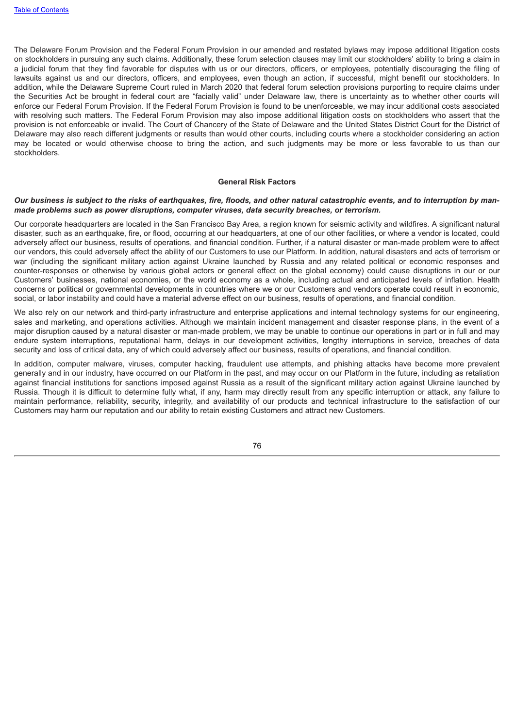The Delaware Forum Provision and the Federal Forum Provision in our amended and restated bylaws may impose additional litigation costs on stockholders in pursuing any such claims. Additionally, these forum selection clauses may limit our stockholders' ability to bring a claim in a judicial forum that they find favorable for disputes with us or our directors, officers, or employees, potentially discouraging the filing of lawsuits against us and our directors, officers, and employees, even though an action, if successful, might benefit our stockholders. In addition, while the Delaware Supreme Court ruled in March 2020 that federal forum selection provisions purporting to require claims under the Securities Act be brought in federal court are "facially valid" under Delaware law, there is uncertainty as to whether other courts will enforce our Federal Forum Provision. If the Federal Forum Provision is found to be unenforceable, we may incur additional costs associated with resolving such matters. The Federal Forum Provision may also impose additional litigation costs on stockholders who assert that the provision is not enforceable or invalid. The Court of Chancery of the State of Delaware and the United States District Court for the District of Delaware may also reach different judgments or results than would other courts, including courts where a stockholder considering an action may be located or would otherwise choose to bring the action, and such judgments may be more or less favorable to us than our stockholders.

## General Risk Factors

***Our business is subject to the risks of earthquakes, fire, floods, and other natural catastrophic events, and to interruption by man-made problems such as power disruptions, computer viruses, data security breaches, or terrorism.***

Our corporate headquarters are located in the San Francisco Bay Area, a region known for seismic activity and wildfires. A significant natural disaster, such as an earthquake, fire, or flood, occurring at our headquarters, at one of our other facilities, or where a vendor is located, could adversely affect our business, results of operations, and financial condition. Further, if a natural disaster or man-made problem were to affect our vendors, this could adversely affect the ability of our Customers to use our Platform. In addition, natural disasters and acts of terrorism or war (including the significant military action against Ukraine launched by Russia and any related political or economic responses and counter-responses or otherwise by various global actors or general effect on the global economy) could cause disruptions in our or our Customers' businesses, national economies, or the world economy as a whole, including actual and anticipated levels of inflation. Health concerns or political or governmental developments in countries where we or our Customers and vendors operate could result in economic, social, or labor instability and could have a material adverse effect on our business, results of operations, and financial condition.

We also rely on our network and third-party infrastructure and enterprise applications and internal technology systems for our engineering, sales and marketing, and operations activities. Although we maintain incident management and disaster response plans, in the event of a major disruption caused by a natural disaster or man-made problem, we may be unable to continue our operations in part or in full and may endure system interruptions, reputational harm, delays in our development activities, lengthy interruptions in service, breaches of data security and loss of critical data, any of which could adversely affect our business, results of operations, and financial condition.

In addition, computer malware, viruses, computer hacking, fraudulent use attempts, and phishing attacks have become more prevalent generally and in our industry, have occurred on our Platform in the past, and may occur on our Platform in the future, including as retaliation against financial institutions for sanctions imposed against Russia as a result of the significant military action against Ukraine launched by Russia. Though it is difficult to determine fully what, if any, harm may directly result from any specific interruption or attack, any failure to maintain performance, reliability, security, integrity, and availability of our products and technical infrastructure to the satisfaction of our Customers may harm our reputation and our ability to retain existing Customers and attract new Customers.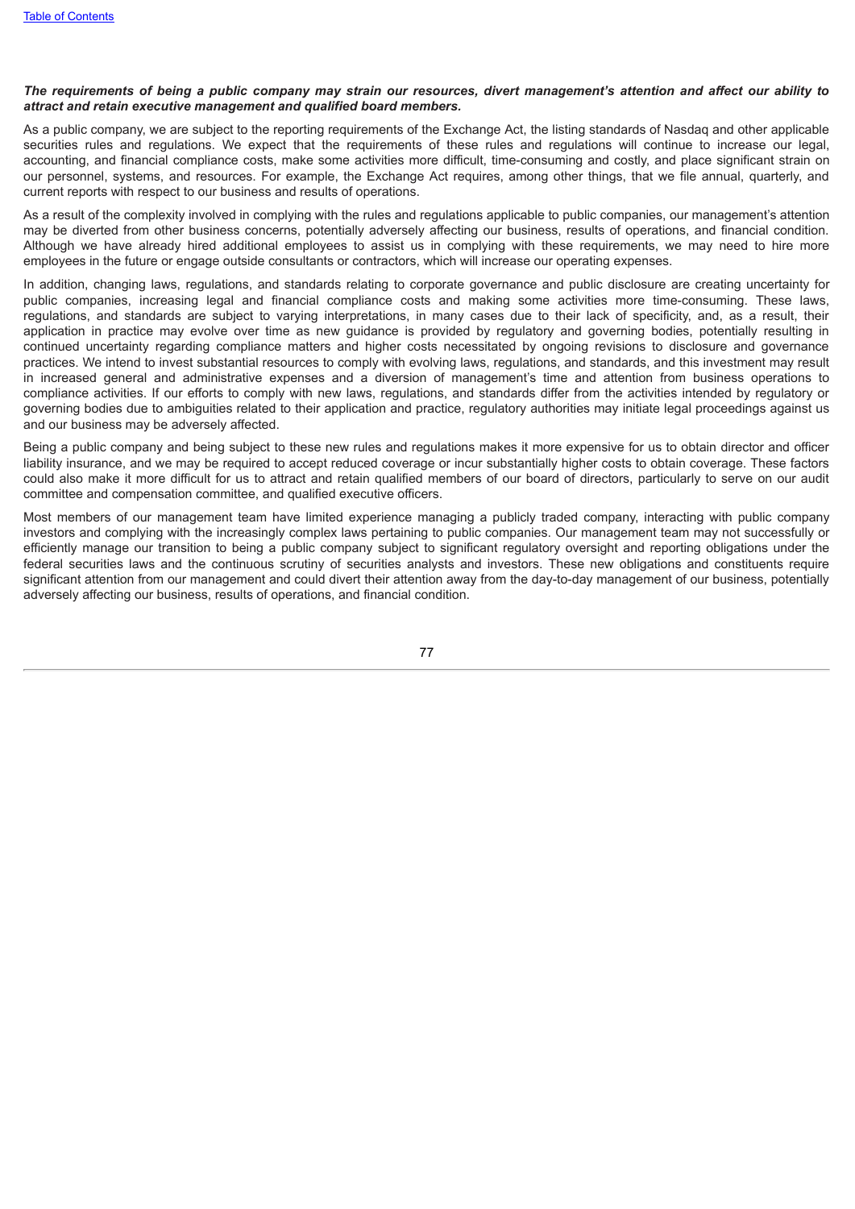***The requirements of being a public company may strain our resources, divert management's attention and affect our ability to attract and retain executive management and qualified board members.***

As a public company, we are subject to the reporting requirements of the Exchange Act, the listing standards of Nasdaq and other applicable securities rules and regulations. We expect that the requirements of these rules and regulations will continue to increase our legal, accounting, and financial compliance costs, make some activities more difficult, time-consuming and costly, and place significant strain on our personnel, systems, and resources. For example, the Exchange Act requires, among other things, that we file annual, quarterly, and current reports with respect to our business and results of operations.

As a result of the complexity involved in complying with the rules and regulations applicable to public companies, our management's attention may be diverted from other business concerns, potentially adversely affecting our business, results of operations, and financial condition. Although we have already hired additional employees to assist us in complying with these requirements, we may need to hire more employees in the future or engage outside consultants or contractors, which will increase our operating expenses.

In addition, changing laws, regulations, and standards relating to corporate governance and public disclosure are creating uncertainty for public companies, increasing legal and financial compliance costs and making some activities more time-consuming. These laws, regulations, and standards are subject to varying interpretations, in many cases due to their lack of specificity, and, as a result, their application in practice may evolve over time as new guidance is provided by regulatory and governing bodies, potentially resulting in continued uncertainty regarding compliance matters and higher costs necessitated by ongoing revisions to disclosure and governance practices. We intend to invest substantial resources to comply with evolving laws, regulations, and standards, and this investment may result in increased general and administrative expenses and a diversion of management's time and attention from business operations to compliance activities. If our efforts to comply with new laws, regulations, and standards differ from the activities intended by regulatory or governing bodies due to ambiguities related to their application and practice, regulatory authorities may initiate legal proceedings against us and our business may be adversely affected.

Being a public company and being subject to these new rules and regulations makes it more expensive for us to obtain director and officer liability insurance, and we may be required to accept reduced coverage or incur substantially higher costs to obtain coverage. These factors could also make it more difficult for us to attract and retain qualified members of our board of directors, particularly to serve on our audit committee and compensation committee, and qualified executive officers.

Most members of our management team have limited experience managing a publicly traded company, interacting with public company investors and complying with the increasingly complex laws pertaining to public companies. Our management team may not successfully or efficiently manage our transition to being a public company subject to significant regulatory oversight and reporting obligations under the federal securities laws and the continuous scrutiny of securities analysts and investors. These new obligations and constituents require significant attention from our management and could divert their attention away from the day-to-day management of our business, potentially adversely affecting our business, results of operations, and financial condition.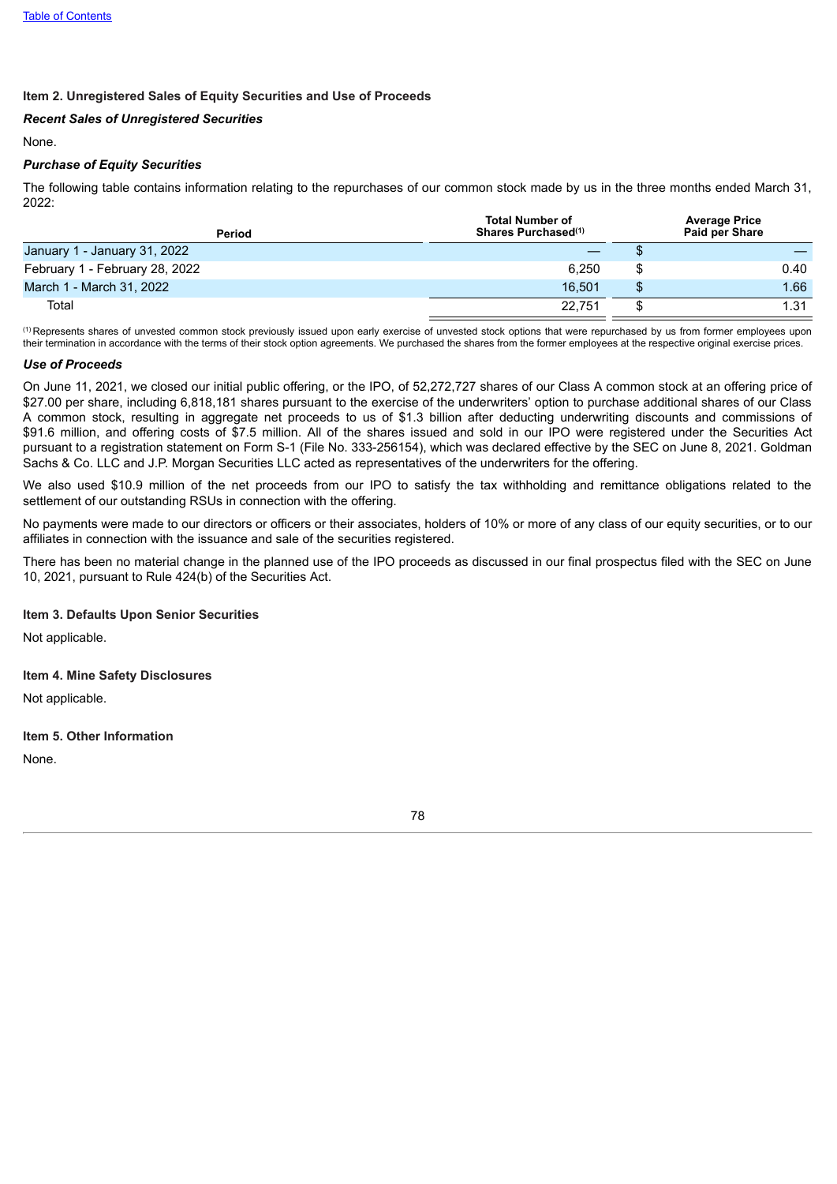[Table of Contents](#)

**Item 2. Unregistered Sales of Equity Securities and Use of Proceeds**

***Recent Sales of Unregistered Securities***

None.

***Purchase of Equity Securities***

The following table contains information relating to the repurchases of our common stock made by us in the three months ended March 31, 2022:

| Period | Total Number of Shares Purchased[(1)] | Average Price Paid per Share |
|---|---|---|
| January 1 - January 31, 2022 | — | $ — |
| February 1 - February 28, 2022 | 6,250 | $ 0.40 |
| March 1 - March 31, 2022 | 16,501 | $ 1.66 |
| Total | 22,751 | $ 1.31 |

[(1)] Represents shares of unvested common stock previously issued upon early exercise of unvested stock options that were repurchased by us from former employees upon their termination in accordance with the terms of their stock option agreements. We purchased the shares from the former employees at the respective original exercise prices.

***Use of Proceeds***

On June 11, 2021, we closed our initial public offering, or the IPO, of 52,272,727 shares of our Class A common stock at an offering price of $27.00 per share, including 6,818,181 shares pursuant to the exercise of the underwriters' option to purchase additional shares of our Class A common stock, resulting in aggregate net proceeds to us of $1.3 billion after deducting underwriting discounts and commissions of $91.6 million, and offering costs of $7.5 million. All of the shares issued and sold in our IPO were registered under the Securities Act pursuant to a registration statement on Form S-1 (File No. 333-256154), which was declared effective by the SEC on June 8, 2021. Goldman Sachs & Co. LLC and J.P. Morgan Securities LLC acted as representatives of the underwriters for the offering.

We also used $10.9 million of the net proceeds from our IPO to satisfy the tax withholding and remittance obligations related to the settlement of our outstanding RSUs in connection with the offering.

No payments were made to our directors or officers or their associates, holders of 10% or more of any class of our equity securities, or to our affiliates in connection with the issuance and sale of the securities registered.

There has been no material change in the planned use of the IPO proceeds as discussed in our final prospectus filed with the SEC on June 10, 2021, pursuant to Rule 424(b) of the Securities Act.

**Item 3. Defaults Upon Senior Securities**

Not applicable.

**Item 4. Mine Safety Disclosures**

Not applicable.

**Item 5. Other Information**

None.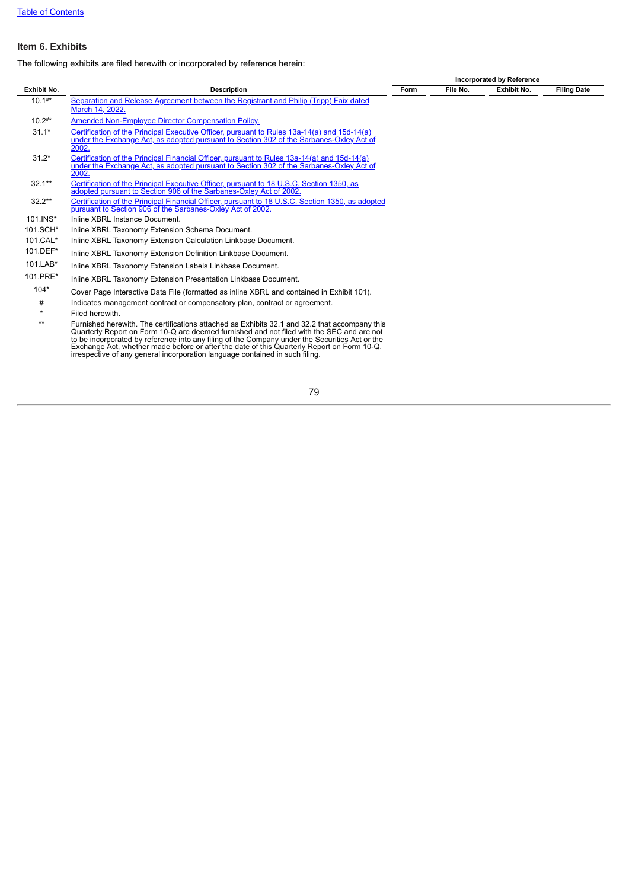## Item 6. Exhibits

The following exhibits are filed herewith or incorporated by reference herein:

| Exhibit No. | Description | Incorporated by Reference | | | |
|---|---|---|---|---|---|
| | | Form | File No. | Exhibit No. | Filing Date |
| 10.1#* | Separation and Release Agreement between the Registrant and Philip (Tripp) Faix dated March 14, 2022. | | | | |
| 10.2#* | Amended Non-Employee Director Compensation Policy. | | | | |
| 31.1* | Certification of the Principal Executive Officer, pursuant to Rules 13a-14(a) and 15d-14(a) under the Exchange Act, as adopted pursuant to Section 302 of the Sarbanes-Oxley Act of 2002. | | | | |
| 31.2* | Certification of the Principal Financial Officer, pursuant to Rules 13a-14(a) and 15d-14(a) under the Exchange Act, as adopted pursuant to Section 302 of the Sarbanes-Oxley Act of 2002. | | | | |
| 32.1** | Certification of the Principal Executive Officer, pursuant to 18 U.S.C. Section 1350, as adopted pursuant to Section 906 of the Sarbanes-Oxley Act of 2002. | | | | |
| 32.2** | Certification of the Principal Financial Officer, pursuant to 18 U.S.C. Section 1350, as adopted pursuant to Section 906 of the Sarbanes-Oxley Act of 2002. | | | | |
| 101.INS* | Inline XBRL Instance Document. | | | | |
| 101.SCH* | Inline XBRL Taxonomy Extension Schema Document. | | | | |
| 101.CAL* | Inline XBRL Taxonomy Extension Calculation Linkbase Document. | | | | |
| 101.DEF* | Inline XBRL Taxonomy Extension Definition Linkbase Document. | | | | |
| 101.LAB* | Inline XBRL Taxonomy Extension Labels Linkbase Document. | | | | |
| 101.PRE* | Inline XBRL Taxonomy Extension Presentation Linkbase Document. | | | | |
| 104* | Cover Page Interactive Data File (formatted as inline XBRL and contained in Exhibit 101). | | | | |
| # | Indicates management contract or compensatory plan, contract or agreement. | | | | |
| * | Filed herewith. | | | | |
| ** | Furnished herewith. The certifications attached as Exhibits 32.1 and 32.2 that accompany this Quarterly Report on Form 10-Q are deemed furnished and not filed with the SEC and are not to be incorporated by reference into any filing of the Company under the Securities Act or the Exchange Act, whether made before or after the date of this Quarterly Report on Form 10-Q, irrespective of any general incorporation language contained in such filing. | | | | |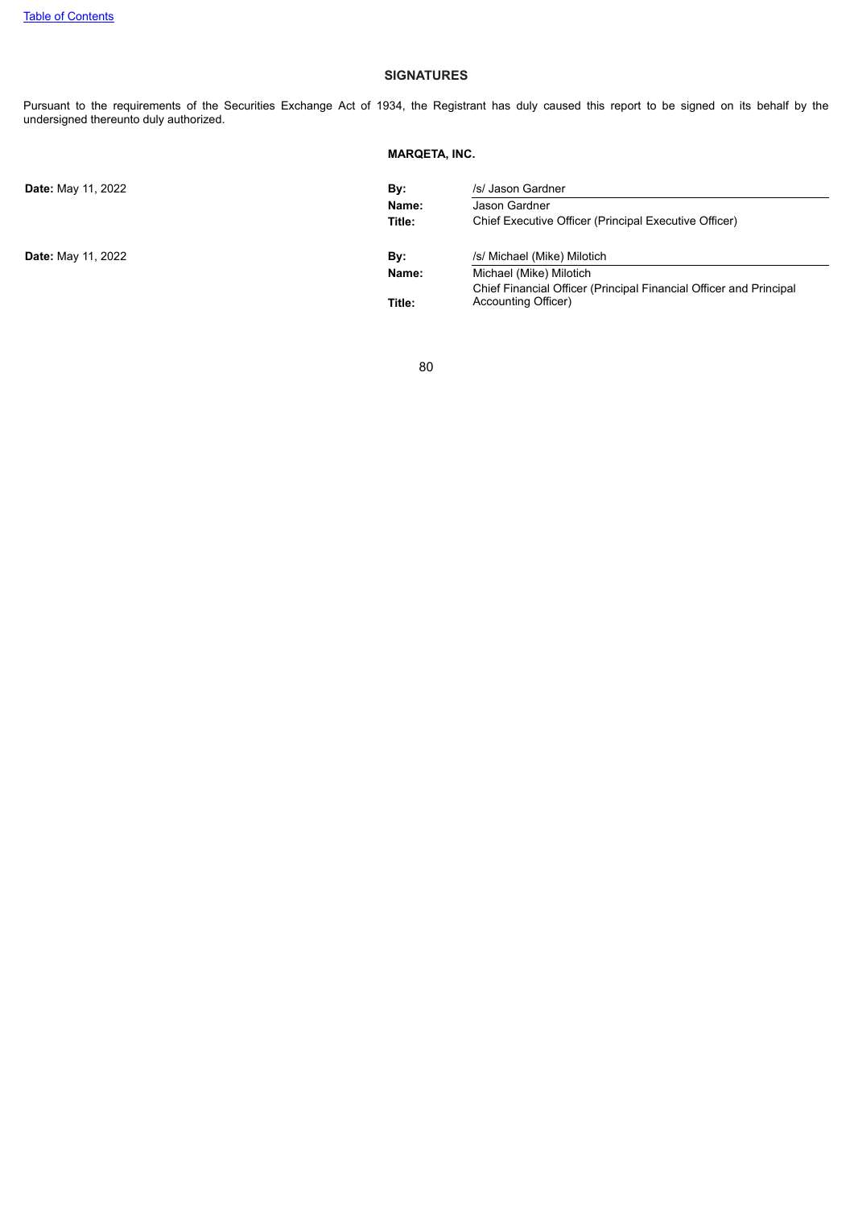## SIGNATURES

Pursuant to the requirements of the Securities Exchange Act of 1934, the Registrant has duly caused this report to be signed on its behalf by the undersigned thereunto duly authorized.

**MARQETA, INC.**

| | | |
|---|---|---|
| **Date:** May 11, 2022 | **By:** | /s/ Jason Gardner |
| | **Name:** | Jason Gardner |
| | **Title:** | Chief Executive Officer (Principal Executive Officer) |
| **Date:** May 11, 2022 | **By:** | /s/ Michael (Mike) Milotich |
| | **Name:** | Michael (Mike) Milotich |
| | **Title:** | Chief Financial Officer (Principal Financial Officer and Principal Accounting Officer) |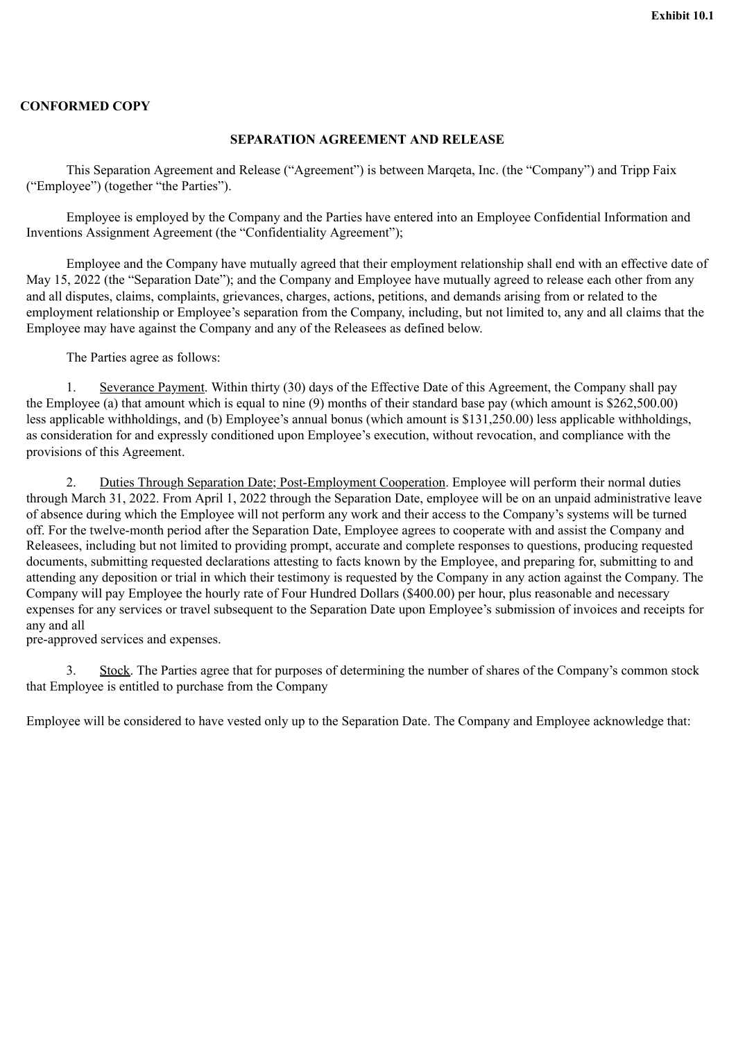**Exhibit 10.1**

**CONFORMED COPY**

**SEPARATION AGREEMENT AND RELEASE**

This Separation Agreement and Release (“Agreement”) is between Marqeta, Inc. (the “Company”) and Tripp Faix (“Employee”) (together “the Parties”).

Employee is employed by the Company and the Parties have entered into an Employee Confidential Information and Inventions Assignment Agreement (the “Confidentiality Agreement”);

Employee and the Company have mutually agreed that their employment relationship shall end with an effective date of May 15, 2022 (the “Separation Date”); and the Company and Employee have mutually agreed to release each other from any and all disputes, claims, complaints, grievances, charges, actions, petitions, and demands arising from or related to the employment relationship or Employee’s separation from the Company, including, but not limited to, any and all claims that the Employee may have against the Company and any of the Releasees as defined below.

The Parties agree as follows:

1. Severance Payment. Within thirty (30) days of the Effective Date of this Agreement, the Company shall pay the Employee (a) that amount which is equal to nine (9) months of their standard base pay (which amount is $262,500.00) less applicable withholdings, and (b) Employee’s annual bonus (which amount is $131,250.00) less applicable withholdings, as consideration for and expressly conditioned upon Employee’s execution, without revocation, and compliance with the provisions of this Agreement.

2. Duties Through Separation Date; Post-Employment Cooperation. Employee will perform their normal duties through March 31, 2022. From April 1, 2022 through the Separation Date, employee will be on an unpaid administrative leave of absence during which the Employee will not perform any work and their access to the Company’s systems will be turned off. For the twelve-month period after the Separation Date, Employee agrees to cooperate with and assist the Company and Releasees, including but not limited to providing prompt, accurate and complete responses to questions, producing requested documents, submitting requested declarations attesting to facts known by the Employee, and preparing for, submitting to and attending any deposition or trial in which their testimony is requested by the Company in any action against the Company. The Company will pay Employee the hourly rate of Four Hundred Dollars ($400.00) per hour, plus reasonable and necessary expenses for any services or travel subsequent to the Separation Date upon Employee’s submission of invoices and receipts for any and all pre-approved services and expenses.

3. Stock. The Parties agree that for purposes of determining the number of shares of the Company’s common stock that Employee is entitled to purchase from the Company

Employee will be considered to have vested only up to the Separation Date. The Company and Employee acknowledge that: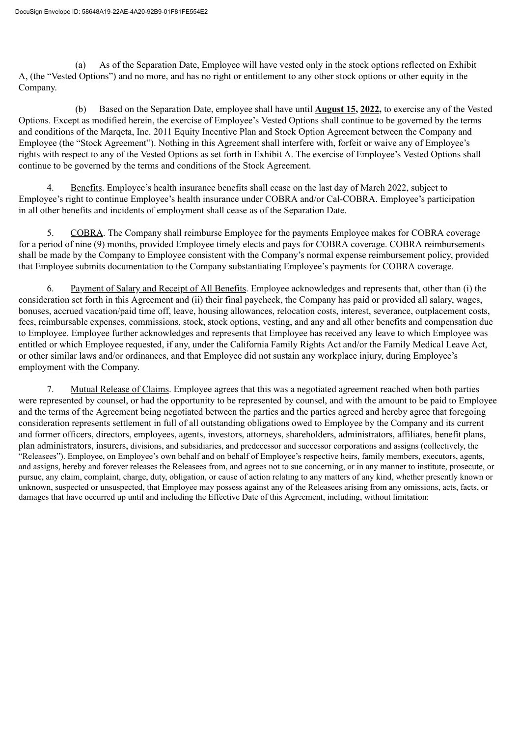(a) As of the Separation Date, Employee will have vested only in the stock options reflected on Exhibit A, (the “Vested Options”) and no more, and has no right or entitlement to any other stock options or other equity in the Company.

(b) Based on the Separation Date, employee shall have until **<u>August 15, 2022,</u>** to exercise any of the Vested Options. Except as modified herein, the exercise of Employee’s Vested Options shall continue to be governed by the terms and conditions of the Marqeta, Inc. 2011 Equity Incentive Plan and Stock Option Agreement between the Company and Employee (the “Stock Agreement”). Nothing in this Agreement shall interfere with, forfeit or waive any of Employee’s rights with respect to any of the Vested Options as set forth in Exhibit A. The exercise of Employee’s Vested Options shall continue to be governed by the terms and conditions of the Stock Agreement.

4. <u>Benefits</u>. Employee’s health insurance benefits shall cease on the last day of March 2022, subject to Employee’s right to continue Employee’s health insurance under COBRA and/or Cal-COBRA. Employee’s participation in all other benefits and incidents of employment shall cease as of the Separation Date.

5. <u>COBRA</u>. The Company shall reimburse Employee for the payments Employee makes for COBRA coverage for a period of nine (9) months, provided Employee timely elects and pays for COBRA coverage. COBRA reimbursements shall be made by the Company to Employee consistent with the Company’s normal expense reimbursement policy, provided that Employee submits documentation to the Company substantiating Employee’s payments for COBRA coverage.

6. <u>Payment of Salary and Receipt of All Benefits</u>. Employee acknowledges and represents that, other than (i) the consideration set forth in this Agreement and (ii) their final paycheck, the Company has paid or provided all salary, wages, bonuses, accrued vacation/paid time off, leave, housing allowances, relocation costs, interest, severance, outplacement costs, fees, reimbursable expenses, commissions, stock, stock options, vesting, and any and all other benefits and compensation due to Employee. Employee further acknowledges and represents that Employee has received any leave to which Employee was entitled or which Employee requested, if any, under the California Family Rights Act and/or the Family Medical Leave Act, or other similar laws and/or ordinances, and that Employee did not sustain any workplace injury, during Employee’s employment with the Company.

7. <u>Mutual Release of Claims</u>. Employee agrees that this was a negotiated agreement reached when both parties were represented by counsel, or had the opportunity to be represented by counsel, and with the amount to be paid to Employee and the terms of the Agreement being negotiated between the parties and the parties agreed and hereby agree that foregoing consideration represents settlement in full of all outstanding obligations owed to Employee by the Company and its current and former officers, directors, employees, agents, investors, attorneys, shareholders, administrators, affiliates, benefit plans, plan administrators, insurers, divisions, and subsidiaries, and predecessor and successor corporations and assigns (collectively, the “Releasees”). Employee, on Employee’s own behalf and on behalf of Employee’s respective heirs, family members, executors, agents, and assigns, hereby and forever releases the Releasees from, and agrees not to sue concerning, or in any manner to institute, prosecute, or pursue, any claim, complaint, charge, duty, obligation, or cause of action relating to any matters of any kind, whether presently known or unknown, suspected or unsuspected, that Employee may possess against any of the Releasees arising from any omissions, acts, facts, or damages that have occurred up until and including the Effective Date of this Agreement, including, without limitation: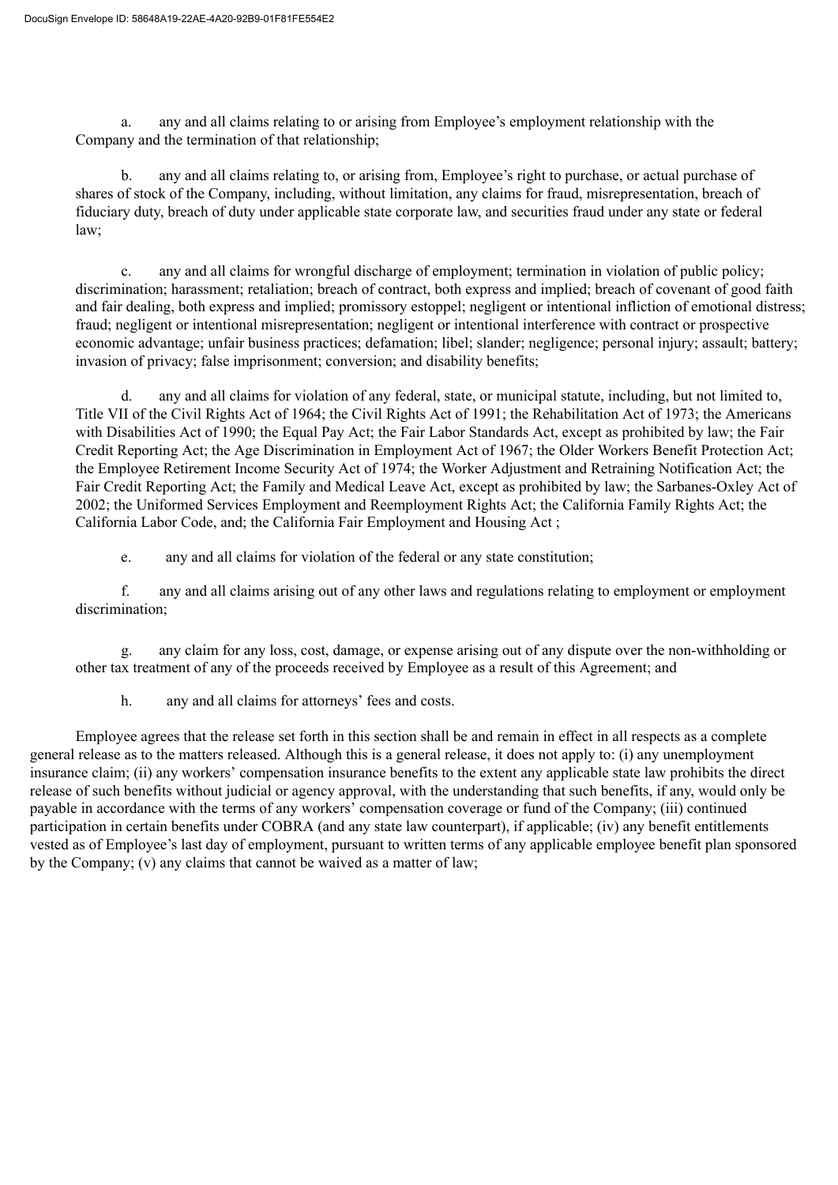a. any and all claims relating to or arising from Employee's employment relationship with the Company and the termination of that relationship;

b. any and all claims relating to, or arising from, Employee's right to purchase, or actual purchase of shares of stock of the Company, including, without limitation, any claims for fraud, misrepresentation, breach of fiduciary duty, breach of duty under applicable state corporate law, and securities fraud under any state or federal law;

c. any and all claims for wrongful discharge of employment; termination in violation of public policy; discrimination; harassment; retaliation; breach of contract, both express and implied; breach of covenant of good faith and fair dealing, both express and implied; promissory estoppel; negligent or intentional infliction of emotional distress; fraud; negligent or intentional misrepresentation; negligent or intentional interference with contract or prospective economic advantage; unfair business practices; defamation; libel; slander; negligence; personal injury; assault; battery; invasion of privacy; false imprisonment; conversion; and disability benefits;

d. any and all claims for violation of any federal, state, or municipal statute, including, but not limited to, Title VII of the Civil Rights Act of 1964; the Civil Rights Act of 1991; the Rehabilitation Act of 1973; the Americans with Disabilities Act of 1990; the Equal Pay Act; the Fair Labor Standards Act, except as prohibited by law; the Fair Credit Reporting Act; the Age Discrimination in Employment Act of 1967; the Older Workers Benefit Protection Act; the Employee Retirement Income Security Act of 1974; the Worker Adjustment and Retraining Notification Act; the Fair Credit Reporting Act; the Family and Medical Leave Act, except as prohibited by law; the Sarbanes-Oxley Act of 2002; the Uniformed Services Employment and Reemployment Rights Act; the California Family Rights Act; the California Labor Code, and; the California Fair Employment and Housing Act ;

e. any and all claims for violation of the federal or any state constitution;

f. any and all claims arising out of any other laws and regulations relating to employment or employment discrimination;

g. any claim for any loss, cost, damage, or expense arising out of any dispute over the non-withholding or other tax treatment of any of the proceeds received by Employee as a result of this Agreement; and

h. any and all claims for attorneys' fees and costs.

Employee agrees that the release set forth in this section shall be and remain in effect in all respects as a complete general release as to the matters released. Although this is a general release, it does not apply to: (i) any unemployment insurance claim; (ii) any workers' compensation insurance benefits to the extent any applicable state law prohibits the direct release of such benefits without judicial or agency approval, with the understanding that such benefits, if any, would only be payable in accordance with the terms of any workers' compensation coverage or fund of the Company; (iii) continued participation in certain benefits under COBRA (and any state law counterpart), if applicable; (iv) any benefit entitlements vested as of Employee's last day of employment, pursuant to written terms of any applicable employee benefit plan sponsored by the Company; (v) any claims that cannot be waived as a matter of law;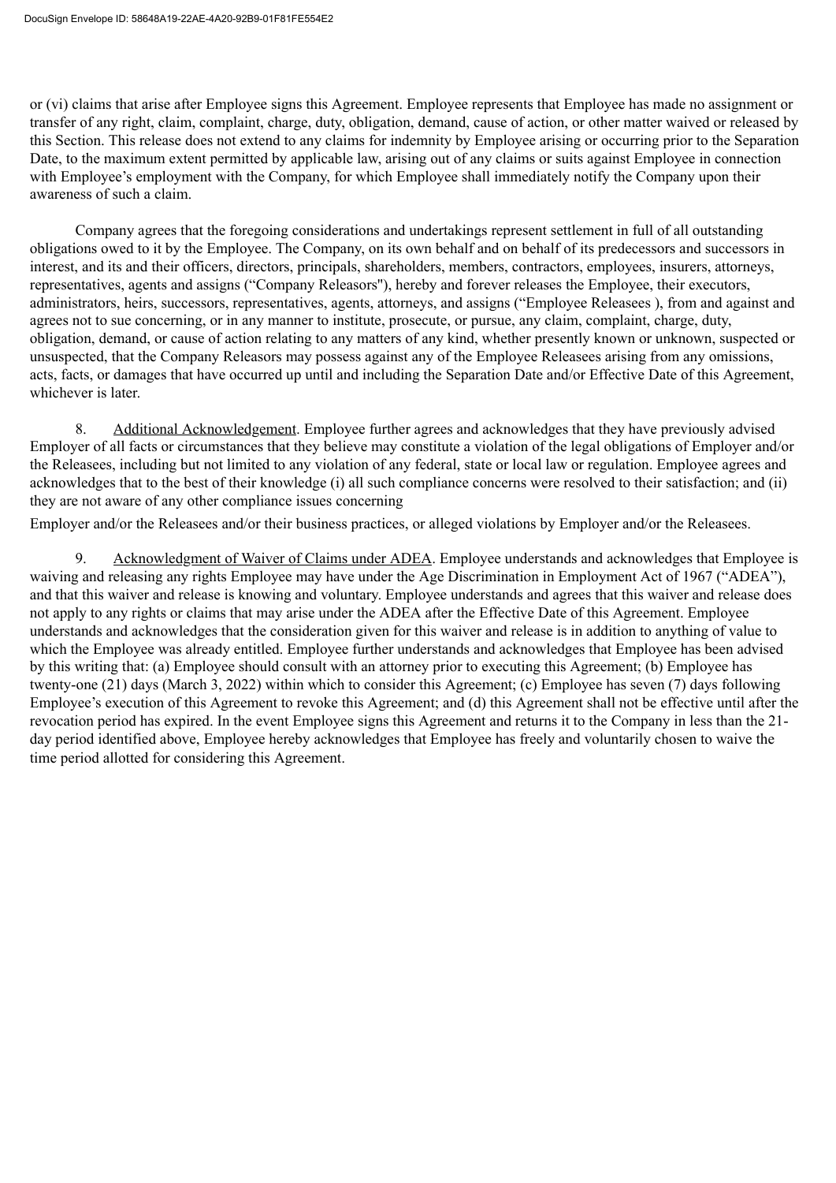or (vi) claims that arise after Employee signs this Agreement. Employee represents that Employee has made no assignment or transfer of any right, claim, complaint, charge, duty, obligation, demand, cause of action, or other matter waived or released by this Section. This release does not extend to any claims for indemnity by Employee arising or occurring prior to the Separation Date, to the maximum extent permitted by applicable law, arising out of any claims or suits against Employee in connection with Employee's employment with the Company, for which Employee shall immediately notify the Company upon their awareness of such a claim.

Company agrees that the foregoing considerations and undertakings represent settlement in full of all outstanding obligations owed to it by the Employee. The Company, on its own behalf and on behalf of its predecessors and successors in interest, and its and their officers, directors, principals, shareholders, members, contractors, employees, insurers, attorneys, representatives, agents and assigns ("Company Releasors"), hereby and forever releases the Employee, their executors, administrators, heirs, successors, representatives, agents, attorneys, and assigns ("Employee Releasees ), from and against and agrees not to sue concerning, or in any manner to institute, prosecute, or pursue, any claim, complaint, charge, duty, obligation, demand, or cause of action relating to any matters of any kind, whether presently known or unknown, suspected or unsuspected, that the Company Releasors may possess against any of the Employee Releasees arising from any omissions, acts, facts, or damages that have occurred up until and including the Separation Date and/or Effective Date of this Agreement, whichever is later.

8. Additional Acknowledgement. Employee further agrees and acknowledges that they have previously advised Employer of all facts or circumstances that they believe may constitute a violation of the legal obligations of Employer and/or the Releasees, including but not limited to any violation of any federal, state or local law or regulation. Employee agrees and acknowledges that to the best of their knowledge (i) all such compliance concerns were resolved to their satisfaction; and (ii) they are not aware of any other compliance issues concerning

Employer and/or the Releasees and/or their business practices, or alleged violations by Employer and/or the Releasees.

9. Acknowledgment of Waiver of Claims under ADEA. Employee understands and acknowledges that Employee is waiving and releasing any rights Employee may have under the Age Discrimination in Employment Act of 1967 ("ADEA"), and that this waiver and release is knowing and voluntary. Employee understands and agrees that this waiver and release does not apply to any rights or claims that may arise under the ADEA after the Effective Date of this Agreement. Employee understands and acknowledges that the consideration given for this waiver and release is in addition to anything of value to which the Employee was already entitled. Employee further understands and acknowledges that Employee has been advised by this writing that: (a) Employee should consult with an attorney prior to executing this Agreement; (b) Employee has twenty-one (21) days (March 3, 2022) within which to consider this Agreement; (c) Employee has seven (7) days following Employee's execution of this Agreement to revoke this Agreement; and (d) this Agreement shall not be effective until after the revocation period has expired. In the event Employee signs this Agreement and returns it to the Company in less than the 21-day period identified above, Employee hereby acknowledges that Employee has freely and voluntarily chosen to waive the time period allotted for considering this Agreement.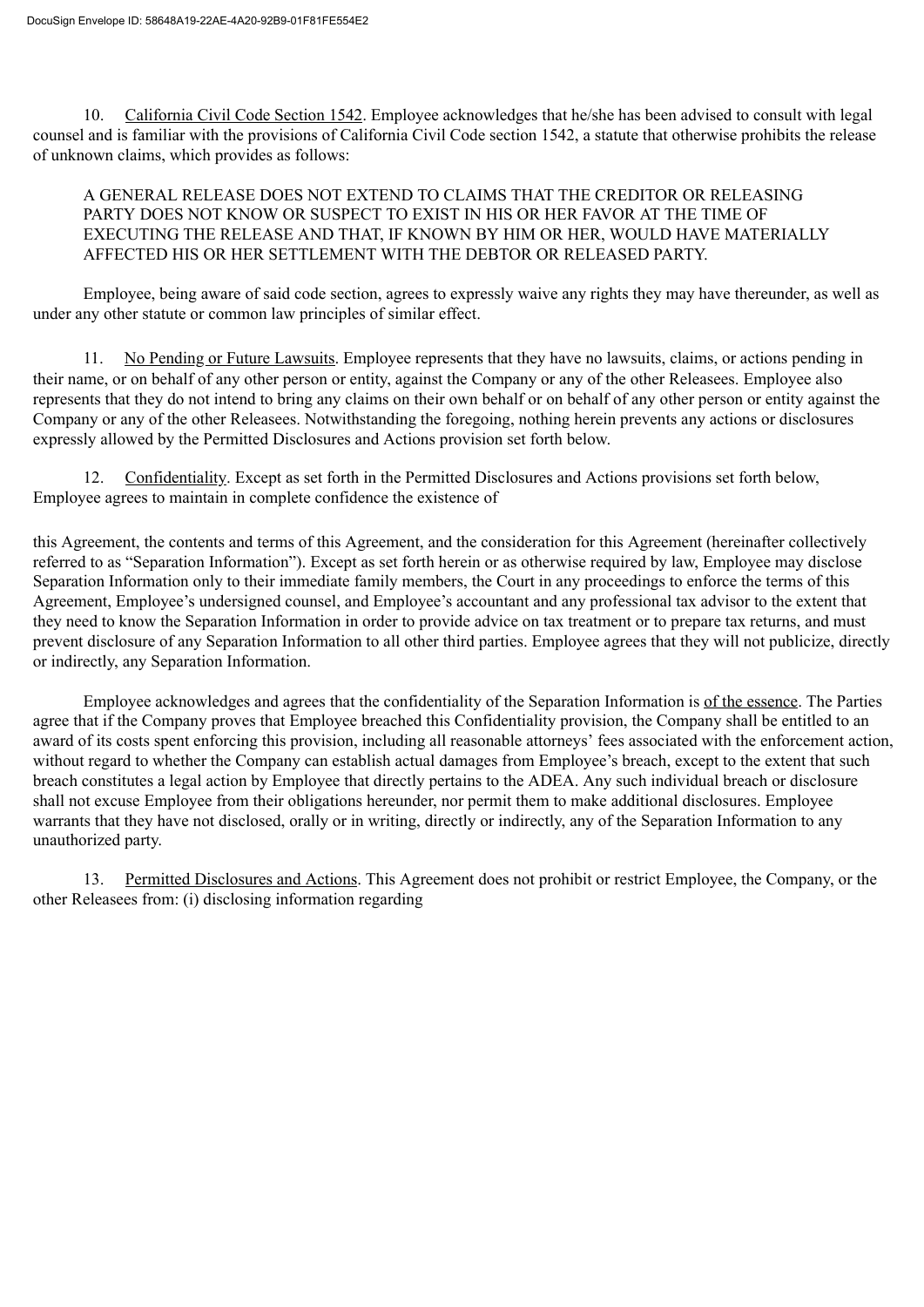10. California Civil Code Section 1542. Employee acknowledges that he/she has been advised to consult with legal counsel and is familiar with the provisions of California Civil Code section 1542, a statute that otherwise prohibits the release of unknown claims, which provides as follows:

> A GENERAL RELEASE DOES NOT EXTEND TO CLAIMS THAT THE CREDITOR OR RELEASING PARTY DOES NOT KNOW OR SUSPECT TO EXIST IN HIS OR HER FAVOR AT THE TIME OF EXECUTING THE RELEASE AND THAT, IF KNOWN BY HIM OR HER, WOULD HAVE MATERIALLY AFFECTED HIS OR HER SETTLEMENT WITH THE DEBTOR OR RELEASED PARTY.

Employee, being aware of said code section, agrees to expressly waive any rights they may have thereunder, as well as under any other statute or common law principles of similar effect.

11. No Pending or Future Lawsuits. Employee represents that they have no lawsuits, claims, or actions pending in their name, or on behalf of any other person or entity, against the Company or any of the other Releasees. Employee also represents that they do not intend to bring any claims on their own behalf or on behalf of any other person or entity against the Company or any of the other Releasees. Notwithstanding the foregoing, nothing herein prevents any actions or disclosures expressly allowed by the Permitted Disclosures and Actions provision set forth below.

12. Confidentiality. Except as set forth in the Permitted Disclosures and Actions provisions set forth below, Employee agrees to maintain in complete confidence the existence of this Agreement, the contents and terms of this Agreement, and the consideration for this Agreement (hereinafter collectively referred to as "Separation Information"). Except as set forth herein or as otherwise required by law, Employee may disclose Separation Information only to their immediate family members, the Court in any proceedings to enforce the terms of this Agreement, Employee's undersigned counsel, and Employee's accountant and any professional tax advisor to the extent that they need to know the Separation Information in order to provide advice on tax treatment or to prepare tax returns, and must prevent disclosure of any Separation Information to all other third parties. Employee agrees that they will not publicize, directly or indirectly, any Separation Information.

Employee acknowledges and agrees that the confidentiality of the Separation Information is of the essence. The Parties agree that if the Company proves that Employee breached this Confidentiality provision, the Company shall be entitled to an award of its costs spent enforcing this provision, including all reasonable attorneys' fees associated with the enforcement action, without regard to whether the Company can establish actual damages from Employee's breach, except to the extent that such breach constitutes a legal action by Employee that directly pertains to the ADEA. Any such individual breach or disclosure shall not excuse Employee from their obligations hereunder, nor permit them to make additional disclosures. Employee warrants that they have not disclosed, orally or in writing, directly or indirectly, any of the Separation Information to any unauthorized party.

13. Permitted Disclosures and Actions. This Agreement does not prohibit or restrict Employee, the Company, or the other Releasees from: (i) disclosing information regarding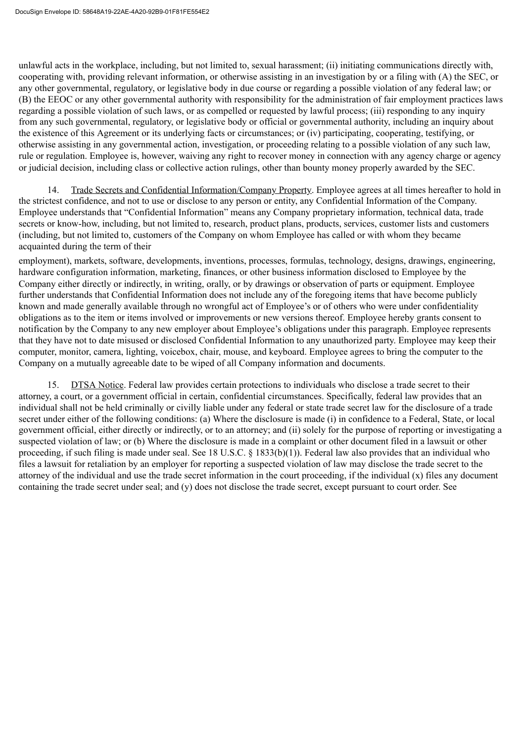unlawful acts in the workplace, including, but not limited to, sexual harassment; (ii) initiating communications directly with, cooperating with, providing relevant information, or otherwise assisting in an investigation by or a filing with (A) the SEC, or any other governmental, regulatory, or legislative body in due course or regarding a possible violation of any federal law; or (B) the EEOC or any other governmental authority with responsibility for the administration of fair employment practices laws regarding a possible violation of such laws, or as compelled or requested by lawful process; (iii) responding to any inquiry from any such governmental, regulatory, or legislative body or official or governmental authority, including an inquiry about the existence of this Agreement or its underlying facts or circumstances; or (iv) participating, cooperating, testifying, or otherwise assisting in any governmental action, investigation, or proceeding relating to a possible violation of any such law, rule or regulation. Employee is, however, waiving any right to recover money in connection with any agency charge or agency or judicial decision, including class or collective action rulings, other than bounty money properly awarded by the SEC.

14. Trade Secrets and Confidential Information/Company Property. Employee agrees at all times hereafter to hold in the strictest confidence, and not to use or disclose to any person or entity, any Confidential Information of the Company. Employee understands that "Confidential Information" means any Company proprietary information, technical data, trade secrets or know-how, including, but not limited to, research, product plans, products, services, customer lists and customers (including, but not limited to, customers of the Company on whom Employee has called or with whom they became acquainted during the term of their employment), markets, software, developments, inventions, processes, formulas, technology, designs, drawings, engineering, hardware configuration information, marketing, finances, or other business information disclosed to Employee by the Company either directly or indirectly, in writing, orally, or by drawings or observation of parts or equipment. Employee further understands that Confidential Information does not include any of the foregoing items that have become publicly known and made generally available through no wrongful act of Employee's or of others who were under confidentiality obligations as to the item or items involved or improvements or new versions thereof. Employee hereby grants consent to notification by the Company to any new employer about Employee's obligations under this paragraph. Employee represents that they have not to date misused or disclosed Confidential Information to any unauthorized party. Employee may keep their computer, monitor, camera, lighting, voicebox, chair, mouse, and keyboard. Employee agrees to bring the computer to the Company on a mutually agreeable date to be wiped of all Company information and documents.

15. DTSA Notice. Federal law provides certain protections to individuals who disclose a trade secret to their attorney, a court, or a government official in certain, confidential circumstances. Specifically, federal law provides that an individual shall not be held criminally or civilly liable under any federal or state trade secret law for the disclosure of a trade secret under either of the following conditions: (a) Where the disclosure is made (i) in confidence to a Federal, State, or local government official, either directly or indirectly, or to an attorney; and (ii) solely for the purpose of reporting or investigating a suspected violation of law; or (b) Where the disclosure is made in a complaint or other document filed in a lawsuit or other proceeding, if such filing is made under seal. See 18 U.S.C. § 1833(b)(1)). Federal law also provides that an individual who files a lawsuit for retaliation by an employer for reporting a suspected violation of law may disclose the trade secret to the attorney of the individual and use the trade secret information in the court proceeding, if the individual (x) files any document containing the trade secret under seal; and (y) does not disclose the trade secret, except pursuant to court order. See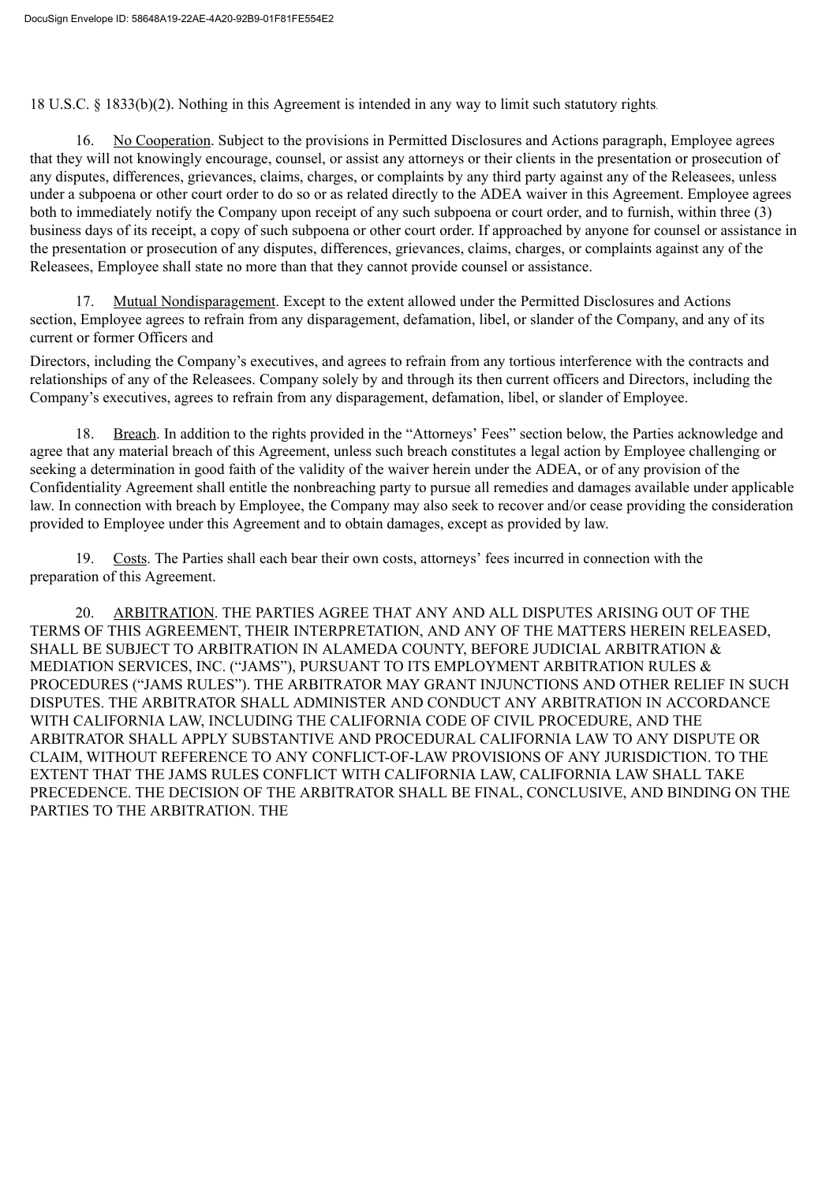18 U.S.C. § 1833(b)(2). Nothing in this Agreement is intended in any way to limit such statutory rights.

16. No Cooperation. Subject to the provisions in Permitted Disclosures and Actions paragraph, Employee agrees that they will not knowingly encourage, counsel, or assist any attorneys or their clients in the presentation or prosecution of any disputes, differences, grievances, claims, charges, or complaints by any third party against any of the Releasees, unless under a subpoena or other court order to do so or as related directly to the ADEA waiver in this Agreement. Employee agrees both to immediately notify the Company upon receipt of any such subpoena or court order, and to furnish, within three (3) business days of its receipt, a copy of such subpoena or other court order. If approached by anyone for counsel or assistance in the presentation or prosecution of any disputes, differences, grievances, claims, charges, or complaints against any of the Releasees, Employee shall state no more than that they cannot provide counsel or assistance.

17. Mutual Nondisparagement. Except to the extent allowed under the Permitted Disclosures and Actions section, Employee agrees to refrain from any disparagement, defamation, libel, or slander of the Company, and any of its current or former Officers and Directors, including the Company's executives, and agrees to refrain from any tortious interference with the contracts and relationships of any of the Releasees. Company solely by and through its then current officers and Directors, including the Company's executives, agrees to refrain from any disparagement, defamation, libel, or slander of Employee.

18. Breach. In addition to the rights provided in the "Attorneys' Fees" section below, the Parties acknowledge and agree that any material breach of this Agreement, unless such breach constitutes a legal action by Employee challenging or seeking a determination in good faith of the validity of the waiver herein under the ADEA, or of any provision of the Confidentiality Agreement shall entitle the nonbreaching party to pursue all remedies and damages available under applicable law. In connection with breach by Employee, the Company may also seek to recover and/or cease providing the consideration provided to Employee under this Agreement and to obtain damages, except as provided by law.

19. Costs. The Parties shall each bear their own costs, attorneys' fees incurred in connection with the preparation of this Agreement.

20. ARBITRATION. THE PARTIES AGREE THAT ANY AND ALL DISPUTES ARISING OUT OF THE TERMS OF THIS AGREEMENT, THEIR INTERPRETATION, AND ANY OF THE MATTERS HEREIN RELEASED, SHALL BE SUBJECT TO ARBITRATION IN ALAMEDA COUNTY, BEFORE JUDICIAL ARBITRATION & MEDIATION SERVICES, INC. ("JAMS"), PURSUANT TO ITS EMPLOYMENT ARBITRATION RULES & PROCEDURES ("JAMS RULES"). THE ARBITRATOR MAY GRANT INJUNCTIONS AND OTHER RELIEF IN SUCH DISPUTES. THE ARBITRATOR SHALL ADMINISTER AND CONDUCT ANY ARBITRATION IN ACCORDANCE WITH CALIFORNIA LAW, INCLUDING THE CALIFORNIA CODE OF CIVIL PROCEDURE, AND THE ARBITRATOR SHALL APPLY SUBSTANTIVE AND PROCEDURAL CALIFORNIA LAW TO ANY DISPUTE OR CLAIM, WITHOUT REFERENCE TO ANY CONFLICT-OF-LAW PROVISIONS OF ANY JURISDICTION. TO THE EXTENT THAT THE JAMS RULES CONFLICT WITH CALIFORNIA LAW, CALIFORNIA LAW SHALL TAKE PRECEDENCE. THE DECISION OF THE ARBITRATOR SHALL BE FINAL, CONCLUSIVE, AND BINDING ON THE PARTIES TO THE ARBITRATION. THE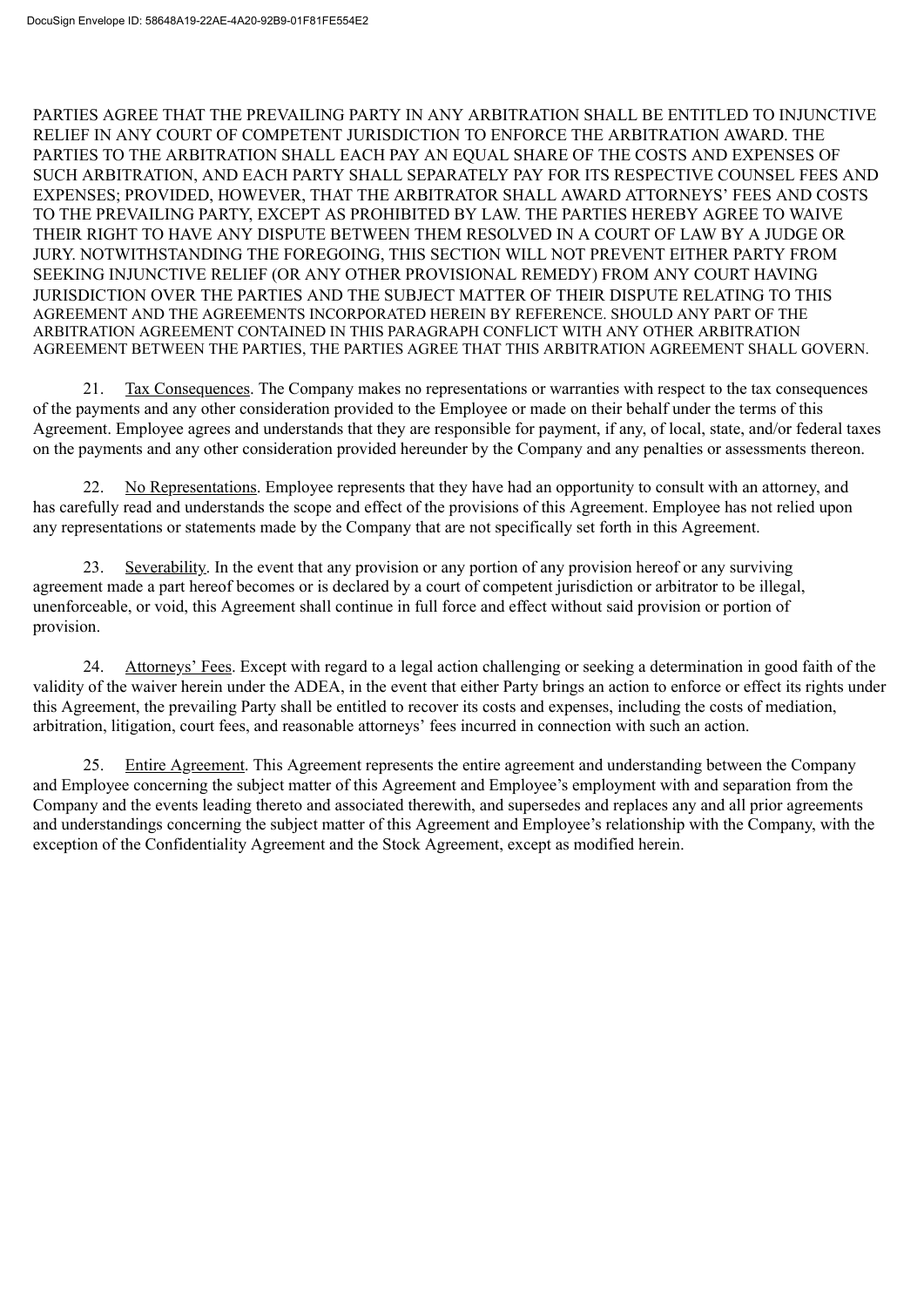PARTIES AGREE THAT THE PREVAILING PARTY IN ANY ARBITRATION SHALL BE ENTITLED TO INJUNCTIVE RELIEF IN ANY COURT OF COMPETENT JURISDICTION TO ENFORCE THE ARBITRATION AWARD. THE PARTIES TO THE ARBITRATION SHALL EACH PAY AN EQUAL SHARE OF THE COSTS AND EXPENSES OF SUCH ARBITRATION, AND EACH PARTY SHALL SEPARATELY PAY FOR ITS RESPECTIVE COUNSEL FEES AND EXPENSES; PROVIDED, HOWEVER, THAT THE ARBITRATOR SHALL AWARD ATTORNEYS' FEES AND COSTS TO THE PREVAILING PARTY, EXCEPT AS PROHIBITED BY LAW. THE PARTIES HEREBY AGREE TO WAIVE THEIR RIGHT TO HAVE ANY DISPUTE BETWEEN THEM RESOLVED IN A COURT OF LAW BY A JUDGE OR JURY. NOTWITHSTANDING THE FOREGOING, THIS SECTION WILL NOT PREVENT EITHER PARTY FROM SEEKING INJUNCTIVE RELIEF (OR ANY OTHER PROVISIONAL REMEDY) FROM ANY COURT HAVING JURISDICTION OVER THE PARTIES AND THE SUBJECT MATTER OF THEIR DISPUTE RELATING TO THIS AGREEMENT AND THE AGREEMENTS INCORPORATED HEREIN BY REFERENCE. SHOULD ANY PART OF THE ARBITRATION AGREEMENT CONTAINED IN THIS PARAGRAPH CONFLICT WITH ANY OTHER ARBITRATION AGREEMENT BETWEEN THE PARTIES, THE PARTIES AGREE THAT THIS ARBITRATION AGREEMENT SHALL GOVERN.

21. Tax Consequences. The Company makes no representations or warranties with respect to the tax consequences of the payments and any other consideration provided to the Employee or made on their behalf under the terms of this Agreement. Employee agrees and understands that they are responsible for payment, if any, of local, state, and/or federal taxes on the payments and any other consideration provided hereunder by the Company and any penalties or assessments thereon.

22. No Representations. Employee represents that they have had an opportunity to consult with an attorney, and has carefully read and understands the scope and effect of the provisions of this Agreement. Employee has not relied upon any representations or statements made by the Company that are not specifically set forth in this Agreement.

23. Severability. In the event that any provision or any portion of any provision hereof or any surviving agreement made a part hereof becomes or is declared by a court of competent jurisdiction or arbitrator to be illegal, unenforceable, or void, this Agreement shall continue in full force and effect without said provision or portion of provision.

24. Attorneys' Fees. Except with regard to a legal action challenging or seeking a determination in good faith of the validity of the waiver herein under the ADEA, in the event that either Party brings an action to enforce or effect its rights under this Agreement, the prevailing Party shall be entitled to recover its costs and expenses, including the costs of mediation, arbitration, litigation, court fees, and reasonable attorneys' fees incurred in connection with such an action.

25. Entire Agreement. This Agreement represents the entire agreement and understanding between the Company and Employee concerning the subject matter of this Agreement and Employee's employment with and separation from the Company and the events leading thereto and associated therewith, and supersedes and replaces any and all prior agreements and understandings concerning the subject matter of this Agreement and Employee's relationship with the Company, with the exception of the Confidentiality Agreement and the Stock Agreement, except as modified herein.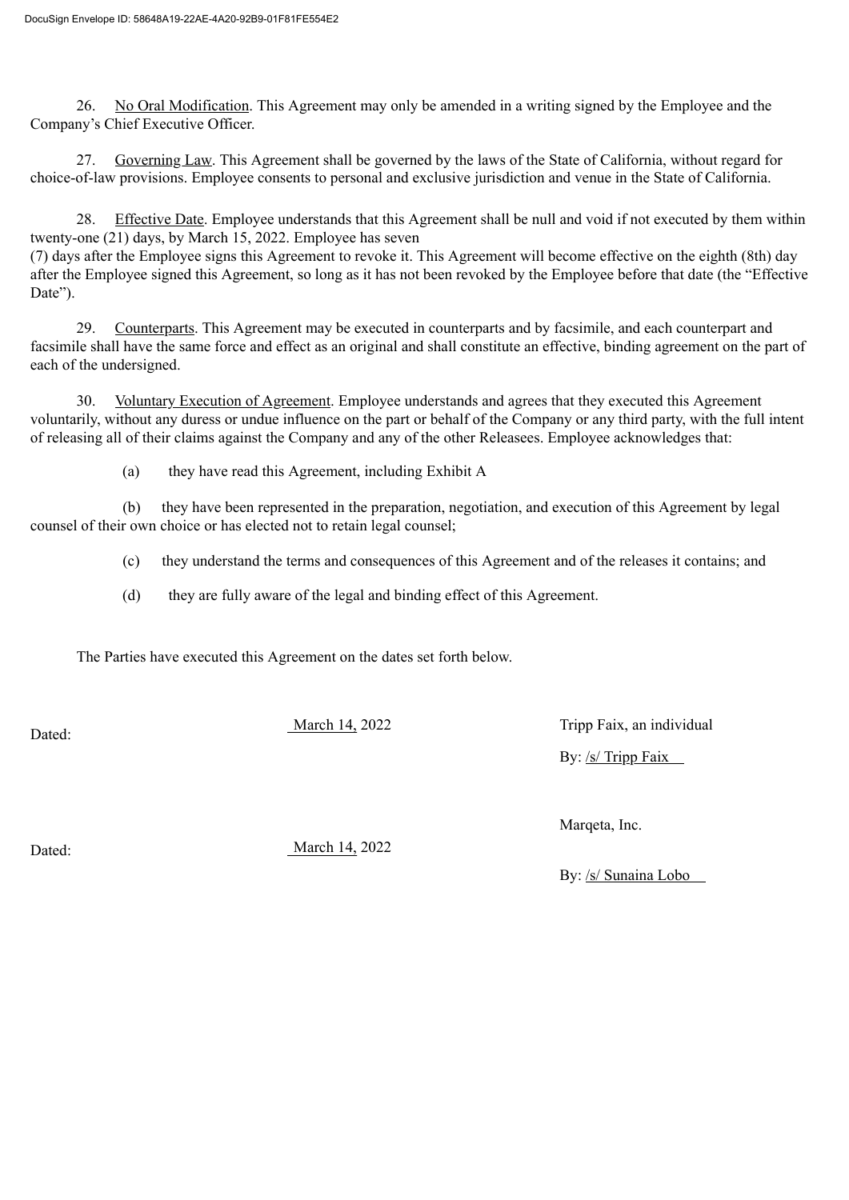26. No Oral Modification. This Agreement may only be amended in a writing signed by the Employee and the Company's Chief Executive Officer.

27. Governing Law. This Agreement shall be governed by the laws of the State of California, without regard for choice-of-law provisions. Employee consents to personal and exclusive jurisdiction and venue in the State of California.

28. Effective Date. Employee understands that this Agreement shall be null and void if not executed by them within twenty-one (21) days, by March 15, 2022. Employee has seven (7) days after the Employee signs this Agreement to revoke it. This Agreement will become effective on the eighth (8th) day after the Employee signed this Agreement, so long as it has not been revoked by the Employee before that date (the "Effective Date").

29. Counterparts. This Agreement may be executed in counterparts and by facsimile, and each counterpart and facsimile shall have the same force and effect as an original and shall constitute an effective, binding agreement on the part of each of the undersigned.

30. Voluntary Execution of Agreement. Employee understands and agrees that they executed this Agreement voluntarily, without any duress or undue influence on the part or behalf of the Company or any third party, with the full intent of releasing all of their claims against the Company and any of the other Releasees. Employee acknowledges that:

(a) they have read this Agreement, including Exhibit A

(b) they have been represented in the preparation, negotiation, and execution of this Agreement by legal counsel of their own choice or has elected not to retain legal counsel;

(c) they understand the terms and consequences of this Agreement and of the releases it contains; and

(d) they are fully aware of the legal and binding effect of this Agreement.

The Parties have executed this Agreement on the dates set forth below.

Dated: March 14, 2022

Tripp Faix, an individual

By: /s/ Tripp Faix

Marqeta, Inc.

Dated: March 14, 2022

By: /s/ Sunaina Lobo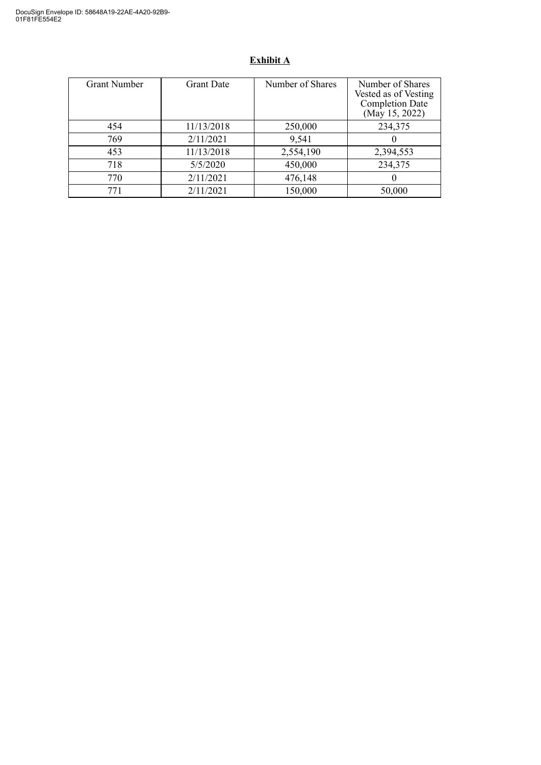**Exhibit A**

| Grant Number | Grant Date | Number of Shares | Number of Shares Vested as of Vesting Completion Date (May 15, 2022) |
|---|---|---|---|
| 454 | 11/13/2018 | 250,000 | 234,375 |
| 769 | 2/11/2021 | 9,541 | 0 |
| 453 | 11/13/2018 | 2,554,190 | 2,394,553 |
| 718 | 5/5/2020 | 450,000 | 234,375 |
| 770 | 2/11/2021 | 476,148 | 0 |
| 771 | 2/11/2021 | 150,000 | 50,000 |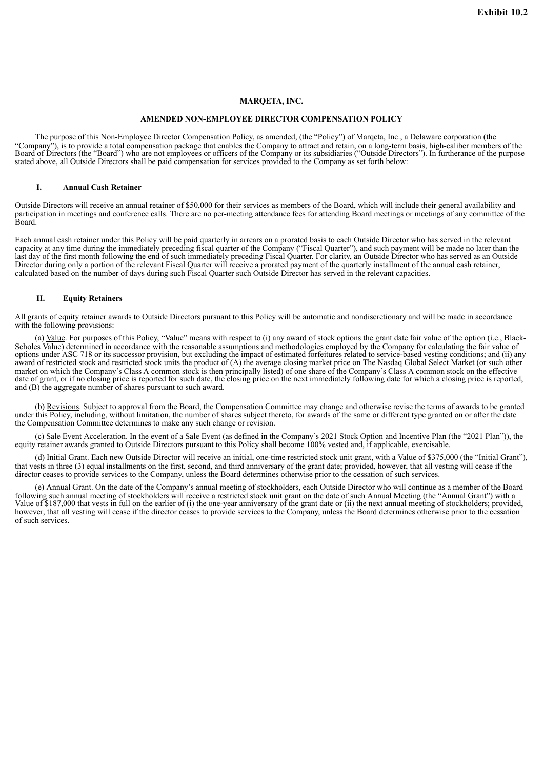**Exhibit 10.2**

# MARQETA, INC.

## AMENDED NON-EMPLOYEE DIRECTOR COMPENSATION POLICY

The purpose of this Non-Employee Director Compensation Policy, as amended, (the "Policy") of Marqeta, Inc., a Delaware corporation (the "Company"), is to provide a total compensation package that enables the Company to attract and retain, on a long-term basis, high-caliber members of the Board of Directors (the "Board") who are not employees or officers of the Company or its subsidiaries ("Outside Directors"). In furtherance of the purpose stated above, all Outside Directors shall be paid compensation for services provided to the Company as set forth below:

### I. Annual Cash Retainer

Outside Directors will receive an annual retainer of $50,000 for their services as members of the Board, which will include their general availability and participation in meetings and conference calls. There are no per-meeting attendance fees for attending Board meetings or meetings of any committee of the Board.

Each annual cash retainer under this Policy will be paid quarterly in arrears on a prorated basis to each Outside Director who has served in the relevant capacity at any time during the immediately preceding fiscal quarter of the Company ("Fiscal Quarter"), and such payment will be made no later than the last day of the first month following the end of such immediately preceding Fiscal Quarter. For clarity, an Outside Director who has served as an Outside Director during only a portion of the relevant Fiscal Quarter will receive a prorated payment of the quarterly installment of the annual cash retainer, calculated based on the number of days during such Fiscal Quarter such Outside Director has served in the relevant capacities.

### II. Equity Retainers

All grants of equity retainer awards to Outside Directors pursuant to this Policy will be automatic and nondiscretionary and will be made in accordance with the following provisions:

(a) Value. For purposes of this Policy, "Value" means with respect to (i) any award of stock options the grant date fair value of the option (i.e., Black-Scholes Value) determined in accordance with the reasonable assumptions and methodologies employed by the Company for calculating the fair value of options under ASC 718 or its successor provision, but excluding the impact of estimated forfeitures related to service-based vesting conditions; and (ii) any award of restricted stock and restricted stock units the product of (A) the average closing market price on The Nasdaq Global Select Market (or such other market on which the Company's Class A common stock is then principally listed) of one share of the Company's Class A common stock on the effective date of grant, or if no closing price is reported for such date, the closing price on the next immediately following date for which a closing price is reported, and (B) the aggregate number of shares pursuant to such award.

(b) Revisions. Subject to approval from the Board, the Compensation Committee may change and otherwise revise the terms of awards to be granted under this Policy, including, without limitation, the number of shares subject thereto, for awards of the same or different type granted on or after the date the Compensation Committee determines to make any such change or revision.

(c) Sale Event Acceleration. In the event of a Sale Event (as defined in the Company's 2021 Stock Option and Incentive Plan (the "2021 Plan")), the equity retainer awards granted to Outside Directors pursuant to this Policy shall become 100% vested and, if applicable, exercisable.

(d) Initial Grant. Each new Outside Director will receive an initial, one-time restricted stock unit grant, with a Value of $375,000 (the "Initial Grant"), that vests in three (3) equal installments on the first, second, and third anniversary of the grant date; provided, however, that all vesting will cease if the director ceases to provide services to the Company, unless the Board determines otherwise prior to the cessation of such services.

(e) Annual Grant. On the date of the Company's annual meeting of stockholders, each Outside Director who will continue as a member of the Board following such annual meeting of stockholders will receive a restricted stock unit grant on the date of such Annual Meeting (the "Annual Grant") with a Value of $187,000 that vests in full on the earlier of (i) the one-year anniversary of the grant date or (ii) the next annual meeting of stockholders; provided, however, that all vesting will cease if the director ceases to provide services to the Company, unless the Board determines otherwise prior to the cessation of such services.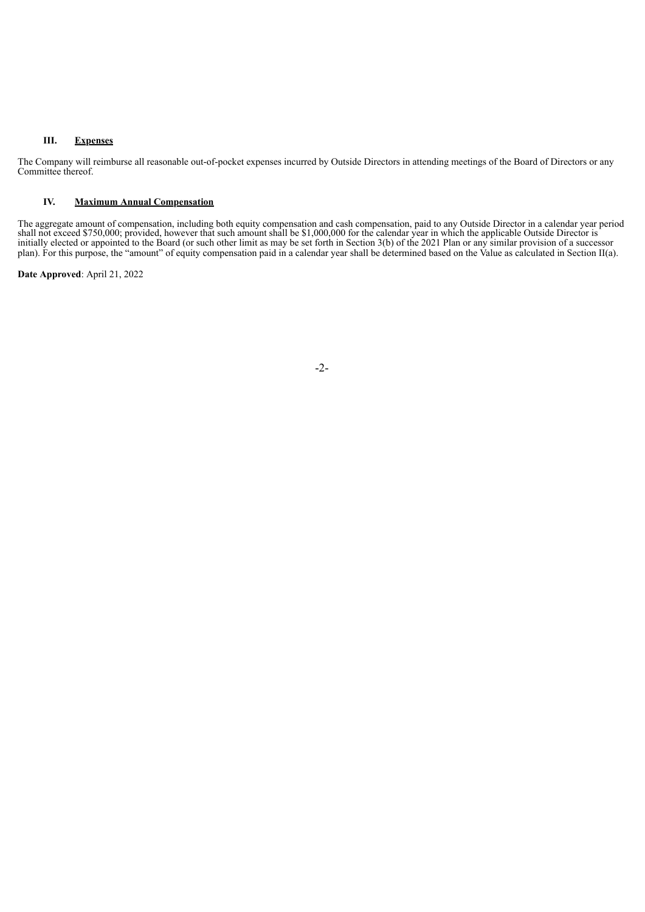### III. <u>Expenses</u>

The Company will reimburse all reasonable out-of-pocket expenses incurred by Outside Directors in attending meetings of the Board of Directors or any Committee thereof.

### IV. <u>Maximum Annual Compensation</u>

The aggregate amount of compensation, including both equity compensation and cash compensation, paid to any Outside Director in a calendar year period shall not exceed $750,000; provided, however that such amount shall be $1,000,000 for the calendar year in which the applicable Outside Director is initially elected or appointed to the Board (or such other limit as may be set forth in Section 3(b) of the 2021 Plan or any similar provision of a successor plan). For this purpose, the "amount" of equity compensation paid in a calendar year shall be determined based on the Value as calculated in Section II(a).

**Date Approved**: April 21, 2022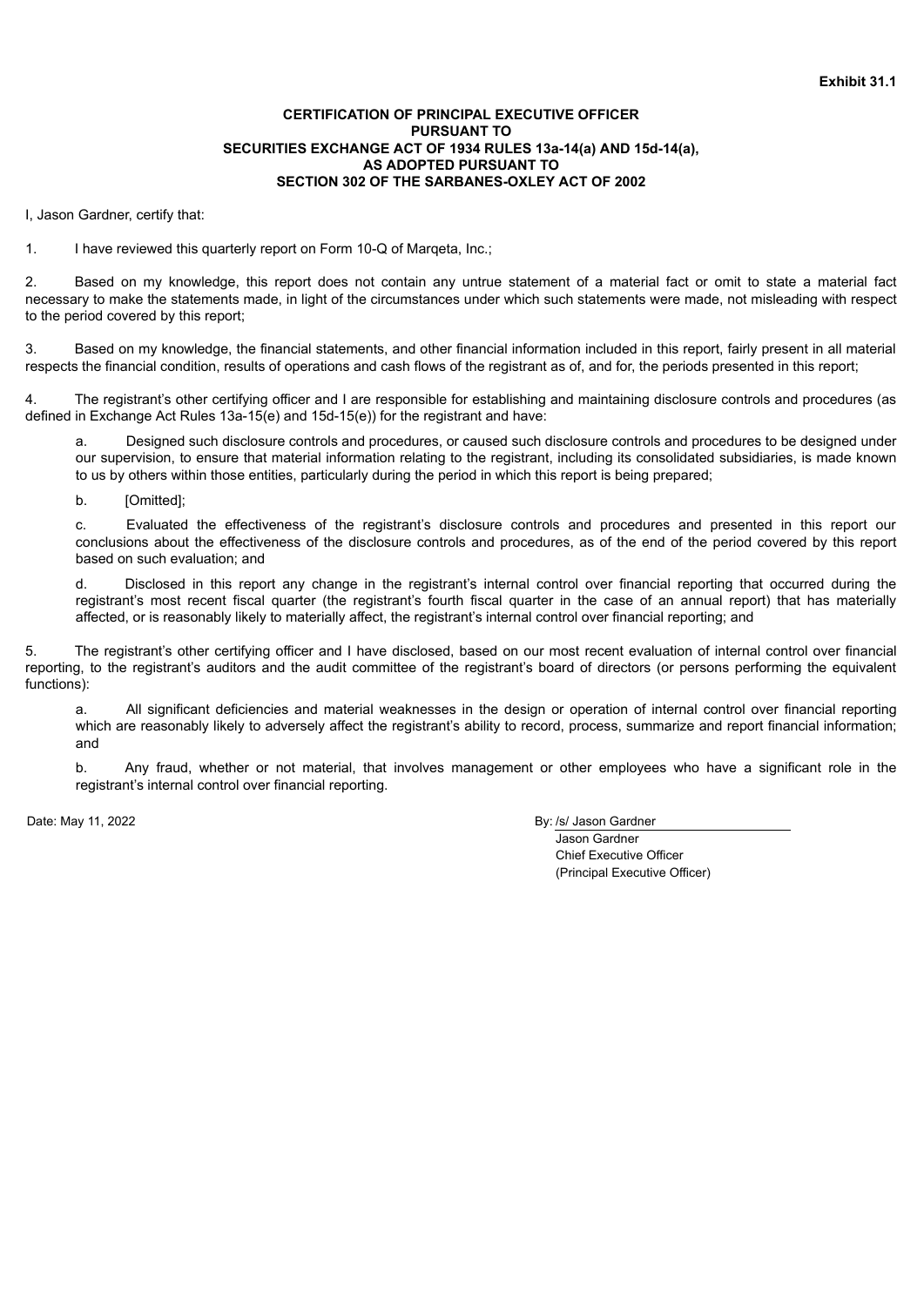**Exhibit 31.1**

**CERTIFICATION OF PRINCIPAL EXECUTIVE OFFICER**
**PURSUANT TO**
**SECURITIES EXCHANGE ACT OF 1934 RULES 13a-14(a) AND 15d-14(a),**
**AS ADOPTED PURSUANT TO**
**SECTION 302 OF THE SARBANES-OXLEY ACT OF 2002**

I, Jason Gardner, certify that:

1. I have reviewed this quarterly report on Form 10-Q of Marqeta, Inc.;

2. Based on my knowledge, this report does not contain any untrue statement of a material fact or omit to state a material fact necessary to make the statements made, in light of the circumstances under which such statements were made, not misleading with respect to the period covered by this report;

3. Based on my knowledge, the financial statements, and other financial information included in this report, fairly present in all material respects the financial condition, results of operations and cash flows of the registrant as of, and for, the periods presented in this report;

4. The registrant's other certifying officer and I are responsible for establishing and maintaining disclosure controls and procedures (as defined in Exchange Act Rules 13a-15(e) and 15d-15(e)) for the registrant and have:

   a. Designed such disclosure controls and procedures, or caused such disclosure controls and procedures to be designed under our supervision, to ensure that material information relating to the registrant, including its consolidated subsidiaries, is made known to us by others within those entities, particularly during the period in which this report is being prepared;

   b. [Omitted];

   c. Evaluated the effectiveness of the registrant's disclosure controls and procedures and presented in this report our conclusions about the effectiveness of the disclosure controls and procedures, as of the end of the period covered by this report based on such evaluation; and

   d. Disclosed in this report any change in the registrant's internal control over financial reporting that occurred during the registrant's most recent fiscal quarter (the registrant's fourth fiscal quarter in the case of an annual report) that has materially affected, or is reasonably likely to materially affect, the registrant's internal control over financial reporting; and

5. The registrant's other certifying officer and I have disclosed, based on our most recent evaluation of internal control over financial reporting, to the registrant's auditors and the audit committee of the registrant's board of directors (or persons performing the equivalent functions):

   a. All significant deficiencies and material weaknesses in the design or operation of internal control over financial reporting which are reasonably likely to adversely affect the registrant's ability to record, process, summarize and report financial information; and

   b. Any fraud, whether or not material, that involves management or other employees who have a significant role in the registrant's internal control over financial reporting.

Date: May 11, 2022

By: /s/ Jason Gardner
Jason Gardner
Chief Executive Officer
(Principal Executive Officer)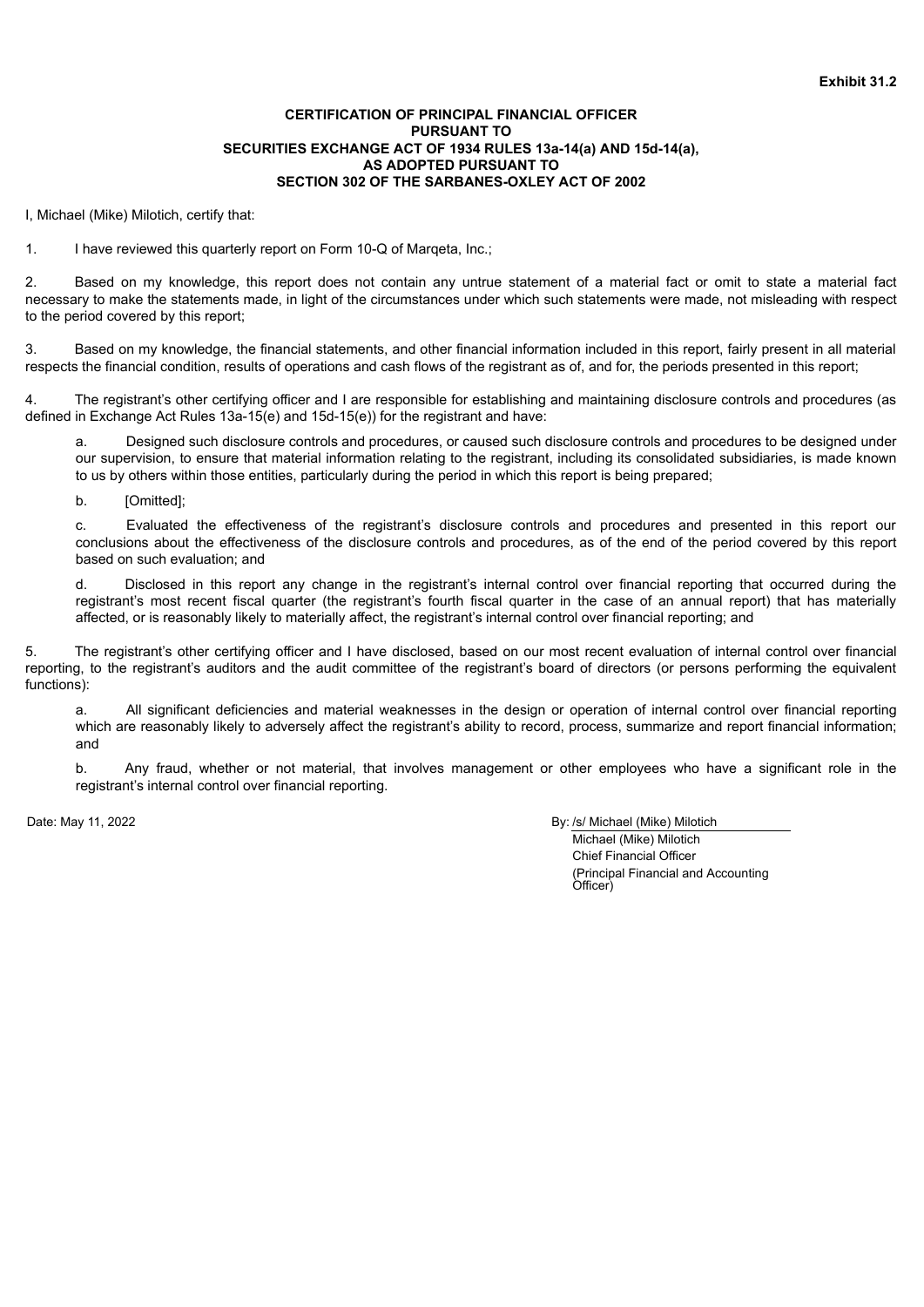**Exhibit 31.2**

**CERTIFICATION OF PRINCIPAL FINANCIAL OFFICER
PURSUANT TO
SECURITIES EXCHANGE ACT OF 1934 RULES 13a-14(a) AND 15d-14(a),
AS ADOPTED PURSUANT TO
SECTION 302 OF THE SARBANES-OXLEY ACT OF 2002**

I, Michael (Mike) Milotich, certify that:

1. I have reviewed this quarterly report on Form 10-Q of Marqeta, Inc.;

2. Based on my knowledge, this report does not contain any untrue statement of a material fact or omit to state a material fact necessary to make the statements made, in light of the circumstances under which such statements were made, not misleading with respect to the period covered by this report;

3. Based on my knowledge, the financial statements, and other financial information included in this report, fairly present in all material respects the financial condition, results of operations and cash flows of the registrant as of, and for, the periods presented in this report;

4. The registrant's other certifying officer and I are responsible for establishing and maintaining disclosure controls and procedures (as defined in Exchange Act Rules 13a-15(e) and 15d-15(e)) for the registrant and have:

   a. Designed such disclosure controls and procedures, or caused such disclosure controls and procedures to be designed under our supervision, to ensure that material information relating to the registrant, including its consolidated subsidiaries, is made known to us by others within those entities, particularly during the period in which this report is being prepared;

   b. [Omitted];

   c. Evaluated the effectiveness of the registrant's disclosure controls and procedures and presented in this report our conclusions about the effectiveness of the disclosure controls and procedures, as of the end of the period covered by this report based on such evaluation; and

   d. Disclosed in this report any change in the registrant's internal control over financial reporting that occurred during the registrant's most recent fiscal quarter (the registrant's fourth fiscal quarter in the case of an annual report) that has materially affected, or is reasonably likely to materially affect, the registrant's internal control over financial reporting; and

5. The registrant's other certifying officer and I have disclosed, based on our most recent evaluation of internal control over financial reporting, to the registrant's auditors and the audit committee of the registrant's board of directors (or persons performing the equivalent functions):

   a. All significant deficiencies and material weaknesses in the design or operation of internal control over financial reporting which are reasonably likely to adversely affect the registrant's ability to record, process, summarize and report financial information; and

   b. Any fraud, whether or not material, that involves management or other employees who have a significant role in the registrant's internal control over financial reporting.

Date: May 11, 2022

By: /s/ Michael (Mike) Milotich
Michael (Mike) Milotich
Chief Financial Officer
(Principal Financial and Accounting Officer)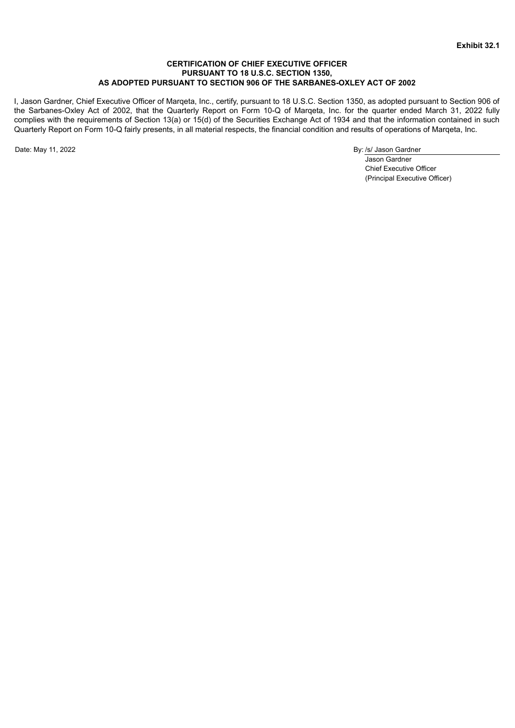**Exhibit 32.1**

**CERTIFICATION OF CHIEF EXECUTIVE OFFICER**
**PURSUANT TO 18 U.S.C. SECTION 1350,**
**AS ADOPTED PURSUANT TO SECTION 906 OF THE SARBANES-OXLEY ACT OF 2002**

I, Jason Gardner, Chief Executive Officer of Marqeta, Inc., certify, pursuant to 18 U.S.C. Section 1350, as adopted pursuant to Section 906 of the Sarbanes-Oxley Act of 2002, that the Quarterly Report on Form 10-Q of Marqeta, Inc. for the quarter ended March 31, 2022 fully complies with the requirements of Section 13(a) or 15(d) of the Securities Exchange Act of 1934 and that the information contained in such Quarterly Report on Form 10-Q fairly presents, in all material respects, the financial condition and results of operations of Marqeta, Inc.

Date: May 11, 2022

By: /s/ Jason Gardner
Jason Gardner
Chief Executive Officer
(Principal Executive Officer)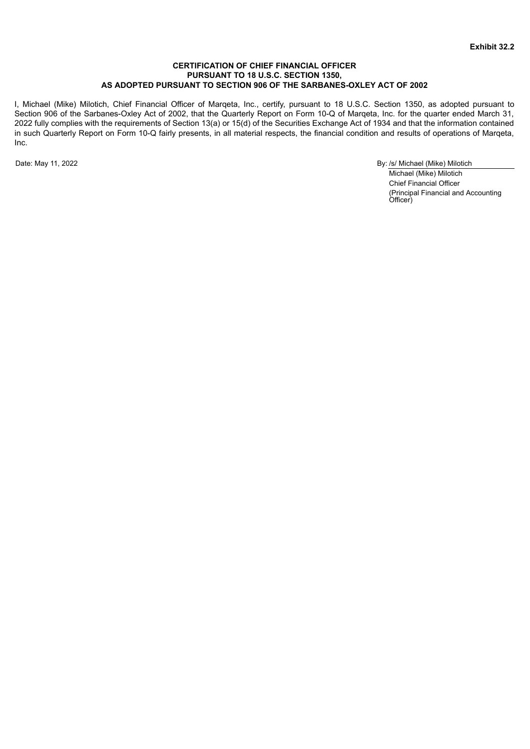**Exhibit 32.2**

**CERTIFICATION OF CHIEF FINANCIAL OFFICER**
**PURSUANT TO 18 U.S.C. SECTION 1350,**
**AS ADOPTED PURSUANT TO SECTION 906 OF THE SARBANES-OXLEY ACT OF 2002**

I, Michael (Mike) Milotich, Chief Financial Officer of Marqeta, Inc., certify, pursuant to 18 U.S.C. Section 1350, as adopted pursuant to Section 906 of the Sarbanes-Oxley Act of 2002, that the Quarterly Report on Form 10-Q of Marqeta, Inc. for the quarter ended March 31, 2022 fully complies with the requirements of Section 13(a) or 15(d) of the Securities Exchange Act of 1934 and that the information contained in such Quarterly Report on Form 10-Q fairly presents, in all material respects, the financial condition and results of operations of Marqeta, Inc.

Date: May 11, 2022

By: /s/ Michael (Mike) Milotich
Michael (Mike) Milotich
Chief Financial Officer
(Principal Financial and Accounting Officer)